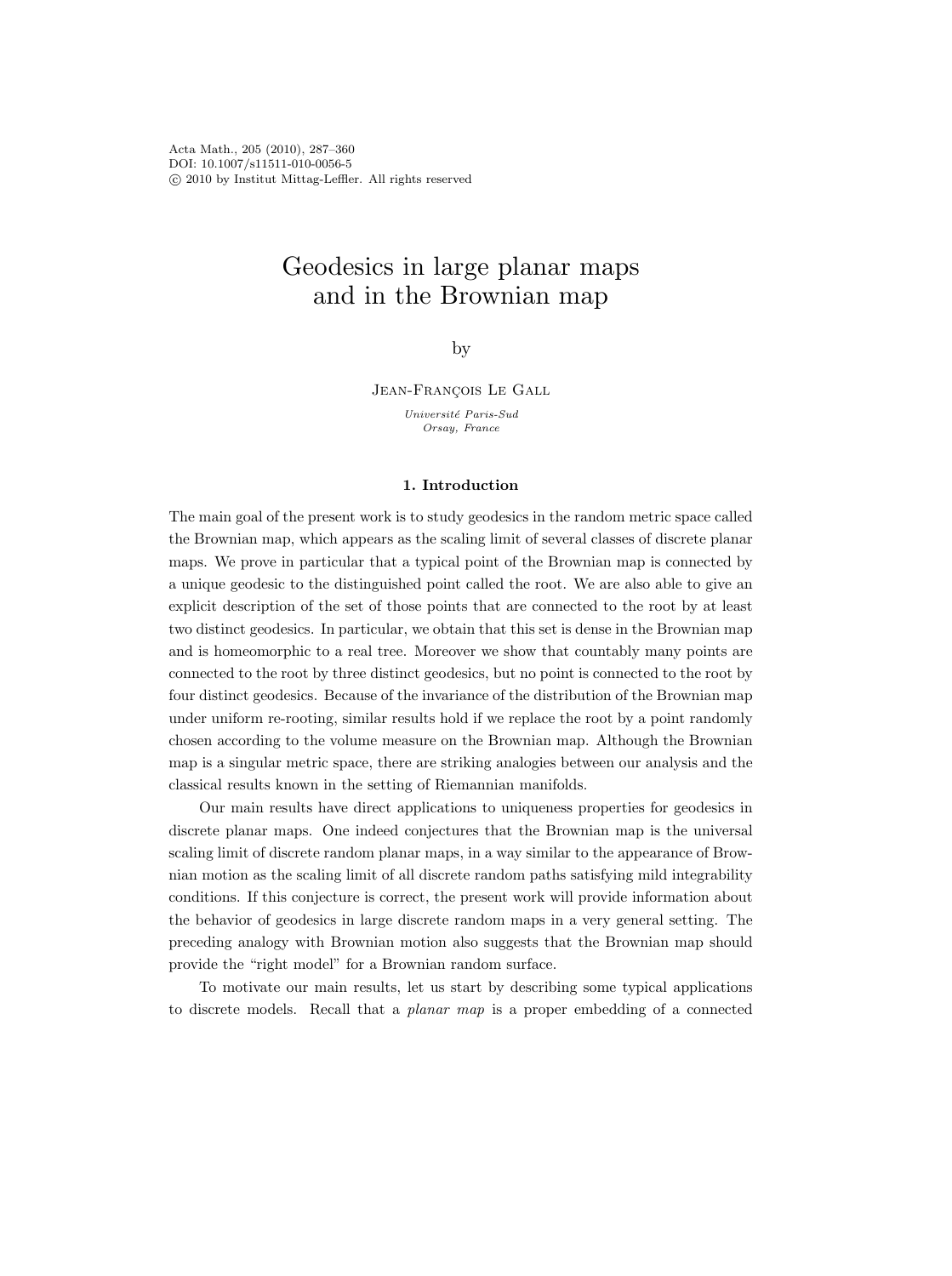# Geodesics in large planar maps and in the Brownian map

by

Jean-François Le Gall

*Université Paris-Sud*
*Orsay, France*

## 1. Introduction

The main goal of the present work is to study geodesics in the random metric space called the Brownian map, which appears as the scaling limit of several classes of discrete planar maps. We prove in particular that a typical point of the Brownian map is connected by a unique geodesic to the distinguished point called the root. We are also able to give an explicit description of the set of those points that are connected to the root by at least two distinct geodesics. In particular, we obtain that this set is dense in the Brownian map and is homeomorphic to a real tree. Moreover we show that countably many points are connected to the root by three distinct geodesics, but no point is connected to the root by four distinct geodesics. Because of the invariance of the distribution of the Brownian map under uniform re-rooting, similar results hold if we replace the root by a point randomly chosen according to the volume measure on the Brownian map. Although the Brownian map is a singular metric space, there are striking analogies between our analysis and the classical results known in the setting of Riemannian manifolds.

Our main results have direct applications to uniqueness properties for geodesics in discrete planar maps. One indeed conjectures that the Brownian map is the universal scaling limit of discrete random planar maps, in a way similar to the appearance of Brownian motion as the scaling limit of all discrete random paths satisfying mild integrability conditions. If this conjecture is correct, the present work will provide information about the behavior of geodesics in large discrete random maps in a very general setting. The preceding analogy with Brownian motion also suggests that the Brownian map should provide the "right model" for a Brownian random surface.

To motivate our main results, let us start by describing some typical applications to discrete models. Recall that a *planar map* is a proper embedding of a connected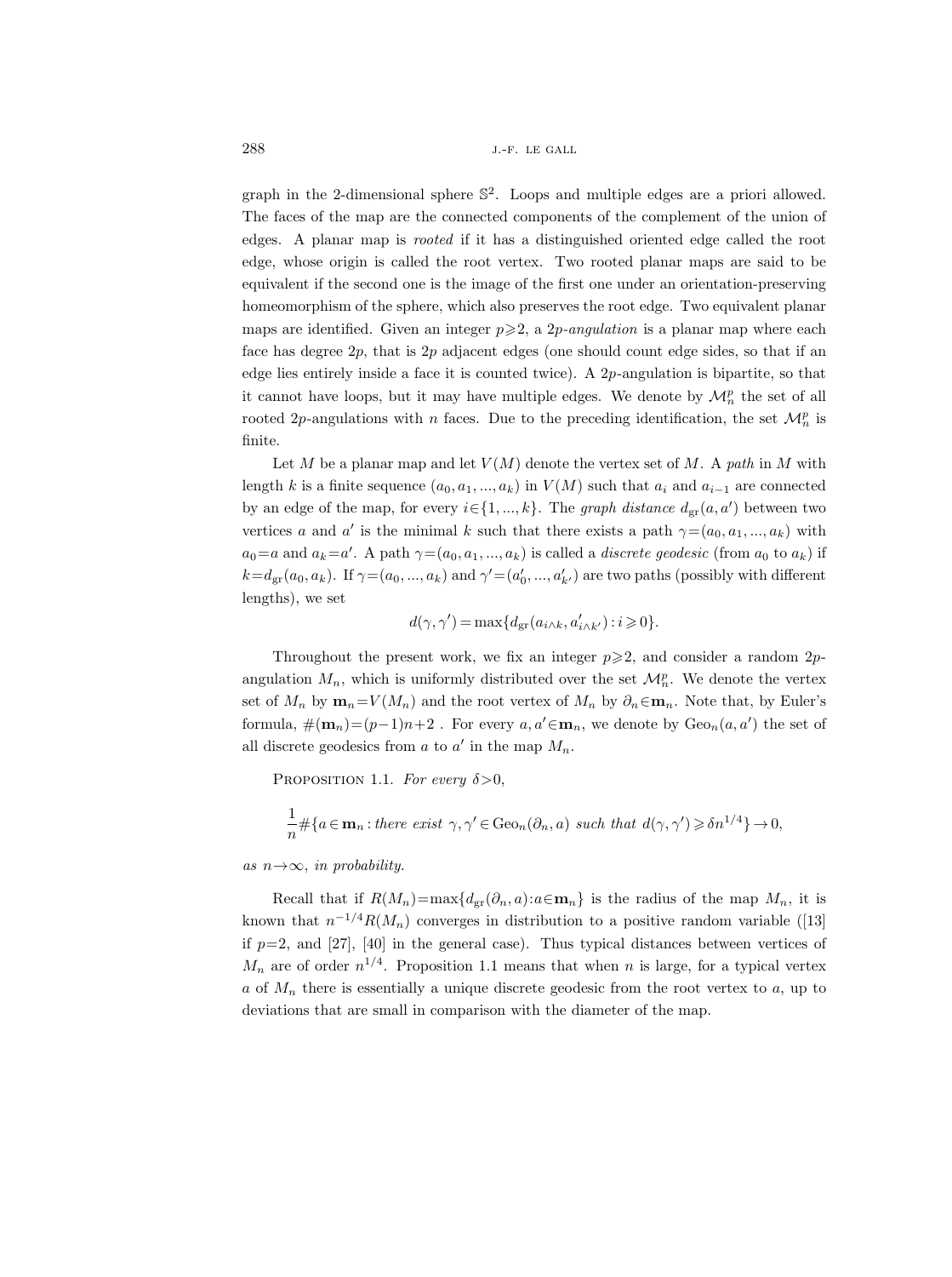graph in the 2-dimensional sphere $\mathbb{S}^2$. Loops and multiple edges are a priori allowed. The faces of the map are the connected components of the complement of the union of edges. A planar map is *rooted* if it has a distinguished oriented edge called the root edge, whose origin is called the root vertex. Two rooted planar maps are said to be equivalent if the second one is the image of the first one under an orientation-preserving homeomorphism of the sphere, which also preserves the root edge. Two equivalent planar maps are identified. Given an integer $p\geqslant 2$, a $2p$-*angulation* is a planar map where each face has degree $2p$, that is $2p$ adjacent edges (one should count edge sides, so that if an edge lies entirely inside a face it is counted twice). A $2p$-angulation is bipartite, so that it cannot have loops, but it may have multiple edges. We denote by $\mathcal{M}_n^p$ the set of all rooted $2p$-angulations with $n$ faces. Due to the preceding identification, the set $\mathcal{M}_n^p$ is finite.

Let $M$ be a planar map and let $V(M)$ denote the vertex set of $M$. A *path* in $M$ with length $k$ is a finite sequence $(a_0, a_1, ..., a_k)$ in $V(M)$ such that $a_i$ and $a_{i-1}$ are connected by an edge of the map, for every $i\in\{1, ..., k\}$. The *graph distance* $d_{\rm gr}(a, a')$ between two vertices $a$ and $a'$ is the minimal $k$ such that there exists a path $\gamma=(a_0, a_1, ..., a_k)$ with $a_0=a$ and $a_k=a'$. A path $\gamma=(a_0, a_1, ..., a_k)$ is called a *discrete geodesic* (from $a_0$ to $a_k$) if $k=d_{\rm gr}(a_0, a_k)$. If $\gamma=(a_0, ..., a_k)$ and $\gamma'=(a'_0, ..., a'_{k'})$ are two paths (possibly with different lengths), we set

$$d(\gamma, \gamma') = \max\{d_{\rm gr}(a_{i\wedge k}, a'_{i\wedge k'}) : i\geqslant 0\}.$$

Throughout the present work, we fix an integer $p\geqslant 2$, and consider a random $2p$-angulation $M_n$, which is uniformly distributed over the set $\mathcal{M}_n^p$. We denote the vertex set of $M_n$ by $\mathbf{m}_n=V(M_n)$ and the root vertex of $M_n$ by $\partial_n\in\mathbf{m}_n$. Note that, by Euler's formula, $\#(\mathbf{m}_n)=(p-1)n+2$ . For every $a, a'\in\mathbf{m}_n$, we denote by $\mathrm{Geo}_n(a, a')$ the set of all discrete geodesics from $a$ to $a'$ in the map $M_n$.

Proposition 1.1. *For every $\delta>0$,*

$$\frac{1}{n}\#\{a\in\mathbf{m}_n : \textit{there exist } \gamma, \gamma'\in \mathrm{Geo}_n(\partial_n, a) \textit{ such that } d(\gamma, \gamma')\geqslant \delta n^{1/4}\}\to 0,$$

*as $n\to\infty$, in probability.*

Recall that if $R(M_n)=\max\{d_{\rm gr}(\partial_n, a): a\in\mathbf{m}_n\}$ is the radius of the map $M_n$, it is known that $n^{-1/4}R(M_n)$ converges in distribution to a positive random variable ([13] if $p=2$, and [27], [40] in the general case). Thus typical distances between vertices of $M_n$ are of order $n^{1/4}$. Proposition 1.1 means that when $n$ is large, for a typical vertex $a$ of $M_n$ there is essentially a unique discrete geodesic from the root vertex to $a$, up to deviations that are small in comparison with the diameter of the map.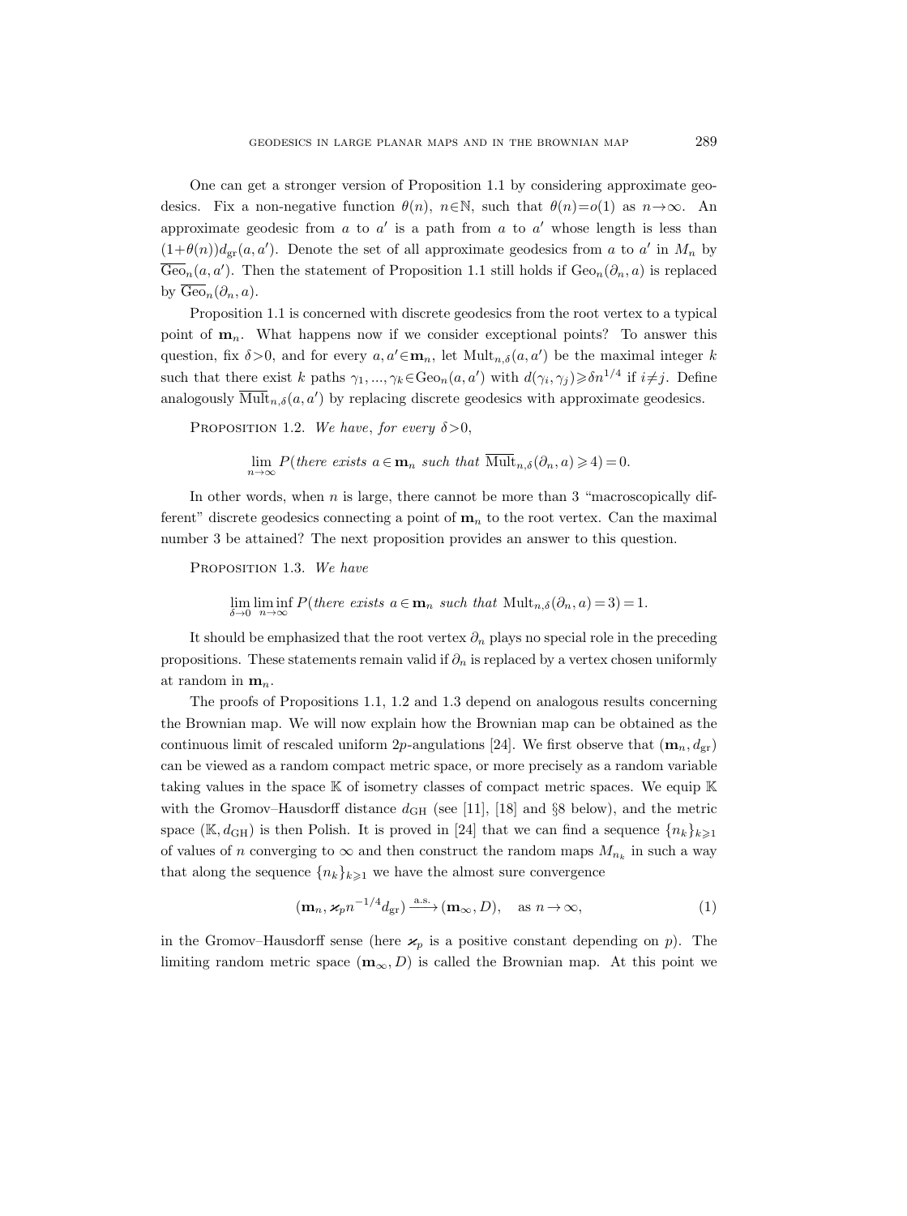One can get a stronger version of Proposition 1.1 by considering approximate geodesics. Fix a non-negative function $\theta(n)$, $n\in\mathbb{N}$, such that $\theta(n)=o(1)$ as $n\to\infty$. An approximate geodesic from $a$ to $a'$ is a path from $a$ to $a'$ whose length is less than $(1+\theta(n))d_{\mathrm{gr}}(a,a')$. Denote the set of all approximate geodesics from $a$ to $a'$ in $M_n$ by $\overline{\mathrm{Geo}}_n(a,a')$. Then the statement of Proposition 1.1 still holds if $\mathrm{Geo}_n(\partial_n,a)$ is replaced by $\overline{\mathrm{Geo}}_n(\partial_n,a)$.

Proposition 1.1 is concerned with discrete geodesics from the root vertex to a typical point of $\mathbf{m}_n$. What happens now if we consider exceptional points? To answer this question, fix $\delta>0$, and for every $a,a'\in\mathbf{m}_n$, let $\mathrm{Mult}_{n,\delta}(a,a')$ be the maximal integer $k$ such that there exist $k$ paths $\gamma_1,...,\gamma_k\in\mathrm{Geo}_n(a,a')$ with $d(\gamma_i,\gamma_j)\geqslant\delta n^{1/4}$ if $i\neq j$. Define analogously $\overline{\mathrm{Mult}}_{n,\delta}(a,a')$ by replacing discrete geodesics with approximate geodesics.

Proposition 1.2. *We have, for every $\delta>0$,*

$$\lim_{n\to\infty} P(\text{there exists } a\in\mathbf{m}_n \text{ such that } \overline{\mathrm{Mult}}_{n,\delta}(\partial_n,a)\geqslant 4)=0.$$

In other words, when $n$ is large, there cannot be more than 3 "macroscopically different" discrete geodesics connecting a point of $\mathbf{m}_n$ to the root vertex. Can the maximal number 3 be attained? The next proposition provides an answer to this question.

Proposition 1.3. *We have*

$$\lim_{\delta\to 0}\liminf_{n\to\infty} P(\text{there exists } a\in\mathbf{m}_n \text{ such that } \mathrm{Mult}_{n,\delta}(\partial_n,a)=3)=1.$$

It should be emphasized that the root vertex $\partial_n$ plays no special role in the preceding propositions. These statements remain valid if $\partial_n$ is replaced by a vertex chosen uniformly at random in $\mathbf{m}_n$.

The proofs of Propositions 1.1, 1.2 and 1.3 depend on analogous results concerning the Brownian map. We will now explain how the Brownian map can be obtained as the continuous limit of rescaled uniform $2p$-angulations [24]. We first observe that $(\mathbf{m}_n,d_{\mathrm{gr}})$ can be viewed as a random compact metric space, or more precisely as a random variable taking values in the space $\mathbb{K}$ of isometry classes of compact metric spaces. We equip $\mathbb{K}$ with the Gromov–Hausdorff distance $d_{\mathrm{GH}}$ (see [11], [18] and §8 below), and the metric space $(\mathbb{K},d_{\mathrm{GH}})$ is then Polish. It is proved in [24] that we can find a sequence $\{n_k\}_{k\geqslant 1}$ of values of $n$ converging to $\infty$ and then construct the random maps $M_{n_k}$ in such a way that along the sequence $\{n_k\}_{k\geqslant 1}$ we have the almost sure convergence

$$(\mathbf{m}_n,\varkappa_p n^{-1/4}d_{\mathrm{gr}})\xrightarrow{\text{a.s.}}(\mathbf{m}_\infty,D),\quad \text{as } n\to\infty, \tag{1}$$

in the Gromov–Hausdorff sense (here $\varkappa_p$ is a positive constant depending on $p$). The limiting random metric space $(\mathbf{m}_\infty,D)$ is called the Brownian map. At this point we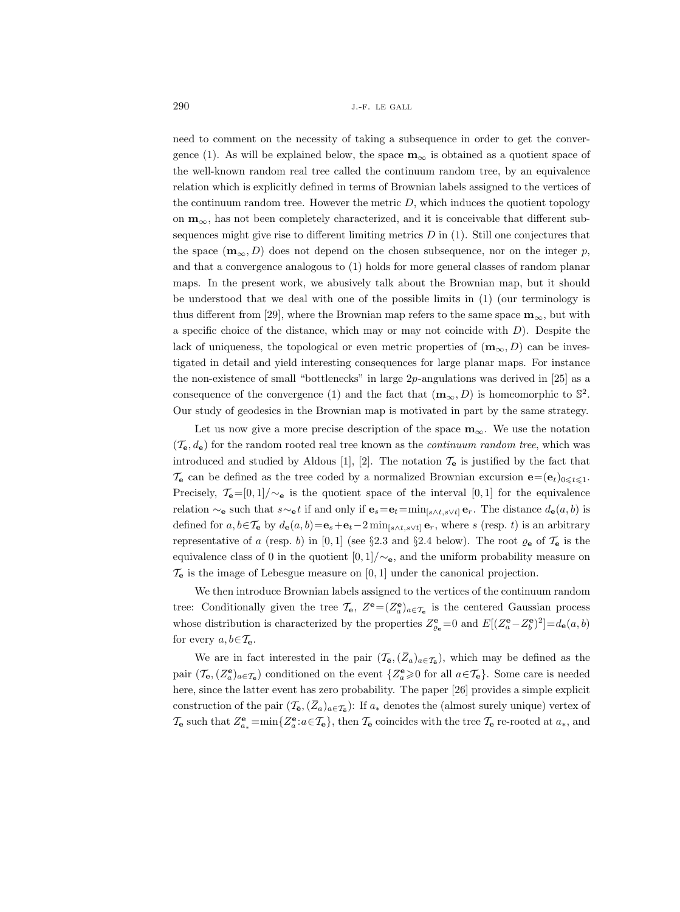need to comment on the necessity of taking a subsequence in order to get the convergence (1). As will be explained below, the space $\mathbf{m}_\infty$ is obtained as a quotient space of the well-known random real tree called the continuum random tree, by an equivalence relation which is explicitly defined in terms of Brownian labels assigned to the vertices of the continuum random tree. However the metric $D$, which induces the quotient topology on $\mathbf{m}_\infty$, has not been completely characterized, and it is conceivable that different subsequences might give rise to different limiting metrics $D$ in (1). Still one conjectures that the space $(\mathbf{m}_\infty, D)$ does not depend on the chosen subsequence, nor on the integer $p$, and that a convergence analogous to (1) holds for more general classes of random planar maps. In the present work, we abusively talk about the Brownian map, but it should be understood that we deal with one of the possible limits in (1) (our terminology is thus different from [29], where the Brownian map refers to the same space $\mathbf{m}_\infty$, but with a specific choice of the distance, which may or may not coincide with $D$). Despite the lack of uniqueness, the topological or even metric properties of $(\mathbf{m}_\infty, D)$ can be investigated in detail and yield interesting consequences for large planar maps. For instance the non-existence of small "bottlenecks" in large $2p$-angulations was derived in [25] as a consequence of the convergence (1) and the fact that $(\mathbf{m}_\infty, D)$ is homeomorphic to $\mathbb{S}^2$. Our study of geodesics in the Brownian map is motivated in part by the same strategy.

Let us now give a more precise description of the space $\mathbf{m}_\infty$. We use the notation $(\mathcal{T}_\mathbf{e}, d_\mathbf{e})$ for the random rooted real tree known as the *continuum random tree*, which was introduced and studied by Aldous [1], [2]. The notation $\mathcal{T}_\mathbf{e}$ is justified by the fact that $\mathcal{T}_\mathbf{e}$ can be defined as the tree coded by a normalized Brownian excursion $\mathbf{e}=(\mathbf{e}_t)_{0\leqslant t\leqslant 1}$. Precisely, $\mathcal{T}_\mathbf{e}=[0,1]/\sim_\mathbf{e}$ is the quotient space of the interval $[0,1]$ for the equivalence relation $\sim_\mathbf{e}$ such that $s\sim_\mathbf{e} t$ if and only if $\mathbf{e}_s=\mathbf{e}_t=\min_{[s\wedge t, s\vee t]}\mathbf{e}_r$. The distance $d_\mathbf{e}(a,b)$ is defined for $a,b\in\mathcal{T}_\mathbf{e}$ by $d_\mathbf{e}(a,b)=\mathbf{e}_s+\mathbf{e}_t-2\min_{[s\wedge t, s\vee t]}\mathbf{e}_r$, where $s$ (resp. $t$) is an arbitrary representative of $a$ (resp. $b$) in $[0,1]$ (see §2.3 and §2.4 below). The root $\varrho_\mathbf{e}$ of $\mathcal{T}_\mathbf{e}$ is the equivalence class of 0 in the quotient $[0,1]/\sim_\mathbf{e}$, and the uniform probability measure on $\mathcal{T}_\mathbf{e}$ is the image of Lebesgue measure on $[0,1]$ under the canonical projection.

We then introduce Brownian labels assigned to the vertices of the continuum random tree: Conditionally given the tree $\mathcal{T}_\mathbf{e}$, $Z^\mathbf{e}=(Z^\mathbf{e}_a)_{a\in\mathcal{T}_\mathbf{e}}$ is the centered Gaussian process whose distribution is characterized by the properties $Z^\mathbf{e}_{\varrho_\mathbf{e}}=0$ and $E[(Z^\mathbf{e}_a-Z^\mathbf{e}_b)^2]=d_\mathbf{e}(a,b)$ for every $a,b\in\mathcal{T}_\mathbf{e}$.

We are in fact interested in the pair $(\mathcal{T}_{\bar{\mathbf{e}}}, (\overline{Z}_a)_{a\in\mathcal{T}_{\bar{\mathbf{e}}}})$, which may be defined as the pair $(\mathcal{T}_\mathbf{e}, (Z^\mathbf{e}_a)_{a\in\mathcal{T}_\mathbf{e}})$ conditioned on the event $\{Z^\mathbf{e}_a\geqslant 0$ for all $a\in\mathcal{T}_\mathbf{e}\}$. Some care is needed here, since the latter event has zero probability. The paper [26] provides a simple explicit construction of the pair $(\mathcal{T}_{\bar{\mathbf{e}}}, (\overline{Z}_a)_{a\in\mathcal{T}_{\bar{\mathbf{e}}}})$: If $a_*$ denotes the (almost surely unique) vertex of $\mathcal{T}_\mathbf{e}$ such that $Z^\mathbf{e}_{a_*}=\min\{Z^\mathbf{e}_a : a\in\mathcal{T}_\mathbf{e}\}$, then $\mathcal{T}_{\bar{\mathbf{e}}}$ coincides with the tree $\mathcal{T}_\mathbf{e}$ re-rooted at $a_*$, and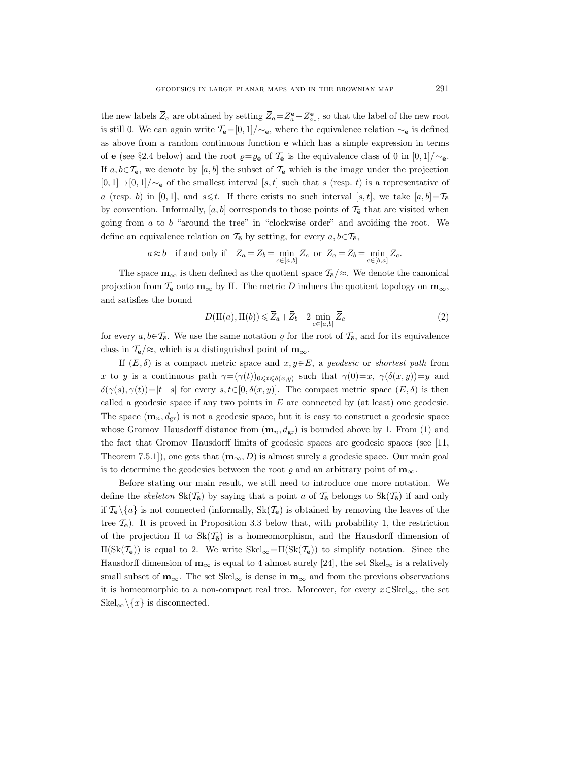the new labels $\overline{Z}_a$ are obtained by setting $\overline{Z}_a = Z^{\mathbf{e}}_a - Z^{\mathbf{e}}_{a_*}$, so that the label of the new root is still 0. We can again write $\mathcal{T}_{\bar{\mathbf{e}}} = [0,1]/\sim_{\bar{\mathbf{e}}}$, where the equivalence relation $\sim_{\bar{\mathbf{e}}}$ is defined as above from a random continuous function $\bar{\mathbf{e}}$ which has a simple expression in terms of $\mathbf{e}$ (see §2.4 below) and the root $\varrho = \varrho_{\bar{\mathbf{e}}}$ of $\mathcal{T}_{\bar{\mathbf{e}}}$ is the equivalence class of 0 in $[0,1]/\sim_{\bar{\mathbf{e}}}$. If $a, b \in \mathcal{T}_{\bar{\mathbf{e}}}$, we denote by $[a,b]$ the subset of $\mathcal{T}_{\bar{\mathbf{e}}}$ which is the image under the projection $[0,1] \to [0,1]/\sim_{\bar{\mathbf{e}}}$ of the smallest interval $[s,t]$ such that $s$ (resp. $t$) is a representative of $a$ (resp. $b$) in $[0,1]$, and $s \leqslant t$. If there exists no such interval $[s,t]$, we take $[a,b] = \mathcal{T}_{\bar{\mathbf{e}}}$ by convention. Informally, $[a,b]$ corresponds to those points of $\mathcal{T}_{\bar{\mathbf{e}}}$ that are visited when going from $a$ to $b$ "around the tree" in "clockwise order" and avoiding the root. We define an equivalence relation on $\mathcal{T}_{\bar{\mathbf{e}}}$ by setting, for every $a, b \in \mathcal{T}_{\bar{\mathbf{e}}}$,

$$a \approx b \quad \text{if and only if} \quad \overline{Z}_a = \overline{Z}_b = \min_{c \in [a,b]} \overline{Z}_c \;\text{ or }\; \overline{Z}_a = \overline{Z}_b = \min_{c \in [b,a]} \overline{Z}_c.$$

The space $\mathbf{m}_\infty$ is then defined as the quotient space $\mathcal{T}_{\bar{\mathbf{e}}}/\approx$. We denote the canonical projection from $\mathcal{T}_{\bar{\mathbf{e}}}$ onto $\mathbf{m}_\infty$ by $\Pi$. The metric $D$ induces the quotient topology on $\mathbf{m}_\infty$, and satisfies the bound

$$D(\Pi(a), \Pi(b)) \leqslant \overline{Z}_a + \overline{Z}_b - 2 \min_{c \in [a,b]} \overline{Z}_c \tag{2}$$

for every $a, b \in \mathcal{T}_{\bar{\mathbf{e}}}$. We use the same notation $\varrho$ for the root of $\mathcal{T}_{\bar{\mathbf{e}}}$, and for its equivalence class in $\mathcal{T}_{\bar{\mathbf{e}}}/\approx$, which is a distinguished point of $\mathbf{m}_\infty$.

If $(E, \delta)$ is a compact metric space and $x, y \in E$, a *geodesic* or *shortest path* from $x$ to $y$ is a continuous path $\gamma = (\gamma(t))_{0 \leqslant t \leqslant \delta(x,y)}$ such that $\gamma(0) = x$, $\gamma(\delta(x,y)) = y$ and $\delta(\gamma(s), \gamma(t)) = |t-s|$ for every $s, t \in [0, \delta(x,y)]$. The compact metric space $(E, \delta)$ is then called a geodesic space if any two points in $E$ are connected by (at least) one geodesic. The space $(\mathbf{m}_n, d_{\mathrm{gr}})$ is not a geodesic space, but it is easy to construct a geodesic space whose Gromov–Hausdorff distance from $(\mathbf{m}_n, d_{\mathrm{gr}})$ is bounded above by 1. From (1) and the fact that Gromov–Hausdorff limits of geodesic spaces are geodesic spaces (see [11, Theorem 7.5.1]), one gets that $(\mathbf{m}_\infty, D)$ is almost surely a geodesic space. Our main goal is to determine the geodesics between the root $\varrho$ and an arbitrary point of $\mathbf{m}_\infty$.

Before stating our main result, we still need to introduce one more notation. We define the *skeleton* $\mathrm{Sk}(\mathcal{T}_{\bar{\mathbf{e}}})$ by saying that a point $a$ of $\mathcal{T}_{\bar{\mathbf{e}}}$ belongs to $\mathrm{Sk}(\mathcal{T}_{\bar{\mathbf{e}}})$ if and only if $\mathcal{T}_{\bar{\mathbf{e}}} \setminus \{a\}$ is not connected (informally, $\mathrm{Sk}(\mathcal{T}_{\bar{\mathbf{e}}})$ is obtained by removing the leaves of the tree $\mathcal{T}_{\bar{\mathbf{e}}}$). It is proved in Proposition 3.3 below that, with probability 1, the restriction of the projection $\Pi$ to $\mathrm{Sk}(\mathcal{T}_{\bar{\mathbf{e}}})$ is a homeomorphism, and the Hausdorff dimension of $\Pi(\mathrm{Sk}(\mathcal{T}_{\bar{\mathbf{e}}}))$ is equal to 2. We write $\mathrm{Skel}_\infty = \Pi(\mathrm{Sk}(\mathcal{T}_{\bar{\mathbf{e}}}))$ to simplify notation. Since the Hausdorff dimension of $\mathbf{m}_\infty$ is equal to 4 almost surely [24], the set $\mathrm{Skel}_\infty$ is a relatively small subset of $\mathbf{m}_\infty$. The set $\mathrm{Skel}_\infty$ is dense in $\mathbf{m}_\infty$ and from the previous observations it is homeomorphic to a non-compact real tree. Moreover, for every $x \in \mathrm{Skel}_\infty$, the set $\mathrm{Skel}_\infty \setminus \{x\}$ is disconnected.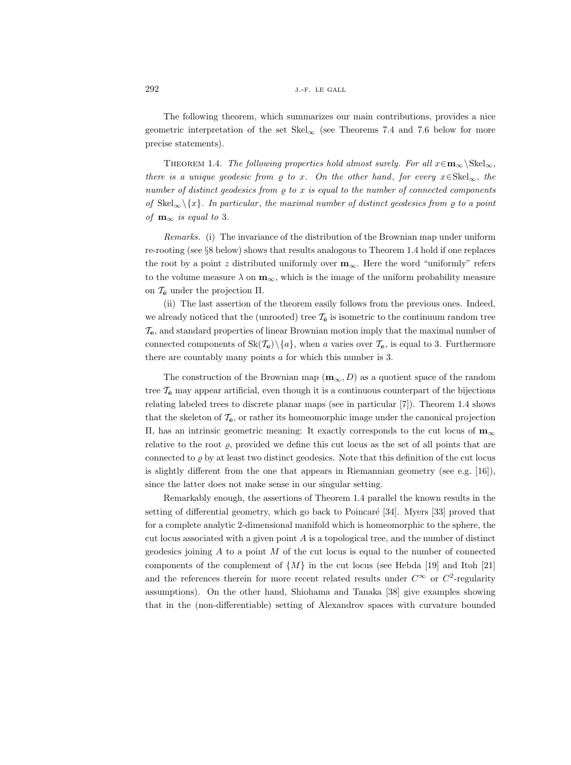The following theorem, which summarizes our main contributions, provides a nice geometric interpretation of the set $\mathrm{Skel}_\infty$ (see Theorems 7.4 and 7.6 below for more precise statements).

THEOREM 1.4. *The following properties hold almost surely. For all $x \in \mathbf{m}_\infty \setminus \mathrm{Skel}_\infty$, there is a unique geodesic from $\varrho$ to $x$. On the other hand, for every $x \in \mathrm{Skel}_\infty$, the number of distinct geodesics from $\varrho$ to $x$ is equal to the number of connected components of $\mathrm{Skel}_\infty \setminus \{x\}$. In particular, the maximal number of distinct geodesics from $\varrho$ to a point of $\mathbf{m}_\infty$ is equal to 3.*

*Remarks.* (i) The invariance of the distribution of the Brownian map under uniform re-rooting (see §8 below) shows that results analogous to Theorem 1.4 hold if one replaces the root by a point $z$ distributed uniformly over $\mathbf{m}_\infty$. Here the word "uniformly" refers to the volume measure $\lambda$ on $\mathbf{m}_\infty$, which is the image of the uniform probability measure on $\mathcal{T}_{\bar{\mathbf{e}}}$ under the projection $\Pi$.

(ii) The last assertion of the theorem easily follows from the previous ones. Indeed, we already noticed that the (unrooted) tree $\mathcal{T}_{\bar{\mathbf{e}}}$ is isometric to the continuum random tree $\mathcal{T}_{\mathbf{e}}$, and standard properties of linear Brownian motion imply that the maximal number of connected components of $\mathrm{Sk}(\mathcal{T}_{\mathbf{e}}) \setminus \{a\}$, when $a$ varies over $\mathcal{T}_{\mathbf{e}}$, is equal to 3. Furthermore there are countably many points $a$ for which this number is 3.

The construction of the Brownian map $(\mathbf{m}_\infty, D)$ as a quotient space of the random tree $\mathcal{T}_{\bar{\mathbf{e}}}$ may appear artificial, even though it is a continuous counterpart of the bijections relating labeled trees to discrete planar maps (see in particular [7]). Theorem 1.4 shows that the skeleton of $\mathcal{T}_{\bar{\mathbf{e}}}$, or rather its homeomorphic image under the canonical projection $\Pi$, has an intrinsic geometric meaning: It exactly corresponds to the cut locus of $\mathbf{m}_\infty$ relative to the root $\varrho$, provided we define this cut locus as the set of all points that are connected to $\varrho$ by at least two distinct geodesics. Note that this definition of the cut locus is slightly different from the one that appears in Riemannian geometry (see e.g. [16]), since the latter does not make sense in our singular setting.

Remarkably enough, the assertions of Theorem 1.4 parallel the known results in the setting of differential geometry, which go back to Poincaré [34]. Myers [33] proved that for a complete analytic 2-dimensional manifold which is homeomorphic to the sphere, the cut locus associated with a given point $A$ is a topological tree, and the number of distinct geodesics joining $A$ to a point $M$ of the cut locus is equal to the number of connected components of the complement of $\{M\}$ in the cut locus (see Hebda [19] and Itoh [21] and the references therein for more recent related results under $C^\infty$ or $C^2$-regularity assumptions). On the other hand, Shiohama and Tanaka [38] give examples showing that in the (non-differentiable) setting of Alexandrov spaces with curvature bounded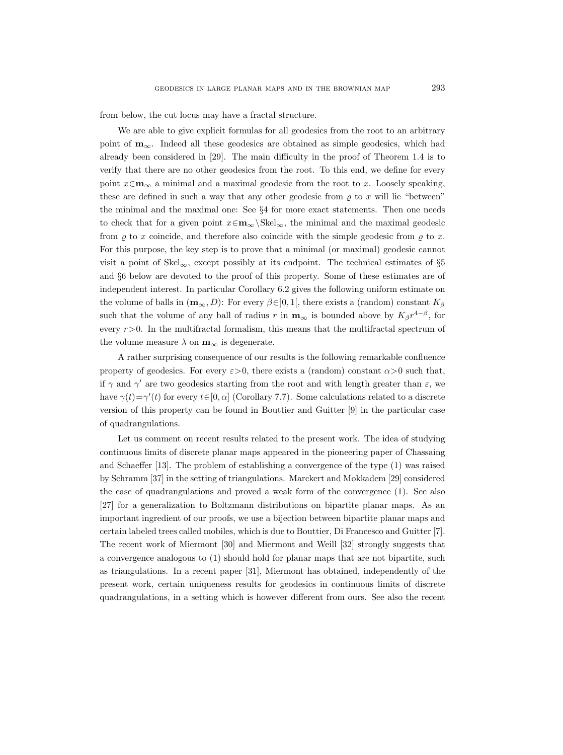from below, the cut locus may have a fractal structure.

We are able to give explicit formulas for all geodesics from the root to an arbitrary point of $\mathbf{m}_\infty$. Indeed all these geodesics are obtained as simple geodesics, which had already been considered in [29]. The main difficulty in the proof of Theorem 1.4 is to verify that there are no other geodesics from the root. To this end, we define for every point $x \in \mathbf{m}_\infty$ a minimal and a maximal geodesic from the root to $x$. Loosely speaking, these are defined in such a way that any other geodesic from $\varrho$ to $x$ will lie "between" the minimal and the maximal one: See §4 for more exact statements. Then one needs to check that for a given point $x \in \mathbf{m}_\infty \setminus \mathrm{Skel}_\infty$, the minimal and the maximal geodesic from $\varrho$ to $x$ coincide, and therefore also coincide with the simple geodesic from $\varrho$ to $x$. For this purpose, the key step is to prove that a minimal (or maximal) geodesic cannot visit a point of $\mathrm{Skel}_\infty$, except possibly at its endpoint. The technical estimates of §5 and §6 below are devoted to the proof of this property. Some of these estimates are of independent interest. In particular Corollary 6.2 gives the following uniform estimate on the volume of balls in $(\mathbf{m}_\infty, D)$: For every $\beta \in ]0,1[$, there exists a (random) constant $K_\beta$ such that the volume of any ball of radius $r$ in $\mathbf{m}_\infty$ is bounded above by $K_\beta r^{4-\beta}$, for every $r>0$. In the multifractal formalism, this means that the multifractal spectrum of the volume measure $\lambda$ on $\mathbf{m}_\infty$ is degenerate.

A rather surprising consequence of our results is the following remarkable confluence property of geodesics. For every $\varepsilon>0$, there exists a (random) constant $\alpha>0$ such that, if $\gamma$ and $\gamma'$ are two geodesics starting from the root and with length greater than $\varepsilon$, we have $\gamma(t)=\gamma'(t)$ for every $t \in [0,\alpha]$ (Corollary 7.7). Some calculations related to a discrete version of this property can be found in Bouttier and Guitter [9] in the particular case of quadrangulations.

Let us comment on recent results related to the present work. The idea of studying continuous limits of discrete planar maps appeared in the pioneering paper of Chassaing and Schaeffer [13]. The problem of establishing a convergence of the type (1) was raised by Schramm [37] in the setting of triangulations. Marckert and Mokkadem [29] considered the case of quadrangulations and proved a weak form of the convergence (1). See also [27] for a generalization to Boltzmann distributions on bipartite planar maps. As an important ingredient of our proofs, we use a bijection between bipartite planar maps and certain labeled trees called mobiles, which is due to Bouttier, Di Francesco and Guitter [7]. The recent work of Miermont [30] and Miermont and Weill [32] strongly suggests that a convergence analogous to (1) should hold for planar maps that are not bipartite, such as triangulations. In a recent paper [31], Miermont has obtained, independently of the present work, certain uniqueness results for geodesics in continuous limits of discrete quadrangulations, in a setting which is however different from ours. See also the recent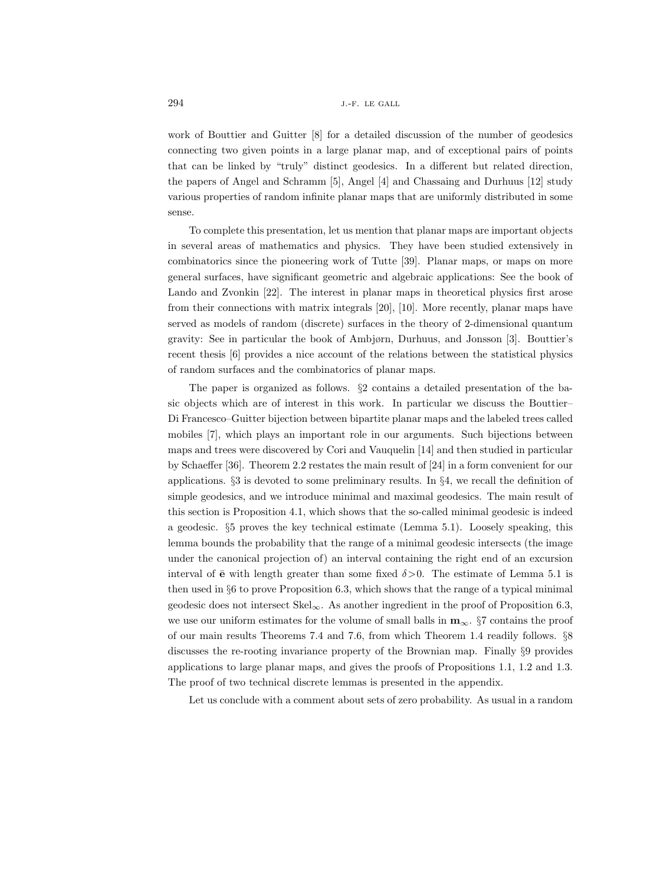work of Bouttier and Guitter [8] for a detailed discussion of the number of geodesics connecting two given points in a large planar map, and of exceptional pairs of points that can be linked by "truly" distinct geodesics. In a different but related direction, the papers of Angel and Schramm [5], Angel [4] and Chassaing and Durhuus [12] study various properties of random infinite planar maps that are uniformly distributed in some sense.

To complete this presentation, let us mention that planar maps are important objects in several areas of mathematics and physics. They have been studied extensively in combinatorics since the pioneering work of Tutte [39]. Planar maps, or maps on more general surfaces, have significant geometric and algebraic applications: See the book of Lando and Zvonkin [22]. The interest in planar maps in theoretical physics first arose from their connections with matrix integrals [20], [10]. More recently, planar maps have served as models of random (discrete) surfaces in the theory of 2-dimensional quantum gravity: See in particular the book of Ambjørn, Durhuus, and Jonsson [3]. Bouttier's recent thesis [6] provides a nice account of the relations between the statistical physics of random surfaces and the combinatorics of planar maps.

The paper is organized as follows. §2 contains a detailed presentation of the basic objects which are of interest in this work. In particular we discuss the Bouttier–Di Francesco–Guitter bijection between bipartite planar maps and the labeled trees called mobiles [7], which plays an important role in our arguments. Such bijections between maps and trees were discovered by Cori and Vauquelin [14] and then studied in particular by Schaeffer [36]. Theorem 2.2 restates the main result of [24] in a form convenient for our applications. §3 is devoted to some preliminary results. In §4, we recall the definition of simple geodesics, and we introduce minimal and maximal geodesics. The main result of this section is Proposition 4.1, which shows that the so-called minimal geodesic is indeed a geodesic. §5 proves the key technical estimate (Lemma 5.1). Loosely speaking, this lemma bounds the probability that the range of a minimal geodesic intersects (the image under the canonical projection of) an interval containing the right end of an excursion interval of $\bar{\mathbf{e}}$ with length greater than some fixed $\delta>0$. The estimate of Lemma 5.1 is then used in §6 to prove Proposition 6.3, which shows that the range of a typical minimal geodesic does not intersect $\mathrm{Skel}_\infty$. As another ingredient in the proof of Proposition 6.3, we use our uniform estimates for the volume of small balls in $\mathbf{m}_\infty$. §7 contains the proof of our main results Theorems 7.4 and 7.6, from which Theorem 1.4 readily follows. §8 discusses the re-rooting invariance property of the Brownian map. Finally §9 provides applications to large planar maps, and gives the proofs of Propositions 1.1, 1.2 and 1.3. The proof of two technical discrete lemmas is presented in the appendix.

Let us conclude with a comment about sets of zero probability. As usual in a random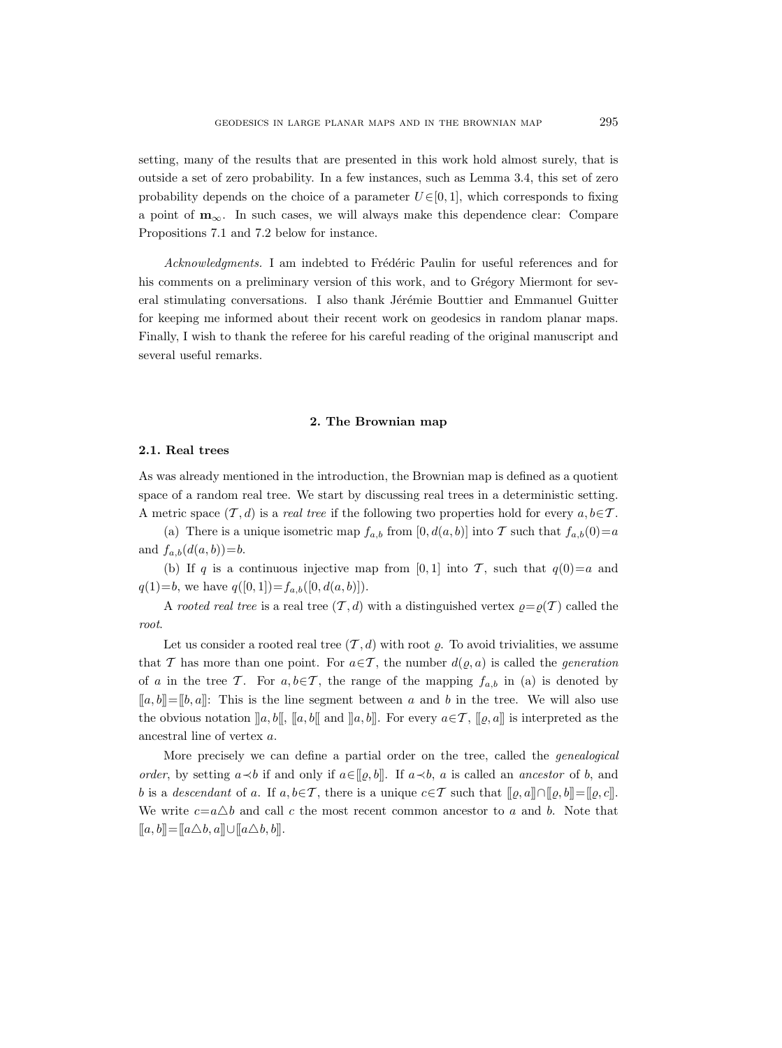setting, many of the results that are presented in this work hold almost surely, that is outside a set of zero probability. In a few instances, such as Lemma 3.4, this set of zero probability depends on the choice of a parameter $U\in[0,1]$, which corresponds to fixing a point of $\mathbf{m}_\infty$. In such cases, we will always make this dependence clear: Compare Propositions 7.1 and 7.2 below for instance.

*Acknowledgments.* I am indebted to Frédéric Paulin for useful references and for his comments on a preliminary version of this work, and to Grégory Miermont for several stimulating conversations. I also thank Jérémie Bouttier and Emmanuel Guitter for keeping me informed about their recent work on geodesics in random planar maps. Finally, I wish to thank the referee for his careful reading of the original manuscript and several useful remarks.

## 2. The Brownian map

### 2.1. Real trees

As was already mentioned in the introduction, the Brownian map is defined as a quotient space of a random real tree. We start by discussing real trees in a deterministic setting. A metric space $(\mathcal{T},d)$ is a *real tree* if the following two properties hold for every $a,b\in\mathcal{T}$.

(a) There is a unique isometric map $f_{a,b}$ from $[0,d(a,b)]$ into $\mathcal{T}$ such that $f_{a,b}(0)=a$ and $f_{a,b}(d(a,b))=b$.

(b) If $q$ is a continuous injective map from $[0,1]$ into $\mathcal{T}$, such that $q(0)=a$ and $q(1)=b$, we have $q([0,1])=f_{a,b}([0,d(a,b)])$.

A *rooted real tree* is a real tree $(\mathcal{T},d)$ with a distinguished vertex $\varrho=\varrho(\mathcal{T})$ called the *root*.

Let us consider a rooted real tree $(\mathcal{T},d)$ with root $\varrho$. To avoid trivialities, we assume that $\mathcal{T}$ has more than one point. For $a\in\mathcal{T}$, the number $d(\varrho,a)$ is called the *generation* of $a$ in the tree $\mathcal{T}$. For $a,b\in\mathcal{T}$, the range of the mapping $f_{a,b}$ in (a) is denoted by $[\![a,b]\!]=[\![b,a]\!]$: This is the line segment between $a$ and $b$ in the tree. We will also use the obvious notation $]\!]a,b[\![$, $[\![a,b[\![$ and $]\!]a,b]\!]$. For every $a\in\mathcal{T}$, $[\![\varrho,a]\!]$ is interpreted as the ancestral line of vertex $a$.

More precisely we can define a partial order on the tree, called the *genealogical order*, by setting $a\prec b$ if and only if $a\in[\![\varrho,b]\!]$. If $a\prec b$, $a$ is called an *ancestor* of $b$, and $b$ is a *descendant* of $a$. If $a,b\in\mathcal{T}$, there is a unique $c\in\mathcal{T}$ such that $[\![\varrho,a]\!]\cap[\![\varrho,b]\!]=[\![\varrho,c]\!]$. We write $c=a\triangle b$ and call $c$ the most recent common ancestor to $a$ and $b$. Note that $[\![a,b]\!]=[\![a\triangle b,a]\!]\cup[\![a\triangle b,b]\!]$.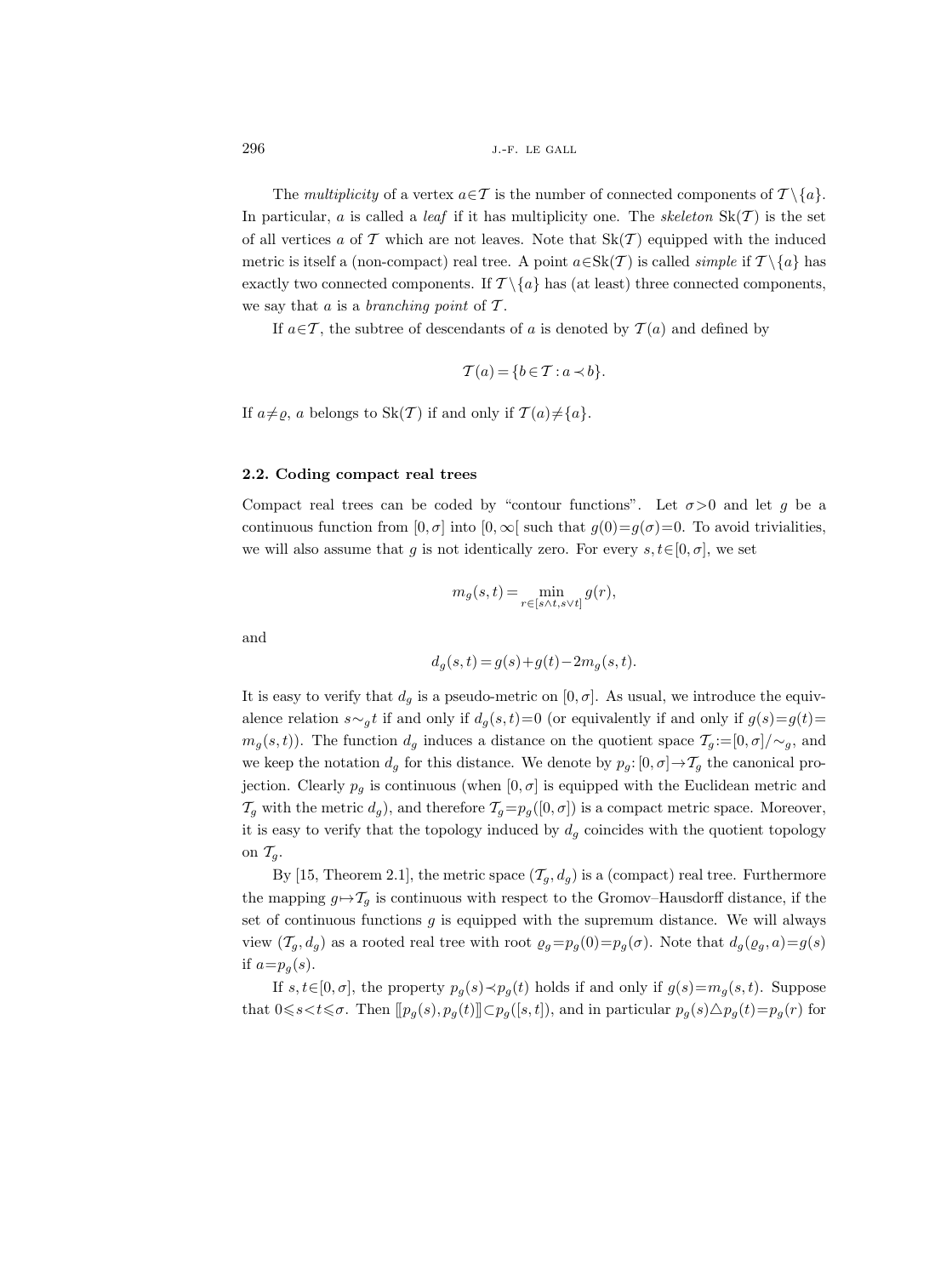The *multiplicity* of a vertex $a \in \mathcal{T}$ is the number of connected components of $\mathcal{T} \setminus \{a\}$. In particular, $a$ is called a *leaf* if it has multiplicity one. The *skeleton* $\mathrm{Sk}(\mathcal{T})$ is the set of all vertices $a$ of $\mathcal{T}$ which are not leaves. Note that $\mathrm{Sk}(\mathcal{T})$ equipped with the induced metric is itself a (non-compact) real tree. A point $a \in \mathrm{Sk}(\mathcal{T})$ is called *simple* if $\mathcal{T} \setminus \{a\}$ has exactly two connected components. If $\mathcal{T} \setminus \{a\}$ has (at least) three connected components, we say that $a$ is a *branching point* of $\mathcal{T}$.

If $a \in \mathcal{T}$, the subtree of descendants of $a$ is denoted by $\mathcal{T}(a)$ and defined by

$$\mathcal{T}(a) = \{b \in \mathcal{T} : a \prec b\}.$$

If $a \neq \varrho$, $a$ belongs to $\mathrm{Sk}(\mathcal{T})$ if and only if $\mathcal{T}(a) \neq \{a\}$.

### 2.2. Coding compact real trees

Compact real trees can be coded by "contour functions". Let $\sigma > 0$ and let $g$ be a continuous function from $[0, \sigma]$ into $[0, \infty[$ such that $g(0) = g(\sigma) = 0$. To avoid trivialities, we will also assume that $g$ is not identically zero. For every $s, t \in [0, \sigma]$, we set

$$m_g(s,t) = \min_{r \in [s \wedge t, s \vee t]} g(r),$$

and

$$d_g(s,t) = g(s) + g(t) - 2m_g(s,t).$$

It is easy to verify that $d_g$ is a pseudo-metric on $[0, \sigma]$. As usual, we introduce the equivalence relation $s \sim_g t$ if and only if $d_g(s,t) = 0$ (or equivalently if and only if $g(s) = g(t) = m_g(s,t)$). The function $d_g$ induces a distance on the quotient space $\mathcal{T}_g := [0, \sigma]/\sim_g$, and we keep the notation $d_g$ for this distance. We denote by $p_g: [0, \sigma] \to \mathcal{T}_g$ the canonical projection. Clearly $p_g$ is continuous (when $[0, \sigma]$ is equipped with the Euclidean metric and $\mathcal{T}_g$ with the metric $d_g$), and therefore $\mathcal{T}_g = p_g([0, \sigma])$ is a compact metric space. Moreover, it is easy to verify that the topology induced by $d_g$ coincides with the quotient topology on $\mathcal{T}_g$.

By [15, Theorem 2.1], the metric space $(\mathcal{T}_g, d_g)$ is a (compact) real tree. Furthermore the mapping $g \mapsto \mathcal{T}_g$ is continuous with respect to the Gromov–Hausdorff distance, if the set of continuous functions $g$ is equipped with the supremum distance. We will always view $(\mathcal{T}_g, d_g)$ as a rooted real tree with root $\varrho_g = p_g(0) = p_g(\sigma)$. Note that $d_g(\varrho_g, a) = g(s)$ if $a = p_g(s)$.

If $s, t \in [0, \sigma]$, the property $p_g(s) \prec p_g(t)$ holds if and only if $g(s) = m_g(s,t)$. Suppose that $0 \leqslant s < t \leqslant \sigma$. Then $[\![ p_g(s), p_g(t) ]\!] \subset p_g([s,t])$, and in particular $p_g(s) \curlywedge p_g(t) = p_g(r)$ for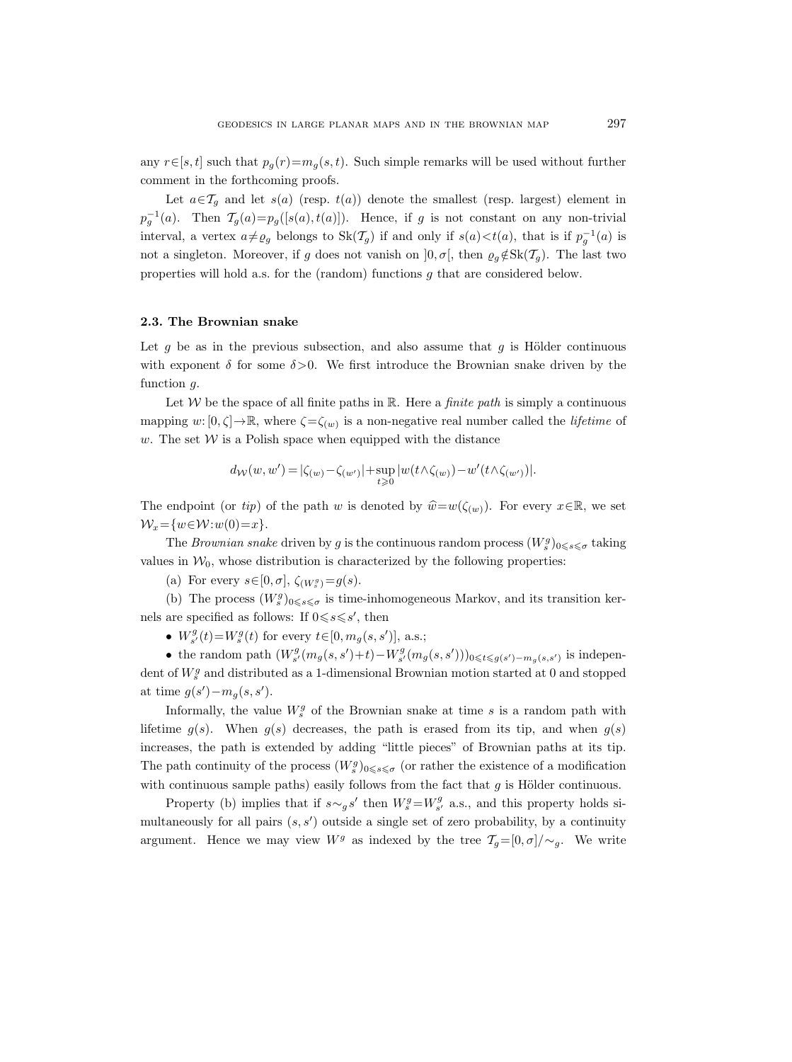any $r \in [s,t]$ such that $p_g(r) = m_g(s,t)$. Such simple remarks will be used without further comment in the forthcoming proofs.

Let $a \in \mathcal{T}_g$ and let $s(a)$ (resp. $t(a)$) denote the smallest (resp. largest) element in $p_g^{-1}(a)$. Then $\mathcal{T}_g(a) = p_g([s(a), t(a)])$. Hence, if $g$ is not constant on any non-trivial interval, a vertex $a \neq \varrho_g$ belongs to $\mathrm{Sk}(\mathcal{T}_g)$ if and only if $s(a) < t(a)$, that is if $p_g^{-1}(a)$ is not a singleton. Moreover, if $g$ does not vanish on $]0, \sigma[$, then $\varrho_g \notin \mathrm{Sk}(\mathcal{T}_g)$. The last two properties will hold a.s. for the (random) functions $g$ that are considered below.

### 2.3. The Brownian snake

Let $g$ be as in the previous subsection, and also assume that $g$ is Hölder continuous with exponent $\delta$ for some $\delta > 0$. We first introduce the Brownian snake driven by the function $g$.

Let $\mathcal{W}$ be the space of all finite paths in $\mathbb{R}$. Here a *finite path* is simply a continuous mapping $w: [0, \zeta] \to \mathbb{R}$, where $\zeta = \zeta_{(w)}$ is a non-negative real number called the *lifetime* of $w$. The set $\mathcal{W}$ is a Polish space when equipped with the distance

$$d_{\mathcal{W}}(w, w') = |\zeta_{(w)} - \zeta_{(w')}| + \sup_{t \geqslant 0} |w(t \wedge \zeta_{(w)}) - w'(t \wedge \zeta_{(w')})|.$$

The endpoint (or *tip*) of the path $w$ is denoted by $\widehat{w} = w(\zeta_{(w)})$. For every $x \in \mathbb{R}$, we set $\mathcal{W}_x = \{w \in \mathcal{W} : w(0) = x\}$.

The *Brownian snake* driven by $g$ is the continuous random process $(W_s^g)_{0 \leqslant s \leqslant \sigma}$ taking values in $\mathcal{W}_0$, whose distribution is characterized by the following properties:

(a) For every $s \in [0, \sigma]$, $\zeta_{(W_s^g)} = g(s)$.

(b) The process $(W_s^g)_{0 \leqslant s \leqslant \sigma}$ is time-inhomogeneous Markov, and its transition kernels are specified as follows: If $0 \leqslant s \leqslant s'$, then

- $W_{s'}^g(t) = W_s^g(t)$ for every $t \in [0, m_g(s, s')]$, a.s.;
- the random path $(W_{s'}^g(m_g(s,s') + t) - W_{s'}^g(m_g(s,s')))_{0 \leqslant t \leqslant g(s') - m_g(s,s')}$ is independent of $W_s^g$ and distributed as a 1-dimensional Brownian motion started at 0 and stopped at time $g(s') - m_g(s, s')$.

Informally, the value $W_s^g$ of the Brownian snake at time $s$ is a random path with lifetime $g(s)$. When $g(s)$ decreases, the path is erased from its tip, and when $g(s)$ increases, the path is extended by adding "little pieces" of Brownian paths at its tip. The path continuity of the process $(W_s^g)_{0 \leqslant s \leqslant \sigma}$ (or rather the existence of a modification with continuous sample paths) easily follows from the fact that $g$ is Hölder continuous.

Property (b) implies that if $s \sim_g s'$ then $W_s^g = W_{s'}^g$ a.s., and this property holds simultaneously for all pairs $(s, s')$ outside a single set of zero probability, by a continuity argument. Hence we may view $W^g$ as indexed by the tree $\mathcal{T}_g = [0, \sigma] / \sim_g$. We write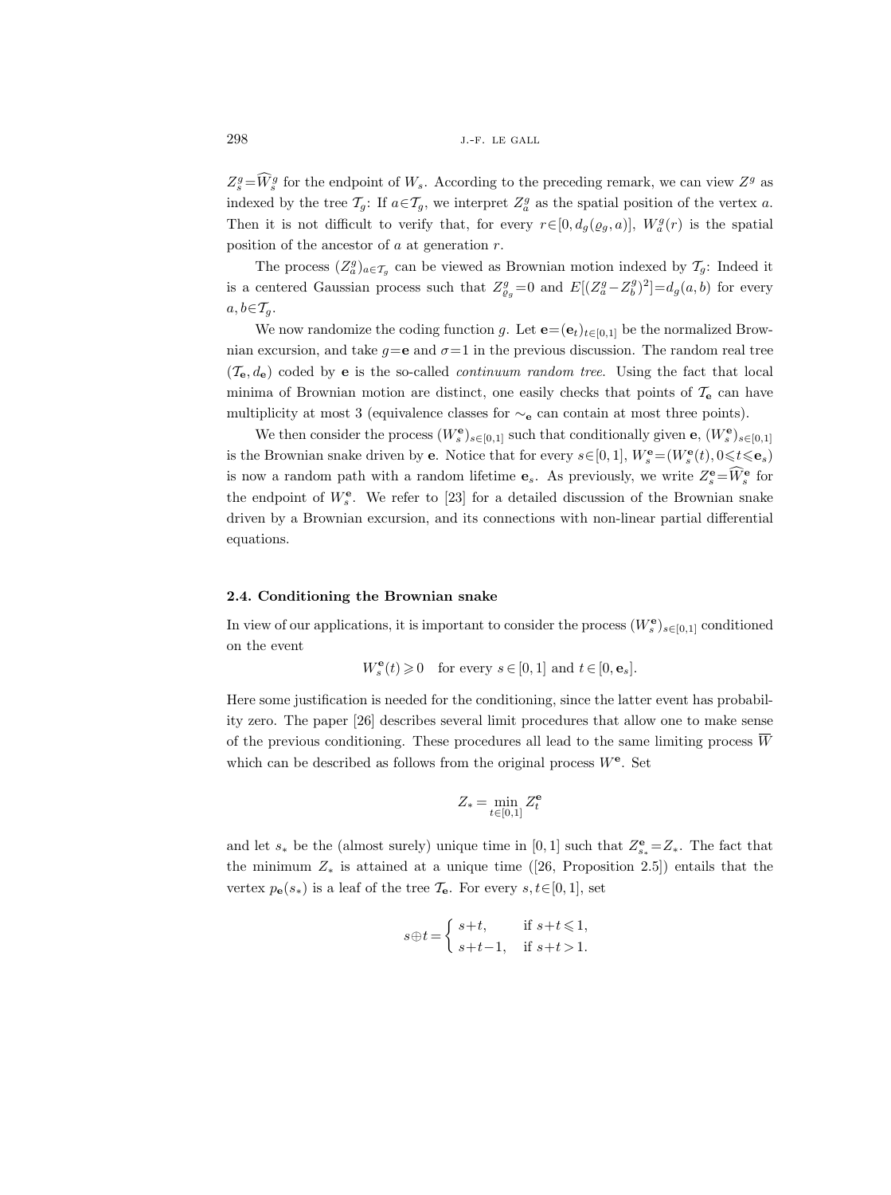$Z^g_s = \widehat{W}^g_s$ for the endpoint of $W_s$. According to the preceding remark, we can view $Z^g$ as indexed by the tree $\mathcal{T}_g$: If $a \in \mathcal{T}_g$, we interpret $Z^g_a$ as the spatial position of the vertex $a$. Then it is not difficult to verify that, for every $r \in [0, d_g(\varrho_g, a)]$, $W^g_a(r)$ is the spatial position of the ancestor of $a$ at generation $r$.

The process $(Z^g_a)_{a \in \mathcal{T}_g}$ can be viewed as Brownian motion indexed by $\mathcal{T}_g$: Indeed it is a centered Gaussian process such that $Z^g_{\varrho_g} = 0$ and $E[(Z^g_a - Z^g_b)^2] = d_g(a, b)$ for every $a, b \in \mathcal{T}_g$.

We now randomize the coding function $g$. Let $\mathbf{e} = (\mathbf{e}_t)_{t \in [0,1]}$ be the normalized Brownian excursion, and take $g = \mathbf{e}$ and $\sigma = 1$ in the previous discussion. The random real tree $(\mathcal{T}_\mathbf{e}, d_\mathbf{e})$ coded by $\mathbf{e}$ is the so-called *continuum random tree*. Using the fact that local minima of Brownian motion are distinct, one easily checks that points of $\mathcal{T}_\mathbf{e}$ can have multiplicity at most 3 (equivalence classes for $\sim_\mathbf{e}$ can contain at most three points).

We then consider the process $(W^\mathbf{e}_s)_{s \in [0,1]}$ such that conditionally given $\mathbf{e}$, $(W^\mathbf{e}_s)_{s \in [0,1]}$ is the Brownian snake driven by $\mathbf{e}$. Notice that for every $s \in [0,1]$, $W^\mathbf{e}_s = (W^\mathbf{e}_s(t), 0 \leqslant t \leqslant \mathbf{e}_s)$ is now a random path with a random lifetime $\mathbf{e}_s$. As previously, we write $Z^\mathbf{e}_s = \widehat{W}^\mathbf{e}_s$ for the endpoint of $W^\mathbf{e}_s$. We refer to [23] for a detailed discussion of the Brownian snake driven by a Brownian excursion, and its connections with non-linear partial differential equations.

### 2.4. Conditioning the Brownian snake

In view of our applications, it is important to consider the process $(W^\mathbf{e}_s)_{s \in [0,1]}$ conditioned on the event

$$W^\mathbf{e}_s(t) \geqslant 0 \quad \text{for every } s \in [0,1] \text{ and } t \in [0, \mathbf{e}_s].$$

Here some justification is needed for the conditioning, since the latter event has probability zero. The paper [26] describes several limit procedures that allow one to make sense of the previous conditioning. These procedures all lead to the same limiting process $\overline{W}$ which can be described as follows from the original process $W^\mathbf{e}$. Set

$$Z_* = \min_{t \in [0,1]} Z^\mathbf{e}_t$$

and let $s_*$ be the (almost surely) unique time in $[0,1]$ such that $Z^\mathbf{e}_{s_*} = Z_*$. The fact that the minimum $Z_*$ is attained at a unique time ([26, Proposition 2.5]) entails that the vertex $p_\mathbf{e}(s_*)$ is a leaf of the tree $\mathcal{T}_\mathbf{e}$. For every $s, t \in [0,1]$, set

$$s \oplus t = \begin{cases} s+t, & \text{if } s+t \leqslant 1, \\ s+t-1, & \text{if } s+t > 1. \end{cases}$$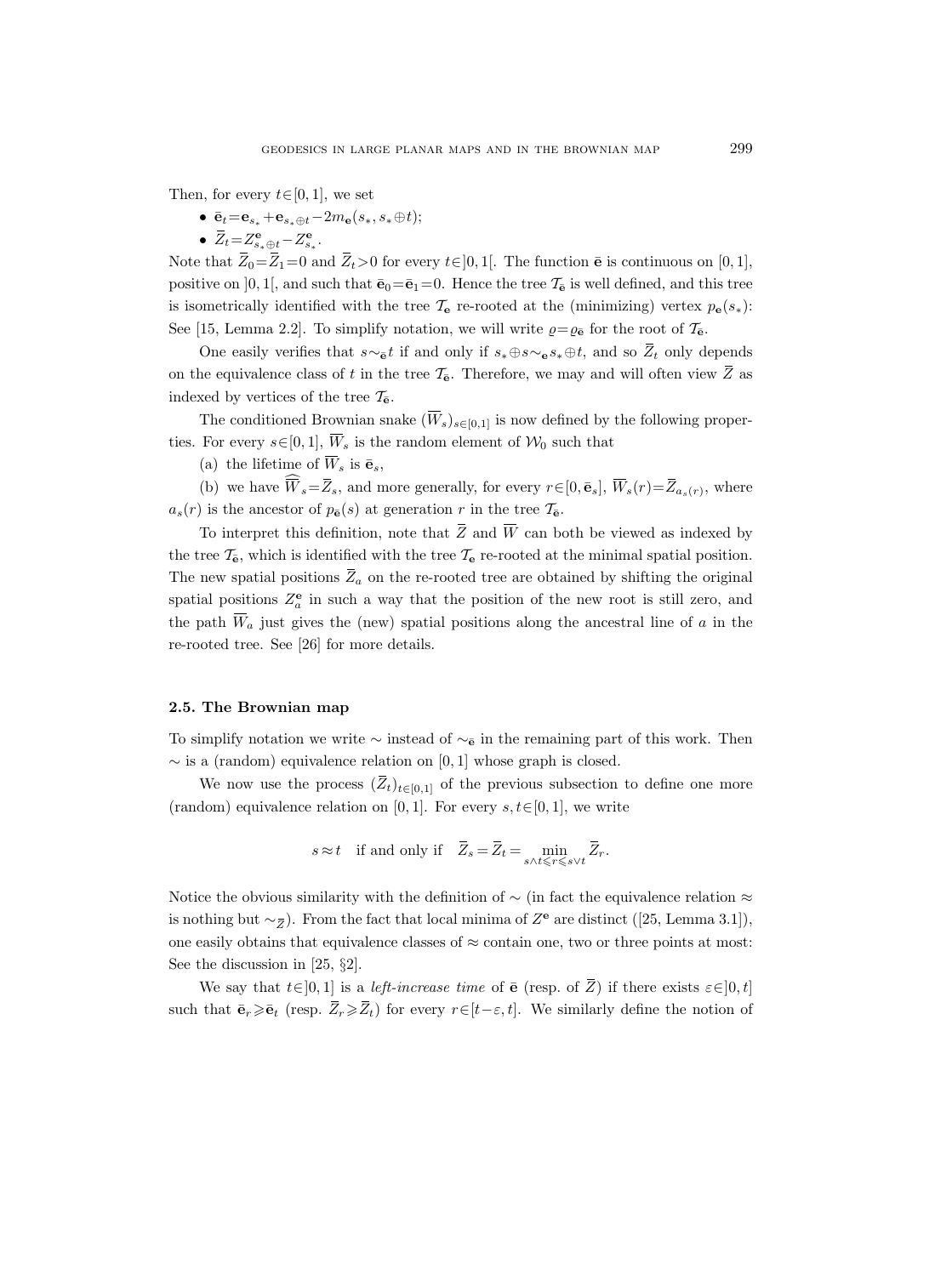Then, for every $t\in[0,1]$, we set

- $\bar{\mathbf{e}}_t=\mathbf{e}_{s_*}+\mathbf{e}_{s_*\oplus t}-2m_{\mathbf{e}}(s_*,s_*\oplus t)$;
- $\overline{Z}_t=Z^{\mathbf{e}}_{s_*\oplus t}-Z^{\mathbf{e}}_{s_*}$.

Note that $\overline{Z}_0=\overline{Z}_1=0$ and $\overline{Z}_t>0$ for every $t\in]0,1[$. The function $\bar{\mathbf{e}}$ is continuous on $[0,1]$, positive on $]0,1[$, and such that $\bar{\mathbf{e}}_0=\bar{\mathbf{e}}_1=0$. Hence the tree $\mathcal{T}_{\bar{\mathbf{e}}}$ is well defined, and this tree is isometrically identified with the tree $\mathcal{T}_{\mathbf{e}}$ re-rooted at the (minimizing) vertex $p_{\mathbf{e}}(s_*)$: See [15, Lemma 2.2]. To simplify notation, we will write $\varrho=\varrho_{\bar{\mathbf{e}}}$ for the root of $\mathcal{T}_{\bar{\mathbf{e}}}$.

One easily verifies that $s\sim_{\bar{\mathbf{e}}}t$ if and only if $s_*\oplus s\sim_{\mathbf{e}}s_*\oplus t$, and so $\overline{Z}_t$ only depends on the equivalence class of $t$ in the tree $\mathcal{T}_{\bar{\mathbf{e}}}$. Therefore, we may and will often view $\overline{Z}$ as indexed by vertices of the tree $\mathcal{T}_{\bar{\mathbf{e}}}$.

The conditioned Brownian snake $(\overline{W}_s)_{s\in[0,1]}$ is now defined by the following properties. For every $s\in[0,1]$, $\overline{W}_s$ is the random element of $\mathcal{W}_0$ such that

(a) the lifetime of $\overline{W}_s$ is $\bar{\mathbf{e}}_s$,

(b) we have $\widehat{\overline{W}}_s=\overline{Z}_s$, and more generally, for every $r\in[0,\bar{\mathbf{e}}_s]$, $\overline{W}_s(r)=\overline{Z}_{a_s(r)}$, where $a_s(r)$ is the ancestor of $p_{\bar{\mathbf{e}}}(s)$ at generation $r$ in the tree $\mathcal{T}_{\bar{\mathbf{e}}}$.

To interpret this definition, note that $\overline{Z}$ and $\overline{W}$ can both be viewed as indexed by the tree $\mathcal{T}_{\bar{\mathbf{e}}}$, which is identified with the tree $\mathcal{T}_{\mathbf{e}}$ re-rooted at the minimal spatial position. The new spatial positions $\overline{Z}_a$ on the re-rooted tree are obtained by shifting the original spatial positions $Z^{\mathbf{e}}_a$ in such a way that the position of the new root is still zero, and the path $\overline{W}_a$ just gives the (new) spatial positions along the ancestral line of $a$ in the re-rooted tree. See [26] for more details.

### 2.5. The Brownian map

To simplify notation we write $\sim$ instead of $\sim_{\bar{\mathbf{e}}}$ in the remaining part of this work. Then $\sim$ is a (random) equivalence relation on $[0,1]$ whose graph is closed.

We now use the process $(\overline{Z}_t)_{t\in[0,1]}$ of the previous subsection to define one more (random) equivalence relation on $[0,1]$. For every $s,t\in[0,1]$, we write

$$s\approx t \quad \text{if and only if} \quad \overline{Z}_s=\overline{Z}_t=\min_{s\wedge t\leqslant r\leqslant s\vee t}\overline{Z}_r.$$

Notice the obvious similarity with the definition of $\sim$ (in fact the equivalence relation $\approx$ is nothing but $\sim_{\overline{Z}}$). From the fact that local minima of $Z^{\mathbf{e}}$ are distinct ([25, Lemma 3.1]), one easily obtains that equivalence classes of $\approx$ contain one, two or three points at most: See the discussion in [25, §2].

We say that $t\in]0,1]$ is a *left-increase time* of $\bar{\mathbf{e}}$ (resp. of $\overline{Z}$) if there exists $\varepsilon\in]0,t]$ such that $\bar{\mathbf{e}}_r\geqslant\bar{\mathbf{e}}_t$ (resp. $\overline{Z}_r\geqslant\overline{Z}_t$) for every $r\in[t-\varepsilon,t]$. We similarly define the notion of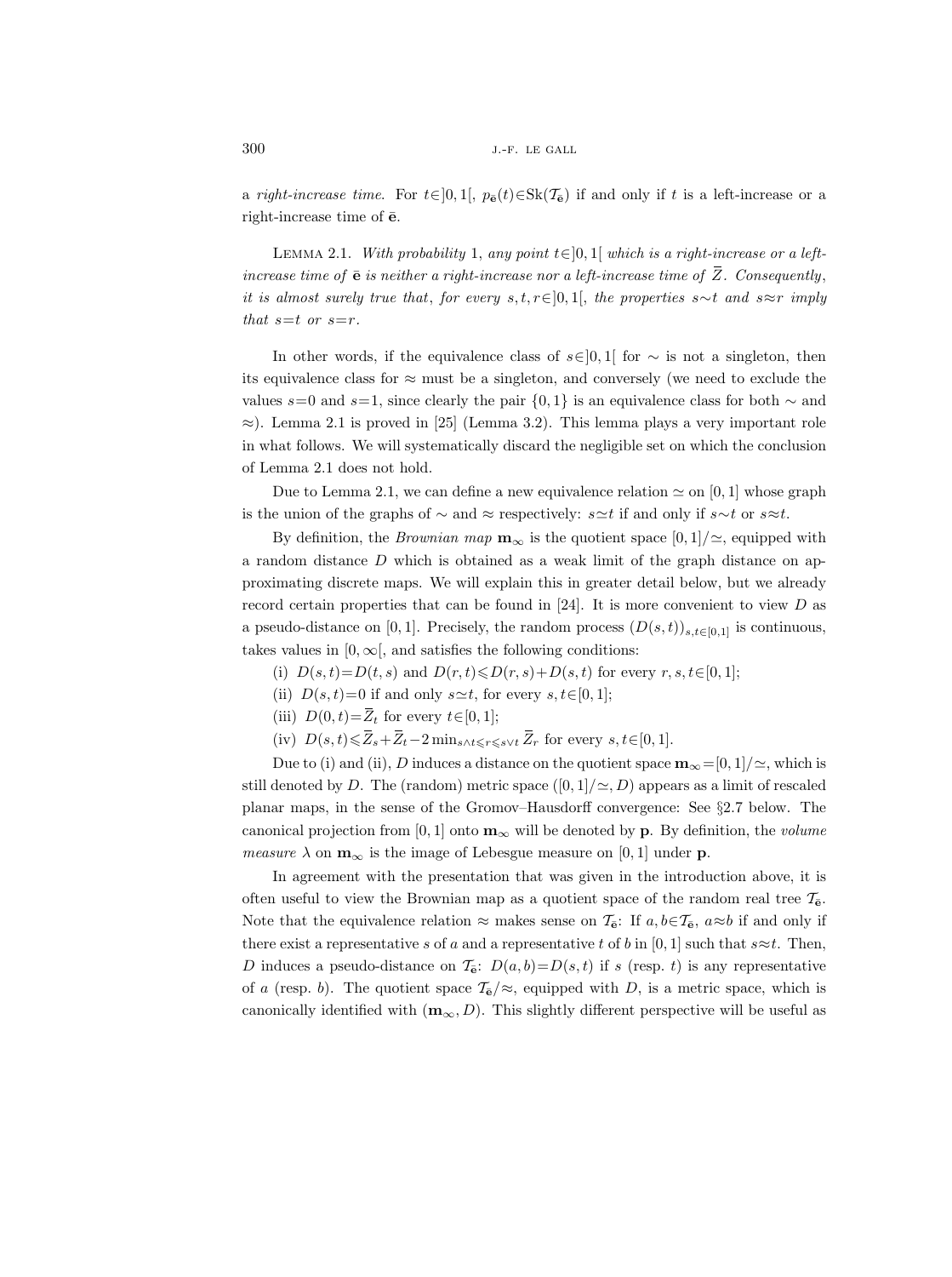a *right-increase time*. For $t\in]0,1[$, $p_{\bar{\mathbf{e}}}(t)\in\mathrm{Sk}(\mathcal{T}_{\bar{\mathbf{e}}})$ if and only if $t$ is a left-increase or a right-increase time of $\bar{\mathbf{e}}$.

Lemma 2.1. *With probability* 1, *any point* $t\in]0,1[$ *which is a right-increase or a left-increase time of* $\bar{\mathbf{e}}$ *is neither a right-increase nor a left-increase time of* $\overline{Z}$. *Consequently*, *it is almost surely true that*, *for every* $s,t,r\in]0,1[$, *the properties* $s\sim t$ *and* $s\approx r$ *imply that* $s=t$ *or* $s=r$.

In other words, if the equivalence class of $s\in]0,1[$ for $\sim$ is not a singleton, then its equivalence class for $\approx$ must be a singleton, and conversely (we need to exclude the values $s=0$ and $s=1$, since clearly the pair $\{0,1\}$ is an equivalence class for both $\sim$ and $\approx$). Lemma 2.1 is proved in [25] (Lemma 3.2). This lemma plays a very important role in what follows. We will systematically discard the negligible set on which the conclusion of Lemma 2.1 does not hold.

Due to Lemma 2.1, we can define a new equivalence relation $\simeq$ on $[0,1]$ whose graph is the union of the graphs of $\sim$ and $\approx$ respectively: $s\simeq t$ if and only if $s\sim t$ or $s\approx t$.

By definition, the *Brownian map* $\mathbf{m}_\infty$ is the quotient space $[0,1]/\simeq$, equipped with a random distance $D$ which is obtained as a weak limit of the graph distance on approximating discrete maps. We will explain this in greater detail below, but we already record certain properties that can be found in [24]. It is more convenient to view $D$ as a pseudo-distance on $[0,1]$. Precisely, the random process $(D(s,t))_{s,t\in[0,1]}$ is continuous, takes values in $[0,\infty[$, and satisfies the following conditions:

(i) $D(s,t)=D(t,s)$ and $D(r,t)\leqslant D(r,s)+D(s,t)$ for every $r,s,t\in[0,1]$;

(ii) $D(s,t)=0$ if and only if $s\simeq t$, for every $s,t\in[0,1]$;

(iii) $D(0,t)=\overline{Z}_t$ for every $t\in[0,1]$;

(iv) $D(s,t)\leqslant \overline{Z}_s+\overline{Z}_t-2\min_{s\wedge t\leqslant r\leqslant s\vee t}\overline{Z}_r$ for every $s,t\in[0,1]$.

Due to (i) and (ii), $D$ induces a distance on the quotient space $\mathbf{m}_\infty=[0,1]/\simeq$, which is still denoted by $D$. The (random) metric space $([0,1]/\simeq, D)$ appears as a limit of rescaled planar maps, in the sense of the Gromov–Hausdorff convergence: See §2.7 below. The canonical projection from $[0,1]$ onto $\mathbf{m}_\infty$ will be denoted by $\mathbf{p}$. By definition, the *volume measure* $\lambda$ on $\mathbf{m}_\infty$ is the image of Lebesgue measure on $[0,1]$ under $\mathbf{p}$.

In agreement with the presentation that was given in the introduction above, it is often useful to view the Brownian map as a quotient space of the random real tree $\mathcal{T}_{\bar{\mathbf{e}}}$. Note that the equivalence relation $\approx$ makes sense on $\mathcal{T}_{\bar{\mathbf{e}}}$: If $a,b\in\mathcal{T}_{\bar{\mathbf{e}}}$, $a\approx b$ if and only if there exist a representative $s$ of $a$ and a representative $t$ of $b$ in $[0,1]$ such that $s\approx t$. Then, $D$ induces a pseudo-distance on $\mathcal{T}_{\bar{\mathbf{e}}}$: $D(a,b)=D(s,t)$ if $s$ (resp. $t$) is any representative of $a$ (resp. $b$). The quotient space $\mathcal{T}_{\bar{\mathbf{e}}}/\approx$, equipped with $D$, is a metric space, which is canonically identified with $(\mathbf{m}_\infty, D)$. This slightly different perspective will be useful as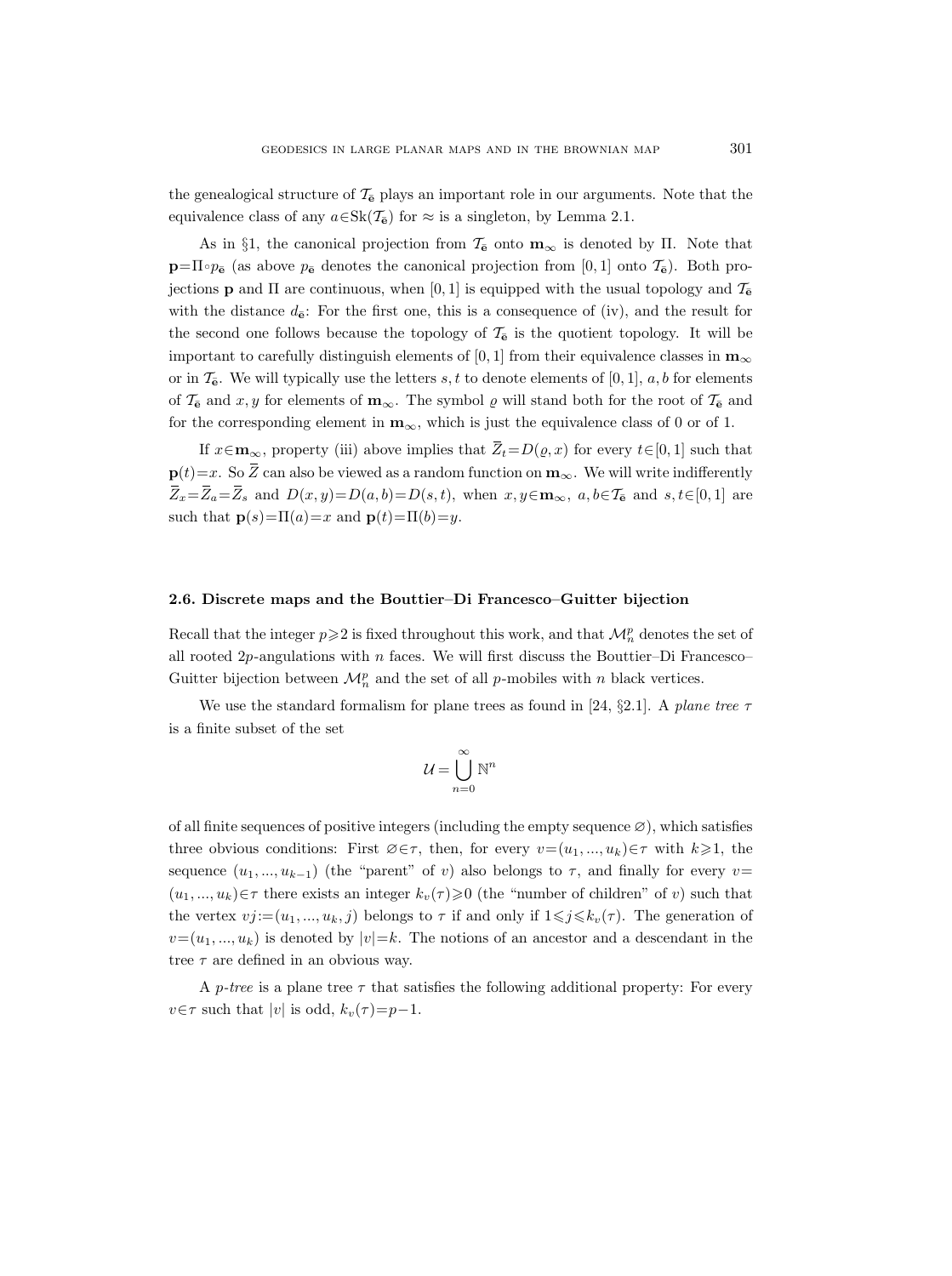the genealogical structure of $\mathcal{T}_{\mathbf{e}}$ plays an important role in our arguments. Note that the equivalence class of any $a\in\mathrm{Sk}(\mathcal{T}_{\mathbf{e}})$ for $\approx$ is a singleton, by Lemma 2.1.

As in §1, the canonical projection from $\mathcal{T}_{\mathbf{e}}$ onto $\mathbf{m}_\infty$ is denoted by $\Pi$. Note that $\mathbf{p}=\Pi\circ p_{\mathbf{e}}$ (as above $p_{\mathbf{e}}$ denotes the canonical projection from $[0,1]$ onto $\mathcal{T}_{\mathbf{e}}$). Both projections $\mathbf{p}$ and $\Pi$ are continuous, when $[0,1]$ is equipped with the usual topology and $\mathcal{T}_{\mathbf{e}}$ with the distance $d_{\mathbf{e}}$: For the first one, this is a consequence of (iv), and the result for the second one follows because the topology of $\mathcal{T}_{\mathbf{e}}$ is the quotient topology. It will be important to carefully distinguish elements of $[0,1]$ from their equivalence classes in $\mathbf{m}_\infty$ or in $\mathcal{T}_{\mathbf{e}}$. We will typically use the letters $s,t$ to denote elements of $[0,1]$, $a,b$ for elements of $\mathcal{T}_{\mathbf{e}}$ and $x,y$ for elements of $\mathbf{m}_\infty$. The symbol $\varrho$ will stand both for the root of $\mathcal{T}_{\mathbf{e}}$ and for the corresponding element in $\mathbf{m}_\infty$, which is just the equivalence class of 0 or of 1.

If $x\in\mathbf{m}_\infty$, property (iii) above implies that $\overline{Z}_t=D(\varrho,x)$ for every $t\in[0,1]$ such that $\mathbf{p}(t)=x$. So $\overline{Z}$ can also be viewed as a random function on $\mathbf{m}_\infty$. We will write indifferently $\overline{Z}_x=\overline{Z}_a=\overline{Z}_s$ and $D(x,y)=D(a,b)=D(s,t)$, when $x,y\in\mathbf{m}_\infty$, $a,b\in\mathcal{T}_{\mathbf{e}}$ and $s,t\in[0,1]$ are such that $\mathbf{p}(s)=\Pi(a)=x$ and $\mathbf{p}(t)=\Pi(b)=y$.

### 2.6. Discrete maps and the Bouttier–Di Francesco–Guitter bijection

Recall that the integer $p\geqslant 2$ is fixed throughout this work, and that $\mathcal{M}_n^p$ denotes the set of all rooted $2p$-angulations with $n$ faces. We will first discuss the Bouttier–Di Francesco–Guitter bijection between $\mathcal{M}_n^p$ and the set of all $p$-mobiles with $n$ black vertices.

We use the standard formalism for plane trees as found in [24, §2.1]. A *plane tree* $\tau$ is a finite subset of the set

$$\mathcal{U}=\bigcup_{n=0}^{\infty}\mathbb{N}^n$$

of all finite sequences of positive integers (including the empty sequence $\varnothing$), which satisfies three obvious conditions: First $\varnothing\in\tau$, then, for every $v=(u_1,...,u_k)\in\tau$ with $k\geqslant 1$, the sequence $(u_1,...,u_{k-1})$ (the "parent" of $v$) also belongs to $\tau$, and finally for every $v=(u_1,...,u_k)\in\tau$ there exists an integer $k_v(\tau)\geqslant 0$ (the "number of children" of $v$) such that the vertex $vj:=(u_1,...,u_k,j)$ belongs to $\tau$ if and only if $1\leqslant j\leqslant k_v(\tau)$. The generation of $v=(u_1,...,u_k)$ is denoted by $|v|=k$. The notions of an ancestor and a descendant in the tree $\tau$ are defined in an obvious way.

A *p-tree* is a plane tree $\tau$ that satisfies the following additional property: For every $v\in\tau$ such that $|v|$ is odd, $k_v(\tau)=p-1$.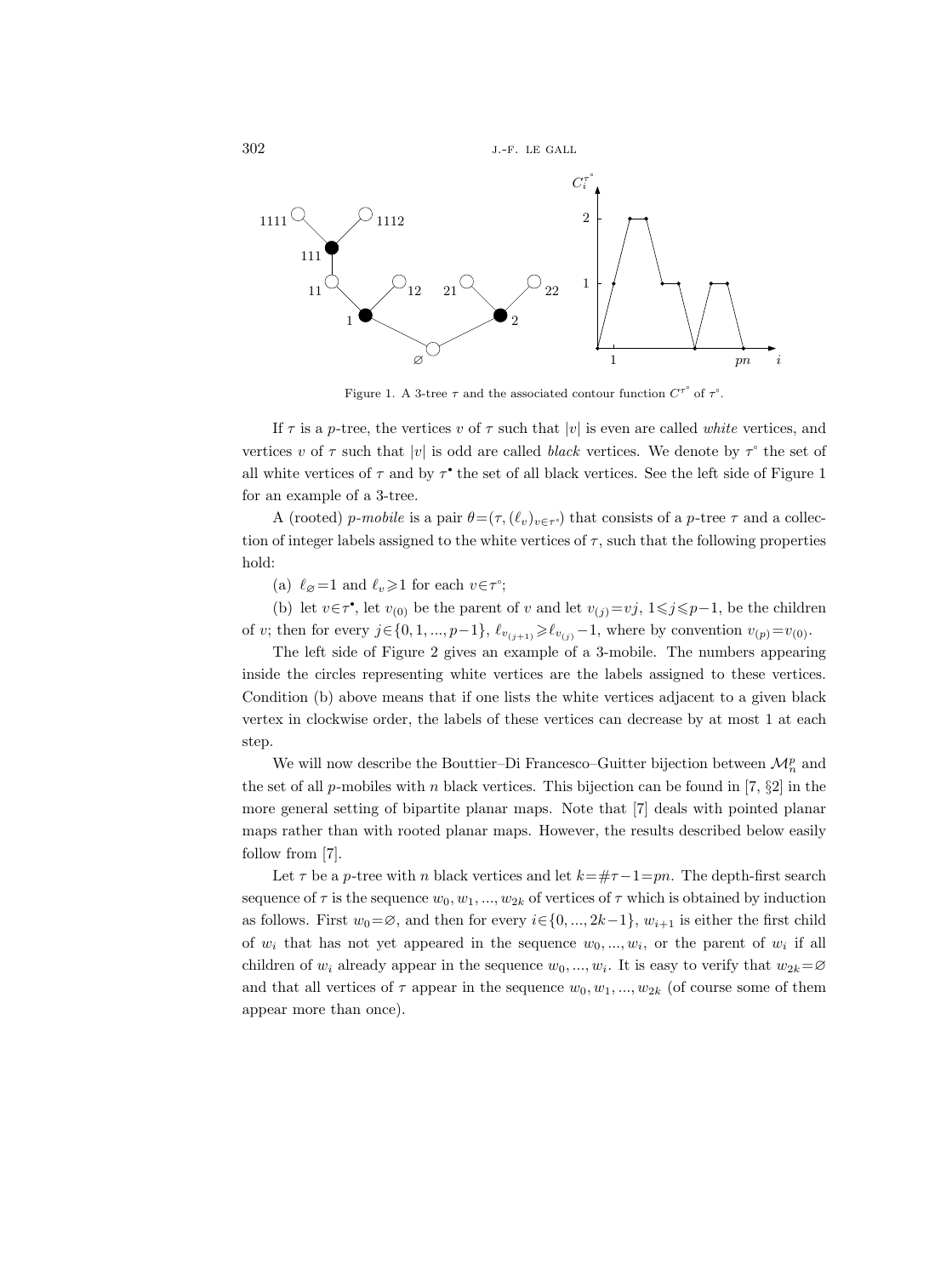Figure 1. A 3-tree $\tau$ and the associated contour function $C^{\tau^\circ}$ of $\tau^\circ$.

If $\tau$ is a $p$-tree, the vertices $v$ of $\tau$ such that $|v|$ is even are called *white* vertices, and vertices $v$ of $\tau$ such that $|v|$ is odd are called *black* vertices. We denote by $\tau^\circ$ the set of all white vertices of $\tau$ and by $\tau^\bullet$ the set of all black vertices. See the left side of Figure 1 for an example of a 3-tree.

A (rooted) *p-mobile* is a pair $\theta=(\tau,(\ell_v)_{v\in\tau^\circ})$ that consists of a $p$-tree $\tau$ and a collection of integer labels assigned to the white vertices of $\tau$, such that the following properties hold:

(a) $\ell_\varnothing=1$ and $\ell_v\geqslant 1$ for each $v\in\tau^\circ$;

(b) let $v\in\tau^\bullet$, let $v_{(0)}$ be the parent of $v$ and let $v_{(j)}=vj$, $1\leqslant j\leqslant p-1$, be the children of $v$; then for every $j\in\{0,1,...,p-1\}$, $\ell_{v_{(j+1)}}\geqslant \ell_{v_{(j)}}-1$, where by convention $v_{(p)}=v_{(0)}$.

The left side of Figure 2 gives an example of a 3-mobile. The numbers appearing inside the circles representing white vertices are the labels assigned to these vertices. Condition (b) above means that if one lists the white vertices adjacent to a given black vertex in clockwise order, the labels of these vertices can decrease by at most 1 at each step.

We will now describe the Bouttier–Di Francesco–Guitter bijection between $\mathcal{M}_n^p$ and the set of all $p$-mobiles with $n$ black vertices. This bijection can be found in [7, §2] in the more general setting of bipartite planar maps. Note that [7] deals with pointed planar maps rather than with rooted planar maps. However, the results described below easily follow from [7].

Let $\tau$ be a $p$-tree with $n$ black vertices and let $k=\#\tau-1=pn$. The depth-first search sequence of $\tau$ is the sequence $w_0,w_1,...,w_{2k}$ of vertices of $\tau$ which is obtained by induction as follows. First $w_0=\varnothing$, and then for every $i\in\{0,...,2k-1\}$, $w_{i+1}$ is either the first child of $w_i$ that has not yet appeared in the sequence $w_0,...,w_i$, or the parent of $w_i$ if all children of $w_i$ already appear in the sequence $w_0,...,w_i$. It is easy to verify that $w_{2k}=\varnothing$ and that all vertices of $\tau$ appear in the sequence $w_0,w_1,...,w_{2k}$ (of course some of them appear more than once).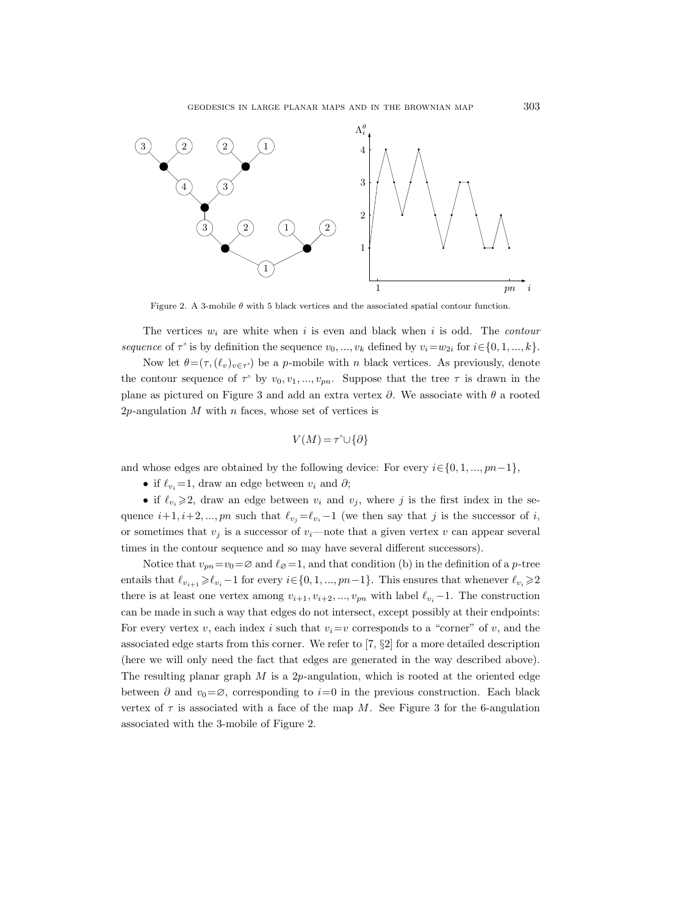Figure 2. A 3-mobile $\theta$ with 5 black vertices and the associated spatial contour function.

The vertices $w_i$ are white when $i$ is even and black when $i$ is odd. The *contour sequence* of $\tau^\circ$ is by definition the sequence $v_0, ..., v_k$ defined by $v_i = w_{2i}$ for $i \in \{0, 1, ..., k\}$.

Now let $\theta = (\tau, (\ell_v)_{v \in \tau^\circ})$ be a $p$-mobile with $n$ black vertices. As previously, denote the contour sequence of $\tau^\circ$ by $v_0, v_1, ..., v_{pn}$. Suppose that the tree $\tau$ is drawn in the plane as pictured on Figure 3 and add an extra vertex $\partial$. We associate with $\theta$ a rooted $2p$-angulation $M$ with $n$ faces, whose set of vertices is

$$V(M) = \tau^\circ \cup \{\partial\}$$

and whose edges are obtained by the following device: For every $i \in \{0, 1, ..., pn-1\}$,

- if $\ell_{v_i} = 1$, draw an edge between $v_i$ and $\partial$;
- if $\ell_{v_i} \geqslant 2$, draw an edge between $v_i$ and $v_j$, where $j$ is the first index in the sequence $i+1, i+2, ..., pn$ such that $\ell_{v_j} = \ell_{v_i} - 1$ (we then say that $j$ is the successor of $i$, or sometimes that $v_j$ is a successor of $v_i$—note that a given vertex $v$ can appear several times in the contour sequence and so may have several different successors).

Notice that $v_{pn} = v_0 = \varnothing$ and $\ell_\varnothing = 1$, and that condition (b) in the definition of a $p$-tree entails that $\ell_{v_{i+1}} \geqslant \ell_{v_i} - 1$ for every $i \in \{0, 1, ..., pn-1\}$. This ensures that whenever $\ell_{v_i} \geqslant 2$ there is at least one vertex among $v_{i+1}, v_{i+2}, ..., v_{pn}$ with label $\ell_{v_i} - 1$. The construction can be made in such a way that edges do not intersect, except possibly at their endpoints: For every vertex $v$, each index $i$ such that $v_i = v$ corresponds to a "corner" of $v$, and the associated edge starts from this corner. We refer to [7, §2] for a more detailed description (here we will only need the fact that edges are generated in the way described above). The resulting planar graph $M$ is a $2p$-angulation, which is rooted at the oriented edge between $\partial$ and $v_0 = \varnothing$, corresponding to $i = 0$ in the previous construction. Each black vertex of $\tau$ is associated with a face of the map $M$. See Figure 3 for the 6-angulation associated with the 3-mobile of Figure 2.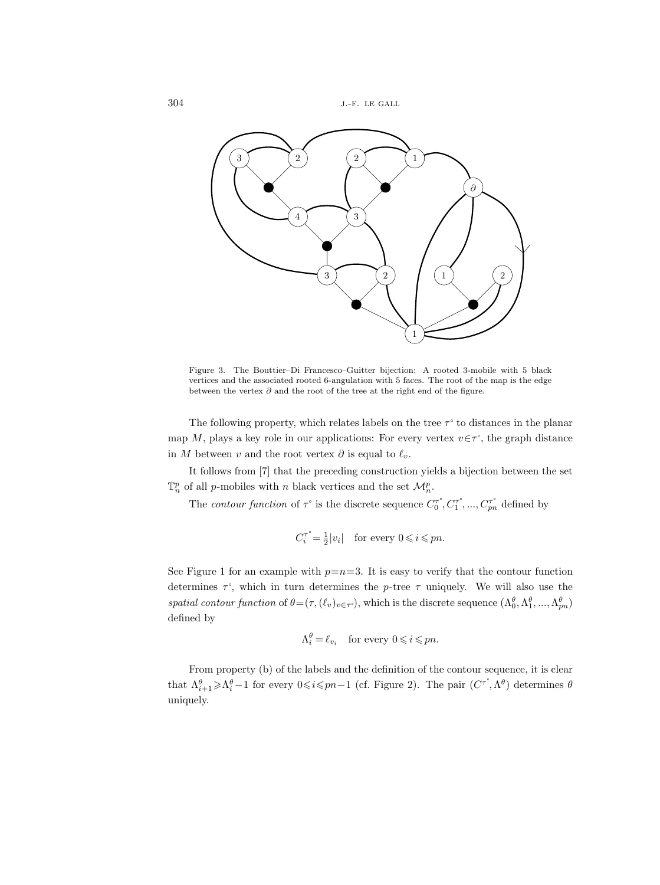Figure 3. The Bouttier–Di Francesco–Guitter bijection: A rooted 3-mobile with 5 black vertices and the associated rooted 6-angulation with 5 faces. The root of the map is the edge between the vertex $\partial$ and the root of the tree at the right end of the figure.

The following property, which relates labels on the tree $\tau^\circ$ to distances in the planar map $M$, plays a key role in our applications: For every vertex $v\in\tau^\circ$, the graph distance in $M$ between $v$ and the root vertex $\partial$ is equal to $\ell_v$.

It follows from [7] that the preceding construction yields a bijection between the set $\mathbb{T}_n^p$ of all $p$-mobiles with $n$ black vertices and the set $\mathcal{M}_n^p$.

The *contour function* of $\tau^\circ$ is the discrete sequence $C_0^{\tau^\circ}, C_1^{\tau^\circ}, ..., C_{pn}^{\tau^\circ}$ defined by

$$C_i^{\tau^\circ} = \tfrac{1}{2}|v_i| \quad \text{for every } 0 \leqslant i \leqslant pn.$$

See Figure 1 for an example with $p=n=3$. It is easy to verify that the contour function determines $\tau^\circ$, which in turn determines the $p$-tree $\tau$ uniquely. We will also use the *spatial contour function* of $\theta=(\tau,(\ell_v)_{v\in\tau^\circ})$, which is the discrete sequence $(\Lambda_0^\theta, \Lambda_1^\theta, ..., \Lambda_{pn}^\theta)$ defined by

$$\Lambda_i^\theta = \ell_{v_i} \quad \text{for every } 0 \leqslant i \leqslant pn.$$

From property (b) of the labels and the definition of the contour sequence, it is clear that $\Lambda_{i+1}^\theta \geqslant \Lambda_i^\theta - 1$ for every $0 \leqslant i \leqslant pn-1$ (cf. Figure 2). The pair $(C^{\tau^\circ}, \Lambda^\theta)$ determines $\theta$ uniquely.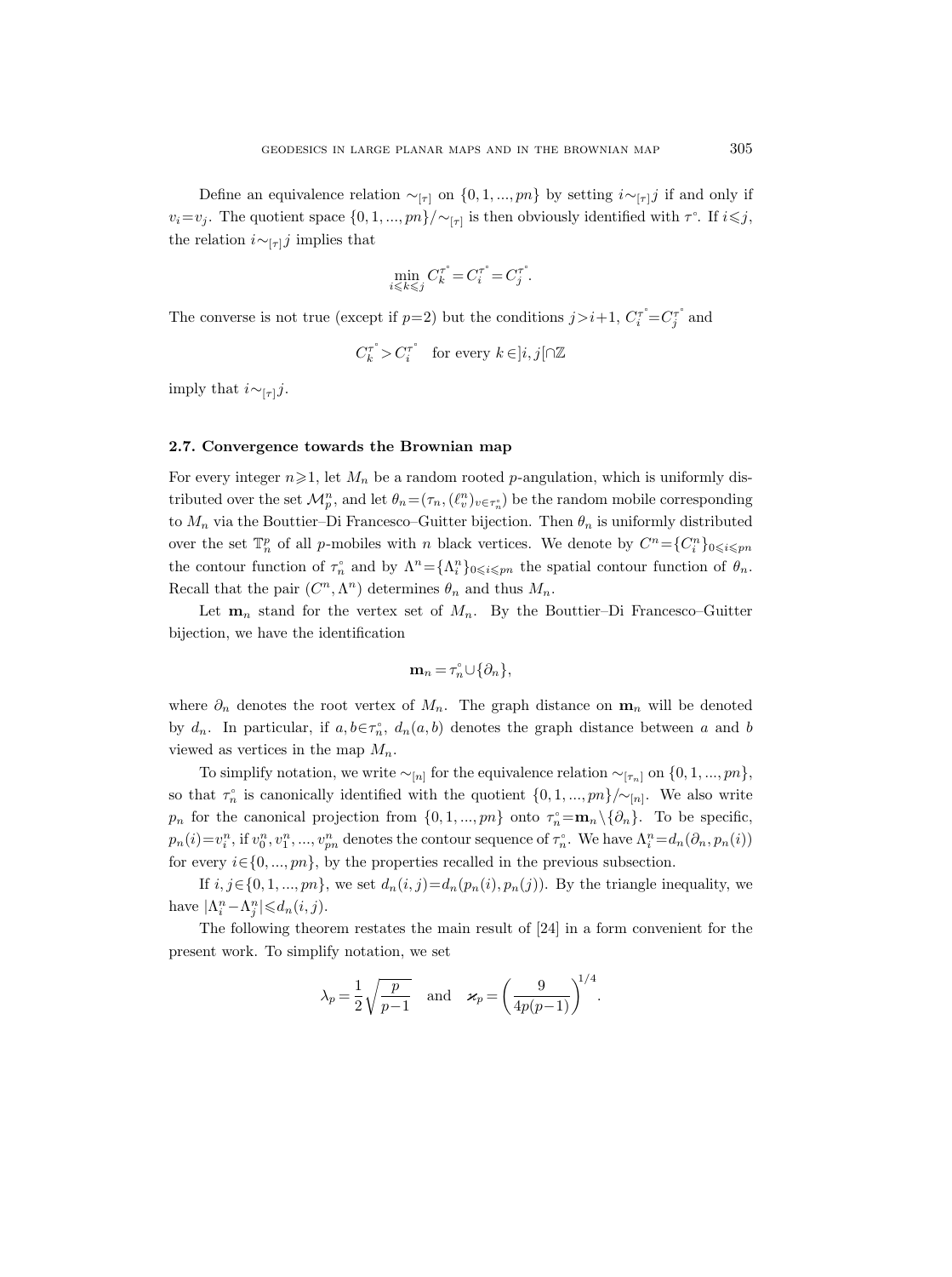Define an equivalence relation $\sim_{[\tau]}$ on $\{0,1,...,pn\}$ by setting $i\sim_{[\tau]}j$ if and only if $v_i=v_j$. The quotient space $\{0,1,...,pn\}/\sim_{[\tau]}$ is then obviously identified with $\tau^\circ$. If $i\leqslant j$, the relation $i\sim_{[\tau]}j$ implies that

$$\min_{i\leqslant k\leqslant j} C_k^{\tau^\circ} = C_i^{\tau^\circ} = C_j^{\tau^\circ}.$$

The converse is not true (except if $p=2$) but the conditions $j>i+1$, $C_i^{\tau^\circ}=C_j^{\tau^\circ}$ and

$$C_k^{\tau^\circ} > C_i^{\tau^\circ} \quad \text{for every } k\in ]i,j[\cap\mathbb{Z}$$

imply that $i\sim_{[\tau]}j$.

### 2.7. Convergence towards the Brownian map

For every integer $n\geqslant 1$, let $M_n$ be a random rooted $p$-angulation, which is uniformly distributed over the set $\mathcal{M}_p^n$, and let $\theta_n=(\tau_n,(\ell_v^n)_{v\in\tau_n^\circ})$ be the random mobile corresponding to $M_n$ via the Bouttier–Di Francesco–Guitter bijection. Then $\theta_n$ is uniformly distributed over the set $\mathbb{T}_n^p$ of all $p$-mobiles with $n$ black vertices. We denote by $C^n=\{C_i^n\}_{0\leqslant i\leqslant pn}$ the contour function of $\tau_n^\circ$ and by $\Lambda^n=\{\Lambda_i^n\}_{0\leqslant i\leqslant pn}$ the spatial contour function of $\theta_n$. Recall that the pair $(C^n,\Lambda^n)$ determines $\theta_n$ and thus $M_n$.

Let $\mathbf{m}_n$ stand for the vertex set of $M_n$. By the Bouttier–Di Francesco–Guitter bijection, we have the identification

$$\mathbf{m}_n=\tau_n^\circ\cup\{\partial_n\},$$

where $\partial_n$ denotes the root vertex of $M_n$. The graph distance on $\mathbf{m}_n$ will be denoted by $d_n$. In particular, if $a,b\in\tau_n^\circ$, $d_n(a,b)$ denotes the graph distance between $a$ and $b$ viewed as vertices in the map $M_n$.

To simplify notation, we write $\sim_{[n]}$ for the equivalence relation $\sim_{[\tau_n]}$ on $\{0,1,...,pn\}$, so that $\tau_n^\circ$ is canonically identified with the quotient $\{0,1,...,pn\}/\sim_{[n]}$. We also write $p_n$ for the canonical projection from $\{0,1,...,pn\}$ onto $\tau_n^\circ=\mathbf{m}_n\setminus\{\partial_n\}$. To be specific, $p_n(i)=v_i^n$, if $v_0^n,v_1^n,...,v_{pn}^n$ denotes the contour sequence of $\tau_n^\circ$. We have $\Lambda_i^n=d_n(\partial_n,p_n(i))$ for every $i\in\{0,...,pn\}$, by the properties recalled in the previous subsection.

If $i,j\in\{0,1,...,pn\}$, we set $d_n(i,j)=d_n(p_n(i),p_n(j))$. By the triangle inequality, we have $|\Lambda_i^n-\Lambda_j^n|\leqslant d_n(i,j)$.

The following theorem restates the main result of [24] in a form convenient for the present work. To simplify notation, we set

$$\lambda_p=\frac{1}{2}\sqrt{\frac{p}{p-1}} \quad \text{and} \quad \varkappa_p=\left(\frac{9}{4p(p-1)}\right)^{1/4}.$$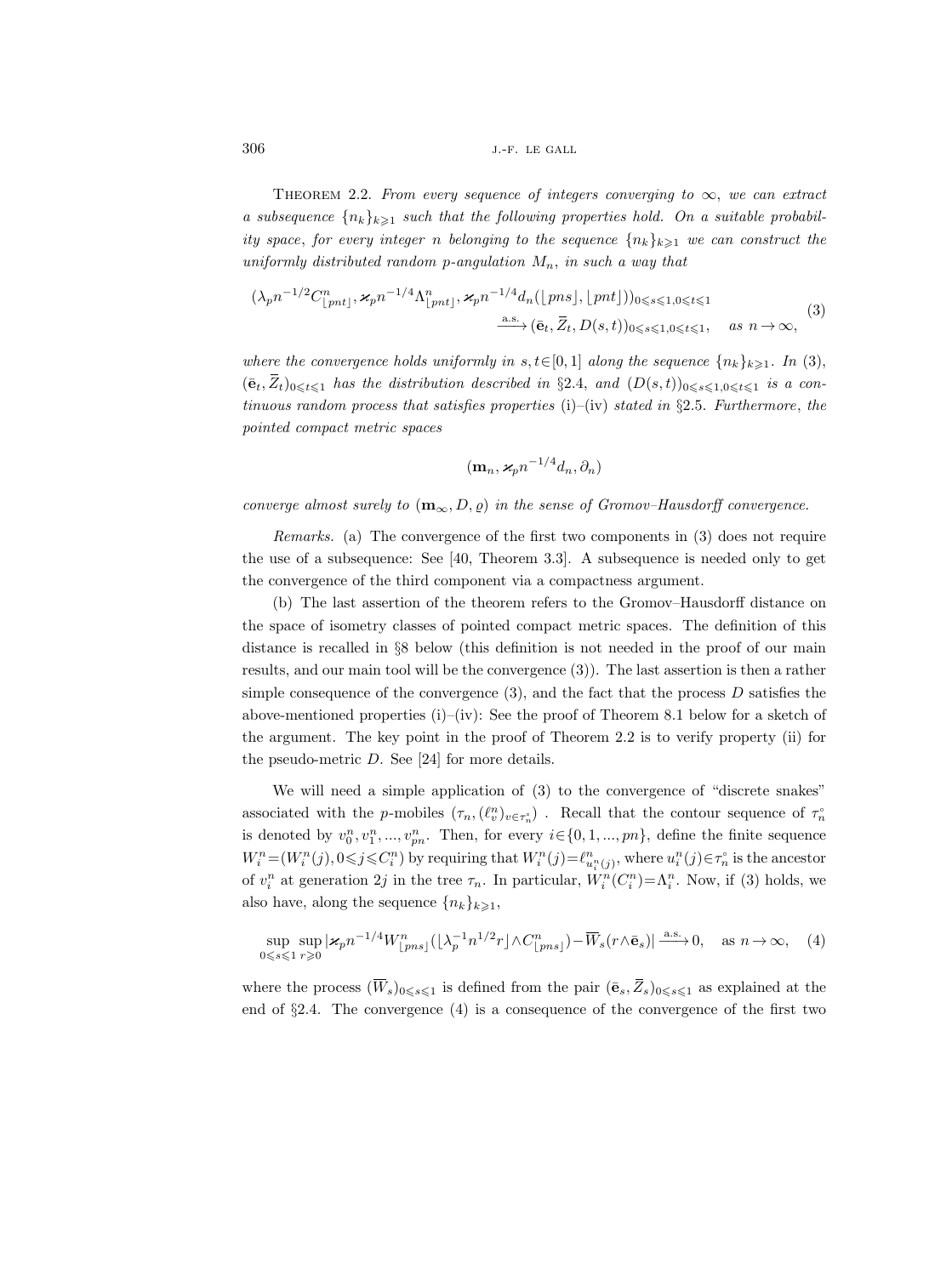Theorem 2.2. *From every sequence of integers converging to $\infty$, we can extract a subsequence $\{n_k\}_{k\geqslant 1}$ such that the following properties hold. On a suitable probability space, for every integer $n$ belonging to the sequence $\{n_k\}_{k\geqslant 1}$ we can construct the uniformly distributed random $p$-angulation $M_n$, in such a way that*

$$(\lambda_p n^{-1/2} C^n_{\lfloor pnt\rfloor}, \varkappa_p n^{-1/4}\Lambda^n_{\lfloor pnt\rfloor}, \varkappa_p n^{-1/4} d_n(\lfloor pns\rfloor, \lfloor pnt\rfloor))_{0\leqslant s\leqslant 1, 0\leqslant t\leqslant 1} \xrightarrow{\text{a.s.}} (\bar{\mathbf{e}}_t, \overline{Z}_t, D(s,t))_{0\leqslant s\leqslant 1, 0\leqslant t\leqslant 1}, \quad \text{as } n\to\infty, \tag{3}$$

*where the convergence holds uniformly in $s,t\in[0,1]$ along the sequence $\{n_k\}_{k\geqslant 1}$. In (3), $(\bar{\mathbf{e}}_t, \overline{Z}_t)_{0\leqslant t\leqslant 1}$ has the distribution described in §2.4, and $(D(s,t))_{0\leqslant s\leqslant 1, 0\leqslant t\leqslant 1}$ is a continuous random process that satisfies properties* (i)–(iv) *stated in §2.5. Furthermore, the pointed compact metric spaces*

$$(\mathbf{m}_n, \varkappa_p n^{-1/4} d_n, \partial_n)$$

*converge almost surely to $(\mathbf{m}_\infty, D, \varrho)$ in the sense of Gromov–Hausdorff convergence.*

*Remarks.* (a) The convergence of the first two components in (3) does not require the use of a subsequence: See [40, Theorem 3.3]. A subsequence is needed only to get the convergence of the third component via a compactness argument.

(b) The last assertion of the theorem refers to the Gromov–Hausdorff distance on the space of isometry classes of pointed compact metric spaces. The definition of this distance is recalled in §8 below (this definition is not needed in the proof of our main results, and our main tool will be the convergence (3)). The last assertion is then a rather simple consequence of the convergence (3), and the fact that the process $D$ satisfies the above-mentioned properties (i)–(iv): See the proof of Theorem 8.1 below for a sketch of the argument. The key point in the proof of Theorem 2.2 is to verify property (ii) for the pseudo-metric $D$. See [24] for more details.

We will need a simple application of (3) to the convergence of "discrete snakes" associated with the $p$-mobiles $(\tau_n, (\ell^n_v)_{v\in\tau^\circ_n})$. Recall that the contour sequence of $\tau^\circ_n$ is denoted by $v^n_0, v^n_1, ..., v^n_{pn}$. Then, for every $i\in\{0,1,...,pn\}$, define the finite sequence $W^n_i = (W^n_i(j), 0\leqslant j\leqslant C^n_i)$ by requiring that $W^n_i(j) = \ell^n_{u^n_i(j)}$, where $u^n_i(j)\in\tau^\circ_n$ is the ancestor of $v^n_i$ at generation $2j$ in the tree $\tau_n$. In particular, $W^n_i(C^n_i) = \Lambda^n_i$. Now, if (3) holds, we also have, along the sequence $\{n_k\}_{k\geqslant 1}$,

$$\sup_{0\leqslant s\leqslant 1}\sup_{r\geqslant 0} |\varkappa_p n^{-1/4} W^n_{\lfloor pns\rfloor}(\lfloor \lambda_p^{-1} n^{1/2} r\rfloor \wedge C^n_{\lfloor pns\rfloor}) - \overline{W}_s(r\wedge \bar{\mathbf{e}}_s)| \xrightarrow{\text{a.s.}} 0, \quad \text{as } n\to\infty, \tag{4}$$

where the process $(\overline{W}_s)_{0\leqslant s\leqslant 1}$ is defined from the pair $(\bar{\mathbf{e}}_s, \overline{Z}_s)_{0\leqslant s\leqslant 1}$ as explained at the end of §2.4. The convergence (4) is a consequence of the convergence of the first two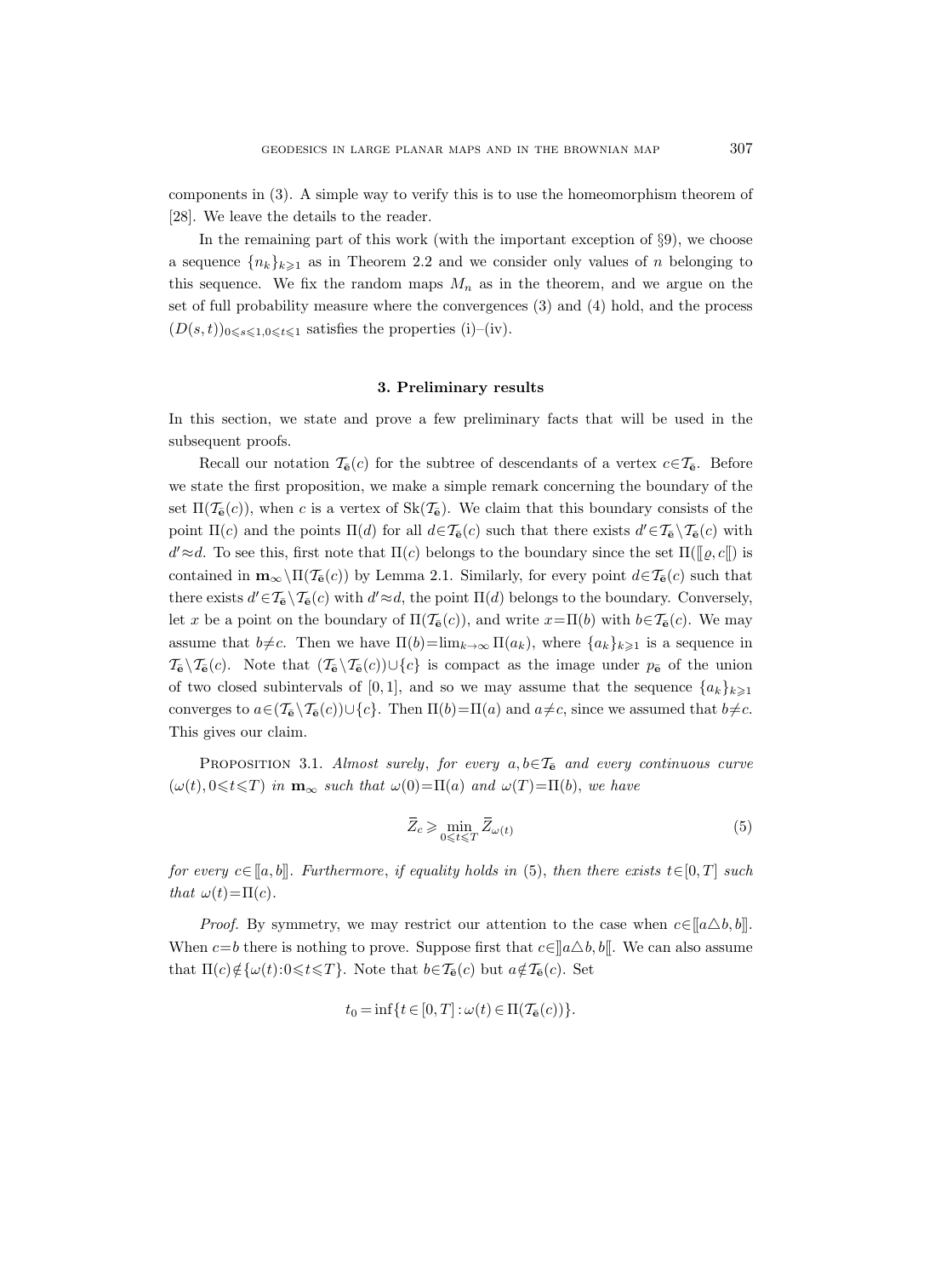components in (3). A simple way to verify this is to use the homeomorphism theorem of [28]. We leave the details to the reader.

In the remaining part of this work (with the important exception of §9), we choose a sequence $\{n_k\}_{k\geqslant 1}$ as in Theorem 2.2 and we consider only values of $n$ belonging to this sequence. We fix the random maps $M_n$ as in the theorem, and we argue on the set of full probability measure where the convergences (3) and (4) hold, and the process $(D(s,t))_{0\leqslant s\leqslant 1, 0\leqslant t\leqslant 1}$ satisfies the properties (i)–(iv).

## 3. Preliminary results

In this section, we state and prove a few preliminary facts that will be used in the subsequent proofs.

Recall our notation $\mathcal{T}_{\bar{\mathbf{e}}}(c)$ for the subtree of descendants of a vertex $c\in\mathcal{T}_{\bar{\mathbf{e}}}$. Before we state the first proposition, we make a simple remark concerning the boundary of the set $\Pi(\mathcal{T}_{\bar{\mathbf{e}}}(c))$, when $c$ is a vertex of $\mathrm{Sk}(\mathcal{T}_{\bar{\mathbf{e}}})$. We claim that this boundary consists of the point $\Pi(c)$ and the points $\Pi(d)$ for all $d\in\mathcal{T}_{\bar{\mathbf{e}}}(c)$ such that there exists $d'\in\mathcal{T}_{\bar{\mathbf{e}}}\setminus\mathcal{T}_{\bar{\mathbf{e}}}(c)$ with $d'\approx d$. To see this, first note that $\Pi(c)$ belongs to the boundary since the set $\Pi([\![\varrho,c[\![)$ is contained in $\mathbf{m}_\infty\setminus\Pi(\mathcal{T}_{\bar{\mathbf{e}}}(c))$ by Lemma 2.1. Similarly, for every point $d\in\mathcal{T}_{\bar{\mathbf{e}}}(c)$ such that there exists $d'\in\mathcal{T}_{\bar{\mathbf{e}}}\setminus\mathcal{T}_{\bar{\mathbf{e}}}(c)$ with $d'\approx d$, the point $\Pi(d)$ belongs to the boundary. Conversely, let $x$ be a point on the boundary of $\Pi(\mathcal{T}_{\bar{\mathbf{e}}}(c))$, and write $x=\Pi(b)$ with $b\in\mathcal{T}_{\bar{\mathbf{e}}}(c)$. We may assume that $b\neq c$. Then we have $\Pi(b)=\lim_{k\to\infty}\Pi(a_k)$, where $\{a_k\}_{k\geqslant 1}$ is a sequence in $\mathcal{T}_{\bar{\mathbf{e}}}\setminus\mathcal{T}_{\bar{\mathbf{e}}}(c)$. Note that $(\mathcal{T}_{\bar{\mathbf{e}}}\setminus\mathcal{T}_{\bar{\mathbf{e}}}(c))\cup\{c\}$ is compact as the image under $p_{\bar{\mathbf{e}}}$ of the union of two closed subintervals of $[0,1]$, and so we may assume that the sequence $\{a_k\}_{k\geqslant 1}$ converges to $a\in(\mathcal{T}_{\bar{\mathbf{e}}}\setminus\mathcal{T}_{\bar{\mathbf{e}}}(c))\cup\{c\}$. Then $\Pi(b)=\Pi(a)$ and $a\neq c$, since we assumed that $b\neq c$. This gives our claim.

Proposition 3.1. *Almost surely, for every $a,b\in\mathcal{T}_{\bar{\mathbf{e}}}$ and every continuous curve $(\omega(t), 0\leqslant t\leqslant T)$ in $\mathbf{m}_\infty$ such that $\omega(0)=\Pi(a)$ and $\omega(T)=\Pi(b)$, we have*

$$\overline{Z}_c \geqslant \min_{0\leqslant t\leqslant T} \overline{Z}_{\omega(t)} \tag{5}$$

*for every $c\in[\![a,b]\!]$. Furthermore, if equality holds in (5), then there exists $t\in[0,T]$ such that $\omega(t)=\Pi(c)$.*

*Proof.* By symmetry, we may restrict our attention to the case when $c\in[\![a\triangle b,b]\!]$. When $c=b$ there is nothing to prove. Suppose first that $c\in]\!]a\triangle b,b[\![$. We can also assume that $\Pi(c)\notin\{\omega(t):0\leqslant t\leqslant T\}$. Note that $b\in\mathcal{T}_{\bar{\mathbf{e}}}(c)$ but $a\notin\mathcal{T}_{\bar{\mathbf{e}}}(c)$. Set

$$t_0=\inf\{t\in[0,T]:\omega(t)\in\Pi(\mathcal{T}_{\bar{\mathbf{e}}}(c))\}.$$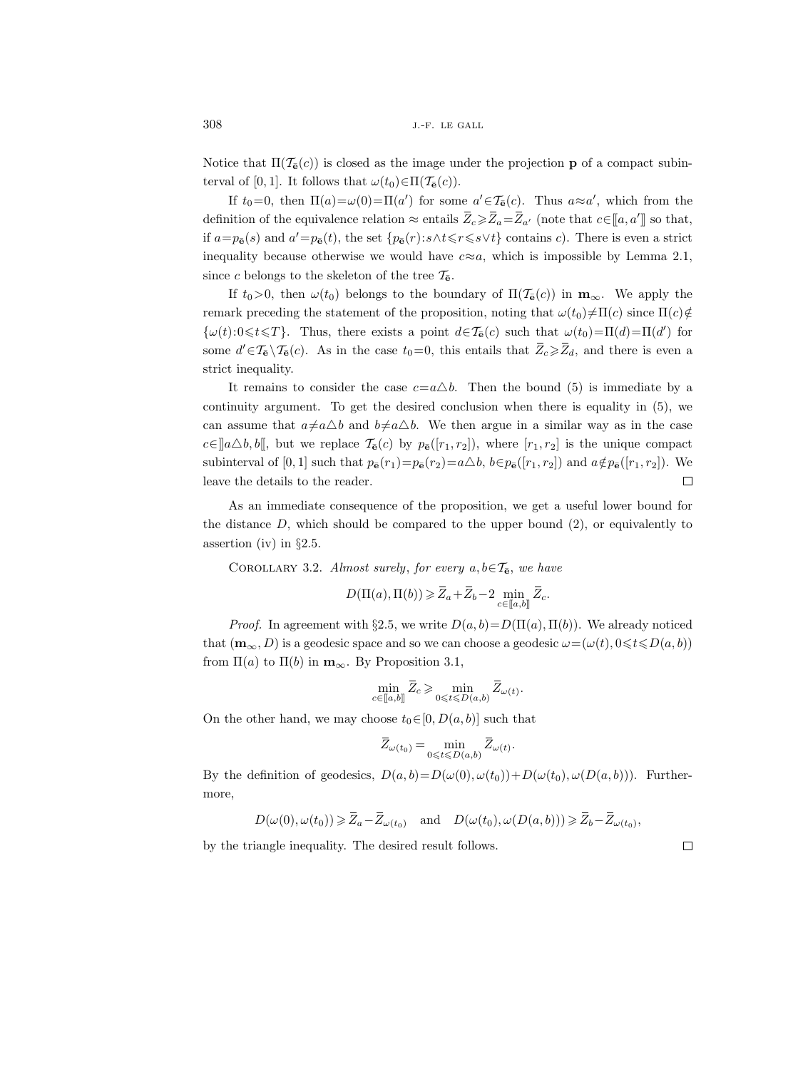Notice that $\Pi(\mathcal{T}_{\bar{\mathbf{e}}}(c))$ is closed as the image under the projection $\mathbf{p}$ of a compact subinterval of $[0,1]$. It follows that $\omega(t_0)\in\Pi(\mathcal{T}_{\bar{\mathbf{e}}}(c))$.

If $t_0=0$, then $\Pi(a)=\omega(0)=\Pi(a')$ for some $a'\in\mathcal{T}_{\bar{\mathbf{e}}}(c)$. Thus $a\approx a'$, which from the definition of the equivalence relation $\approx$ entails $\overline{Z}_c\geqslant\overline{Z}_a=\overline{Z}_{a'}$ (note that $c\in[\![a,a']\!]$ so that, if $a=p_{\bar{\mathbf{e}}}(s)$ and $a'=p_{\bar{\mathbf{e}}}(t)$, the set $\{p_{\bar{\mathbf{e}}}(r):s\wedge t\leqslant r\leqslant s\vee t\}$ contains $c$). There is even a strict inequality because otherwise we would have $c\approx a$, which is impossible by Lemma 2.1, since $c$ belongs to the skeleton of the tree $\mathcal{T}_{\bar{\mathbf{e}}}$.

If $t_0>0$, then $\omega(t_0)$ belongs to the boundary of $\Pi(\mathcal{T}_{\bar{\mathbf{e}}}(c))$ in $\mathbf{m}_\infty$. We apply the remark preceding the statement of the proposition, noting that $\omega(t_0)\neq\Pi(c)$ since $\Pi(c)\notin\{\omega(t):0\leqslant t\leqslant T\}$. Thus, there exists a point $d\in\mathcal{T}_{\bar{\mathbf{e}}}(c)$ such that $\omega(t_0)=\Pi(d)=\Pi(d')$ for some $d'\in\mathcal{T}_{\bar{\mathbf{e}}}\setminus\mathcal{T}_{\bar{\mathbf{e}}}(c)$. As in the case $t_0=0$, this entails that $\overline{Z}_c\geqslant\overline{Z}_d$, and there is even a strict inequality.

It remains to consider the case $c=a\triangle b$. Then the bound (5) is immediate by a continuity argument. To get the desired conclusion when there is equality in (5), we can assume that $a\neq a\triangle b$ and $b\neq a\triangle b$. We then argue in a similar way as in the case $c\in]\!]a\triangle b,b[\![$, but we replace $\mathcal{T}_{\bar{\mathbf{e}}}(c)$ by $p_{\bar{\mathbf{e}}}([r_1,r_2])$, where $[r_1,r_2]$ is the unique compact subinterval of $[0,1]$ such that $p_{\bar{\mathbf{e}}}(r_1)=p_{\bar{\mathbf{e}}}(r_2)=a\triangle b$, $b\in p_{\bar{\mathbf{e}}}([r_1,r_2])$ and $a\notin p_{\bar{\mathbf{e}}}([r_1,r_2])$. We leave the details to the reader. □

As an immediate consequence of the proposition, we get a useful lower bound for the distance $D$, which should be compared to the upper bound (2), or equivalently to assertion (iv) in §2.5.

Corollary 3.2. *Almost surely, for every* $a,b\in\mathcal{T}_{\bar{\mathbf{e}}}$, *we have*

$$D(\Pi(a),\Pi(b))\geqslant\overline{Z}_a+\overline{Z}_b-2\min_{c\in[\![a,b]\!]}\overline{Z}_c.$$

*Proof.* In agreement with §2.5, we write $D(a,b)=D(\Pi(a),\Pi(b))$. We already noticed that $(\mathbf{m}_\infty,D)$ is a geodesic space and so we can choose a geodesic $\omega=(\omega(t),0\leqslant t\leqslant D(a,b))$ from $\Pi(a)$ to $\Pi(b)$ in $\mathbf{m}_\infty$. By Proposition 3.1,

$$\min_{c\in[\![a,b]\!]}\overline{Z}_c\geqslant\min_{0\leqslant t\leqslant D(a,b)}\overline{Z}_{\omega(t)}.$$

On the other hand, we may choose $t_0\in[0,D(a,b)]$ such that

$$\overline{Z}_{\omega(t_0)}=\min_{0\leqslant t\leqslant D(a,b)}\overline{Z}_{\omega(t)}.$$

By the definition of geodesics, $D(a,b)=D(\omega(0),\omega(t_0))+D(\omega(t_0),\omega(D(a,b)))$. Furthermore,

$$D(\omega(0),\omega(t_0))\geqslant\overline{Z}_a-\overline{Z}_{\omega(t_0)}\quad\text{and}\quad D(\omega(t_0),\omega(D(a,b)))\geqslant\overline{Z}_b-\overline{Z}_{\omega(t_0)},$$

by the triangle inequality. The desired result follows. □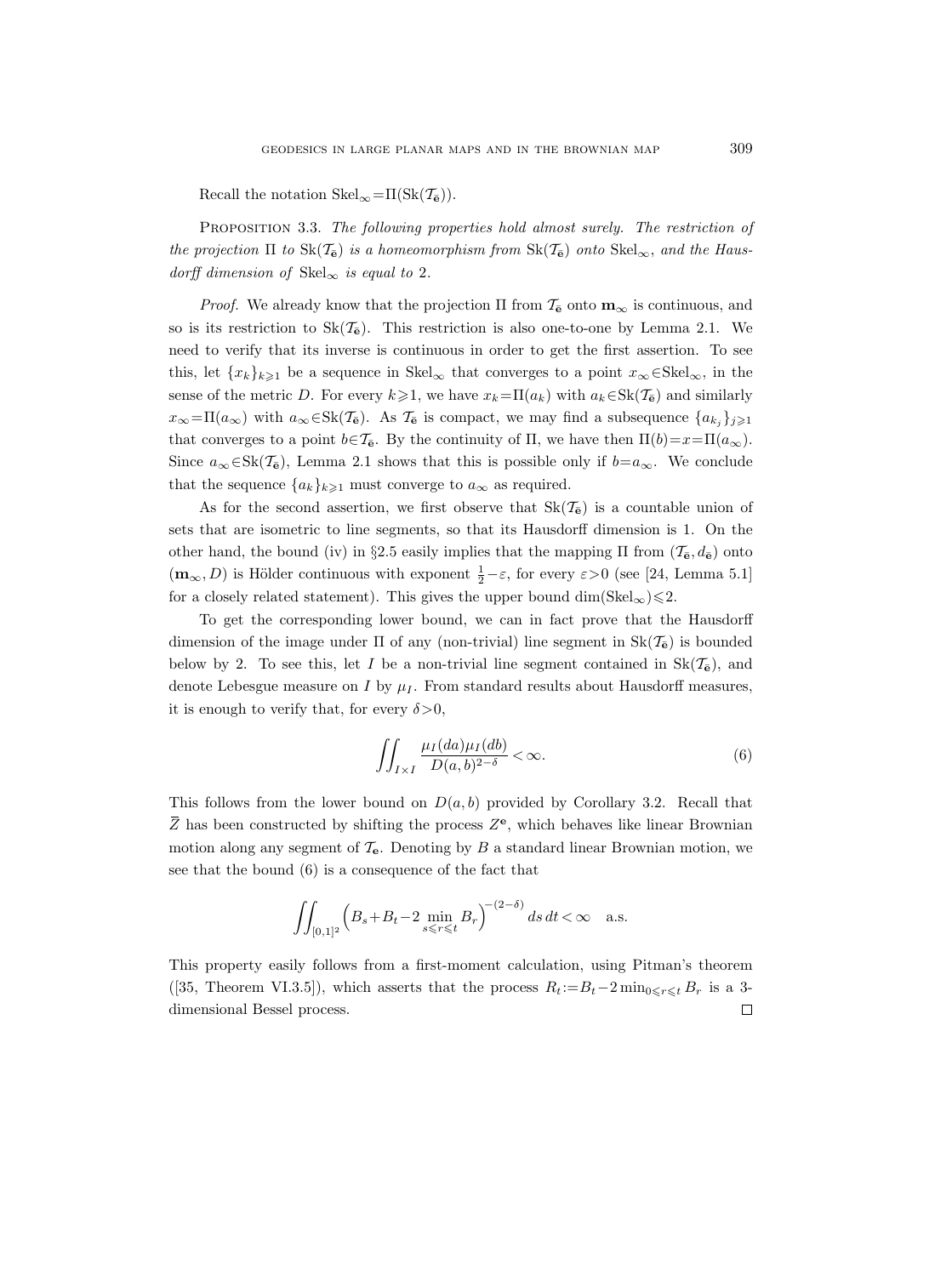Recall the notation $\mathrm{Skel}_\infty = \Pi(\mathrm{Sk}(\mathcal{T}_{\bar{\mathbf{e}}}))$.

Proposition 3.3. *The following properties hold almost surely. The restriction of the projection $\Pi$ to $\mathrm{Sk}(\mathcal{T}_{\bar{\mathbf{e}}})$ is a homeomorphism from $\mathrm{Sk}(\mathcal{T}_{\bar{\mathbf{e}}})$ onto $\mathrm{Skel}_\infty$, and the Hausdorff dimension of $\mathrm{Skel}_\infty$ is equal to 2.*

*Proof.* We already know that the projection $\Pi$ from $\mathcal{T}_{\bar{\mathbf{e}}}$ onto $\mathbf{m}_\infty$ is continuous, and so is its restriction to $\mathrm{Sk}(\mathcal{T}_{\bar{\mathbf{e}}})$. This restriction is also one-to-one by Lemma 2.1. We need to verify that its inverse is continuous in order to get the first assertion. To see this, let $\{x_k\}_{k\geqslant 1}$ be a sequence in $\mathrm{Skel}_\infty$ that converges to a point $x_\infty \in \mathrm{Skel}_\infty$, in the sense of the metric $D$. For every $k\geqslant 1$, we have $x_k = \Pi(a_k)$ with $a_k \in \mathrm{Sk}(\mathcal{T}_{\bar{\mathbf{e}}})$ and similarly $x_\infty = \Pi(a_\infty)$ with $a_\infty \in \mathrm{Sk}(\mathcal{T}_{\bar{\mathbf{e}}})$. As $\mathcal{T}_{\bar{\mathbf{e}}}$ is compact, we may find a subsequence $\{a_{k_j}\}_{j\geqslant 1}$ that converges to a point $b\in\mathcal{T}_{\bar{\mathbf{e}}}$. By the continuity of $\Pi$, we have then $\Pi(b) = x = \Pi(a_\infty)$. Since $a_\infty \in \mathrm{Sk}(\mathcal{T}_{\bar{\mathbf{e}}})$, Lemma 2.1 shows that this is possible only if $b = a_\infty$. We conclude that the sequence $\{a_k\}_{k\geqslant 1}$ must converge to $a_\infty$ as required.

As for the second assertion, we first observe that $\mathrm{Sk}(\mathcal{T}_{\bar{\mathbf{e}}})$ is a countable union of sets that are isometric to line segments, so that its Hausdorff dimension is 1. On the other hand, the bound (iv) in §2.5 easily implies that the mapping $\Pi$ from $(\mathcal{T}_{\bar{\mathbf{e}}}, d_{\bar{\mathbf{e}}})$ onto $(\mathbf{m}_\infty, D)$ is Hölder continuous with exponent $\frac{1}{2}-\varepsilon$, for every $\varepsilon>0$ (see [24, Lemma 5.1] for a closely related statement). This gives the upper bound $\dim(\mathrm{Skel}_\infty)\leqslant 2$.

To get the corresponding lower bound, we can in fact prove that the Hausdorff dimension of the image under $\Pi$ of any (non-trivial) line segment in $\mathrm{Sk}(\mathcal{T}_{\bar{\mathbf{e}}})$ is bounded below by 2. To see this, let $I$ be a non-trivial line segment contained in $\mathrm{Sk}(\mathcal{T}_{\bar{\mathbf{e}}})$, and denote Lebesgue measure on $I$ by $\mu_I$. From standard results about Hausdorff measures, it is enough to verify that, for every $\delta>0$,

$$\iint_{I\times I} \frac{\mu_I(da)\mu_I(db)}{D(a,b)^{2-\delta}} < \infty. \tag{6}$$

This follows from the lower bound on $D(a,b)$ provided by Corollary 3.2. Recall that $\bar{Z}$ has been constructed by shifting the process $Z^{\mathbf{e}}$, which behaves like linear Brownian motion along any segment of $\mathcal{T}_{\mathbf{e}}$. Denoting by $B$ a standard linear Brownian motion, we see that the bound (6) is a consequence of the fact that

$$\iint_{[0,1]^2} \Big(B_s + B_t - 2\min_{s\leqslant r\leqslant t} B_r\Big)^{-(2-\delta)}\, ds\, dt < \infty \quad \text{a.s.}$$

This property easily follows from a first-moment calculation, using Pitman's theorem ([35, Theorem VI.3.5]), which asserts that the process $R_t := B_t - 2\min_{0\leqslant r\leqslant t} B_r$ is a 3-dimensional Bessel process. □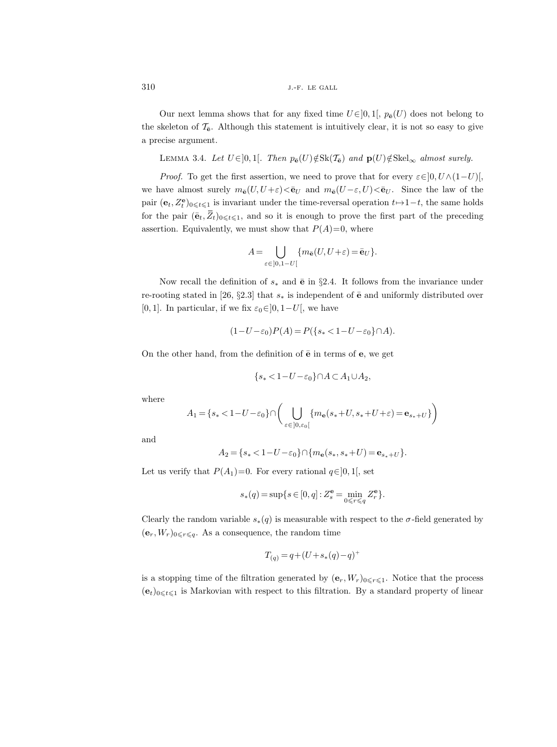Our next lemma shows that for any fixed time $U\in]0,1[$, $p_{\bar{\mathbf{e}}}(U)$ does not belong to the skeleton of $\mathcal{T}_{\bar{\mathbf{e}}}$. Although this statement is intuitively clear, it is not so easy to give a precise argument.

LEMMA 3.4. *Let $U\in]0,1[$. Then $p_{\bar{\mathbf{e}}}(U)\notin \mathrm{Sk}(\mathcal{T}_{\bar{\mathbf{e}}})$ and $\mathbf{p}(U)\notin \mathrm{Skel}_\infty$ almost surely.*

*Proof.* To get the first assertion, we need to prove that for every $\varepsilon\in]0,U\wedge(1-U)[$, we have almost surely $m_{\bar{\mathbf{e}}}(U,U+\varepsilon)<\bar{\mathbf{e}}_U$ and $m_{\bar{\mathbf{e}}}(U-\varepsilon,U)<\bar{\mathbf{e}}_U$. Since the law of the pair $(\mathbf{e}_t,Z^{\mathbf{e}}_t)_{0\leqslant t\leqslant 1}$ is invariant under the time-reversal operation $t\mapsto 1-t$, the same holds for the pair $(\bar{\mathbf{e}}_t,\overline{Z}_t)_{0\leqslant t\leqslant 1}$, and so it is enough to prove the first part of the preceding assertion. Equivalently, we must show that $P(A)=0$, where

$$A=\bigcup_{\varepsilon\in]0,1-U[}\{m_{\bar{\mathbf{e}}}(U,U+\varepsilon)=\bar{\mathbf{e}}_U\}.$$

Now recall the definition of $s_*$ and $\bar{\mathbf{e}}$ in §2.4. It follows from the invariance under re-rooting stated in [26, §2.3] that $s_*$ is independent of $\bar{\mathbf{e}}$ and uniformly distributed over $[0,1]$. In particular, if we fix $\varepsilon_0\in]0,1-U[$, we have

$$(1-U-\varepsilon_0)P(A)=P(\{s_*<1-U-\varepsilon_0\}\cap A).$$

On the other hand, from the definition of $\bar{\mathbf{e}}$ in terms of $\mathbf{e}$, we get

$$\{s_*<1-U-\varepsilon_0\}\cap A\subset A_1\cup A_2,$$

where

$$A_1=\{s_*<1-U-\varepsilon_0\}\cap\biggl(\bigcup_{\varepsilon\in]0,\varepsilon_0[}\{m_{\mathbf{e}}(s_*+U,s_*+U+\varepsilon)=\mathbf{e}_{s_*+U}\}\biggr)$$

and

$$A_2=\{s_*<1-U-\varepsilon_0\}\cap\{m_{\mathbf{e}}(s_*,s_*+U)=\mathbf{e}_{s_*+U}\}.$$

Let us verify that $P(A_1)=0$. For every rational $q\in]0,1[$, set

$$s_*(q)=\sup\{s\in[0,q]:Z^{\mathbf{e}}_s=\min_{0\leqslant r\leqslant q}Z^{\mathbf{e}}_r\}.$$

Clearly the random variable $s_*(q)$ is measurable with respect to the $\sigma$-field generated by $(\mathbf{e}_r,W_r)_{0\leqslant r\leqslant q}$. As a consequence, the random time

$$T_{(q)}=q+(U+s_*(q)-q)^+$$

is a stopping time of the filtration generated by $(\mathbf{e}_r,W_r)_{0\leqslant r\leqslant 1}$. Notice that the process $(\mathbf{e}_t)_{0\leqslant t\leqslant 1}$ is Markovian with respect to this filtration. By a standard property of linear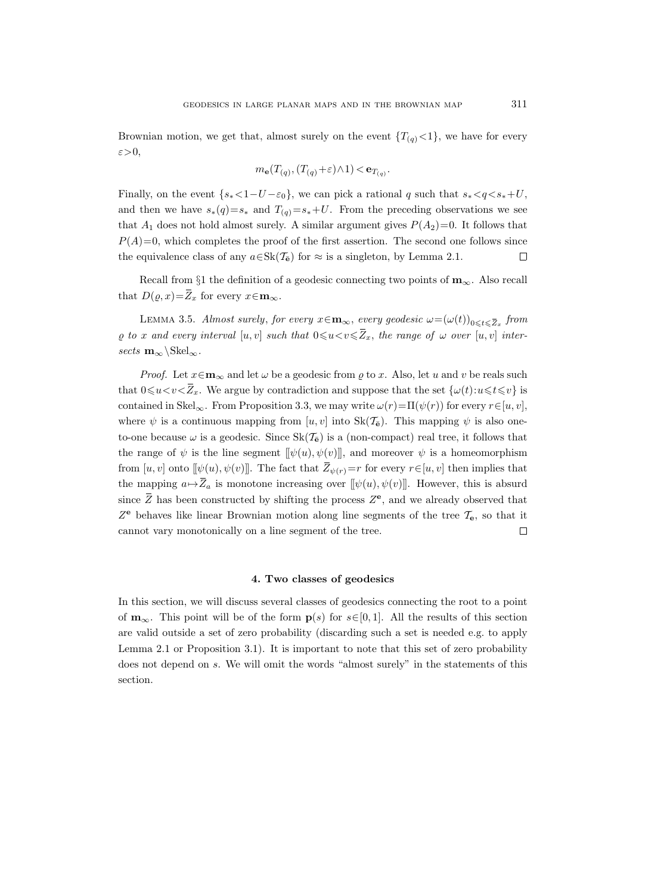Brownian motion, we get that, almost surely on the event $\{T_{(q)}<1\}$, we have for every $\varepsilon>0$,

$$m_{\mathbf{e}}(T_{(q)},(T_{(q)}+\varepsilon)\wedge 1) < \mathbf{e}_{T_{(q)}}.$$

Finally, on the event $\{s_*<1-U-\varepsilon_0\}$, we can pick a rational $q$ such that $s_*<q<s_*+U$, and then we have $s_*(q)=s_*$ and $T_{(q)}=s_*+U$. From the preceding observations we see that $A_1$ does not hold almost surely. A similar argument gives $P(A_2)=0$. It follows that $P(A)=0$, which completes the proof of the first assertion. The second one follows since the equivalence class of any $a\in\mathrm{Sk}(\mathcal{T}_{\bar{\mathbf{e}}})$ for $\approx$ is a singleton, by Lemma 2.1. $\square$

Recall from §1 the definition of a geodesic connecting two points of $\mathbf{m}_\infty$. Also recall that $D(\varrho,x)=\overline{Z}_x$ for every $x\in\mathbf{m}_\infty$.

LEMMA 3.5. *Almost surely, for every $x\in\mathbf{m}_\infty$, every geodesic $\omega=(\omega(t))_{0\leqslant t\leqslant \overline{Z}_x}$ from $\varrho$ to $x$ and every interval $[u,v]$ such that $0\leqslant u<v\leqslant\overline{Z}_x$, the range of $\omega$ over $[u,v]$ intersects $\mathbf{m}_\infty\setminus\mathrm{Skel}_\infty$.*

*Proof.* Let $x\in\mathbf{m}_\infty$ and let $\omega$ be a geodesic from $\varrho$ to $x$. Also, let $u$ and $v$ be reals such that $0\leqslant u<v<\overline{Z}_x$. We argue by contradiction and suppose that the set $\{\omega(t):u\leqslant t\leqslant v\}$ is contained in $\mathrm{Skel}_\infty$. From Proposition 3.3, we may write $\omega(r)=\Pi(\psi(r))$ for every $r\in[u,v]$, where $\psi$ is a continuous mapping from $[u,v]$ into $\mathrm{Sk}(\mathcal{T}_{\bar{\mathbf{e}}})$. This mapping $\psi$ is also one-to-one because $\omega$ is a geodesic. Since $\mathrm{Sk}(\mathcal{T}_{\bar{\mathbf{e}}})$ is a (non-compact) real tree, it follows that the range of $\psi$ is the line segment $[\![\psi(u),\psi(v)]\!]$, and moreover $\psi$ is a homeomorphism from $[u,v]$ onto $[\![\psi(u),\psi(v)]\!]$. The fact that $\overline{Z}_{\psi(r)}=r$ for every $r\in[u,v]$ then implies that the mapping $a\mapsto\overline{Z}_a$ is monotone increasing over $[\![\psi(u),\psi(v)]\!]$. However, this is absurd since $\overline{Z}$ has been constructed by shifting the process $Z^{\mathbf{e}}$, and we already observed that $Z^{\mathbf{e}}$ behaves like linear Brownian motion along line segments of the tree $\mathcal{T}_{\mathbf{e}}$, so that it cannot vary monotonically on a line segment of the tree. $\square$

## 4. Two classes of geodesics

In this section, we will discuss several classes of geodesics connecting the root to a point of $\mathbf{m}_\infty$. This point will be of the form $\mathbf{p}(s)$ for $s\in[0,1]$. All the results of this section are valid outside a set of zero probability (discarding such a set is needed e.g. to apply Lemma 2.1 or Proposition 3.1). It is important to note that this set of zero probability does not depend on $s$. We will omit the words "almost surely" in the statements of this section.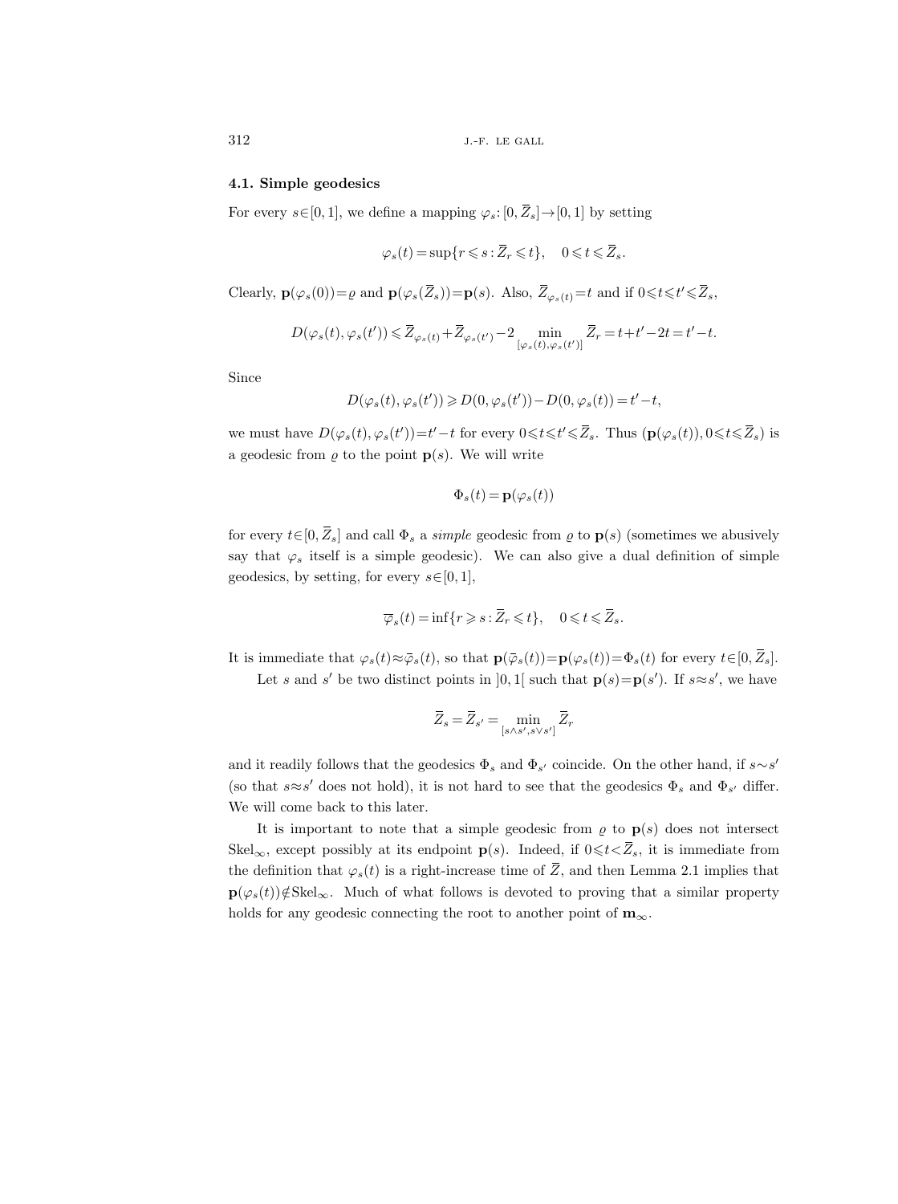### 4.1. Simple geodesics

For every $s\in[0,1]$, we define a mapping $\varphi_s\colon[0,\overline{Z}_s]\to[0,1]$ by setting

$$\varphi_s(t)=\sup\{r\leqslant s:\overline{Z}_r\leqslant t\},\quad 0\leqslant t\leqslant \overline{Z}_s.$$

Clearly, $\mathbf{p}(\varphi_s(0))=\varrho$ and $\mathbf{p}(\varphi_s(\overline{Z}_s))=\mathbf{p}(s)$. Also, $\overline{Z}_{\varphi_s(t)}=t$ and if $0\leqslant t\leqslant t'\leqslant\overline{Z}_s$,

$$D(\varphi_s(t),\varphi_s(t'))\leqslant \overline{Z}_{\varphi_s(t)}+\overline{Z}_{\varphi_s(t')}-2\min_{[\varphi_s(t),\varphi_s(t')]}\overline{Z}_r=t+t'-2t=t'-t.$$

Since

$$D(\varphi_s(t),\varphi_s(t'))\geqslant D(0,\varphi_s(t'))-D(0,\varphi_s(t))=t'-t,$$

we must have $D(\varphi_s(t),\varphi_s(t'))=t'-t$ for every $0\leqslant t\leqslant t'\leqslant\overline{Z}_s$. Thus $(\mathbf{p}(\varphi_s(t)),0\leqslant t\leqslant\overline{Z}_s)$ is a geodesic from $\varrho$ to the point $\mathbf{p}(s)$. We will write

$$\Phi_s(t)=\mathbf{p}(\varphi_s(t))$$

for every $t\in[0,\overline{Z}_s]$ and call $\Phi_s$ a *simple* geodesic from $\varrho$ to $\mathbf{p}(s)$ (sometimes we abusively say that $\varphi_s$ itself is a simple geodesic). We can also give a dual definition of simple geodesics, by setting, for every $s\in[0,1]$,

$$\overline{\varphi}_s(t)=\inf\{r\geqslant s:\overline{Z}_r\leqslant t\},\quad 0\leqslant t\leqslant\overline{Z}_s.$$

It is immediate that $\varphi_s(t)\approx\bar{\varphi}_s(t)$, so that $\mathbf{p}(\bar{\varphi}_s(t))=\mathbf{p}(\varphi_s(t))=\Phi_s(t)$ for every $t\in[0,\overline{Z}_s]$.

Let $s$ and $s'$ be two distinct points in $]0,1[$ such that $\mathbf{p}(s)=\mathbf{p}(s')$. If $s\approx s'$, we have

$$\overline{Z}_s=\overline{Z}_{s'}=\min_{[s\wedge s',s\vee s']}\overline{Z}_r$$

and it readily follows that the geodesics $\Phi_s$ and $\Phi_{s'}$ coincide. On the other hand, if $s\sim s'$ (so that $s\approx s'$ does not hold), it is not hard to see that the geodesics $\Phi_s$ and $\Phi_{s'}$ differ. We will come back to this later.

It is important to note that a simple geodesic from $\varrho$ to $\mathbf{p}(s)$ does not intersect $\mathrm{Skel}_\infty$, except possibly at its endpoint $\mathbf{p}(s)$. Indeed, if $0\leqslant t<\overline{Z}_s$, it is immediate from the definition that $\varphi_s(t)$ is a right-increase time of $\overline{Z}$, and then Lemma 2.1 implies that $\mathbf{p}(\varphi_s(t))\notin\mathrm{Skel}_\infty$. Much of what follows is devoted to proving that a similar property holds for any geodesic connecting the root to another point of $\mathbf{m}_\infty$.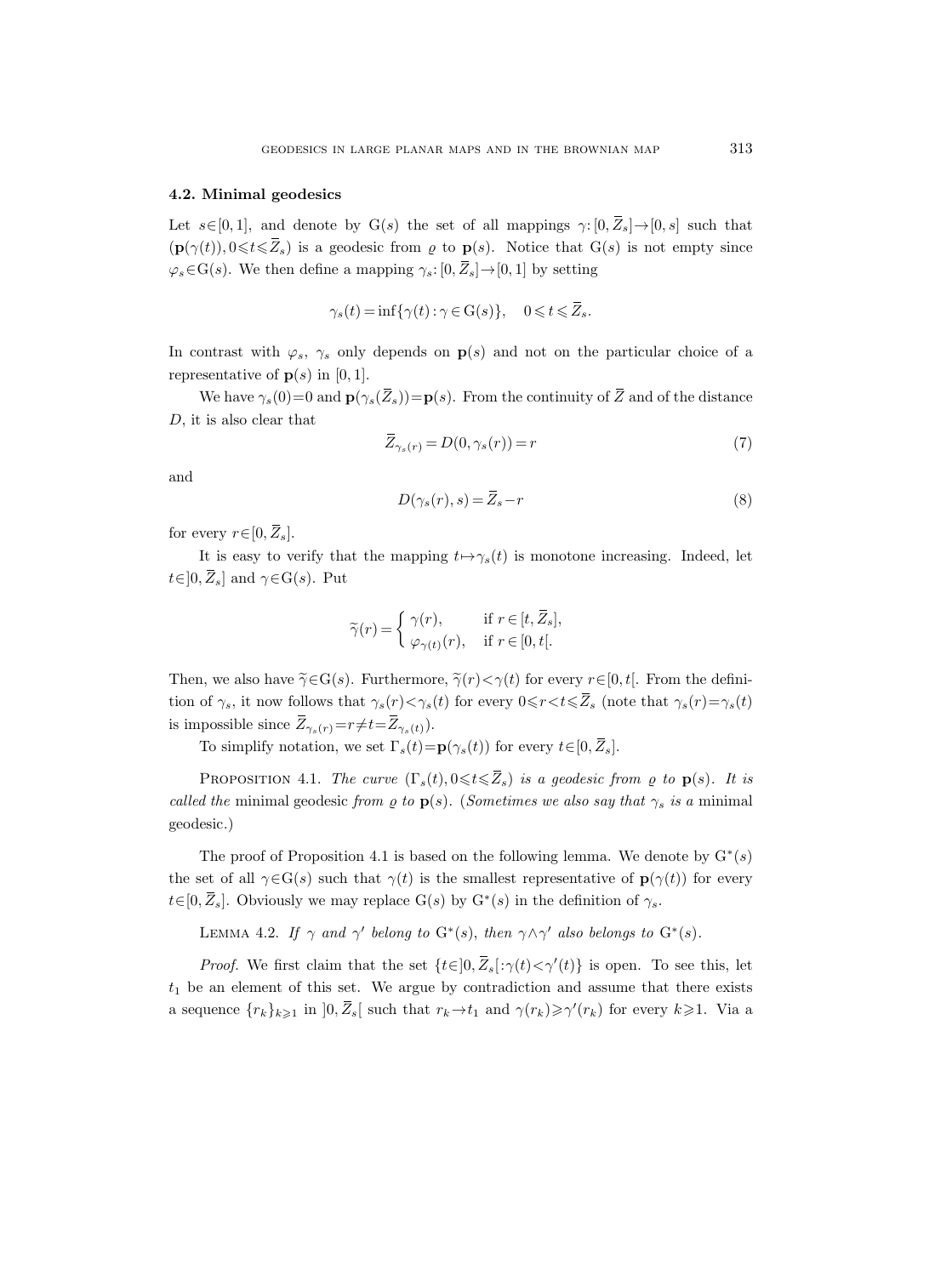### 4.2. Minimal geodesics

Let $s\in[0,1]$, and denote by $\mathrm{G}(s)$ the set of all mappings $\gamma:[0,\overline{Z}_s]\to[0,s]$ such that $(\mathbf{p}(\gamma(t)), 0\leqslant t\leqslant \overline{Z}_s)$ is a geodesic from $\varrho$ to $\mathbf{p}(s)$. Notice that $\mathrm{G}(s)$ is not empty since $\varphi_s\in\mathrm{G}(s)$. We then define a mapping $\gamma_s:[0,\overline{Z}_s]\to[0,1]$ by setting

$$\gamma_s(t)=\inf\{\gamma(t):\gamma\in\mathrm{G}(s)\},\quad 0\leqslant t\leqslant\overline{Z}_s.$$

In contrast with $\varphi_s$, $\gamma_s$ only depends on $\mathbf{p}(s)$ and not on the particular choice of a representative of $\mathbf{p}(s)$ in $[0,1]$.

We have $\gamma_s(0)=0$ and $\mathbf{p}(\gamma_s(\overline{Z}_s))=\mathbf{p}(s)$. From the continuity of $\overline{Z}$ and of the distance $D$, it is also clear that

$$\overline{Z}_{\gamma_s(r)}=D(0,\gamma_s(r))=r \tag{7}$$

and

$$D(\gamma_s(r),s)=\overline{Z}_s-r \tag{8}$$

for every $r\in[0,\overline{Z}_s]$.

It is easy to verify that the mapping $t\mapsto\gamma_s(t)$ is monotone increasing. Indeed, let $t\in\,]0,\overline{Z}_s]$ and $\gamma\in\mathrm{G}(s)$. Put

$$\widetilde{\gamma}(r)=\begin{cases}\gamma(r), & \text{if } r\in[t,\overline{Z}_s],\\ \varphi_{\gamma(t)}(r), & \text{if } r\in[0,t[.\end{cases}$$

Then, we also have $\widetilde{\gamma}\in\mathrm{G}(s)$. Furthermore, $\widetilde{\gamma}(r)<\gamma(t)$ for every $r\in[0,t[$. From the definition of $\gamma_s$, it now follows that $\gamma_s(r)<\gamma_s(t)$ for every $0\leqslant r<t\leqslant\overline{Z}_s$ (note that $\gamma_s(r)=\gamma_s(t)$ is impossible since $\overline{Z}_{\gamma_s(r)}=r\neq t=\overline{Z}_{\gamma_s(t)}$).

To simplify notation, we set $\Gamma_s(t)=\mathbf{p}(\gamma_s(t))$ for every $t\in[0,\overline{Z}_s]$.

PROPOSITION 4.1. *The curve $(\Gamma_s(t), 0\leqslant t\leqslant\overline{Z}_s)$ is a geodesic from $\varrho$ to $\mathbf{p}(s)$. It is called the* minimal geodesic *from $\varrho$ to $\mathbf{p}(s)$.* (*Sometimes we also say that $\gamma_s$ is a* minimal geodesic.)

The proof of Proposition 4.1 is based on the following lemma. We denote by $\mathrm{G}^*(s)$ the set of all $\gamma\in\mathrm{G}(s)$ such that $\gamma(t)$ is the smallest representative of $\mathbf{p}(\gamma(t))$ for every $t\in[0,\overline{Z}_s]$. Obviously we may replace $\mathrm{G}(s)$ by $\mathrm{G}^*(s)$ in the definition of $\gamma_s$.

LEMMA 4.2. *If $\gamma$ and $\gamma'$ belong to $\mathrm{G}^*(s)$, then $\gamma\wedge\gamma'$ also belongs to $\mathrm{G}^*(s)$.*

*Proof.* We first claim that the set $\{t\in\,]0,\overline{Z}_s[\,:\gamma(t)<\gamma'(t)\}$ is open. To see this, let $t_1$ be an element of this set. We argue by contradiction and assume that there exists a sequence $\{r_k\}_{k\geqslant1}$ in $]0,\overline{Z}_s[$ such that $r_k\to t_1$ and $\gamma(r_k)\geqslant\gamma'(r_k)$ for every $k\geqslant1$. Via a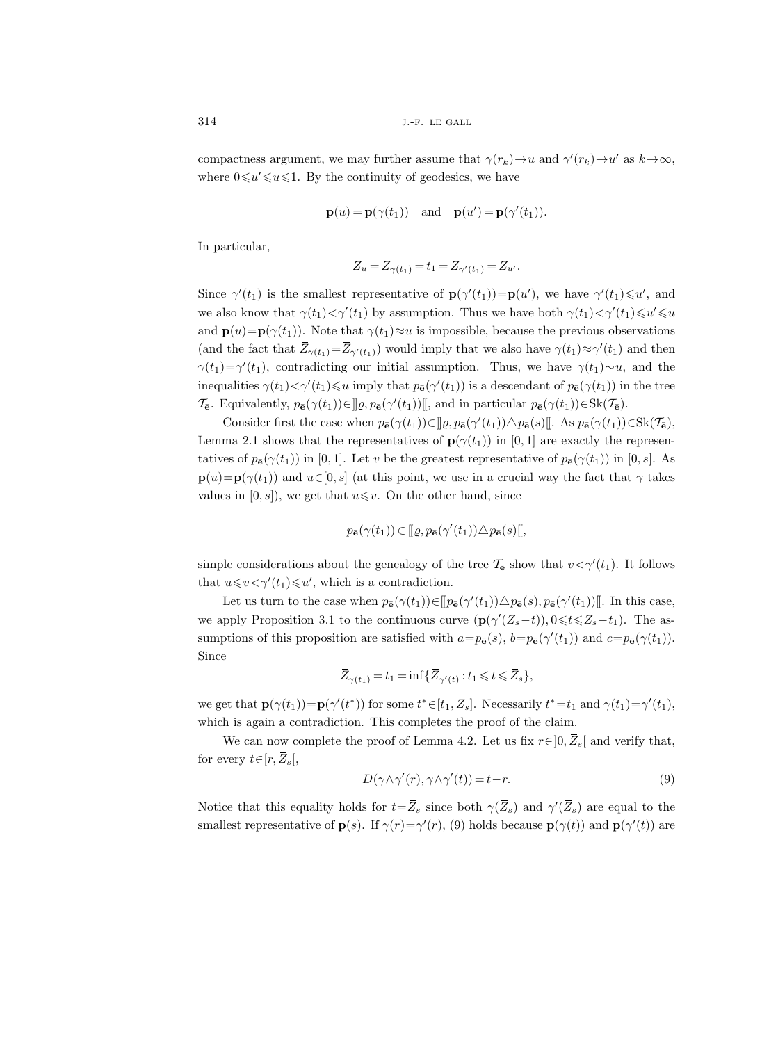compactness argument, we may further assume that $\gamma(r_k)\to u$ and $\gamma'(r_k)\to u'$ as $k\to\infty$, where $0\leqslant u'\leqslant u\leqslant 1$. By the continuity of geodesics, we have

$$\mathbf{p}(u)=\mathbf{p}(\gamma(t_1)) \quad\text{and}\quad \mathbf{p}(u')=\mathbf{p}(\gamma'(t_1)).$$

In particular,

$$\overline{Z}_u=\overline{Z}_{\gamma(t_1)}=t_1=\overline{Z}_{\gamma'(t_1)}=\overline{Z}_{u'}.$$

Since $\gamma'(t_1)$ is the smallest representative of $\mathbf{p}(\gamma'(t_1))=\mathbf{p}(u')$, we have $\gamma'(t_1)\leqslant u'$, and we also know that $\gamma(t_1)<\gamma'(t_1)$ by assumption. Thus we have both $\gamma(t_1)<\gamma'(t_1)\leqslant u'\leqslant u$ and $\mathbf{p}(u)=\mathbf{p}(\gamma(t_1))$. Note that $\gamma(t_1)\approx u$ is impossible, because the previous observations (and the fact that $\overline{Z}_{\gamma(t_1)}=\overline{Z}_{\gamma'(t_1)}$) would imply that we also have $\gamma(t_1)\approx\gamma'(t_1)$ and then $\gamma(t_1)=\gamma'(t_1)$, contradicting our initial assumption. Thus, we have $\gamma(t_1)\sim u$, and the inequalities $\gamma(t_1)<\gamma'(t_1)\leqslant u$ imply that $p_{\bar{\mathbf{e}}}(\gamma'(t_1))$ is a descendant of $p_{\bar{\mathbf{e}}}(\gamma(t_1))$ in the tree $\mathcal{T}_{\bar{\mathbf{e}}}$. Equivalently, $p_{\bar{\mathbf{e}}}(\gamma(t_1))\in\,]\!]\varrho,p_{\bar{\mathbf{e}}}(\gamma'(t_1))[\![$, and in particular $p_{\bar{\mathbf{e}}}(\gamma(t_1))\in\mathrm{Sk}(\mathcal{T}_{\bar{\mathbf{e}}})$.

Consider first the case when $p_{\bar{\mathbf{e}}}(\gamma(t_1))\in\,]\!]\varrho,p_{\bar{\mathbf{e}}}(\gamma'(t_1))\curlywedge p_{\bar{\mathbf{e}}}(s)[\![$. As $p_{\bar{\mathbf{e}}}(\gamma(t_1))\in\mathrm{Sk}(\mathcal{T}_{\bar{\mathbf{e}}})$, Lemma 2.1 shows that the representatives of $\mathbf{p}(\gamma(t_1))$ in $[0,1]$ are exactly the representatives of $p_{\bar{\mathbf{e}}}(\gamma(t_1))$ in $[0,1]$. Let $v$ be the greatest representative of $p_{\bar{\mathbf{e}}}(\gamma(t_1))$ in $[0,s]$. As $\mathbf{p}(u)=\mathbf{p}(\gamma(t_1))$ and $u\in[0,s]$ (at this point, we use in a crucial way the fact that $\gamma$ takes values in $[0,s]$), we get that $u\leqslant v$. On the other hand, since

$$p_{\bar{\mathbf{e}}}(\gamma(t_1))\in[\![\varrho,p_{\bar{\mathbf{e}}}(\gamma'(t_1))\curlywedge p_{\bar{\mathbf{e}}}(s)[\![,$$

simple considerations about the genealogy of the tree $\mathcal{T}_{\bar{\mathbf{e}}}$ show that $v<\gamma'(t_1)$. It follows that $u\leqslant v<\gamma'(t_1)\leqslant u'$, which is a contradiction.

Let us turn to the case when $p_{\bar{\mathbf{e}}}(\gamma(t_1))\in[\![p_{\bar{\mathbf{e}}}(\gamma'(t_1))\curlywedge p_{\bar{\mathbf{e}}}(s),p_{\bar{\mathbf{e}}}(\gamma'(t_1))[\![$. In this case, we apply Proposition 3.1 to the continuous curve $(\mathbf{p}(\gamma'(\overline{Z}_s-t)),0\leqslant t\leqslant\overline{Z}_s-t_1)$. The assumptions of this proposition are satisfied with $a=p_{\bar{\mathbf{e}}}(s)$, $b=p_{\bar{\mathbf{e}}}(\gamma'(t_1))$ and $c=p_{\bar{\mathbf{e}}}(\gamma(t_1))$. Since

$$\overline{Z}_{\gamma(t_1)}=t_1=\inf\{\overline{Z}_{\gamma'(t)}:t_1\leqslant t\leqslant\overline{Z}_s\},$$

we get that $\mathbf{p}(\gamma(t_1))=\mathbf{p}(\gamma'(t^*))$ for some $t^*\in[t_1,\overline{Z}_s]$. Necessarily $t^*=t_1$ and $\gamma(t_1)=\gamma'(t_1)$, which is again a contradiction. This completes the proof of the claim.

We can now complete the proof of Lemma 4.2. Let us fix $r\in\,]0,\overline{Z}_s[$ and verify that, for every $t\in[r,\overline{Z}_s[$,

$$D(\gamma\wedge\gamma'(r),\gamma\wedge\gamma'(t))=t-r. \tag{9}$$

Notice that this equality holds for $t=\overline{Z}_s$ since both $\gamma(\overline{Z}_s)$ and $\gamma'(\overline{Z}_s)$ are equal to the smallest representative of $\mathbf{p}(s)$. If $\gamma(r)=\gamma'(r)$, (9) holds because $\mathbf{p}(\gamma(t))$ and $\mathbf{p}(\gamma'(t))$ are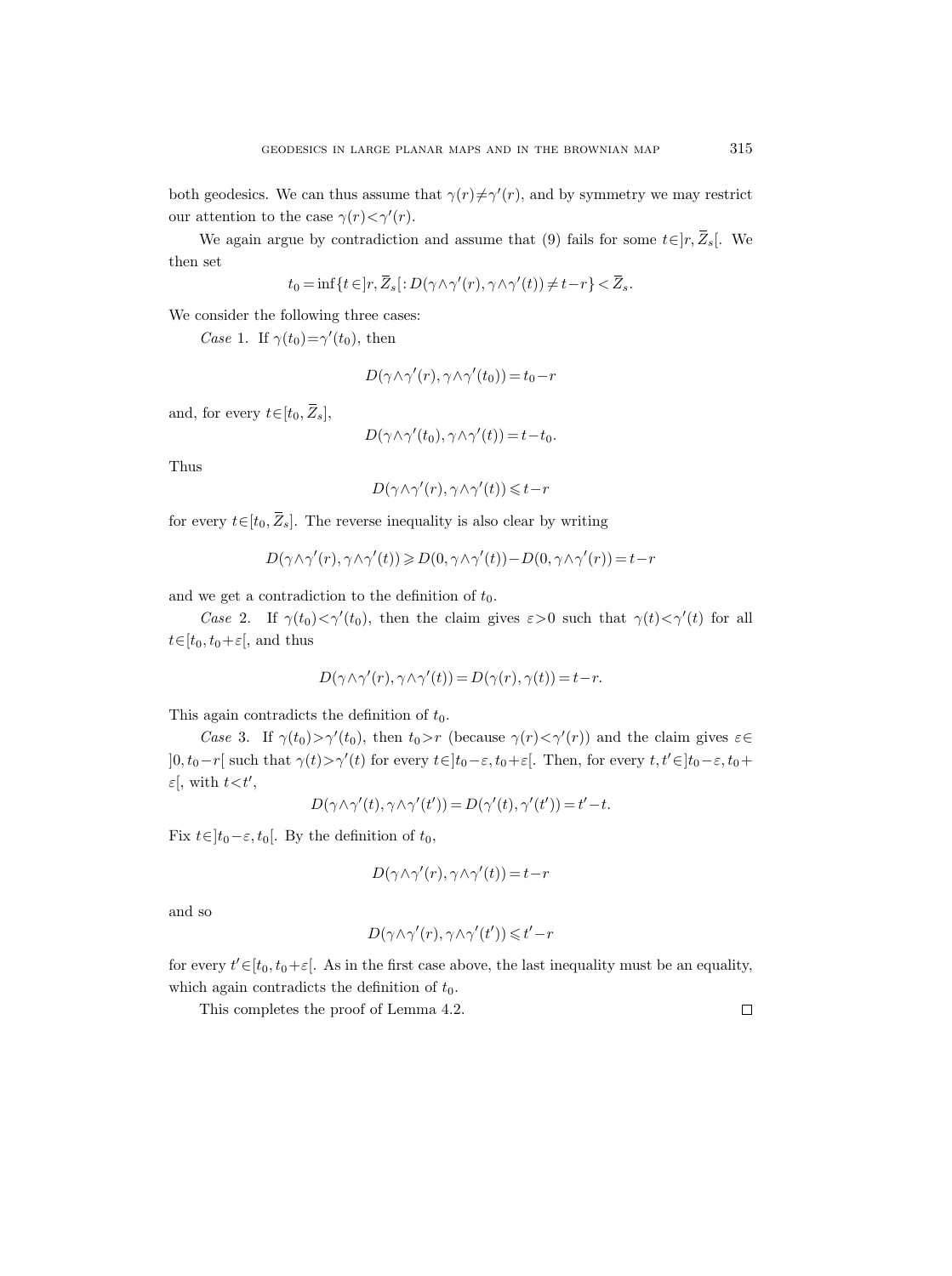both geodesics. We can thus assume that $\gamma(r)\neq\gamma'(r)$, and by symmetry we may restrict our attention to the case $\gamma(r)<\gamma'(r)$.

We again argue by contradiction and assume that (9) fails for some $t\in]r,\overline{Z}_s[$. We then set

$$t_0=\inf\{t\in]r,\overline{Z}_s[: D(\gamma\wedge\gamma'(r),\gamma\wedge\gamma'(t))\neq t-r\}<\overline{Z}_s.$$

We consider the following three cases:

*Case* 1. If $\gamma(t_0)=\gamma'(t_0)$, then

$$D(\gamma\wedge\gamma'(r),\gamma\wedge\gamma'(t_0))=t_0-r$$

and, for every $t\in[t_0,\overline{Z}_s]$,

$$D(\gamma\wedge\gamma'(t_0),\gamma\wedge\gamma'(t))=t-t_0.$$

Thus

$$D(\gamma\wedge\gamma'(r),\gamma\wedge\gamma'(t))\leqslant t-r$$

for every $t\in[t_0,\overline{Z}_s]$. The reverse inequality is also clear by writing

$$D(\gamma\wedge\gamma'(r),\gamma\wedge\gamma'(t))\geqslant D(0,\gamma\wedge\gamma'(t))-D(0,\gamma\wedge\gamma'(r))=t-r$$

and we get a contradiction to the definition of $t_0$.

*Case* 2. If $\gamma(t_0)<\gamma'(t_0)$, then the claim gives $\varepsilon>0$ such that $\gamma(t)<\gamma'(t)$ for all $t\in[t_0,t_0+\varepsilon[$, and thus

$$D(\gamma\wedge\gamma'(r),\gamma\wedge\gamma'(t))=D(\gamma(r),\gamma(t))=t-r.$$

This again contradicts the definition of $t_0$.

*Case* 3. If $\gamma(t_0)>\gamma'(t_0)$, then $t_0>r$ (because $\gamma(r)<\gamma'(r)$) and the claim gives $\varepsilon\in]0,t_0-r[$ such that $\gamma(t)>\gamma'(t)$ for every $t\in]t_0-\varepsilon,t_0+\varepsilon[$. Then, for every $t,t'\in]t_0-\varepsilon,t_0+\varepsilon[$, with $t<t'$,

$$D(\gamma\wedge\gamma'(t),\gamma\wedge\gamma'(t'))=D(\gamma'(t),\gamma'(t'))=t'-t.$$

Fix $t\in]t_0-\varepsilon,t_0[$. By the definition of $t_0$,

$$D(\gamma\wedge\gamma'(r),\gamma\wedge\gamma'(t))=t-r$$

and so

$$D(\gamma\wedge\gamma'(r),\gamma\wedge\gamma'(t'))\leqslant t'-r$$

for every $t'\in[t_0,t_0+\varepsilon[$. As in the first case above, the last inequality must be an equality, which again contradicts the definition of $t_0$.

This completes the proof of Lemma 4.2. □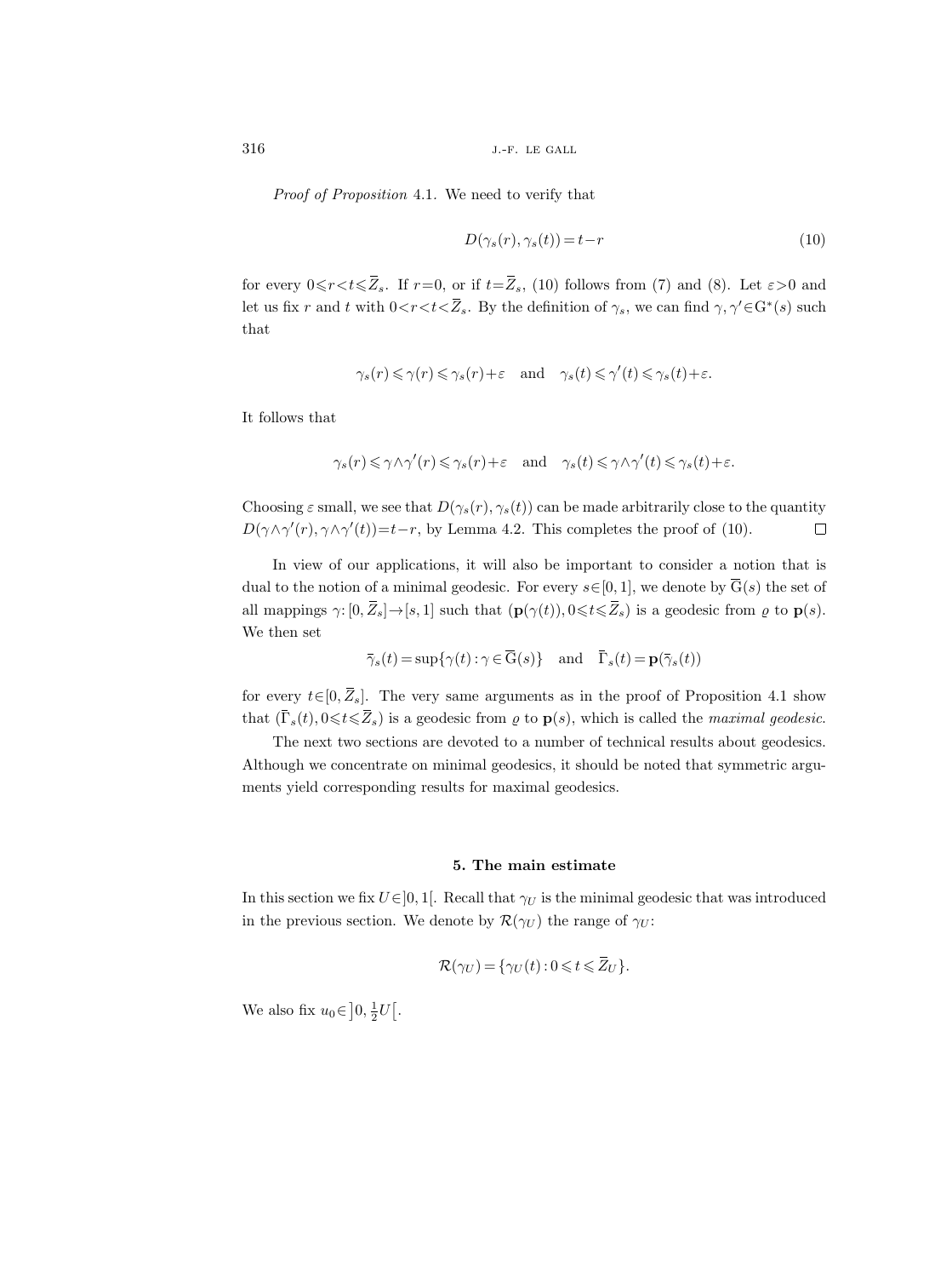*Proof of Proposition* 4.1. We need to verify that

$$D(\gamma_s(r), \gamma_s(t)) = t - r \tag{10}$$

for every $0 \leqslant r < t \leqslant \overline{Z}_s$. If $r=0$, or if $t=\overline{Z}_s$, (10) follows from (7) and (8). Let $\varepsilon>0$ and let us fix $r$ and $t$ with $0<r<t<\overline{Z}_s$. By the definition of $\gamma_s$, we can find $\gamma, \gamma' \in \mathrm{G}^*(s)$ such that

$$\gamma_s(r) \leqslant \gamma(r) \leqslant \gamma_s(r) + \varepsilon \quad \text{and} \quad \gamma_s(t) \leqslant \gamma'(t) \leqslant \gamma_s(t) + \varepsilon.$$

It follows that

$$\gamma_s(r) \leqslant \gamma \wedge \gamma'(r) \leqslant \gamma_s(r) + \varepsilon \quad \text{and} \quad \gamma_s(t) \leqslant \gamma \wedge \gamma'(t) \leqslant \gamma_s(t) + \varepsilon.$$

Choosing $\varepsilon$ small, we see that $D(\gamma_s(r), \gamma_s(t))$ can be made arbitrarily close to the quantity $D(\gamma \wedge \gamma'(r), \gamma \wedge \gamma'(t)) = t - r$, by Lemma 4.2. This completes the proof of (10). $\square$

In view of our applications, it will also be important to consider a notion that is dual to the notion of a minimal geodesic. For every $s \in [0,1]$, we denote by $\overline{\mathrm{G}}(s)$ the set of all mappings $\gamma\colon [0, \overline{Z}_s] \to [s, 1]$ such that $(\mathbf{p}(\gamma(t)), 0 \leqslant t \leqslant \overline{Z}_s)$ is a geodesic from $\varrho$ to $\mathbf{p}(s)$. We then set

$$\bar{\gamma}_s(t) = \sup\{\gamma(t) : \gamma \in \overline{\mathrm{G}}(s)\} \quad \text{and} \quad \overline{\Gamma}_s(t) = \mathbf{p}(\bar{\gamma}_s(t))$$

for every $t \in [0, \overline{Z}_s]$. The very same arguments as in the proof of Proposition 4.1 show that $(\overline{\Gamma}_s(t), 0 \leqslant t \leqslant \overline{Z}_s)$ is a geodesic from $\varrho$ to $\mathbf{p}(s)$, which is called the *maximal geodesic*.

The next two sections are devoted to a number of technical results about geodesics. Although we concentrate on minimal geodesics, it should be noted that symmetric arguments yield corresponding results for maximal geodesics.

## 5. The main estimate

In this section we fix $U \in ]0,1[$. Recall that $\gamma_U$ is the minimal geodesic that was introduced in the previous section. We denote by $\mathcal{R}(\gamma_U)$ the range of $\gamma_U$:

$$\mathcal{R}(\gamma_U) = \{\gamma_U(t) : 0 \leqslant t \leqslant \overline{Z}_U\}.$$

We also fix $u_0 \in \left]0, \tfrac{1}{2}U\right[$.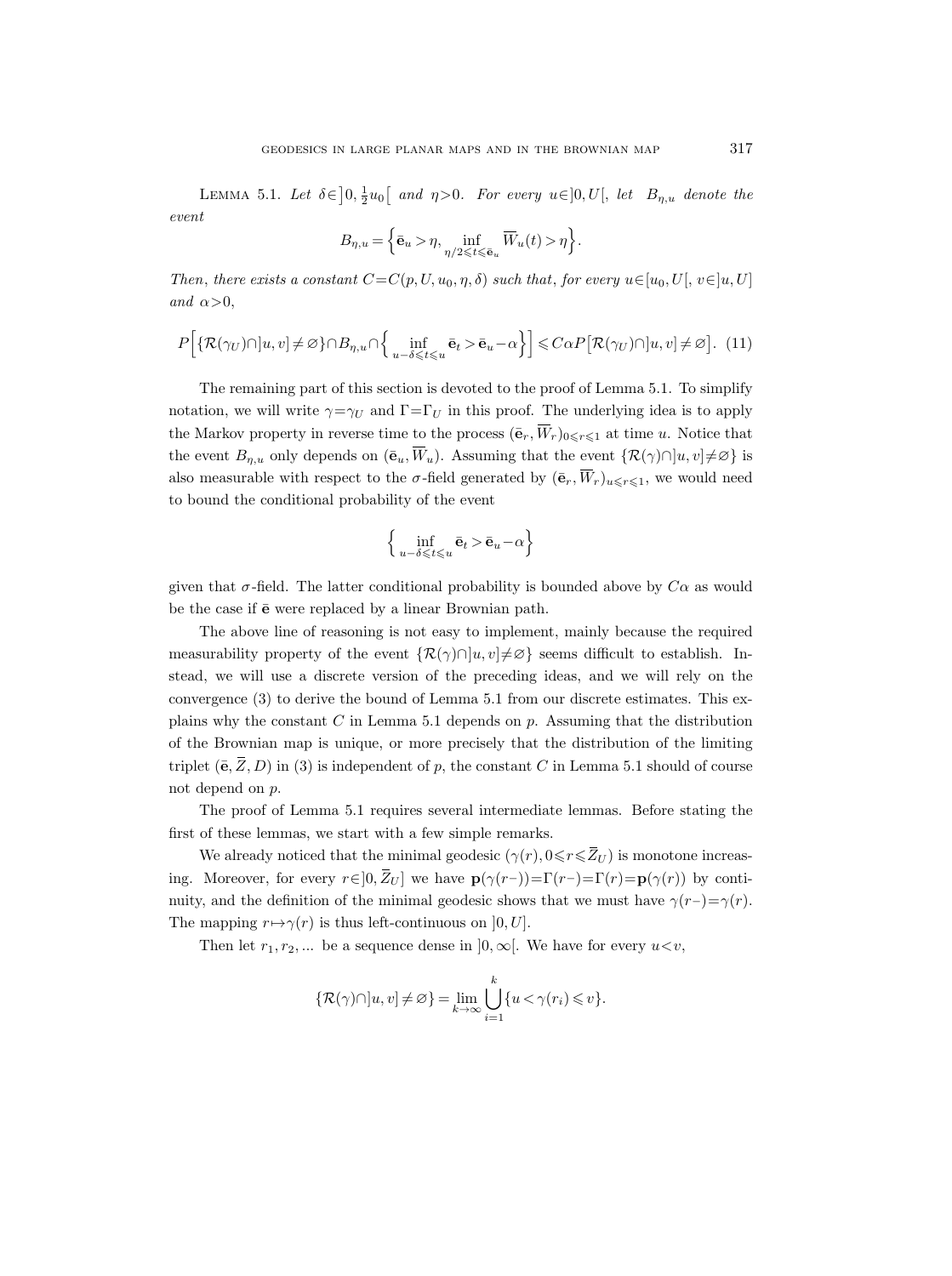LEMMA 5.1. *Let* $\delta\in\left]0,\frac{1}{2}u_0\right[$ *and* $\eta>0$. *For every* $u\in]0,U[$, *let* $B_{\eta,u}$ *denote the event*

$$B_{\eta,u}=\Big\{\bar{\mathbf{e}}_u>\eta,\inf_{\eta/2\leqslant t\leqslant \bar{\mathbf{e}}_u}\overline{W}_u(t)>\eta\Big\}.$$

*Then, there exists a constant* $C=C(p,U,u_0,\eta,\delta)$ *such that, for every* $u\in[u_0,U[$, $v\in]u,U]$ *and* $\alpha>0$,

$$P\Big[\{\mathcal{R}(\gamma_U)\cap]u,v]\neq\varnothing\}\cap B_{\eta,u}\cap\Big\{\inf_{u-\delta\leqslant t\leqslant u}\bar{\mathbf{e}}_t>\bar{\mathbf{e}}_u-\alpha\Big\}\Big]\leqslant C\alpha P\big[\mathcal{R}(\gamma_U)\cap]u,v]\neq\varnothing\big]. \quad (11)$$

The remaining part of this section is devoted to the proof of Lemma 5.1. To simplify notation, we will write $\gamma=\gamma_U$ and $\Gamma=\Gamma_U$ in this proof. The underlying idea is to apply the Markov property in reverse time to the process $(\bar{\mathbf{e}}_r,\overline{W}_r)_{0\leqslant r\leqslant 1}$ at time $u$. Notice that the event $B_{\eta,u}$ only depends on $(\bar{\mathbf{e}}_u,\overline{W}_u)$. Assuming that the event $\{\mathcal{R}(\gamma)\cap]u,v]\neq\varnothing\}$ is also measurable with respect to the $\sigma$-field generated by $(\bar{\mathbf{e}}_r,\overline{W}_r)_{u\leqslant r\leqslant 1}$, we would need to bound the conditional probability of the event

$$\Big\{\inf_{u-\delta\leqslant t\leqslant u}\bar{\mathbf{e}}_t>\bar{\mathbf{e}}_u-\alpha\Big\}$$

given that $\sigma$-field. The latter conditional probability is bounded above by $C\alpha$ as would be the case if $\bar{\mathbf{e}}$ were replaced by a linear Brownian path.

The above line of reasoning is not easy to implement, mainly because the required measurability property of the event $\{\mathcal{R}(\gamma)\cap]u,v]\neq\varnothing\}$ seems difficult to establish. Instead, we will use a discrete version of the preceding ideas, and we will rely on the convergence (3) to derive the bound of Lemma 5.1 from our discrete estimates. This explains why the constant $C$ in Lemma 5.1 depends on $p$. Assuming that the distribution of the Brownian map is unique, or more precisely that the distribution of the limiting triplet $(\bar{\mathbf{e}},\overline{Z},D)$ in (3) is independent of $p$, the constant $C$ in Lemma 5.1 should of course not depend on $p$.

The proof of Lemma 5.1 requires several intermediate lemmas. Before stating the first of these lemmas, we start with a few simple remarks.

We already noticed that the minimal geodesic $(\gamma(r),0\leqslant r\leqslant\overline{Z}_U)$ is monotone increasing. Moreover, for every $r\in]0,\overline{Z}_U]$ we have $\mathbf{p}(\gamma(r-))=\Gamma(r-)=\Gamma(r)=\mathbf{p}(\gamma(r))$ by continuity, and the definition of the minimal geodesic shows that we must have $\gamma(r-)=\gamma(r)$. The mapping $r\mapsto\gamma(r)$ is thus left-continuous on $]0,U]$.

Then let $r_1,r_2,...$ be a sequence dense in $]0,\infty[$. We have for every $u<v$,

$$\{\mathcal{R}(\gamma)\cap]u,v]\neq\varnothing\}=\lim_{k\to\infty}\bigcup_{i=1}^{k}\{u<\gamma(r_i)\leqslant v\}.$$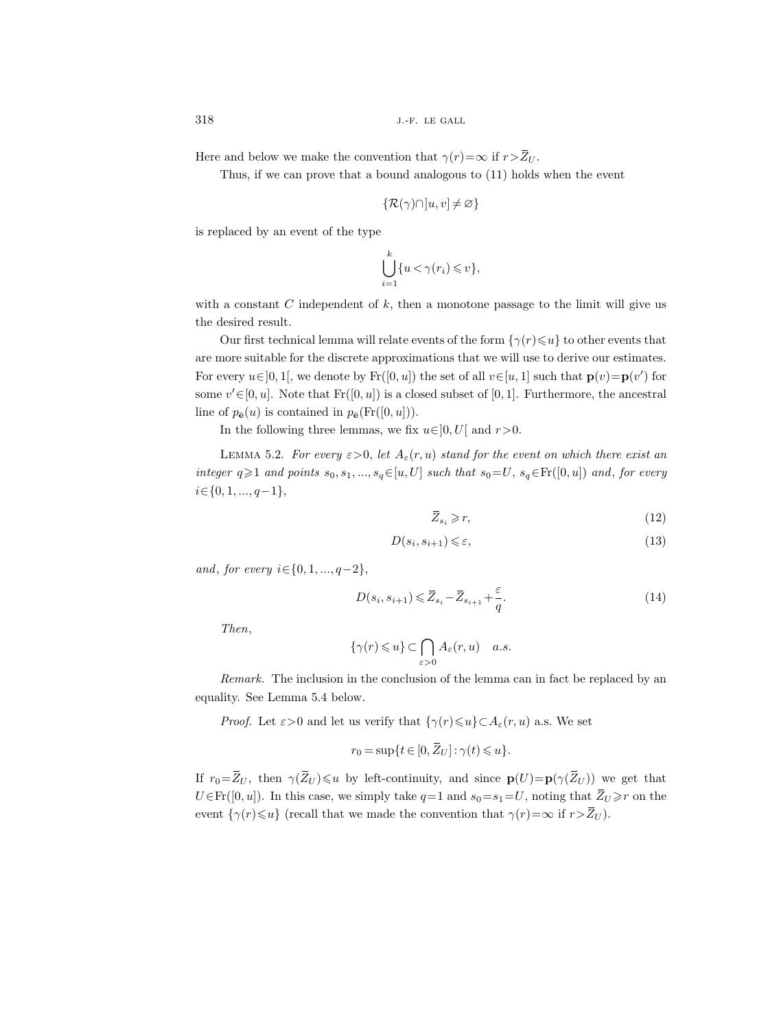Here and below we make the convention that $\gamma(r)=\infty$ if $r>\overline{Z}_U$.

Thus, if we can prove that a bound analogous to (11) holds when the event

$$\{\mathcal{R}(\gamma)\cap ]u,v]\neq\varnothing\}$$

is replaced by an event of the type

$$\bigcup_{i=1}^{k}\{u<\gamma(r_i)\leqslant v\},$$

with a constant $C$ independent of $k$, then a monotone passage to the limit will give us the desired result.

Our first technical lemma will relate events of the form $\{\gamma(r)\leqslant u\}$ to other events that are more suitable for the discrete approximations that we will use to derive our estimates. For every $u\in]0,1[$, we denote by $\mathrm{Fr}([0,u])$ the set of all $v\in[u,1]$ such that $\mathbf{p}(v)=\mathbf{p}(v')$ for some $v'\in[0,u]$. Note that $\mathrm{Fr}([0,u])$ is a closed subset of $[0,1]$. Furthermore, the ancestral line of $p_{\mathbf{e}}(u)$ is contained in $p_{\mathbf{e}}(\mathrm{Fr}([0,u]))$.

In the following three lemmas, we fix $u\in]0,U[$ and $r>0$.

Lemma 5.2. *For every $\varepsilon>0$, let $A_\varepsilon(r,u)$ stand for the event on which there exist an integer $q\geqslant 1$ and points $s_0,s_1,...,s_q\in[u,U]$ such that $s_0=U$, $s_q\in\mathrm{Fr}([0,u])$ and, for every $i\in\{0,1,...,q-1\}$,*

$$\overline{Z}_{s_i}\geqslant r, \tag{12}$$

$$D(s_i,s_{i+1})\leqslant\varepsilon, \tag{13}$$

*and, for every $i\in\{0,1,...,q-2\}$,*

$$D(s_i,s_{i+1})\leqslant\overline{Z}_{s_i}-\overline{Z}_{s_{i+1}}+\frac{\varepsilon}{q}. \tag{14}$$

*Then,*

$$\{\gamma(r)\leqslant u\}\subset\bigcap_{\varepsilon>0}A_\varepsilon(r,u)\quad a.s.$$

*Remark.* The inclusion in the conclusion of the lemma can in fact be replaced by an equality. See Lemma 5.4 below.

*Proof.* Let $\varepsilon>0$ and let us verify that $\{\gamma(r)\leqslant u\}\subset A_\varepsilon(r,u)$ a.s. We set

$$r_0=\sup\{t\in[0,\overline{Z}_U]:\gamma(t)\leqslant u\}.$$

If $r_0=\overline{Z}_U$, then $\gamma(\overline{Z}_U)\leqslant u$ by left-continuity, and since $\mathbf{p}(U)=\mathbf{p}(\gamma(\overline{Z}_U))$ we get that $U\in\mathrm{Fr}([0,u])$. In this case, we simply take $q=1$ and $s_0=s_1=U$, noting that $\overline{Z}_U\geqslant r$ on the event $\{\gamma(r)\leqslant u\}$ (recall that we made the convention that $\gamma(r)=\infty$ if $r>\overline{Z}_U$).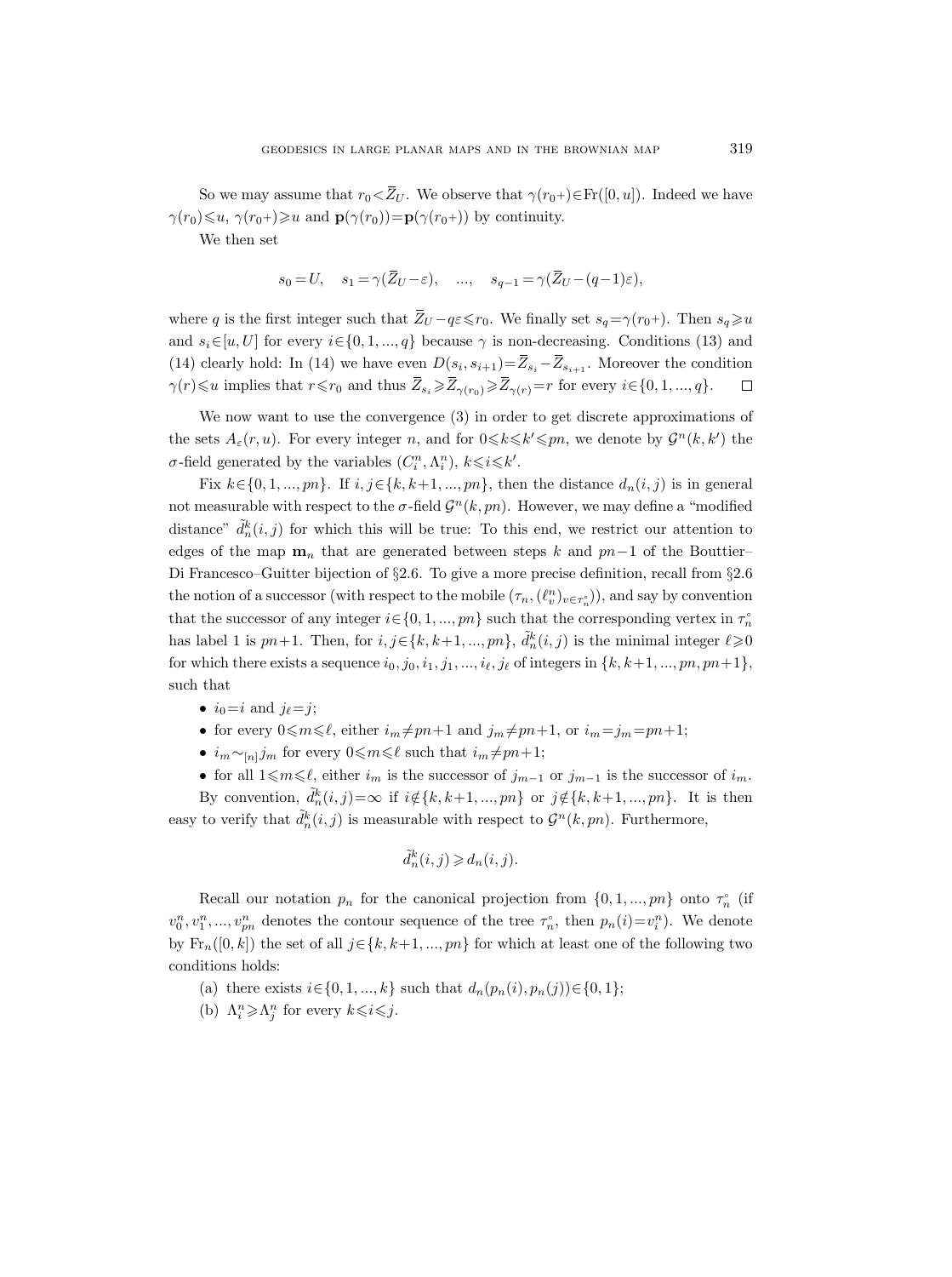So we may assume that $r_0 < \overline{Z}_U$. We observe that $\gamma(r_{0}+) \in \mathrm{Fr}([0,u])$. Indeed we have $\gamma(r_0) \leqslant u$, $\gamma(r_0+) \geqslant u$ and $\mathbf{p}(\gamma(r_0)) = \mathbf{p}(\gamma(r_0+))$ by continuity.

We then set

$$s_0 = U, \quad s_1 = \gamma(\overline{Z}_U - \varepsilon), \quad ..., \quad s_{q-1} = \gamma(\overline{Z}_U - (q-1)\varepsilon),$$

where $q$ is the first integer such that $\overline{Z}_U - q\varepsilon \leqslant r_0$. We finally set $s_q = \gamma(r_0+)$. Then $s_q \geqslant u$ and $s_i \in [u, U]$ for every $i \in \{0, 1, ..., q\}$ because $\gamma$ is non-decreasing. Conditions (13) and (14) clearly hold: In (14) we have even $D(s_i, s_{i+1}) = \overline{Z}_{s_i} - \overline{Z}_{s_{i+1}}$. Moreover the condition $\gamma(r) \leqslant u$ implies that $r \leqslant r_0$ and thus $\overline{Z}_{s_i} \geqslant \overline{Z}_{\gamma(r_0)} \geqslant \overline{Z}_{\gamma(r)} = r$ for every $i \in \{0, 1, ..., q\}$. $\square$

We now want to use the convergence (3) in order to get discrete approximations of the sets $A_\varepsilon(r, u)$. For every integer $n$, and for $0 \leqslant k \leqslant k' \leqslant pn$, we denote by $\mathcal{G}^n(k, k')$ the $\sigma$-field generated by the variables $(C_i^n, \Lambda_i^n)$, $k \leqslant i \leqslant k'$.

Fix $k \in \{0, 1, ..., pn\}$. If $i, j \in \{k, k+1, ..., pn\}$, then the distance $d_n(i,j)$ is in general not measurable with respect to the $\sigma$-field $\mathcal{G}^n(k, pn)$. However, we may define a "modified distance" $\tilde{d}_n^k(i,j)$ for which this will be true: To this end, we restrict our attention to edges of the map $\mathbf{m}_n$ that are generated between steps $k$ and $pn-1$ of the Bouttier–Di Francesco–Guitter bijection of §2.6. To give a more precise definition, recall from §2.6 the notion of a successor (with respect to the mobile $(\tau_n, (\ell_v^n)_{v \in \tau_n^\circ})$), and say by convention that the successor of any integer $i \in \{0, 1, ..., pn\}$ such that the corresponding vertex in $\tau_n^\circ$ has label 1 is $pn+1$. Then, for $i, j \in \{k, k+1, ..., pn\}$, $\tilde{d}_n^k(i,j)$ is the minimal integer $\ell \geqslant 0$ for which there exists a sequence $i_0, j_0, i_1, j_1, ..., i_\ell, j_\ell$ of integers in $\{k, k+1, ..., pn, pn+1\}$, such that

- $i_0 = i$ and $j_\ell = j$;
- for every $0 \leqslant m \leqslant \ell$, either $i_m \neq pn+1$ and $j_m \neq pn+1$, or $i_m = j_m = pn+1$;
- $i_m \sim_{[n]} j_m$ for every $0 \leqslant m \leqslant \ell$ such that $i_m \neq pn+1$;
- for all $1 \leqslant m \leqslant \ell$, either $i_m$ is the successor of $j_{m-1}$ or $j_{m-1}$ is the successor of $i_m$.

By convention, $\tilde{d}_n^k(i,j) = \infty$ if $i \notin \{k, k+1, ..., pn\}$ or $j \notin \{k, k+1, ..., pn\}$. It is then easy to verify that $\tilde{d}_n^k(i,j)$ is measurable with respect to $\mathcal{G}^n(k, pn)$. Furthermore,

$$\tilde{d}_n^k(i,j) \geqslant d_n(i,j).$$

Recall our notation $p_n$ for the canonical projection from $\{0, 1, ..., pn\}$ onto $\tau_n^\circ$ (if $v_0^n, v_1^n, ..., v_{pn}^n$ denotes the contour sequence of the tree $\tau_n^\circ$, then $p_n(i) = v_i^n$). We denote by $\mathrm{Fr}_n([0,k])$ the set of all $j \in \{k, k+1, ..., pn\}$ for which at least one of the following two conditions holds:

(a) there exists $i \in \{0, 1, ..., k\}$ such that $d_n(p_n(i), p_n(j)) \in \{0, 1\}$;

(b) $\Lambda_i^n \geqslant \Lambda_j^n$ for every $k \leqslant i \leqslant j$.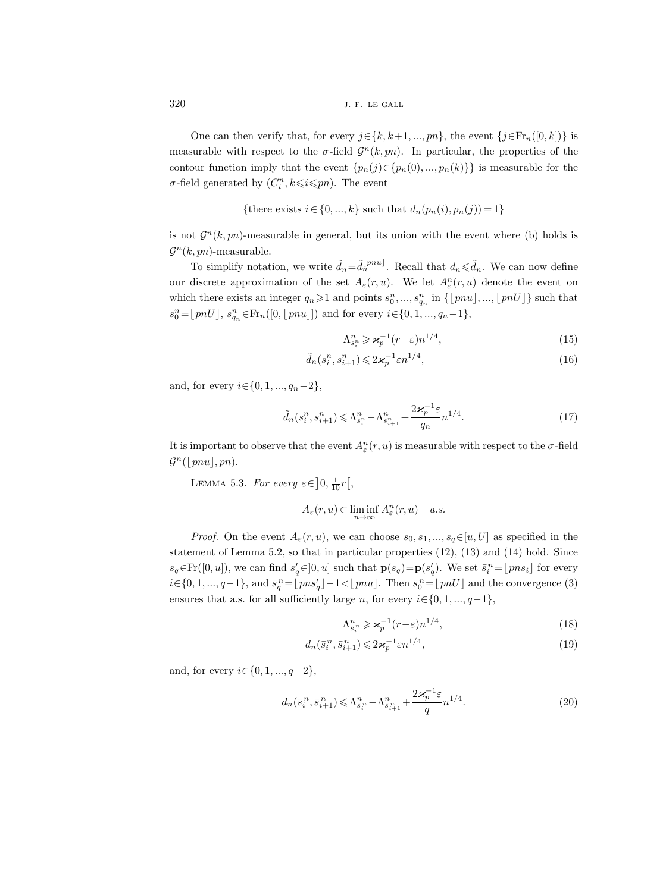One can then verify that, for every $j\in\{k,k+1,...,pn\}$, the event $\{j\in\mathrm{Fr}_n([0,k])\}$ is measurable with respect to the $\sigma$-field $\mathcal{G}^n(k,pn)$. In particular, the properties of the contour function imply that the event $\{p_n(j)\in\{p_n(0),...,p_n(k)\}\}$ is measurable for the $\sigma$-field generated by $(C^n_i, k\leqslant i\leqslant pn)$. The event

$$\{\text{there exists } i\in\{0,...,k\} \text{ such that } d_n(p_n(i),p_n(j))=1\}$$

is not $\mathcal{G}^n(k,pn)$-measurable in general, but its union with the event where (b) holds is $\mathcal{G}^n(k,pn)$-measurable.

To simplify notation, we write $\tilde{d}_n=\tilde{d}_n^{\lfloor pnu\rfloor}$. Recall that $d_n\leqslant\tilde{d}_n$. We can now define our discrete approximation of the set $A_\varepsilon(r,u)$. We let $A^n_\varepsilon(r,u)$ denote the event on which there exists an integer $q_n\geqslant 1$ and points $s^n_0,...,s^n_{q_n}$ in $\{\lfloor pnu\rfloor,...,\lfloor pnU\rfloor\}$ such that $s^n_0=\lfloor pnU\rfloor$, $s^n_{q_n}\in\mathrm{Fr}_n([0,\lfloor pnu\rfloor])$ and for every $i\in\{0,1,...,q_n-1\}$,

$$\Lambda^n_{s^n_i}\geqslant\varkappa_p^{-1}(r-\varepsilon)n^{1/4}, \tag{15}$$

$$\tilde{d}_n(s^n_i,s^n_{i+1})\leqslant 2\varkappa_p^{-1}\varepsilon n^{1/4}, \tag{16}$$

and, for every $i\in\{0,1,...,q_n-2\}$,

$$\tilde{d}_n(s^n_i,s^n_{i+1})\leqslant\Lambda^n_{s^n_i}-\Lambda^n_{s^n_{i+1}}+\frac{2\varkappa_p^{-1}\varepsilon}{q_n}n^{1/4}. \tag{17}$$

It is important to observe that the event $A^n_\varepsilon(r,u)$ is measurable with respect to the $\sigma$-field $\mathcal{G}^n(\lfloor pnu\rfloor,pn)$.

Lemma 5.3. *For every $\varepsilon\in\left]0,\frac{1}{10}r\right[$,*

$$A_\varepsilon(r,u)\subset\liminf_{n\to\infty}A^n_\varepsilon(r,u)\quad a.s.$$

*Proof.* On the event $A_\varepsilon(r,u)$, we can choose $s_0,s_1,...,s_q\in[u,U]$ as specified in the statement of Lemma 5.2, so that in particular properties (12), (13) and (14) hold. Since $s_q\in\mathrm{Fr}([0,u])$, we can find $s'_q\in]0,u]$ such that $\mathbf{p}(s_q)=\mathbf{p}(s'_q)$. We set $\bar{s}^n_i=\lfloor pns_i\rfloor$ for every $i\in\{0,1,...,q-1\}$, and $\bar{s}^n_q=\lfloor pns'_q\rfloor-1<\lfloor pnu\rfloor$. Then $\bar{s}^n_0=\lfloor pnU\rfloor$ and the convergence (3) ensures that a.s. for all sufficiently large $n$, for every $i\in\{0,1,...,q-1\}$,

$$\Lambda^n_{\bar{s}^n_i}\geqslant\varkappa_p^{-1}(r-\varepsilon)n^{1/4}, \tag{18}$$

$$d_n(\bar{s}^n_i,\bar{s}^n_{i+1})\leqslant 2\varkappa_p^{-1}\varepsilon n^{1/4}, \tag{19}$$

and, for every $i\in\{0,1,...,q-2\}$,

$$d_n(\bar{s}^n_i,\bar{s}^n_{i+1})\leqslant\Lambda^n_{\bar{s}^n_i}-\Lambda^n_{\bar{s}^n_{i+1}}+\frac{2\varkappa_p^{-1}\varepsilon}{q}n^{1/4}. \tag{20}$$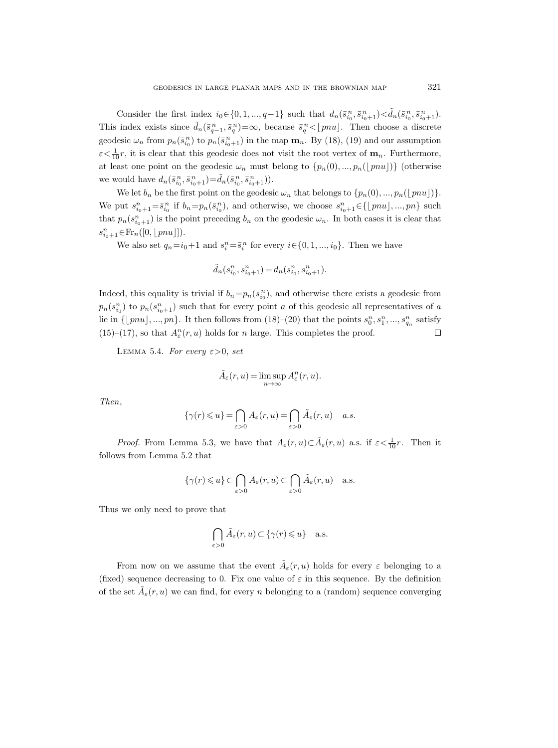Consider the first index $i_0 \in \{0, 1, ..., q-1\}$ such that $d_n(\bar{s}^n_{i_0}, \bar{s}^n_{i_0+1}) < \tilde{d}_n(\bar{s}^n_{i_0}, \bar{s}^n_{i_0+1})$. This index exists since $\tilde{d}_n(\bar{s}^n_{q-1}, \bar{s}^n_q) = \infty$, because $\bar{s}_q^{\,n} < \lfloor pnu \rfloor$. Then choose a discrete geodesic $\omega_n$ from $p_n(\bar{s}^n_{i_0})$ to $p_n(\bar{s}^n_{i_0+1})$ in the map $\mathbf{m}_n$. By (18), (19) and our assumption $\varepsilon < \frac{1}{10} r$, it is clear that this geodesic does not visit the root vertex of $\mathbf{m}_n$. Furthermore, at least one point on the geodesic $\omega_n$ must belong to $\{p_n(0), ..., p_n(\lfloor pnu \rfloor)\}$ (otherwise we would have $d_n(\bar{s}^n_{i_0}, \bar{s}^n_{i_0+1}) = \tilde{d}_n(\bar{s}^n_{i_0}, \bar{s}^n_{i_0+1})$).

We let $b_n$ be the first point on the geodesic $\omega_n$ that belongs to $\{p_n(0), ..., p_n(\lfloor pnu \rfloor)\}$. We put $s^n_{i_0+1} = \bar{s}^n_{i_0}$ if $b_n = p_n(\bar{s}^n_{i_0})$, and otherwise, we choose $s^n_{i_0+1} \in \{\lfloor pnu \rfloor, ..., pn\}$ such that $p_n(s^n_{i_0+1})$ is the point preceding $b_n$ on the geodesic $\omega_n$. In both cases it is clear that $s^n_{i_0+1} \in \mathrm{Fr}_n([0, \lfloor pnu \rfloor])$.

We also set $q_n = i_0 + 1$ and $s^n_i = \bar{s}^{\,n}_i$ for every $i \in \{0, 1, ..., i_0\}$. Then we have

$$\tilde{d}_n(s^n_{i_0}, s^n_{i_0+1}) = d_n(s^n_{i_0}, s^n_{i_0+1}).$$

Indeed, this equality is trivial if $b_n = p_n(\bar{s}^n_{i_0})$, and otherwise there exists a geodesic from $p_n(s^n_{i_0})$ to $p_n(s^n_{i_0+1})$ such that for every point $a$ of this geodesic all representatives of $a$ lie in $\{\lfloor pnu \rfloor, ..., pn\}$. It then follows from (18)–(20) that the points $s^n_0, s^n_1, ..., s^n_{q_n}$ satisfy (15)–(17), so that $A^n_\varepsilon(r, u)$ holds for $n$ large. This completes the proof. $\square$

Lemma 5.4. *For every $\varepsilon > 0$, set*

$$\tilde{A}_\varepsilon(r, u) = \limsup_{n \to \infty} A^n_\varepsilon(r, u).$$

*Then,*

$$\{\gamma(r) \leqslant u\} = \bigcap_{\varepsilon > 0} A_\varepsilon(r, u) = \bigcap_{\varepsilon > 0} \tilde{A}_\varepsilon(r, u) \quad a.s.$$

*Proof.* From Lemma 5.3, we have that $A_\varepsilon(r, u) \subset \tilde{A}_\varepsilon(r, u)$ a.s. if $\varepsilon < \frac{1}{10} r$. Then it follows from Lemma 5.2 that

$$\{\gamma(r) \leqslant u\} \subset \bigcap_{\varepsilon > 0} A_\varepsilon(r, u) \subset \bigcap_{\varepsilon > 0} \tilde{A}_\varepsilon(r, u) \quad \text{a.s.}$$

Thus we only need to prove that

$$\bigcap_{\varepsilon > 0} \tilde{A}_\varepsilon(r, u) \subset \{\gamma(r) \leqslant u\} \quad \text{a.s.}$$

From now on we assume that the event $\tilde{A}_\varepsilon(r, u)$ holds for every $\varepsilon$ belonging to a (fixed) sequence decreasing to 0. Fix one value of $\varepsilon$ in this sequence. By the definition of the set $\tilde{A}_\varepsilon(r, u)$ we can find, for every $n$ belonging to a (random) sequence converging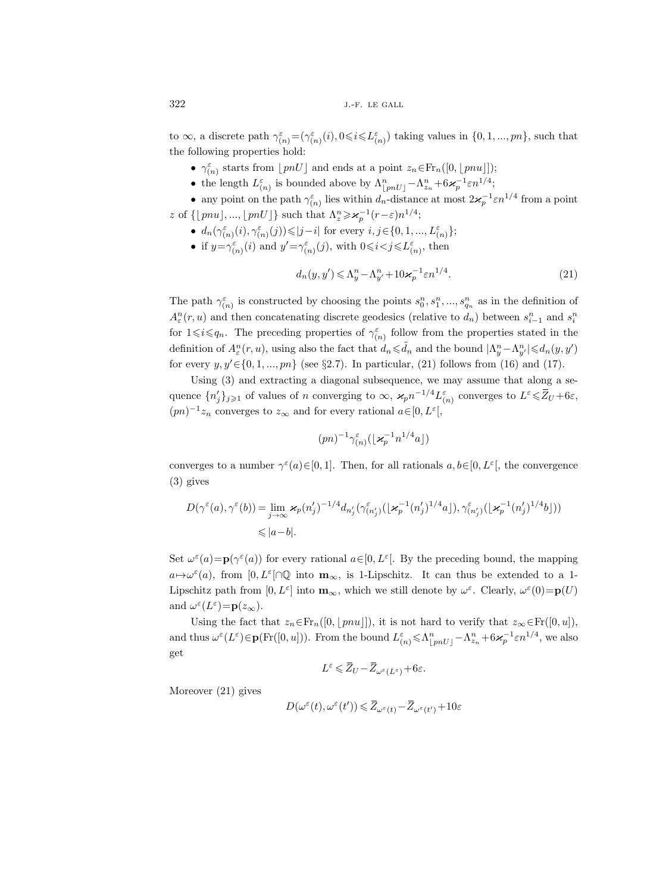to $\infty$, a discrete path $\gamma^\varepsilon_{(n)}=(\gamma^\varepsilon_{(n)}(i), 0\leqslant i\leqslant L^\varepsilon_{(n)})$ taking values in $\{0,1,...,pn\}$, such that the following properties hold:

- $\gamma^\varepsilon_{(n)}$ starts from $\lfloor pnU\rfloor$ and ends at a point $z_n\in\mathrm{Fr}_n([0,\lfloor pnu\rfloor])$;
- the length $L^\varepsilon_{(n)}$ is bounded above by $\Lambda^n_{\lfloor pnU\rfloor}-\Lambda^n_{z_n}+6\varkappa_p^{-1}\varepsilon n^{1/4}$;
- any point on the path $\gamma^\varepsilon_{(n)}$ lies within $d_n$-distance at most $2\varkappa_p^{-1}\varepsilon n^{1/4}$ from a point $z$ of $\{\lfloor pnu\rfloor,...,\lfloor pnU\rfloor\}$ such that $\Lambda^n_z\geqslant\varkappa_p^{-1}(r-\varepsilon)n^{1/4}$;
- $d_n(\gamma^\varepsilon_{(n)}(i),\gamma^\varepsilon_{(n)}(j))\leqslant|j-i|$ for every $i,j\in\{0,1,...,L^\varepsilon_{(n)}\}$;
- if $y=\gamma^\varepsilon_{(n)}(i)$ and $y'=\gamma^\varepsilon_{(n)}(j)$, with $0\leqslant i<j\leqslant L^\varepsilon_{(n)}$, then

$$d_n(y,y')\leqslant\Lambda^n_y-\Lambda^n_{y'}+10\varkappa_p^{-1}\varepsilon n^{1/4}. \tag{21}$$

The path $\gamma^\varepsilon_{(n)}$ is constructed by choosing the points $s^n_0,s^n_1,...,s^n_{q_n}$ as in the definition of $A^n_\varepsilon(r,u)$ and then concatenating discrete geodesics (relative to $d_n$) between $s^n_{i-1}$ and $s^n_i$ for $1\leqslant i\leqslant q_n$. The preceding properties of $\gamma^\varepsilon_{(n)}$ follow from the properties stated in the definition of $A^n_\varepsilon(r,u)$, using also the fact that $d_n\leqslant\tilde d_n$ and the bound $|\Lambda^n_y-\Lambda^n_{y'}|\leqslant d_n(y,y')$ for every $y,y'\in\{0,1,...,pn\}$ (see §2.7). In particular, (21) follows from (16) and (17).

Using (3) and extracting a diagonal subsequence, we may assume that along a sequence $\{n'_j\}_{j\geqslant1}$ of values of $n$ converging to $\infty$, $\varkappa_p n^{-1/4}L^\varepsilon_{(n)}$ converges to $L^\varepsilon\leqslant\overline{Z}_U+6\varepsilon$, $(pn)^{-1}z_n$ converges to $z_\infty$ and for every rational $a\in[0,L^\varepsilon[$,

$$(pn)^{-1}\gamma^\varepsilon_{(n)}(\lfloor\varkappa_p^{-1}n^{1/4}a\rfloor)$$

converges to a number $\gamma^\varepsilon(a)\in[0,1]$. Then, for all rationals $a,b\in[0,L^\varepsilon[$, the convergence (3) gives

$$\begin{aligned}D(\gamma^\varepsilon(a),\gamma^\varepsilon(b))&=\lim_{j\to\infty}\varkappa_p(n'_j)^{-1/4}d_{n'_j}(\gamma^\varepsilon_{(n'_j)}(\lfloor\varkappa_p^{-1}(n'_j)^{1/4}a\rfloor),\gamma^\varepsilon_{(n'_j)}(\lfloor\varkappa_p^{-1}(n'_j)^{1/4}b\rfloor))\\&\leqslant|a-b|.\end{aligned}$$

Set $\omega^\varepsilon(a)=\mathbf{p}(\gamma^\varepsilon(a))$ for every rational $a\in[0,L^\varepsilon[$. By the preceding bound, the mapping $a\mapsto\omega^\varepsilon(a)$, from $[0,L^\varepsilon[\cap\mathbb{Q}$ into $\mathbf{m}_\infty$, is 1-Lipschitz. It can thus be extended to a 1-Lipschitz path from $[0,L^\varepsilon]$ into $\mathbf{m}_\infty$, which we still denote by $\omega^\varepsilon$. Clearly, $\omega^\varepsilon(0)=\mathbf{p}(U)$ and $\omega^\varepsilon(L^\varepsilon)=\mathbf{p}(z_\infty)$.

Using the fact that $z_n\in\mathrm{Fr}_n([0,\lfloor pnu\rfloor])$, it is not hard to verify that $z_\infty\in\mathrm{Fr}([0,u])$, and thus $\omega^\varepsilon(L^\varepsilon)\in\mathbf{p}(\mathrm{Fr}([0,u]))$. From the bound $L^\varepsilon_{(n)}\leqslant\Lambda^n_{\lfloor pnU\rfloor}-\Lambda^n_{z_n}+6\varkappa_p^{-1}\varepsilon n^{1/4}$, we also get

$$L^\varepsilon\leqslant\overline{Z}_U-\overline{Z}_{\omega^\varepsilon(L^\varepsilon)}+6\varepsilon.$$

Moreover (21) gives

$$D(\omega^\varepsilon(t),\omega^\varepsilon(t'))\leqslant\overline{Z}_{\omega^\varepsilon(t)}-\overline{Z}_{\omega^\varepsilon(t')}+10\varepsilon$$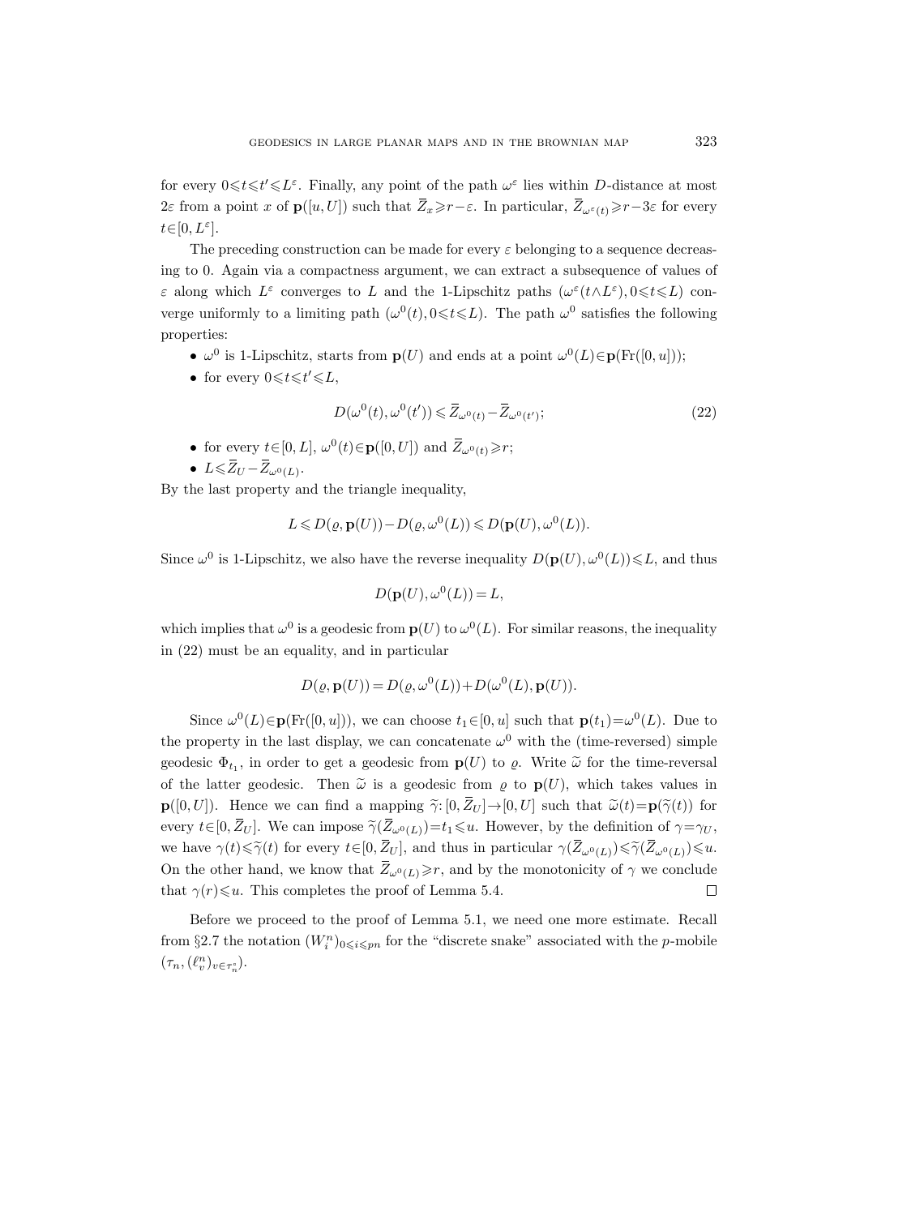for every $0 \leqslant t \leqslant t' \leqslant L^\varepsilon$. Finally, any point of the path $\omega^\varepsilon$ lies within $D$-distance at most $2\varepsilon$ from a point $x$ of $\mathbf{p}([u,U])$ such that $\overline{Z}_x \geqslant r-\varepsilon$. In particular, $\overline{Z}_{\omega^\varepsilon(t)} \geqslant r-3\varepsilon$ for every $t\in[0,L^\varepsilon]$.

The preceding construction can be made for every $\varepsilon$ belonging to a sequence decreasing to 0. Again via a compactness argument, we can extract a subsequence of values of $\varepsilon$ along which $L^\varepsilon$ converges to $L$ and the 1-Lipschitz paths $(\omega^\varepsilon(t\wedge L^\varepsilon), 0\leqslant t\leqslant L)$ converge uniformly to a limiting path $(\omega^0(t), 0\leqslant t\leqslant L)$. The path $\omega^0$ satisfies the following properties:

- $\omega^0$ is 1-Lipschitz, starts from $\mathbf{p}(U)$ and ends at a point $\omega^0(L)\in\mathbf{p}(\mathrm{Fr}([0,u]))$;
- for every $0\leqslant t\leqslant t'\leqslant L$,

$$D(\omega^0(t),\omega^0(t')) \leqslant \overline{Z}_{\omega^0(t)} - \overline{Z}_{\omega^0(t')}; \tag{22}$$

- for every $t\in[0,L]$, $\omega^0(t)\in\mathbf{p}([0,U])$ and $\overline{Z}_{\omega^0(t)}\geqslant r$;
- $L\leqslant \overline{Z}_U - \overline{Z}_{\omega^0(L)}$.

By the last property and the triangle inequality,

$$L \leqslant D(\varrho,\mathbf{p}(U)) - D(\varrho,\omega^0(L)) \leqslant D(\mathbf{p}(U),\omega^0(L)).$$

Since $\omega^0$ is 1-Lipschitz, we also have the reverse inequality $D(\mathbf{p}(U),\omega^0(L))\leqslant L$, and thus

$$D(\mathbf{p}(U),\omega^0(L)) = L,$$

which implies that $\omega^0$ is a geodesic from $\mathbf{p}(U)$ to $\omega^0(L)$. For similar reasons, the inequality in (22) must be an equality, and in particular

$$D(\varrho,\mathbf{p}(U)) = D(\varrho,\omega^0(L)) + D(\omega^0(L),\mathbf{p}(U)).$$

Since $\omega^0(L)\in\mathbf{p}(\mathrm{Fr}([0,u]))$, we can choose $t_1\in[0,u]$ such that $\mathbf{p}(t_1)=\omega^0(L)$. Due to the property in the last display, we can concatenate $\omega^0$ with the (time-reversed) simple geodesic $\Phi_{t_1}$, in order to get a geodesic from $\mathbf{p}(U)$ to $\varrho$. Write $\widetilde{\omega}$ for the time-reversal of the latter geodesic. Then $\widetilde{\omega}$ is a geodesic from $\varrho$ to $\mathbf{p}(U)$, which takes values in $\mathbf{p}([0,U])$. Hence we can find a mapping $\widetilde{\gamma}\colon[0,\overline{Z}_U]\to[0,U]$ such that $\widetilde{\omega}(t)=\mathbf{p}(\widetilde{\gamma}(t))$ for every $t\in[0,\overline{Z}_U]$. We can impose $\widetilde{\gamma}(\overline{Z}_{\omega^0(L)})=t_1\leqslant u$. However, by the definition of $\gamma=\gamma_U$, we have $\gamma(t)\leqslant\widetilde{\gamma}(t)$ for every $t\in[0,\overline{Z}_U]$, and thus in particular $\gamma(\overline{Z}_{\omega^0(L)})\leqslant\widetilde{\gamma}(\overline{Z}_{\omega^0(L)})\leqslant u$. On the other hand, we know that $\overline{Z}_{\omega^0(L)}\geqslant r$, and by the monotonicity of $\gamma$ we conclude that $\gamma(r)\leqslant u$. This completes the proof of Lemma 5.4. $\square$

Before we proceed to the proof of Lemma 5.1, we need one more estimate. Recall from §2.7 the notation $(W_i^n)_{0\leqslant i\leqslant pn}$ for the "discrete snake" associated with the $p$-mobile $(\tau_n,(\ell_v^n)_{v\in\tau_n^\circ})$.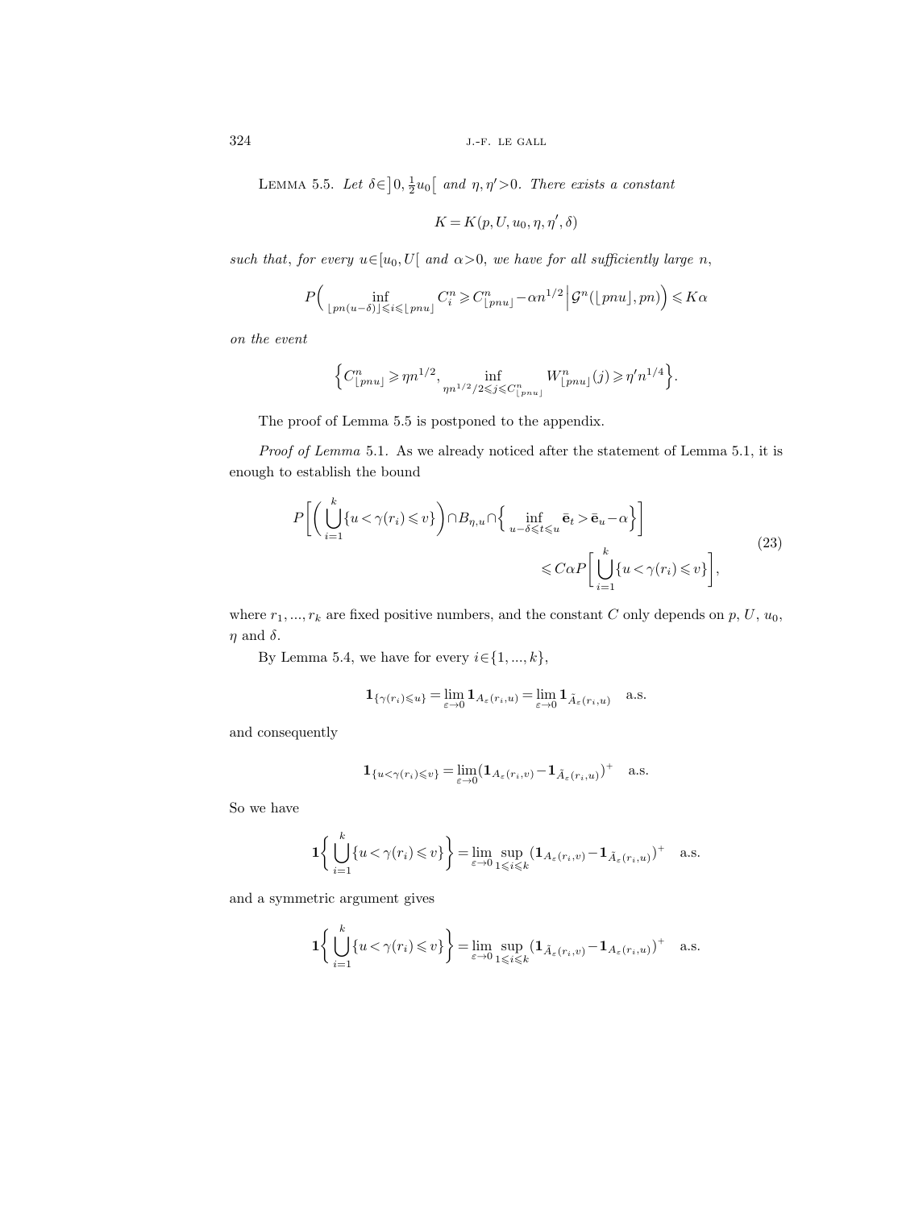Lemma 5.5. *Let $\delta\in\left]0,\frac{1}{2}u_0\right[$ and $\eta,\eta'>0$. There exists a constant*

$$K=K(p,U,u_0,\eta,\eta',\delta)$$

*such that, for every $u\in[u_0,U[$ and $\alpha>0$, we have for all sufficiently large $n$,*

$$P\Big(\inf_{\lfloor pn(u-\delta)\rfloor\leqslant i\leqslant\lfloor pnu\rfloor} C_i^n\geqslant C^n_{\lfloor pnu\rfloor}-\alpha n^{1/2}\,\Big|\,\mathcal{G}^n(\lfloor pnu\rfloor,pn)\Big)\leqslant K\alpha$$

*on the event*

$$\Big\{C^n_{\lfloor pnu\rfloor}\geqslant\eta n^{1/2},\ \inf_{\eta n^{1/2}/2\leqslant j\leqslant C^n_{\lfloor pnu\rfloor}} W^n_{\lfloor pnu\rfloor}(j)\geqslant\eta' n^{1/4}\Big\}.$$

The proof of Lemma 5.5 is postponed to the appendix.

*Proof of Lemma* 5.1. As we already noticed after the statement of Lemma 5.1, it is enough to establish the bound

$$\begin{aligned}P\bigg[\Big(\bigcup_{i=1}^k\{u<\gamma(r_i)\leqslant v\}\Big)\cap B_{\eta,u}\cap\Big\{\inf_{u-\delta\leqslant t\leqslant u}\bar{\mathbf{e}}_t>\bar{\mathbf{e}}_u-\alpha\Big\}\bigg]&\\ \leqslant C\alpha P\bigg[\bigcup_{i=1}^k\{u<\gamma(r_i)\leqslant v\}\bigg],&\end{aligned}\tag{23}$$

where $r_1,...,r_k$ are fixed positive numbers, and the constant $C$ only depends on $p$, $U$, $u_0$, $\eta$ and $\delta$.

By Lemma 5.4, we have for every $i\in\{1,...,k\}$,

$$\mathbf{1}_{\{\gamma(r_i)\leqslant u\}}=\lim_{\varepsilon\to0}\mathbf{1}_{A_\varepsilon(r_i,u)}=\lim_{\varepsilon\to0}\mathbf{1}_{\tilde{A}_\varepsilon(r_i,u)}\quad\text{a.s.}$$

and consequently

$$\mathbf{1}_{\{u<\gamma(r_i)\leqslant v\}}=\lim_{\varepsilon\to0}(\mathbf{1}_{A_\varepsilon(r_i,v)}-\mathbf{1}_{\tilde{A}_\varepsilon(r_i,u)})^+\quad\text{a.s.}$$

So we have

$$\mathbf{1}\bigg\{\bigcup_{i=1}^k\{u<\gamma(r_i)\leqslant v\}\bigg\}=\lim_{\varepsilon\to0}\sup_{1\leqslant i\leqslant k}(\mathbf{1}_{A_\varepsilon(r_i,v)}-\mathbf{1}_{\tilde{A}_\varepsilon(r_i,u)})^+\quad\text{a.s.}$$

and a symmetric argument gives

$$\mathbf{1}\bigg\{\bigcup_{i=1}^k\{u<\gamma(r_i)\leqslant v\}\bigg\}=\lim_{\varepsilon\to0}\sup_{1\leqslant i\leqslant k}(\mathbf{1}_{\tilde{A}_\varepsilon(r_i,v)}-\mathbf{1}_{A_\varepsilon(r_i,u)})^+\quad\text{a.s.}$$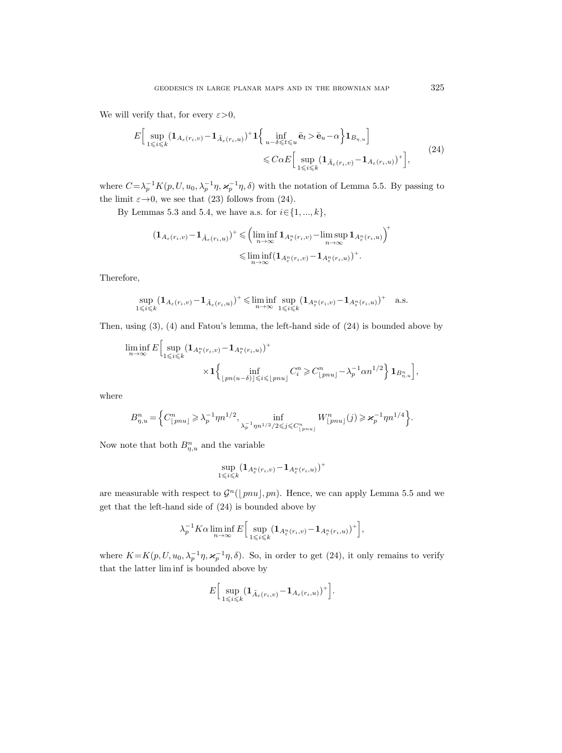We will verify that, for every $\varepsilon>0$,

$$E\Big[\sup_{1\leqslant i\leqslant k}(\mathbf{1}_{A_\varepsilon(r_i,v)}-\mathbf{1}_{\tilde{A}_\varepsilon(r_i,u)})^+\mathbf{1}\Big\{\inf_{u-\delta\leqslant t\leqslant u}\bar{\mathbf{e}}_t>\bar{\mathbf{e}}_u-\alpha\Big\}\mathbf{1}_{B_{\eta,u}}\Big] \leqslant C\alpha E\Big[\sup_{1\leqslant i\leqslant k}(\mathbf{1}_{\tilde{A}_\varepsilon(r_i,v)}-\mathbf{1}_{A_\varepsilon(r_i,u)})^+\Big], \tag{24}$$

where $C=\lambda_p^{-1}K(p,U,u_0,\lambda_p^{-1}\eta,\varkappa_p^{-1}\eta,\delta)$ with the notation of Lemma 5.5. By passing to the limit $\varepsilon\to 0$, we see that (23) follows from (24).

By Lemmas 5.3 and 5.4, we have a.s. for $i\in\{1,...,k\}$,

$$(\mathbf{1}_{A_\varepsilon(r_i,v)}-\mathbf{1}_{\tilde{A}_\varepsilon(r_i,u)})^+\leqslant\Big(\liminf_{n\to\infty}\mathbf{1}_{A^n_\varepsilon(r_i,v)}-\limsup_{n\to\infty}\mathbf{1}_{A^n_\varepsilon(r_i,u)}\Big)^+ \leqslant\liminf_{n\to\infty}(\mathbf{1}_{A^n_\varepsilon(r_i,v)}-\mathbf{1}_{A^n_\varepsilon(r_i,u)})^+.$$

Therefore,

$$\sup_{1\leqslant i\leqslant k}(\mathbf{1}_{A_\varepsilon(r_i,v)}-\mathbf{1}_{\tilde{A}_\varepsilon(r_i,u)})^+\leqslant\liminf_{n\to\infty}\sup_{1\leqslant i\leqslant k}(\mathbf{1}_{A^n_\varepsilon(r_i,v)}-\mathbf{1}_{A^n_\varepsilon(r_i,u)})^+\quad\text{a.s.}$$

Then, using (3), (4) and Fatou's lemma, the left-hand side of (24) is bounded above by

$$\liminf_{n\to\infty}E\Big[\sup_{1\leqslant i\leqslant k}(\mathbf{1}_{A^n_\varepsilon(r_i,v)}-\mathbf{1}_{A^n_\varepsilon(r_i,u)})^+ \times\mathbf{1}\Big\{\inf_{\lfloor pn(u-\delta)\rfloor\leqslant i\leqslant\lfloor pnu\rfloor}C^n_i\geqslant C^n_{\lfloor pnu\rfloor}-\lambda_p^{-1}\alpha n^{1/2}\Big\}\,\mathbf{1}_{B^n_{\eta,u}}\Big],$$

where

$$B^n_{\eta,u}=\Big\{C^n_{\lfloor pnu\rfloor}\geqslant\lambda_p^{-1}\eta n^{1/2},\inf_{\lambda_p^{-1}\eta n^{1/2}/2\leqslant j\leqslant C^n_{\lfloor pnu\rfloor}}W^n_{\lfloor pnu\rfloor}(j)\geqslant\varkappa_p^{-1}\eta n^{1/4}\Big\}.$$

Now note that both $B^n_{\eta,u}$ and the variable

$$\sup_{1\leqslant i\leqslant k}(\mathbf{1}_{A^n_\varepsilon(r_i,v)}-\mathbf{1}_{A^n_\varepsilon(r_i,u)})^+$$

are measurable with respect to $\mathcal{G}^n(\lfloor pnu\rfloor,pn)$. Hence, we can apply Lemma 5.5 and we get that the left-hand side of (24) is bounded above by

$$\lambda_p^{-1}K\alpha\liminf_{n\to\infty}E\Big[\sup_{1\leqslant i\leqslant k}(\mathbf{1}_{A^n_\varepsilon(r_i,v)}-\mathbf{1}_{A^n_\varepsilon(r_i,u)})^+\Big],$$

where $K=K(p,U,u_0,\lambda_p^{-1}\eta,\varkappa_p^{-1}\eta,\delta)$. So, in order to get (24), it only remains to verify that the latter lim inf is bounded above by

$$E\Big[\sup_{1\leqslant i\leqslant k}(\mathbf{1}_{\tilde{A}_\varepsilon(r_i,v)}-\mathbf{1}_{A_\varepsilon(r_i,u)})^+\Big].$$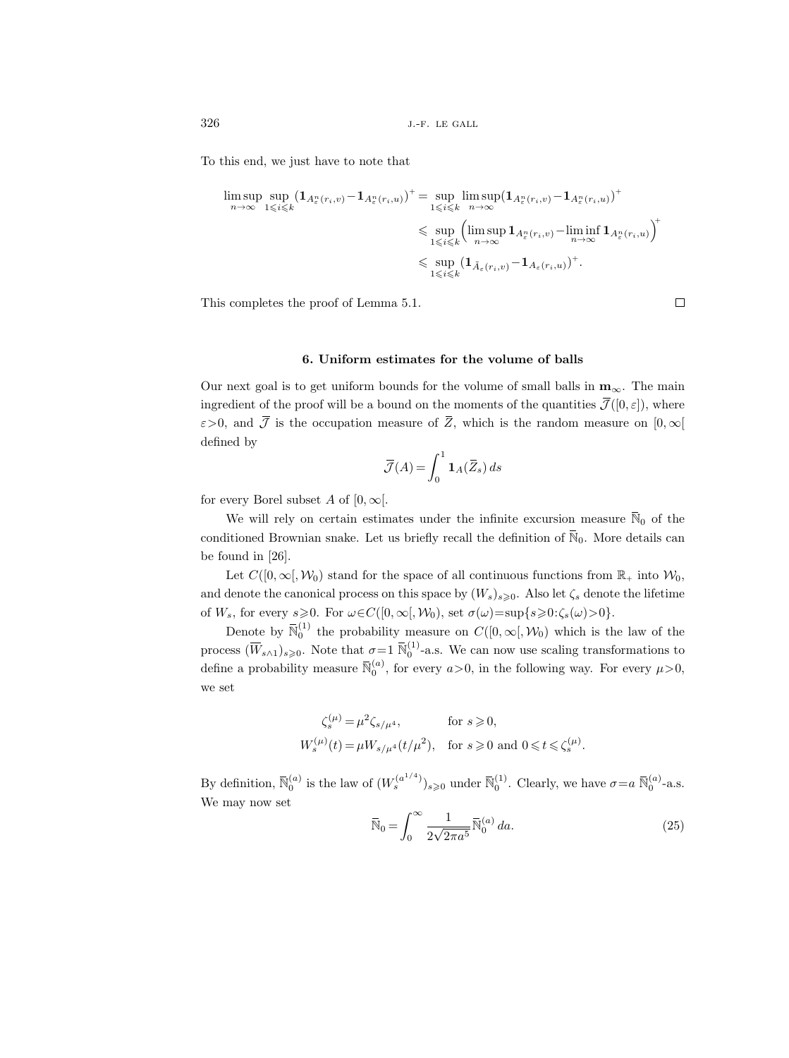To this end, we just have to note that

$$\begin{aligned}
\limsup_{n\to\infty} \sup_{1\leqslant i\leqslant k} (\mathbf{1}_{A^n_\varepsilon(r_i,v)} - \mathbf{1}_{A^n_\varepsilon(r_i,u)})^+ &= \sup_{1\leqslant i\leqslant k} \limsup_{n\to\infty} (\mathbf{1}_{A^n_\varepsilon(r_i,v)} - \mathbf{1}_{A^n_\varepsilon(r_i,u)})^+ \\
&\leqslant \sup_{1\leqslant i\leqslant k} \Big(\limsup_{n\to\infty} \mathbf{1}_{A^n_\varepsilon(r_i,v)} - \liminf_{n\to\infty} \mathbf{1}_{A^n_\varepsilon(r_i,u)}\Big)^+ \\
&\leqslant \sup_{1\leqslant i\leqslant k} (\mathbf{1}_{\tilde{A}_\varepsilon(r_i,v)} - \mathbf{1}_{A_\varepsilon(r_i,u)})^+.
\end{aligned}$$

This completes the proof of Lemma 5.1. □

## 6. Uniform estimates for the volume of balls

Our next goal is to get uniform bounds for the volume of small balls in $\mathbf{m}_\infty$. The main ingredient of the proof will be a bound on the moments of the quantities $\overline{\mathcal{J}}([0,\varepsilon])$, where $\varepsilon>0$, and $\overline{\mathcal{J}}$ is the occupation measure of $\overline{Z}$, which is the random measure on $[0,\infty[$ defined by

$$\overline{\mathcal{J}}(A) = \int_0^1 \mathbf{1}_A(\overline{Z}_s)\, ds$$

for every Borel subset $A$ of $[0,\infty[$.

We will rely on certain estimates under the infinite excursion measure $\overline{\mathbb{N}}_0$ of the conditioned Brownian snake. Let us briefly recall the definition of $\overline{\mathbb{N}}_0$. More details can be found in [26].

Let $C([0,\infty[,\mathcal{W}_0)$ stand for the space of all continuous functions from $\mathbb{R}_+$ into $\mathcal{W}_0$, and denote the canonical process on this space by $(W_s)_{s\geqslant 0}$. Also let $\zeta_s$ denote the lifetime of $W_s$, for every $s\geqslant 0$. For $\omega\in C([0,\infty[,\mathcal{W}_0)$, set $\sigma(\omega)=\sup\{s\geqslant 0:\zeta_s(\omega)>0\}$.

Denote by $\overline{\mathbb{N}}_0^{(1)}$ the probability measure on $C([0,\infty[,\mathcal{W}_0)$ which is the law of the process $(\overline{W}_{s\wedge 1})_{s\geqslant 0}$. Note that $\sigma=1$ $\overline{\mathbb{N}}_0^{(1)}$-a.s. We can now use scaling transformations to define a probability measure $\overline{\mathbb{N}}_0^{(a)}$, for every $a>0$, in the following way. For every $\mu>0$, we set

$$\begin{aligned}
\zeta_s^{(\mu)} &= \mu^2 \zeta_{s/\mu^4}, && \text{for } s\geqslant 0,\\
W_s^{(\mu)}(t) &= \mu W_{s/\mu^4}(t/\mu^2), && \text{for } s\geqslant 0 \text{ and } 0\leqslant t\leqslant \zeta_s^{(\mu)}.
\end{aligned}$$

By definition, $\overline{\mathbb{N}}_0^{(a)}$ is the law of $(W_s^{(a^{1/4})})_{s\geqslant 0}$ under $\overline{\mathbb{N}}_0^{(1)}$. Clearly, we have $\sigma=a$ $\overline{\mathbb{N}}_0^{(a)}$-a.s. We may now set

$$\overline{\mathbb{N}}_0 = \int_0^\infty \frac{1}{2\sqrt{2\pi a^5}}\, \overline{\mathbb{N}}_0^{(a)}\, da. \tag{25}$$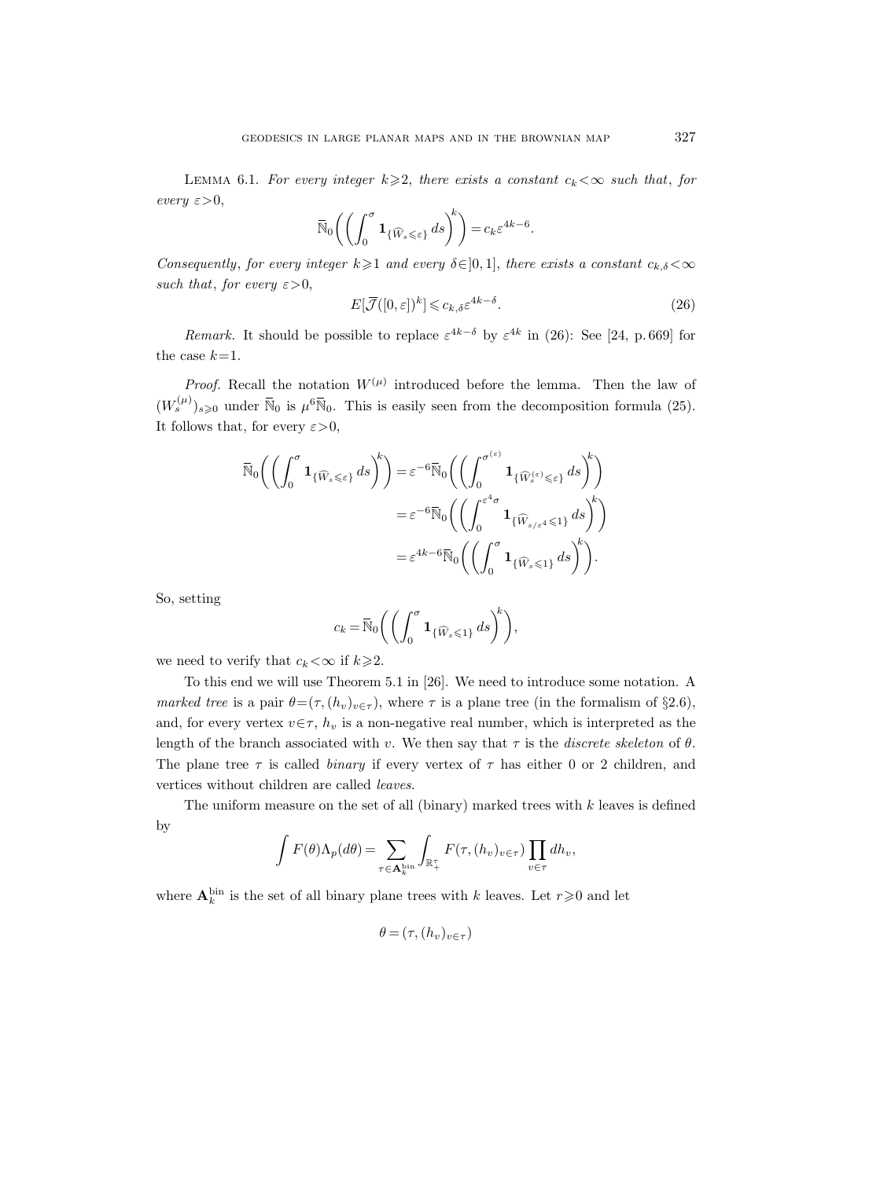Lemma 6.1. *For every integer $k\geqslant 2$, there exists a constant $c_k<\infty$ such that, for every $\varepsilon>0$,*

$$\overline{\mathbb{N}}_0\biggl(\biggl(\int_0^\sigma \mathbf{1}_{\{\widehat{W}_s\leqslant\varepsilon\}}\,ds\biggr)^k\biggr)=c_k\varepsilon^{4k-6}.$$

*Consequently, for every integer $k\geqslant 1$ and every $\delta\in]0,1]$, there exists a constant $c_{k,\delta}<\infty$ such that, for every $\varepsilon>0$,*

$$E[\overline{\mathcal{J}}([0,\varepsilon])^k]\leqslant c_{k,\delta}\varepsilon^{4k-\delta}. \tag{26}$$

*Remark.* It should be possible to replace $\varepsilon^{4k-\delta}$ by $\varepsilon^{4k}$ in (26): See [24, p. 669] for the case $k=1$.

*Proof.* Recall the notation $W^{(\mu)}$ introduced before the lemma. Then the law of $(W^{(\mu)}_s)_{s\geqslant 0}$ under $\overline{\mathbb{N}}_0$ is $\mu^6\overline{\mathbb{N}}_0$. This is easily seen from the decomposition formula (25). It follows that, for every $\varepsilon>0$,

$$\begin{aligned}
\overline{\mathbb{N}}_0\biggl(\biggl(\int_0^\sigma \mathbf{1}_{\{\widehat{W}_s\leqslant\varepsilon\}}\,ds\biggr)^k\biggr) &= \varepsilon^{-6}\overline{\mathbb{N}}_0\biggl(\biggl(\int_0^{\sigma^{(\varepsilon)}} \mathbf{1}_{\{\widehat{W}^{(\varepsilon)}_s\leqslant\varepsilon\}}\,ds\biggr)^k\biggr)\\
&= \varepsilon^{-6}\overline{\mathbb{N}}_0\biggl(\biggl(\int_0^{\varepsilon^4\sigma} \mathbf{1}_{\{\widehat{W}_{s/\varepsilon^4}\leqslant 1\}}\,ds\biggr)^k\biggr)\\
&= \varepsilon^{4k-6}\overline{\mathbb{N}}_0\biggl(\biggl(\int_0^{\sigma} \mathbf{1}_{\{\widehat{W}_{s}\leqslant 1\}}\,ds\biggr)^k\biggr).
\end{aligned}$$

So, setting

$$c_k=\overline{\mathbb{N}}_0\biggl(\biggl(\int_0^{\sigma} \mathbf{1}_{\{\widehat{W}_{s}\leqslant 1\}}\,ds\biggr)^k\biggr),$$

we need to verify that $c_k<\infty$ if $k\geqslant 2$.

To this end we will use Theorem 5.1 in [26]. We need to introduce some notation. A *marked tree* is a pair $\theta=(\tau,(h_v)_{v\in\tau})$, where $\tau$ is a plane tree (in the formalism of §2.6), and, for every vertex $v\in\tau$, $h_v$ is a non-negative real number, which is interpreted as the length of the branch associated with $v$. We then say that $\tau$ is the *discrete skeleton* of $\theta$. The plane tree $\tau$ is called *binary* if every vertex of $\tau$ has either 0 or 2 children, and vertices without children are called *leaves*.

The uniform measure on the set of all (binary) marked trees with $k$ leaves is defined by

$$\int F(\theta)\Lambda_p(d\theta)=\sum_{\tau\in\mathbf{A}^{\mathrm{bin}}_k}\int_{\mathbb{R}^\tau_+}F(\tau,(h_v)_{v\in\tau})\prod_{v\in\tau}dh_v,$$

where $\mathbf{A}^{\mathrm{bin}}_k$ is the set of all binary plane trees with $k$ leaves. Let $r\geqslant 0$ and let

$$\theta=(\tau,(h_v)_{v\in\tau})$$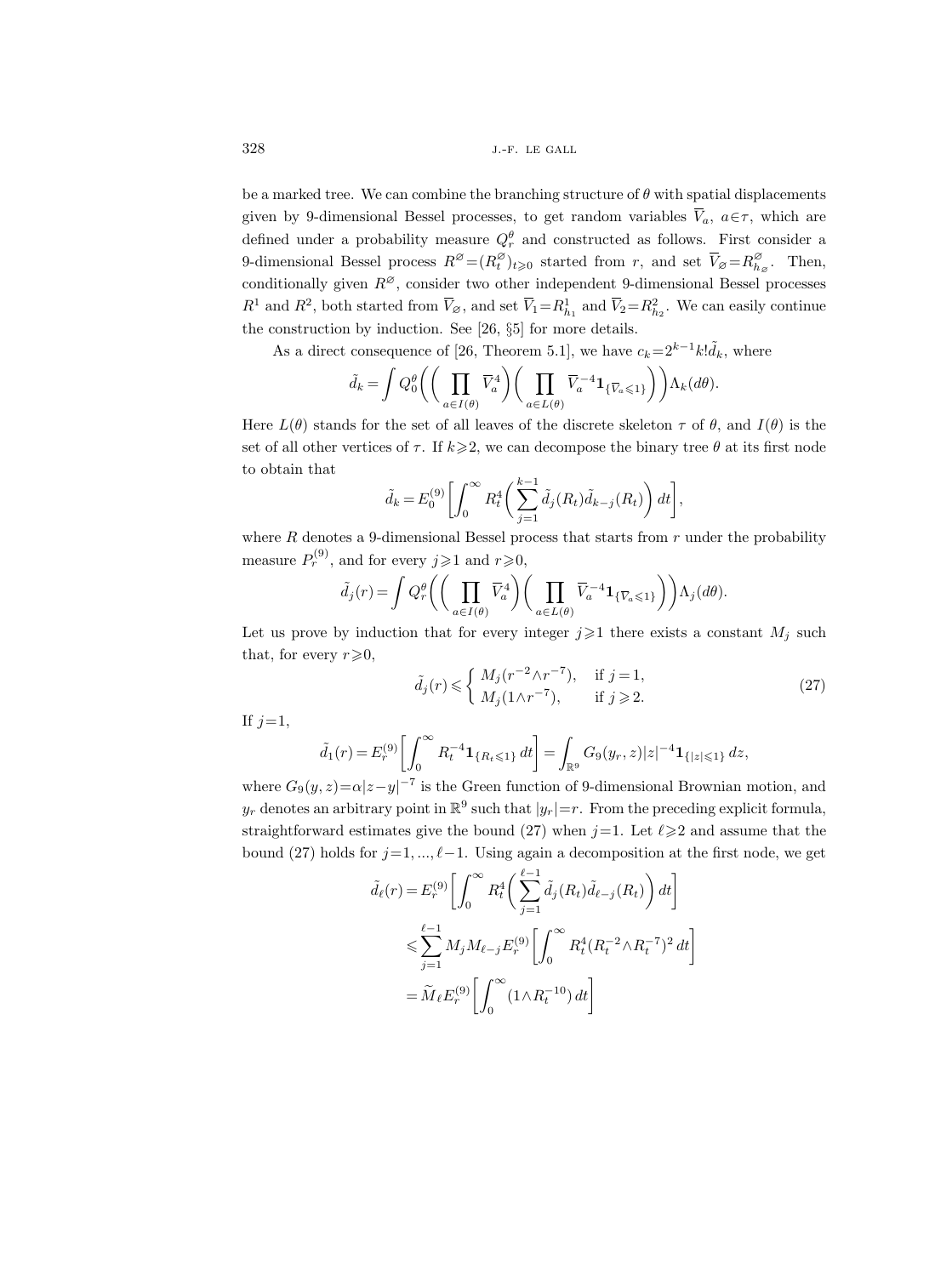be a marked tree. We can combine the branching structure of $\theta$ with spatial displacements given by 9-dimensional Bessel processes, to get random variables $\overline{V}_a$, $a\in\tau$, which are defined under a probability measure $Q^\theta_r$ and constructed as follows. First consider a 9-dimensional Bessel process $R^\varnothing=(R^\varnothing_t)_{t\geqslant 0}$ started from $r$, and set $\overline{V}_\varnothing=R^\varnothing_{h_\varnothing}$. Then, conditionally given $R^\varnothing$, consider two other independent 9-dimensional Bessel processes $R^1$ and $R^2$, both started from $\overline{V}_\varnothing$, and set $\overline{V}_1=R^1_{h_1}$ and $\overline{V}_2=R^2_{h_2}$. We can easily continue the construction by induction. See [26, §5] for more details.

As a direct consequence of [26, Theorem 5.1], we have $c_k=2^{k-1}k!\tilde{d}_k$, where

$$\tilde{d}_k=\int Q^\theta_0\biggl(\biggl(\prod_{a\in I(\theta)}\overline{V}_a^4\biggr)\biggl(\prod_{a\in L(\theta)}\overline{V}_a^{-4}\mathbf{1}_{\{\overline{V}_a\leqslant 1\}}\biggr)\biggr)\Lambda_k(d\theta).$$

Here $L(\theta)$ stands for the set of all leaves of the discrete skeleton $\tau$ of $\theta$, and $I(\theta)$ is the set of all other vertices of $\tau$. If $k\geqslant 2$, we can decompose the binary tree $\theta$ at its first node to obtain that

$$\tilde{d}_k=E^{(9)}_0\biggl[\int_0^\infty R_t^4\biggl(\sum_{j=1}^{k-1}\tilde{d}_j(R_t)\tilde{d}_{k-j}(R_t)\biggr)\,dt\biggr],$$

where $R$ denotes a 9-dimensional Bessel process that starts from $r$ under the probability measure $P^{(9)}_r$, and for every $j\geqslant 1$ and $r\geqslant 0$,

$$\tilde{d}_j(r)=\int Q^\theta_r\biggl(\biggl(\prod_{a\in I(\theta)}\overline{V}_a^4\biggr)\biggl(\prod_{a\in L(\theta)}\overline{V}_a^{-4}\mathbf{1}_{\{\overline{V}_a\leqslant 1\}}\biggr)\biggr)\Lambda_j(d\theta).$$

Let us prove by induction that for every integer $j\geqslant 1$ there exists a constant $M_j$ such that, for every $r\geqslant 0$,

$$\tilde{d}_j(r)\leqslant\begin{cases} M_j(r^{-2}\wedge r^{-7}), & \text{if } j=1,\\ M_j(1\wedge r^{-7}), & \text{if } j\geqslant 2.\end{cases}\tag{27}$$

If $j=1$,

$$\tilde{d}_1(r)=E^{(9)}_r\biggl[\int_0^\infty R_t^{-4}\mathbf{1}_{\{R_t\leqslant 1\}}\,dt\biggr]=\int_{\mathbb{R}^9}G_9(y_r,z)|z|^{-4}\mathbf{1}_{\{|z|\leqslant 1\}}\,dz,$$

where $G_9(y,z)=\alpha|z-y|^{-7}$ is the Green function of 9-dimensional Brownian motion, and $y_r$ denotes an arbitrary point in $\mathbb{R}^9$ such that $|y_r|=r$. From the preceding explicit formula, straightforward estimates give the bound (27) when $j=1$. Let $\ell\geqslant 2$ and assume that the bound (27) holds for $j=1,...,\ell-1$. Using again a decomposition at the first node, we get

$$\begin{aligned}
\tilde{d}_\ell(r)&=E^{(9)}_r\biggl[\int_0^\infty R_t^4\biggl(\sum_{j=1}^{\ell-1}\tilde{d}_j(R_t)\tilde{d}_{\ell-j}(R_t)\biggr)\,dt\biggr]\\
&\leqslant\sum_{j=1}^{\ell-1}M_jM_{\ell-j}E^{(9)}_r\biggl[\int_0^\infty R_t^4(R_t^{-2}\wedge R_t^{-7})^2\,dt\biggr]\\
&=\widetilde{M}_\ell E^{(9)}_r\biggl[\int_0^\infty(1\wedge R_t^{-10})\,dt\biggr]
\end{aligned}$$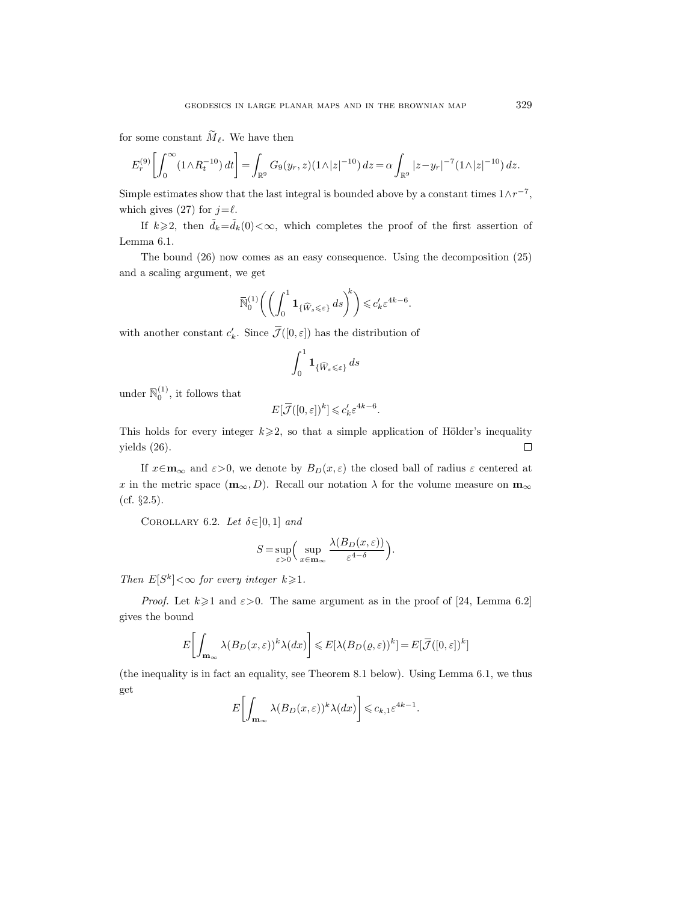for some constant $\widetilde{M}_\ell$. We have then

$$E_r^{(9)}\bigg[\int_0^\infty (1\wedge R_t^{-10})\,dt\bigg] = \int_{\mathbb{R}^9} G_9(y_r,z)(1\wedge |z|^{-10})\,dz = \alpha\int_{\mathbb{R}^9} |z-y_r|^{-7}(1\wedge|z|^{-10})\,dz.$$

Simple estimates show that the last integral is bounded above by a constant times $1\wedge r^{-7}$, which gives (27) for $j=\ell$.

If $k\geqslant 2$, then $\tilde{d}_k = \tilde{d}_k(0) < \infty$, which completes the proof of the first assertion of Lemma 6.1.

The bound (26) now comes as an easy consequence. Using the decomposition (25) and a scaling argument, we get

$$\overline{\mathbb{N}}_0^{(1)}\bigg(\bigg(\int_0^1 \mathbf{1}_{\{\widehat{W}_s\leqslant\varepsilon\}}\,ds\bigg)^k\bigg) \leqslant c_k'\varepsilon^{4k-6}.$$

with another constant $c_k'$. Since $\overline{\mathcal{J}}([0,\varepsilon])$ has the distribution of

$$\int_0^1 \mathbf{1}_{\{\widehat{W}_s\leqslant\varepsilon\}}\,ds$$

under $\overline{\mathbb{N}}_0^{(1)}$, it follows that

$$E[\overline{\mathcal{J}}([0,\varepsilon])^k] \leqslant c_k'\varepsilon^{4k-6}.$$

This holds for every integer $k\geqslant 2$, so that a simple application of Hölder's inequality yields (26). □

If $x\in\mathbf{m}_\infty$ and $\varepsilon>0$, we denote by $B_D(x,\varepsilon)$ the closed ball of radius $\varepsilon$ centered at $x$ in the metric space $(\mathbf{m}_\infty, D)$. Recall our notation $\lambda$ for the volume measure on $\mathbf{m}_\infty$ (cf. §2.5).

Corollary 6.2. *Let* $\delta\in]0,1]$ *and*

$$S = \sup_{\varepsilon>0}\bigg(\sup_{x\in\mathbf{m}_\infty} \frac{\lambda(B_D(x,\varepsilon))}{\varepsilon^{4-\delta}}\bigg).$$

*Then* $E[S^k]<\infty$ *for every integer* $k\geqslant 1$.

*Proof.* Let $k\geqslant 1$ and $\varepsilon>0$. The same argument as in the proof of [24, Lemma 6.2] gives the bound

$$E\bigg[\int_{\mathbf{m}_\infty} \lambda(B_D(x,\varepsilon))^k\lambda(dx)\bigg] \leqslant E[\lambda(B_D(\varrho,\varepsilon))^k] = E[\overline{\mathcal{J}}([0,\varepsilon])^k]$$

(the inequality is in fact an equality, see Theorem 8.1 below). Using Lemma 6.1, we thus get

$$E\bigg[\int_{\mathbf{m}_\infty} \lambda(B_D(x,\varepsilon))^k\lambda(dx)\bigg] \leqslant c_{k,1}\varepsilon^{4k-1}.$$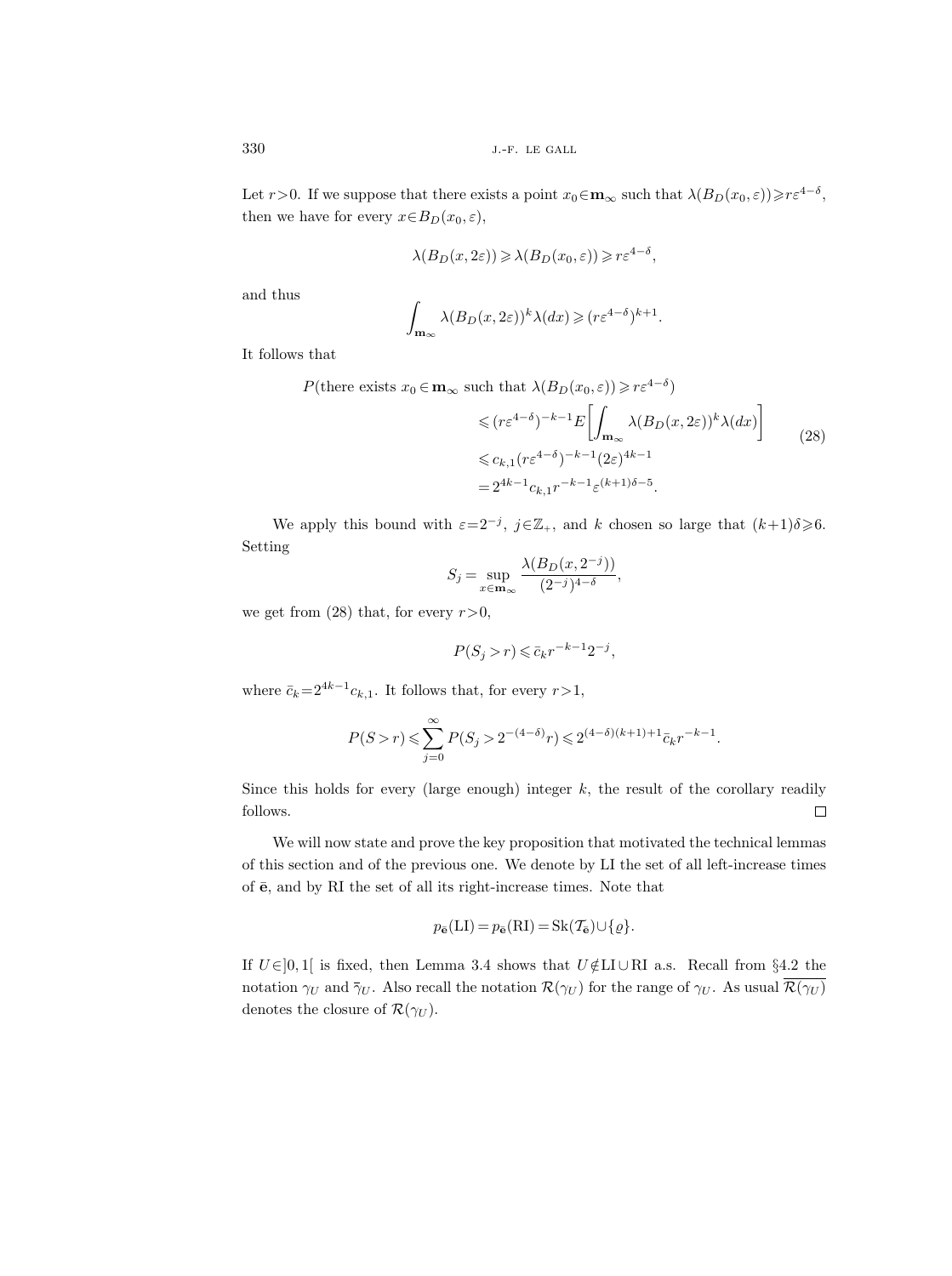Let $r>0$. If we suppose that there exists a point $x_0\in\mathbf{m}_\infty$ such that $\lambda(B_D(x_0,\varepsilon))\geqslant r\varepsilon^{4-\delta}$, then we have for every $x\in B_D(x_0,\varepsilon)$,

$$\lambda(B_D(x,2\varepsilon))\geqslant \lambda(B_D(x_0,\varepsilon))\geqslant r\varepsilon^{4-\delta},$$

and thus

$$\int_{\mathbf{m}_\infty} \lambda(B_D(x,2\varepsilon))^k \lambda(dx)\geqslant (r\varepsilon^{4-\delta})^{k+1}.$$

It follows that

$$\begin{aligned}
P(\text{there exists } x_0\in\mathbf{m}_\infty \text{ such that } \lambda(B_D(x_0,\varepsilon))\geqslant r\varepsilon^{4-\delta})&\\
\leqslant (r\varepsilon^{4-\delta})^{-k-1} E\bigg[\int_{\mathbf{m}_\infty}\lambda(B_D(x,2\varepsilon))^k\lambda(dx)\bigg]&\\
\leqslant c_{k,1}(r\varepsilon^{4-\delta})^{-k-1}(2\varepsilon)^{4k-1}&\\
=2^{4k-1}c_{k,1}r^{-k-1}\varepsilon^{(k+1)\delta-5}.&
\end{aligned}\tag{28}$$

We apply this bound with $\varepsilon=2^{-j}$, $j\in\mathbb{Z}_+$, and $k$ chosen so large that $(k+1)\delta\geqslant 6$. Setting

$$S_j=\sup_{x\in\mathbf{m}_\infty}\frac{\lambda(B_D(x,2^{-j}))}{(2^{-j})^{4-\delta}},$$

we get from (28) that, for every $r>0$,

$$P(S_j>r)\leqslant \bar c_k r^{-k-1}2^{-j},$$

where $\bar c_k=2^{4k-1}c_{k,1}$. It follows that, for every $r>1$,

$$P(S>r)\leqslant \sum_{j=0}^{\infty} P(S_j>2^{-(4-\delta)}r)\leqslant 2^{(4-\delta)(k+1)+1}\bar c_k r^{-k-1}.$$

Since this holds for every (large enough) integer $k$, the result of the corollary readily follows. □

We will now state and prove the key proposition that motivated the technical lemmas of this section and of the previous one. We denote by LI the set of all left-increase times of $\bar{\mathbf{e}}$, and by RI the set of all its right-increase times. Note that

$$p_{\bar{\mathbf{e}}}(\mathrm{LI})=p_{\bar{\mathbf{e}}}(\mathrm{RI})=\mathrm{Sk}(\mathcal{T}_{\bar{\mathbf{e}}})\cup\{\varrho\}.$$

If $U\in]0,1[$ is fixed, then Lemma 3.4 shows that $U\notin \mathrm{LI}\cup\mathrm{RI}$ a.s. Recall from §4.2 the notation $\gamma_U$ and $\bar\gamma_U$. Also recall the notation $\mathcal{R}(\gamma_U)$ for the range of $\gamma_U$. As usual $\overline{\mathcal{R}(\gamma_U)}$ denotes the closure of $\mathcal{R}(\gamma_U)$.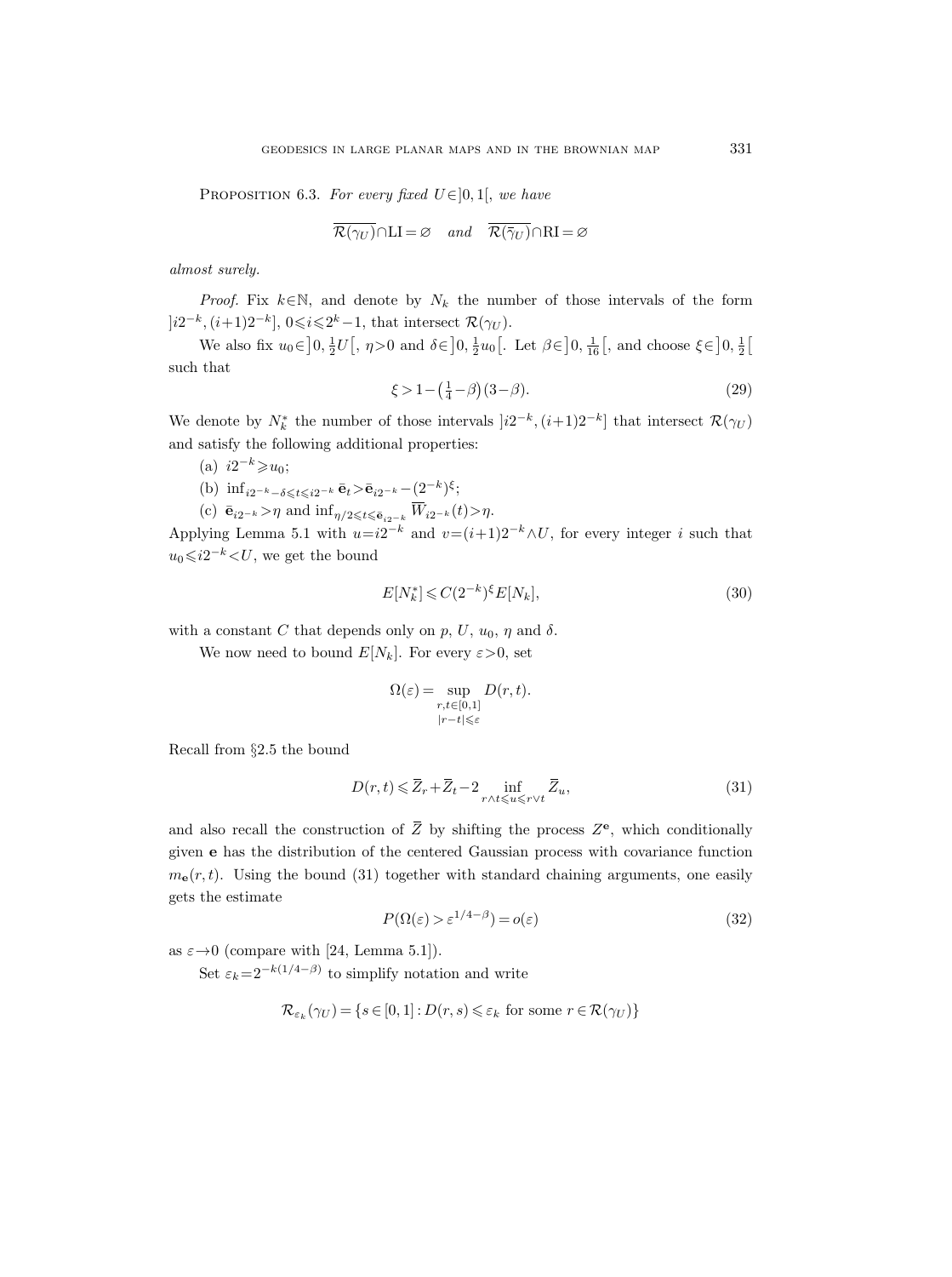PROPOSITION 6.3. *For every fixed $U\in]0,1[$, we have*

$$\overline{\mathcal{R}(\gamma_U)}\cap \mathrm{LI}=\varnothing \quad \textit{and} \quad \overline{\mathcal{R}(\bar\gamma_U)}\cap \mathrm{RI}=\varnothing$$

*almost surely.*

*Proof.* Fix $k\in\mathbb{N}$, and denote by $N_k$ the number of those intervals of the form $]i2^{-k},(i+1)2^{-k}]$, $0\leqslant i\leqslant 2^k-1$, that intersect $\mathcal{R}(\gamma_U)$.

We also fix $u_0\in\left]0,\frac{1}{2}U\right[$, $\eta>0$ and $\delta\in\left]0,\frac{1}{2}u_0\right[$. Let $\beta\in\left]0,\frac{1}{16}\right[$, and choose $\xi\in\left]0,\frac{1}{2}\right[$ such that

$$\xi>1-\left(\tfrac{1}{4}-\beta\right)(3-\beta). \tag{29}$$

We denote by $N_k^*$ the number of those intervals $]i2^{-k},(i+1)2^{-k}]$ that intersect $\mathcal{R}(\gamma_U)$ and satisfy the following additional properties:

(a) $i2^{-k}\geqslant u_0$;

(b) $\inf_{i2^{-k}-\delta\leqslant t\leqslant i2^{-k}}\bar{\mathbf{e}}_t>\bar{\mathbf{e}}_{i2^{-k}}-(2^{-k})^{\xi}$;

(c) $\bar{\mathbf{e}}_{i2^{-k}}>\eta$ and $\inf_{\eta/2\leqslant t\leqslant \bar{\mathbf{e}}_{i2^{-k}}}\overline{W}_{i2^{-k}}(t)>\eta$.

Applying Lemma 5.1 with $u=i2^{-k}$ and $v=(i+1)2^{-k}\wedge U$, for every integer $i$ such that $u_0\leqslant i2^{-k}<U$, we get the bound

$$E[N_k^*]\leqslant C(2^{-k})^{\xi}E[N_k], \tag{30}$$

with a constant $C$ that depends only on $p$, $U$, $u_0$, $\eta$ and $\delta$.

We now need to bound $E[N_k]$. For every $\varepsilon>0$, set

$$\Omega(\varepsilon)=\sup_{\substack{r,t\in[0,1]\\|r-t|\leqslant\varepsilon}}D(r,t).$$

Recall from §2.5 the bound

$$D(r,t)\leqslant \overline{Z}_r+\overline{Z}_t-2\inf_{r\wedge t\leqslant u\leqslant r\vee t}\overline{Z}_u, \tag{31}$$

and also recall the construction of $\overline{Z}$ by shifting the process $Z^{\mathbf{e}}$, which conditionally given $\mathbf{e}$ has the distribution of the centered Gaussian process with covariance function $m_{\mathbf{e}}(r,t)$. Using the bound (31) together with standard chaining arguments, one easily gets the estimate

$$P(\Omega(\varepsilon)>\varepsilon^{1/4-\beta})=o(\varepsilon) \tag{32}$$

as $\varepsilon\to 0$ (compare with [24, Lemma 5.1]).

Set $\varepsilon_k=2^{-k(1/4-\beta)}$ to simplify notation and write

$$\mathcal{R}_{\varepsilon_k}(\gamma_U)=\{s\in[0,1]:D(r,s)\leqslant\varepsilon_k \text{ for some } r\in\mathcal{R}(\gamma_U)\}$$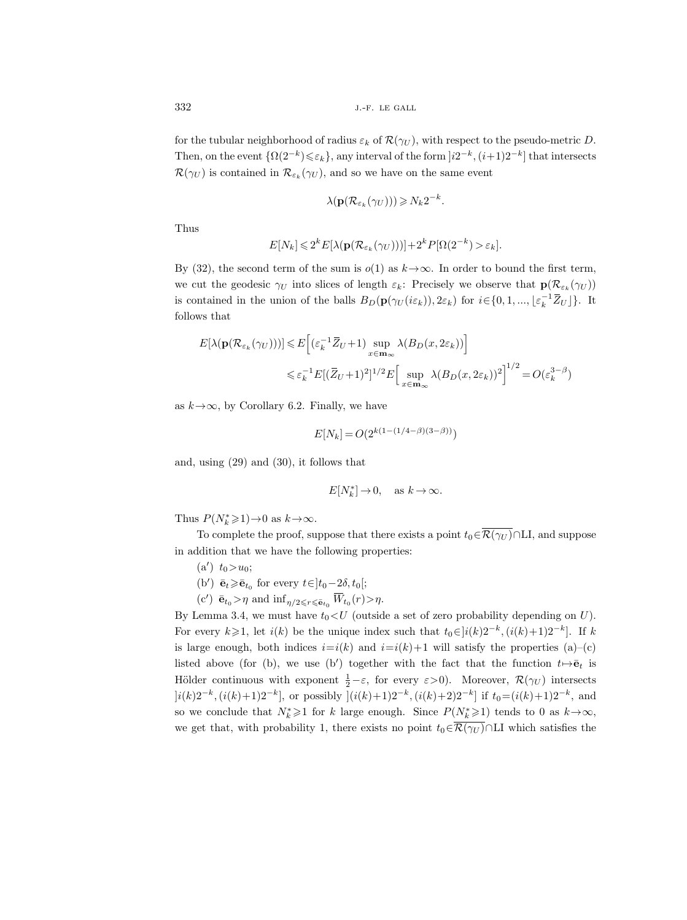for the tubular neighborhood of radius $\varepsilon_k$ of $\mathcal{R}(\gamma_U)$, with respect to the pseudo-metric $D$. Then, on the event $\{\Omega(2^{-k}) \leqslant \varepsilon_k\}$, any interval of the form $]i2^{-k},(i+1)2^{-k}]$ that intersects $\mathcal{R}(\gamma_U)$ is contained in $\mathcal{R}_{\varepsilon_k}(\gamma_U)$, and so we have on the same event

$$\lambda(\mathbf{p}(\mathcal{R}_{\varepsilon_k}(\gamma_U))) \geqslant N_k 2^{-k}.$$

Thus

$$E[N_k] \leqslant 2^k E[\lambda(\mathbf{p}(\mathcal{R}_{\varepsilon_k}(\gamma_U)))] + 2^k P[\Omega(2^{-k}) > \varepsilon_k].$$

By (32), the second term of the sum is $o(1)$ as $k \to \infty$. In order to bound the first term, we cut the geodesic $\gamma_U$ into slices of length $\varepsilon_k$: Precisely we observe that $\mathbf{p}(\mathcal{R}_{\varepsilon_k}(\gamma_U))$ is contained in the union of the balls $B_D(\mathbf{p}(\gamma_U(i\varepsilon_k)), 2\varepsilon_k)$ for $i \in \{0,1,...,\lfloor \varepsilon_k^{-1} \overline{Z}_U \rfloor\}$. It follows that

$$\begin{aligned}
E[\lambda(\mathbf{p}(\mathcal{R}_{\varepsilon_k}(\gamma_U)))] &\leqslant E\Big[(\varepsilon_k^{-1}\overline{Z}_U + 1) \sup_{x\in\mathbf{m}_\infty} \lambda(B_D(x, 2\varepsilon_k))\Big] \\
&\leqslant \varepsilon_k^{-1} E[(\overline{Z}_U+1)^2]^{1/2} E\Big[\sup_{x\in\mathbf{m}_\infty} \lambda(B_D(x,2\varepsilon_k))^2\Big]^{1/2} = O(\varepsilon_k^{3-\beta})
\end{aligned}$$

as $k \to \infty$, by Corollary 6.2. Finally, we have

$$E[N_k] = O\big(2^{k(1-(1/4-\beta)(3-\beta))}\big)$$

and, using (29) and (30), it follows that

$$E[N_k^*] \to 0, \quad \text{as } k \to \infty.$$

Thus $P(N_k^* \geqslant 1) \to 0$ as $k \to \infty$.

To complete the proof, suppose that there exists a point $t_0 \in \overline{\mathcal{R}(\gamma_U)} \cap \mathrm{LI}$, and suppose in addition that we have the following properties:

(a′) $t_0 > u_0$;

(b′) $\bar{\mathbf{e}}_t \geqslant \bar{\mathbf{e}}_{t_0}$ for every $t \in ]t_0 - 2\delta, t_0[$;

(c′) $\bar{\mathbf{e}}_{t_0} > \eta$ and $\inf_{\eta/2 \leqslant r \leqslant \bar{\mathbf{e}}_{t_0}} \overline{W}_{t_0}(r) > \eta$.

By Lemma 3.4, we must have $t_0 < U$ (outside a set of zero probability depending on $U$). For every $k \geqslant 1$, let $i(k)$ be the unique index such that $t_0 \in ]i(k)2^{-k}, (i(k)+1)2^{-k}]$. If $k$ is large enough, both indices $i = i(k)$ and $i = i(k)+1$ will satisfy the properties (a)–(c) listed above (for (b), we use (b′) together with the fact that the function $t \mapsto \bar{\mathbf{e}}_t$ is Hölder continuous with exponent $\frac{1}{2} - \varepsilon$, for every $\varepsilon > 0$). Moreover, $\mathcal{R}(\gamma_U)$ intersects $]i(k)2^{-k}, (i(k)+1)2^{-k}]$, or possibly $](i(k)+1)2^{-k}, (i(k)+2)2^{-k}]$ if $t_0 = (i(k)+1)2^{-k}$, and so we conclude that $N_k^* \geqslant 1$ for $k$ large enough. Since $P(N_k^* \geqslant 1)$ tends to 0 as $k \to \infty$, we get that, with probability 1, there exists no point $t_0 \in \overline{\mathcal{R}(\gamma_U)} \cap \mathrm{LI}$ which satisfies the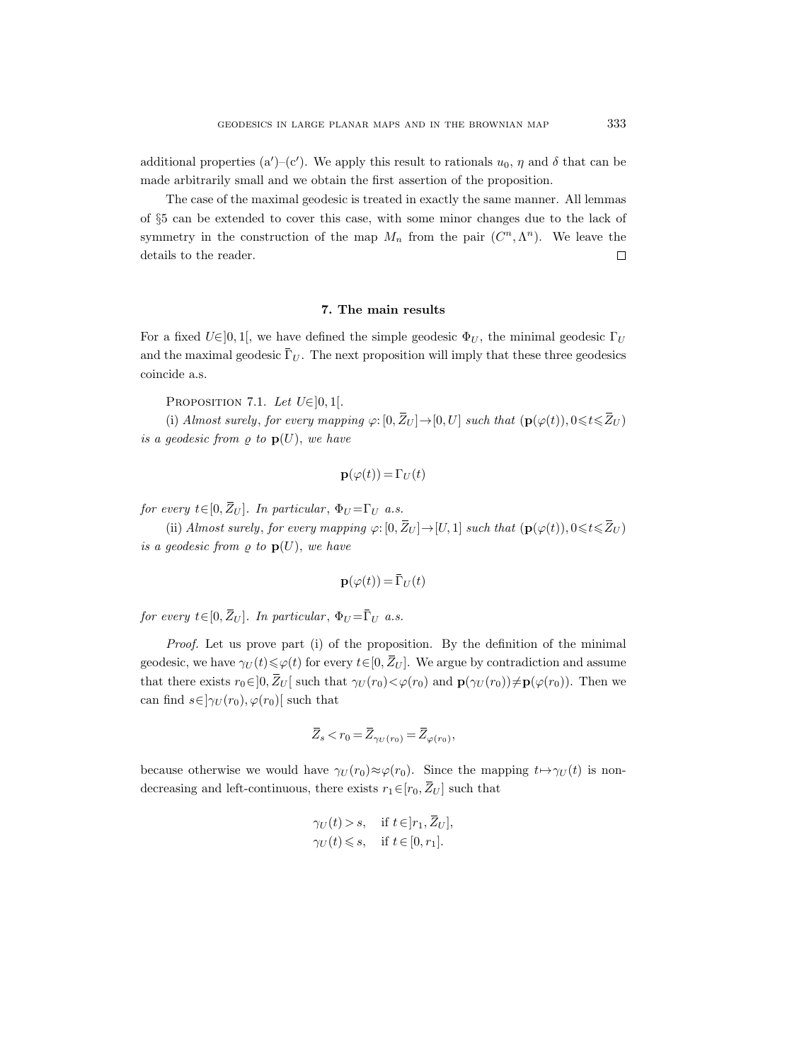additional properties (a′)–(c′). We apply this result to rationals $u_0$, $\eta$ and $\delta$ that can be made arbitrarily small and we obtain the first assertion of the proposition.

The case of the maximal geodesic is treated in exactly the same manner. All lemmas of §5 can be extended to cover this case, with some minor changes due to the lack of symmetry in the construction of the map $M_n$ from the pair $(C^n, \Lambda^n)$. We leave the details to the reader. □

## 7. The main results

For a fixed $U\in]0,1[$, we have defined the simple geodesic $\Phi_U$, the minimal geodesic $\Gamma_U$ and the maximal geodesic $\bar{\Gamma}_U$. The next proposition will imply that these three geodesics coincide a.s.

Proposition 7.1. *Let* $U\in]0,1[$.

(i) *Almost surely, for every mapping* $\varphi: [0,\overline{Z}_U]\to[0,U]$ *such that* $(\mathbf{p}(\varphi(t)), 0\leqslant t\leqslant \overline{Z}_U)$ *is a geodesic from* $\varrho$ *to* $\mathbf{p}(U)$, *we have*

$$\mathbf{p}(\varphi(t)) = \Gamma_U(t)$$

*for every* $t\in[0,\overline{Z}_U]$. *In particular*, $\Phi_U=\Gamma_U$ *a.s.*

(ii) *Almost surely, for every mapping* $\varphi: [0,\overline{Z}_U]\to[U,1]$ *such that* $(\mathbf{p}(\varphi(t)), 0\leqslant t\leqslant \overline{Z}_U)$ *is a geodesic from* $\varrho$ *to* $\mathbf{p}(U)$, *we have*

$$\mathbf{p}(\varphi(t)) = \bar{\Gamma}_U(t)$$

*for every* $t\in[0,\overline{Z}_U]$. *In particular*, $\Phi_U=\bar{\Gamma}_U$ *a.s.*

*Proof.* Let us prove part (i) of the proposition. By the definition of the minimal geodesic, we have $\gamma_U(t)\leqslant\varphi(t)$ for every $t\in[0,\overline{Z}_U]$. We argue by contradiction and assume that there exists $r_0\in]0,\overline{Z}_U[$ such that $\gamma_U(r_0)<\varphi(r_0)$ and $\mathbf{p}(\gamma_U(r_0))\neq\mathbf{p}(\varphi(r_0))$. Then we can find $s\in]\gamma_U(r_0),\varphi(r_0)[$ such that

$$\overline{Z}_s < r_0 = \overline{Z}_{\gamma_U(r_0)} = \overline{Z}_{\varphi(r_0)},$$

because otherwise we would have $\gamma_U(r_0)\approx\varphi(r_0)$. Since the mapping $t\mapsto\gamma_U(t)$ is non-decreasing and left-continuous, there exists $r_1\in[r_0,\overline{Z}_U]$ such that

$$\begin{aligned} \gamma_U(t) &> s, \quad \text{if } t\in]r_1,\overline{Z}_U], \\ \gamma_U(t) &\leqslant s, \quad \text{if } t\in[0,r_1]. \end{aligned}$$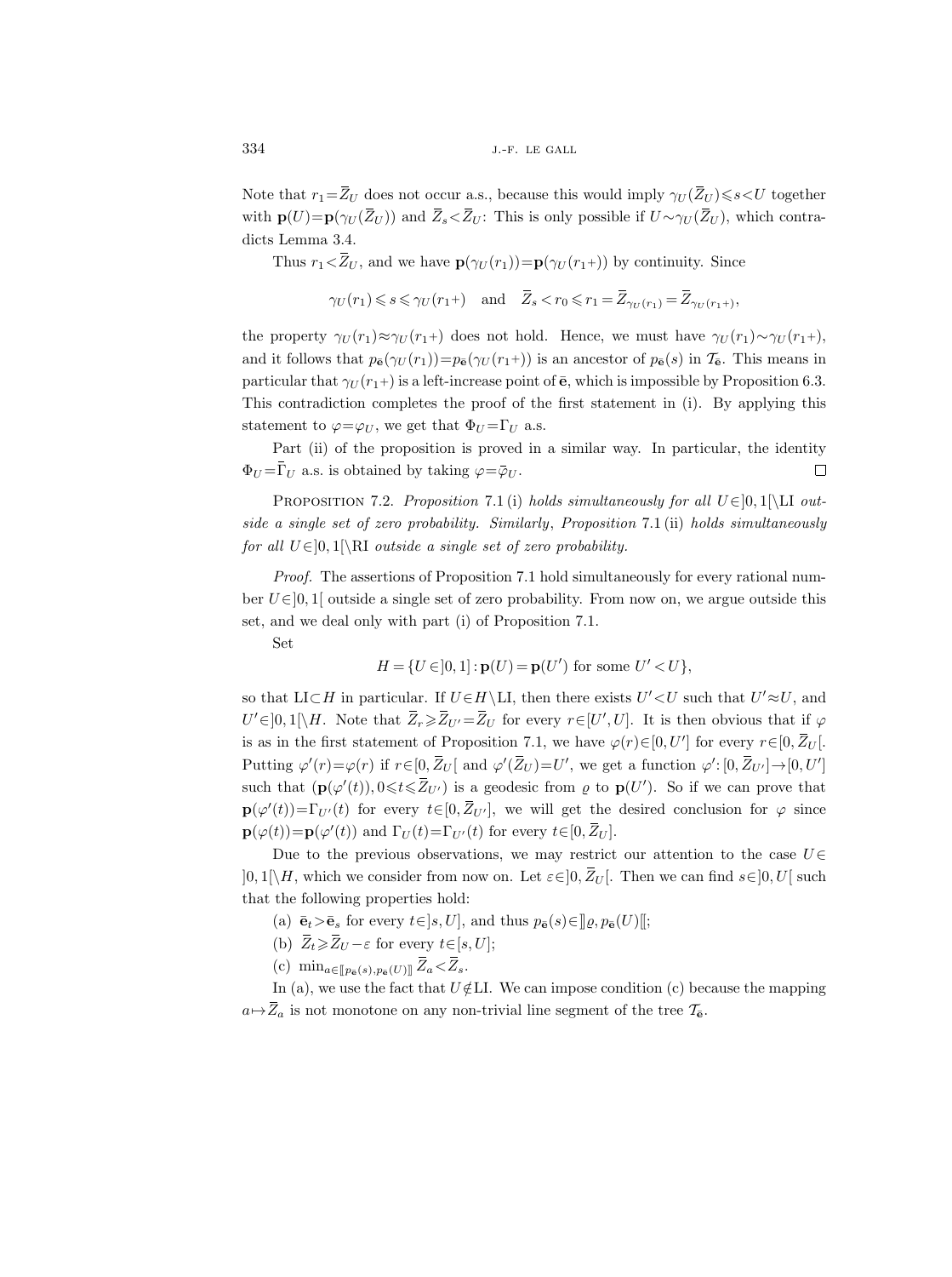Note that $r_1 = \overline{Z}_U$ does not occur a.s., because this would imply $\gamma_U(\overline{Z}_U) \leqslant s < U$ together with $\mathbf{p}(U) = \mathbf{p}(\gamma_U(\overline{Z}_U))$ and $\overline{Z}_s < \overline{Z}_U$: This is only possible if $U \sim \gamma_U(\overline{Z}_U)$, which contradicts Lemma 3.4.

Thus $r_1 < \overline{Z}_U$, and we have $\mathbf{p}(\gamma_U(r_1)) = \mathbf{p}(\gamma_U(r_1+))$ by continuity. Since

$$\gamma_U(r_1) \leqslant s \leqslant \gamma_U(r_1+) \quad \text{and} \quad \overline{Z}_s < r_0 \leqslant r_1 = \overline{Z}_{\gamma_U(r_1)} = \overline{Z}_{\gamma_U(r_1+)},$$

the property $\gamma_U(r_1) \approx \gamma_U(r_1+)$ does not hold. Hence, we must have $\gamma_U(r_1) \sim \gamma_U(r_1+)$, and it follows that $p_{\bar{\mathbf{e}}}(\gamma_U(r_1)) = p_{\bar{\mathbf{e}}}(\gamma_U(r_1+))$ is an ancestor of $p_{\bar{\mathbf{e}}}(s)$ in $\mathcal{T}_{\bar{\mathbf{e}}}$. This means in particular that $\gamma_U(r_1+)$ is a left-increase point of $\bar{\mathbf{e}}$, which is impossible by Proposition 6.3. This contradiction completes the proof of the first statement in (i). By applying this statement to $\varphi = \varphi_U$, we get that $\Phi_U = \Gamma_U$ a.s.

Part (ii) of the proposition is proved in a similar way. In particular, the identity $\Phi_U = \overline{\Gamma}_U$ a.s. is obtained by taking $\varphi = \bar{\varphi}_U$. $\square$

Proposition 7.2. *Proposition* 7.1 (i) *holds simultaneously for all* $U \in ]0,1[ \setminus \mathrm{LI}$ *outside a single set of zero probability. Similarly, Proposition* 7.1 (ii) *holds simultaneously for all* $U \in ]0,1[ \setminus \mathrm{RI}$ *outside a single set of zero probability.*

*Proof.* The assertions of Proposition 7.1 hold simultaneously for every rational number $U \in ]0,1[$ outside a single set of zero probability. From now on, we argue outside this set, and we deal only with part (i) of Proposition 7.1.

Set

$$H = \{U \in ]0,1] : \mathbf{p}(U) = \mathbf{p}(U') \text{ for some } U' < U\},$$

so that $\mathrm{LI} \subset H$ in particular. If $U \in H \setminus \mathrm{LI}$, then there exists $U' < U$ such that $U' \approx U$, and $U' \in ]0,1[ \setminus H$. Note that $\overline{Z}_r \geqslant \overline{Z}_{U'} = \overline{Z}_U$ for every $r \in [U', U]$. It is then obvious that if $\varphi$ is as in the first statement of Proposition 7.1, we have $\varphi(r) \in [0, U']$ for every $r \in [0, \overline{Z}_U[$. Putting $\varphi'(r) = \varphi(r)$ if $r \in [0, \overline{Z}_U[$ and $\varphi'(\overline{Z}_U) = U'$, we get a function $\varphi' : [0, \overline{Z}_{U'}] \to [0, U']$ such that $(\mathbf{p}(\varphi'(t)), 0 \leqslant t \leqslant \overline{Z}_{U'})$ is a geodesic from $\varrho$ to $\mathbf{p}(U')$. So if we can prove that $\mathbf{p}(\varphi'(t)) = \Gamma_{U'}(t)$ for every $t \in [0, \overline{Z}_{U'}]$, we will get the desired conclusion for $\varphi$ since $\mathbf{p}(\varphi(t)) = \mathbf{p}(\varphi'(t))$ and $\Gamma_U(t) = \Gamma_{U'}(t)$ for every $t \in [0, \overline{Z}_U]$.

Due to the previous observations, we may restrict our attention to the case $U \in ]0,1[ \setminus H$, which we consider from now on. Let $\varepsilon \in ]0, \overline{Z}_U[$. Then we can find $s \in ]0, U[$ such that the following properties hold:

(a) $\bar{\mathbf{e}}_t > \bar{\mathbf{e}}_s$ for every $t \in ]s, U]$, and thus $p_{\bar{\mathbf{e}}}(s) \in ]\!]\varrho, p_{\bar{\mathbf{e}}}(U)[\![$;

(b) $\overline{Z}_t \geqslant \overline{Z}_U - \varepsilon$ for every $t \in [s, U]$;

(c) $\min_{a \in [\![p_{\bar{\mathbf{e}}}(s), p_{\bar{\mathbf{e}}}(U)]\!]} \overline{Z}_a < \overline{Z}_s$.

In (a), we use the fact that $U \notin \mathrm{LI}$. We can impose condition (c) because the mapping $a \mapsto \overline{Z}_a$ is not monotone on any non-trivial line segment of the tree $\mathcal{T}_{\bar{\mathbf{e}}}$.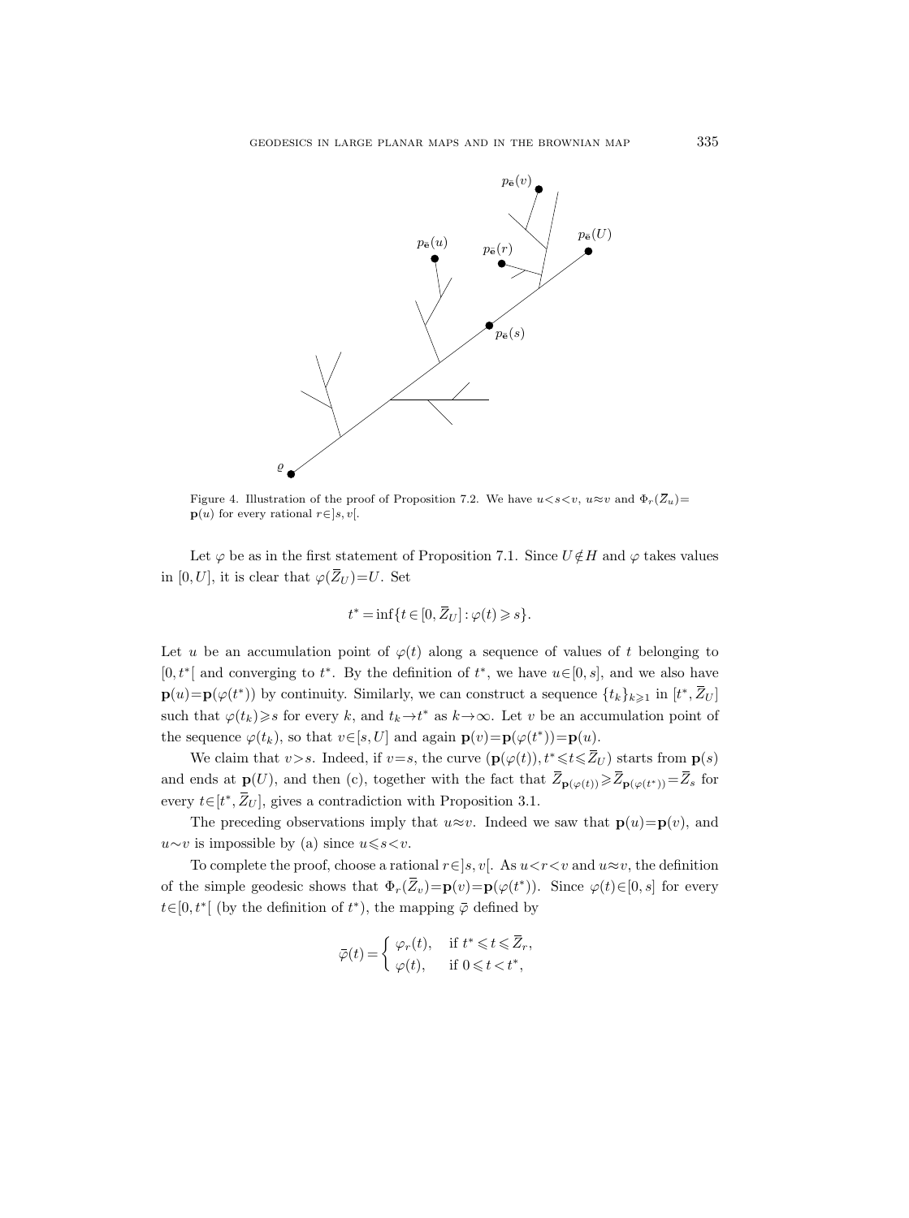Figure 4. Illustration of the proof of Proposition 7.2. We have $u<s<v$, $u\approx v$ and $\Phi_r(\overline{Z}_u)=\mathbf{p}(u)$ for every rational $r\in]s,v[$.

Let $\varphi$ be as in the first statement of Proposition 7.1. Since $U\notin H$ and $\varphi$ takes values in $[0,U]$, it is clear that $\varphi(\overline{Z}_U)=U$. Set

$$t^* = \inf\{t\in[0,\overline{Z}_U] : \varphi(t)\geqslant s\}.$$

Let $u$ be an accumulation point of $\varphi(t)$ along a sequence of values of $t$ belonging to $[0,t^*[$ and converging to $t^*$. By the definition of $t^*$, we have $u\in[0,s]$, and we also have $\mathbf{p}(u)=\mathbf{p}(\varphi(t^*))$ by continuity. Similarly, we can construct a sequence $\{t_k\}_{k\geqslant 1}$ in $[t^*,\overline{Z}_U]$ such that $\varphi(t_k)\geqslant s$ for every $k$, and $t_k\to t^*$ as $k\to\infty$. Let $v$ be an accumulation point of the sequence $\varphi(t_k)$, so that $v\in[s,U]$ and again $\mathbf{p}(v)=\mathbf{p}(\varphi(t^*))=\mathbf{p}(u)$.

We claim that $v>s$. Indeed, if $v=s$, the curve $(\mathbf{p}(\varphi(t)), t^*\leqslant t\leqslant \overline{Z}_U)$ starts from $\mathbf{p}(s)$ and ends at $\mathbf{p}(U)$, and then (c), together with the fact that $\overline{Z}_{\mathbf{p}(\varphi(t))}\geqslant \overline{Z}_{\mathbf{p}(\varphi(t^*))}=\overline{Z}_s$ for every $t\in[t^*,\overline{Z}_U]$, gives a contradiction with Proposition 3.1.

The preceding observations imply that $u\approx v$. Indeed we saw that $\mathbf{p}(u)=\mathbf{p}(v)$, and $u\sim v$ is impossible by (a) since $u\leqslant s<v$.

To complete the proof, choose a rational $r\in]s,v[$. As $u<r<v$ and $u\approx v$, the definition of the simple geodesic shows that $\Phi_r(\overline{Z}_v)=\mathbf{p}(v)=\mathbf{p}(\varphi(t^*))$. Since $\varphi(t)\in[0,s]$ for every $t\in[0,t^*[$ (by the definition of $t^*$), the mapping $\bar{\varphi}$ defined by

$$\bar{\varphi}(t)=\begin{cases}\varphi_r(t), & \text{if } t^*\leqslant t\leqslant \overline{Z}_r,\\ \varphi(t), & \text{if } 0\leqslant t<t^*,\end{cases}$$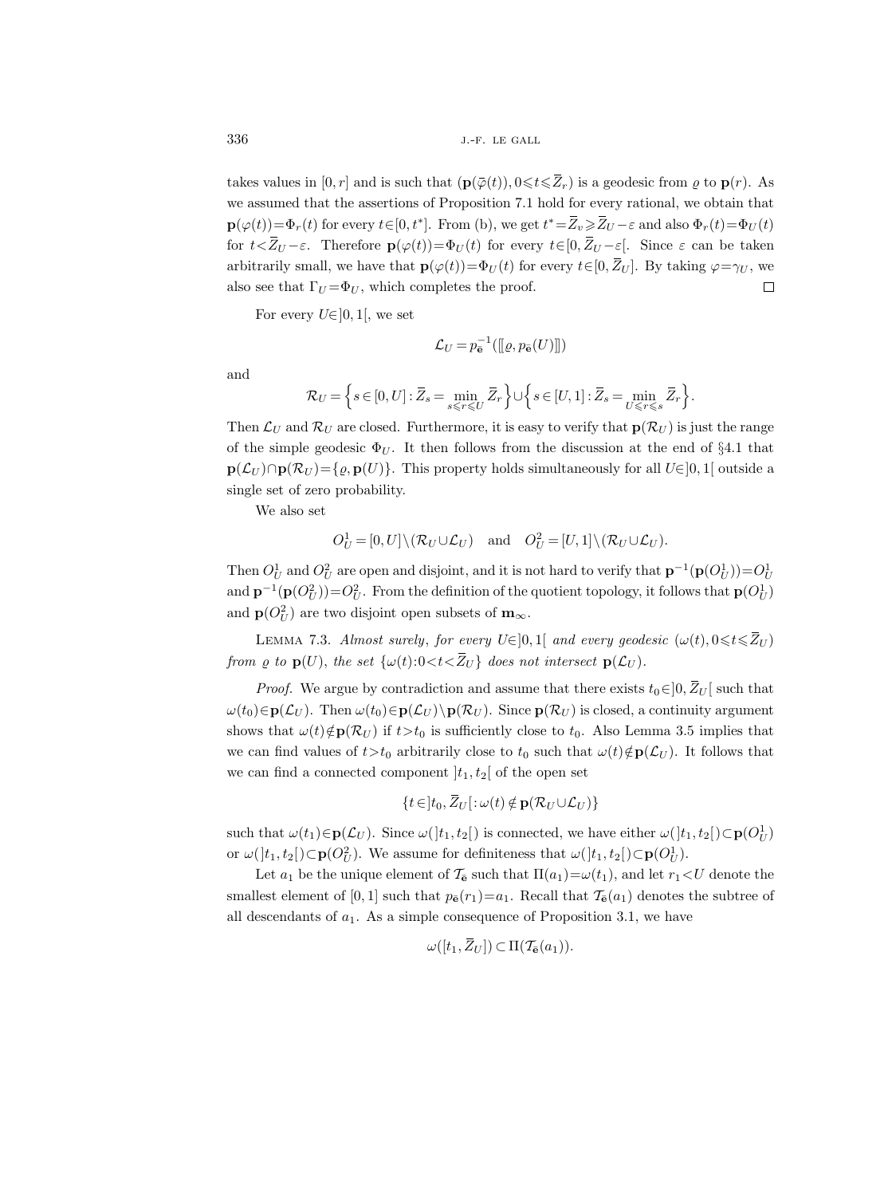takes values in $[0,r]$ and is such that $(\mathbf{p}(\bar{\varphi}(t)), 0\leqslant t\leqslant \overline{Z}_r)$ is a geodesic from $\varrho$ to $\mathbf{p}(r)$. As we assumed that the assertions of Proposition 7.1 hold for every rational, we obtain that $\mathbf{p}(\varphi(t))=\Phi_r(t)$ for every $t\in[0,t^*]$. From (b), we get $t^*=\overline{Z}_v\geqslant \overline{Z}_U-\varepsilon$ and also $\Phi_r(t)=\Phi_U(t)$ for $t<\overline{Z}_U-\varepsilon$. Therefore $\mathbf{p}(\varphi(t))=\Phi_U(t)$ for every $t\in[0,\overline{Z}_U-\varepsilon[$. Since $\varepsilon$ can be taken arbitrarily small, we have that $\mathbf{p}(\varphi(t))=\Phi_U(t)$ for every $t\in[0,\overline{Z}_U]$. By taking $\varphi=\gamma_U$, we also see that $\Gamma_U=\Phi_U$, which completes the proof. $\square$

For every $U\in]0,1[$, we set

$$\mathcal{L}_U = p_{\bar{\mathbf{e}}}^{-1}([\![\varrho, p_{\bar{\mathbf{e}}}(U)]\!])$$

and

$$\mathcal{R}_U = \Big\{ s\in[0,U] : \overline{Z}_s = \min_{s\leqslant r\leqslant U} \overline{Z}_r \Big\} \cup \Big\{ s\in[U,1] : \overline{Z}_s = \min_{U\leqslant r\leqslant s} \overline{Z}_r \Big\}.$$

Then $\mathcal{L}_U$ and $\mathcal{R}_U$ are closed. Furthermore, it is easy to verify that $\mathbf{p}(\mathcal{R}_U)$ is just the range of the simple geodesic $\Phi_U$. It then follows from the discussion at the end of §4.1 that $\mathbf{p}(\mathcal{L}_U)\cap\mathbf{p}(\mathcal{R}_U)=\{\varrho,\mathbf{p}(U)\}$. This property holds simultaneously for all $U\in]0,1[$ outside a single set of zero probability.

We also set

$$O_U^1 = [0,U]\setminus(\mathcal{R}_U\cup\mathcal{L}_U) \quad \text{and} \quad O_U^2 = [U,1]\setminus(\mathcal{R}_U\cup\mathcal{L}_U).$$

Then $O_U^1$ and $O_U^2$ are open and disjoint, and it is not hard to verify that $\mathbf{p}^{-1}(\mathbf{p}(O_U^1))=O_U^1$ and $\mathbf{p}^{-1}(\mathbf{p}(O_U^2))=O_U^2$. From the definition of the quotient topology, it follows that $\mathbf{p}(O_U^1)$ and $\mathbf{p}(O_U^2)$ are two disjoint open subsets of $\mathbf{m}_\infty$.

Lemma 7.3. *Almost surely, for every $U\in]0,1[$ and every geodesic $(\omega(t), 0\leqslant t\leqslant \overline{Z}_U)$ from $\varrho$ to $\mathbf{p}(U)$, the set $\{\omega(t): 0<t<\overline{Z}_U\}$ does not intersect $\mathbf{p}(\mathcal{L}_U)$.*

*Proof.* We argue by contradiction and assume that there exists $t_0\in]0,\overline{Z}_U[$ such that $\omega(t_0)\in\mathbf{p}(\mathcal{L}_U)$. Then $\omega(t_0)\in\mathbf{p}(\mathcal{L}_U)\setminus\mathbf{p}(\mathcal{R}_U)$. Since $\mathbf{p}(\mathcal{R}_U)$ is closed, a continuity argument shows that $\omega(t)\notin\mathbf{p}(\mathcal{R}_U)$ if $t>t_0$ is sufficiently close to $t_0$. Also Lemma 3.5 implies that we can find values of $t>t_0$ arbitrarily close to $t_0$ such that $\omega(t)\notin\mathbf{p}(\mathcal{L}_U)$. It follows that we can find a connected component $]t_1,t_2[$ of the open set

$$\{t\in]t_0,\overline{Z}_U[ : \omega(t)\notin\mathbf{p}(\mathcal{R}_U\cup\mathcal{L}_U)\}$$

such that $\omega(t_1)\in\mathbf{p}(\mathcal{L}_U)$. Since $\omega(]t_1,t_2[)$ is connected, we have either $\omega(]t_1,t_2[)\subset\mathbf{p}(O_U^1)$ or $\omega(]t_1,t_2[)\subset\mathbf{p}(O_U^2)$. We assume for definiteness that $\omega(]t_1,t_2[)\subset\mathbf{p}(O_U^1)$.

Let $a_1$ be the unique element of $\mathcal{T}_{\bar{\mathbf{e}}}$ such that $\Pi(a_1)=\omega(t_1)$, and let $r_1<U$ denote the smallest element of $[0,1]$ such that $p_{\bar{\mathbf{e}}}(r_1)=a_1$. Recall that $\mathcal{T}_{\bar{\mathbf{e}}}(a_1)$ denotes the subtree of all descendants of $a_1$. As a simple consequence of Proposition 3.1, we have

$$\omega([t_1,\overline{Z}_U])\subset\Pi(\mathcal{T}_{\bar{\mathbf{e}}}(a_1)).$$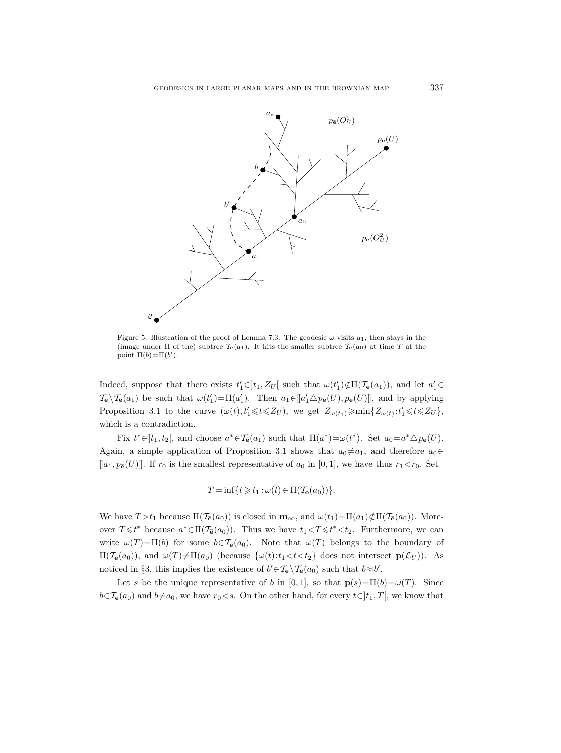Figure 5. Illustration of the proof of Lemma 7.3. The geodesic $\omega$ visits $a_1$, then stays in the (image under $\Pi$ of the) subtree $\mathcal{T}_{\bar{\mathbf{e}}}(a_1)$. It hits the smaller subtree $\mathcal{T}_{\bar{\mathbf{e}}}(a_0)$ at time $T$ at the point $\Pi(b)=\Pi(b')$.

Indeed, suppose that there exists $t_1' \in ]t_1, \overline{Z}_U[$ such that $\omega(t_1') \notin \Pi(\mathcal{T}_{\bar{\mathbf{e}}}(a_1))$, and let $a_1' \in \mathcal{T}_{\bar{\mathbf{e}}} \setminus \mathcal{T}_{\bar{\mathbf{e}}}(a_1)$ be such that $\omega(t_1')=\Pi(a_1')$. Then $a_1 \in [\![a_1' \triangle p_{\bar{\mathbf{e}}}(U), p_{\bar{\mathbf{e}}}(U)]\!]$, and by applying Proposition 3.1 to the curve $(\omega(t), t_1' \leqslant t \leqslant \overline{Z}_U)$, we get $\overline{Z}_{\omega(t_1)} \geqslant \min\{\overline{Z}_{\omega(t)} : t_1' \leqslant t \leqslant \overline{Z}_U\}$, which is a contradiction.

Fix $t^* \in ]t_1, t_2[$, and choose $a^* \in \mathcal{T}_{\bar{\mathbf{e}}}(a_1)$ such that $\Pi(a^*)=\omega(t^*)$. Set $a_0 = a^* \triangle p_{\bar{\mathbf{e}}}(U)$. Again, a simple application of Proposition 3.1 shows that $a_0 \neq a_1$, and therefore $a_0 \in ]\!]a_1, p_{\bar{\mathbf{e}}}(U)]\!]$. If $r_0$ is the smallest representative of $a_0$ in $[0,1]$, we have thus $r_1 < r_0$. Set

$$T = \inf\{t \geqslant t_1 : \omega(t) \in \Pi(\mathcal{T}_{\bar{\mathbf{e}}}(a_0))\}.$$

We have $T > t_1$ because $\Pi(\mathcal{T}_{\bar{\mathbf{e}}}(a_0))$ is closed in $\mathbf{m}_\infty$, and $\omega(t_1)=\Pi(a_1) \notin \Pi(\mathcal{T}_{\bar{\mathbf{e}}}(a_0))$. Moreover $T \leqslant t^*$ because $a^* \in \Pi(\mathcal{T}_{\bar{\mathbf{e}}}(a_0))$. Thus we have $t_1 < T \leqslant t^* < t_2$. Furthermore, we can write $\omega(T)=\Pi(b)$ for some $b \in \mathcal{T}_{\bar{\mathbf{e}}}(a_0)$. Note that $\omega(T)$ belongs to the boundary of $\Pi(\mathcal{T}_{\bar{\mathbf{e}}}(a_0))$, and $\omega(T) \neq \Pi(a_0)$ (because $\{\omega(t) : t_1 < t < t_2\}$ does not intersect $\mathbf{p}(\mathcal{L}_U)$). As noticed in §3, this implies the existence of $b' \in \mathcal{T}_{\bar{\mathbf{e}}} \setminus \mathcal{T}_{\bar{\mathbf{e}}}(a_0)$ such that $b \approx b'$.

Let $s$ be the unique representative of $b$ in $[0,1]$, so that $\mathbf{p}(s)=\Pi(b)=\omega(T)$. Since $b \in \mathcal{T}_{\bar{\mathbf{e}}}(a_0)$ and $b \neq a_0$, we have $r_0 < s$. On the other hand, for every $t \in ]t_1, T[$, we know that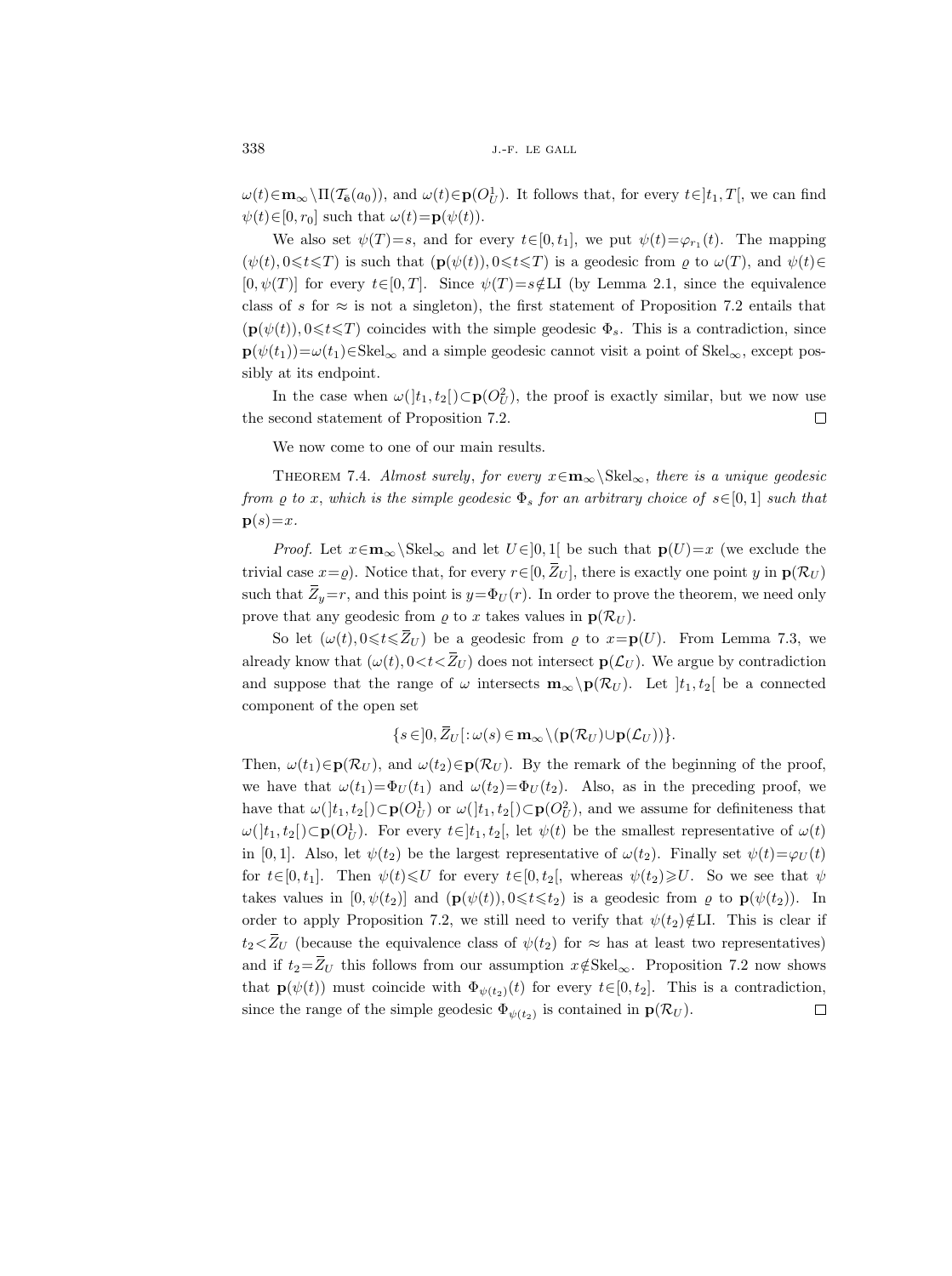$\omega(t)\in\mathbf{m}_\infty\setminus\Pi(\mathcal{T}_{\mathbf{e}}(a_0))$, and $\omega(t)\in\mathbf{p}(O_U^1)$. It follows that, for every $t\in]t_1,T[$, we can find $\psi(t)\in[0,r_0]$ such that $\omega(t)=\mathbf{p}(\psi(t))$.

We also set $\psi(T)=s$, and for every $t\in[0,t_1]$, we put $\psi(t)=\varphi_{r_1}(t)$. The mapping $(\psi(t),0\leqslant t\leqslant T)$ is such that $(\mathbf{p}(\psi(t)),0\leqslant t\leqslant T)$ is a geodesic from $\varrho$ to $\omega(T)$, and $\psi(t)\in[0,\psi(T)]$ for every $t\in[0,T]$. Since $\psi(T)=s\notin\mathrm{LI}$ (by Lemma 2.1, since the equivalence class of $s$ for $\approx$ is not a singleton), the first statement of Proposition 7.2 entails that $(\mathbf{p}(\psi(t)),0\leqslant t\leqslant T)$ coincides with the simple geodesic $\Phi_s$. This is a contradiction, since $\mathbf{p}(\psi(t_1))=\omega(t_1)\in\mathrm{Skel}_\infty$ and a simple geodesic cannot visit a point of $\mathrm{Skel}_\infty$, except possibly at its endpoint.

In the case when $\omega(]t_1,t_2[)\subset\mathbf{p}(O_U^2)$, the proof is exactly similar, but we now use the second statement of Proposition 7.2. □

We now come to one of our main results.

THEOREM 7.4. *Almost surely, for every $x\in\mathbf{m}_\infty\setminus\mathrm{Skel}_\infty$, there is a unique geodesic from $\varrho$ to $x$, which is the simple geodesic $\Phi_s$ for an arbitrary choice of $s\in[0,1]$ such that $\mathbf{p}(s)=x$.*

*Proof.* Let $x\in\mathbf{m}_\infty\setminus\mathrm{Skel}_\infty$ and let $U\in]0,1[$ be such that $\mathbf{p}(U)=x$ (we exclude the trivial case $x=\varrho$). Notice that, for every $r\in[0,\overline{Z}_U]$, there is exactly one point $y$ in $\mathbf{p}(\mathcal{R}_U)$ such that $\overline{Z}_y=r$, and this point is $y=\Phi_U(r)$. In order to prove the theorem, we need only prove that any geodesic from $\varrho$ to $x$ takes values in $\mathbf{p}(\mathcal{R}_U)$.

So let $(\omega(t),0\leqslant t\leqslant\overline{Z}_U)$ be a geodesic from $\varrho$ to $x=\mathbf{p}(U)$. From Lemma 7.3, we already know that $(\omega(t),0<t<\overline{Z}_U)$ does not intersect $\mathbf{p}(\mathcal{L}_U)$. We argue by contradiction and suppose that the range of $\omega$ intersects $\mathbf{m}_\infty\setminus\mathbf{p}(\mathcal{R}_U)$. Let $]t_1,t_2[$ be a connected component of the open set

$$\{s\in]0,\overline{Z}_U[:\omega(s)\in\mathbf{m}_\infty\setminus(\mathbf{p}(\mathcal{R}_U)\cup\mathbf{p}(\mathcal{L}_U))\}.$$

Then, $\omega(t_1)\in\mathbf{p}(\mathcal{R}_U)$, and $\omega(t_2)\in\mathbf{p}(\mathcal{R}_U)$. By the remark of the beginning of the proof, we have that $\omega(t_1)=\Phi_U(t_1)$ and $\omega(t_2)=\Phi_U(t_2)$. Also, as in the preceding proof, we have that $\omega(]t_1,t_2[)\subset\mathbf{p}(O_U^1)$ or $\omega(]t_1,t_2[)\subset\mathbf{p}(O_U^2)$, and we assume for definiteness that $\omega(]t_1,t_2[)\subset\mathbf{p}(O_U^1)$. For every $t\in]t_1,t_2[$, let $\psi(t)$ be the smallest representative of $\omega(t)$ in $[0,1]$. Also, let $\psi(t_2)$ be the largest representative of $\omega(t_2)$. Finally set $\psi(t)=\varphi_U(t)$ for $t\in[0,t_1]$. Then $\psi(t)\leqslant U$ for every $t\in[0,t_2[$, whereas $\psi(t_2)\geqslant U$. So we see that $\psi$ takes values in $[0,\psi(t_2)]$ and $(\mathbf{p}(\psi(t)),0\leqslant t\leqslant t_2)$ is a geodesic from $\varrho$ to $\mathbf{p}(\psi(t_2))$. In order to apply Proposition 7.2, we still need to verify that $\psi(t_2)\notin\mathrm{LI}$. This is clear if $t_2<\overline{Z}_U$ (because the equivalence class of $\psi(t_2)$ for $\approx$ has at least two representatives) and if $t_2=\overline{Z}_U$ this follows from our assumption $x\notin\mathrm{Skel}_\infty$. Proposition 7.2 now shows that $\mathbf{p}(\psi(t))$ must coincide with $\Phi_{\psi(t_2)}(t)$ for every $t\in[0,t_2]$. This is a contradiction, since the range of the simple geodesic $\Phi_{\psi(t_2)}$ is contained in $\mathbf{p}(\mathcal{R}_U)$. □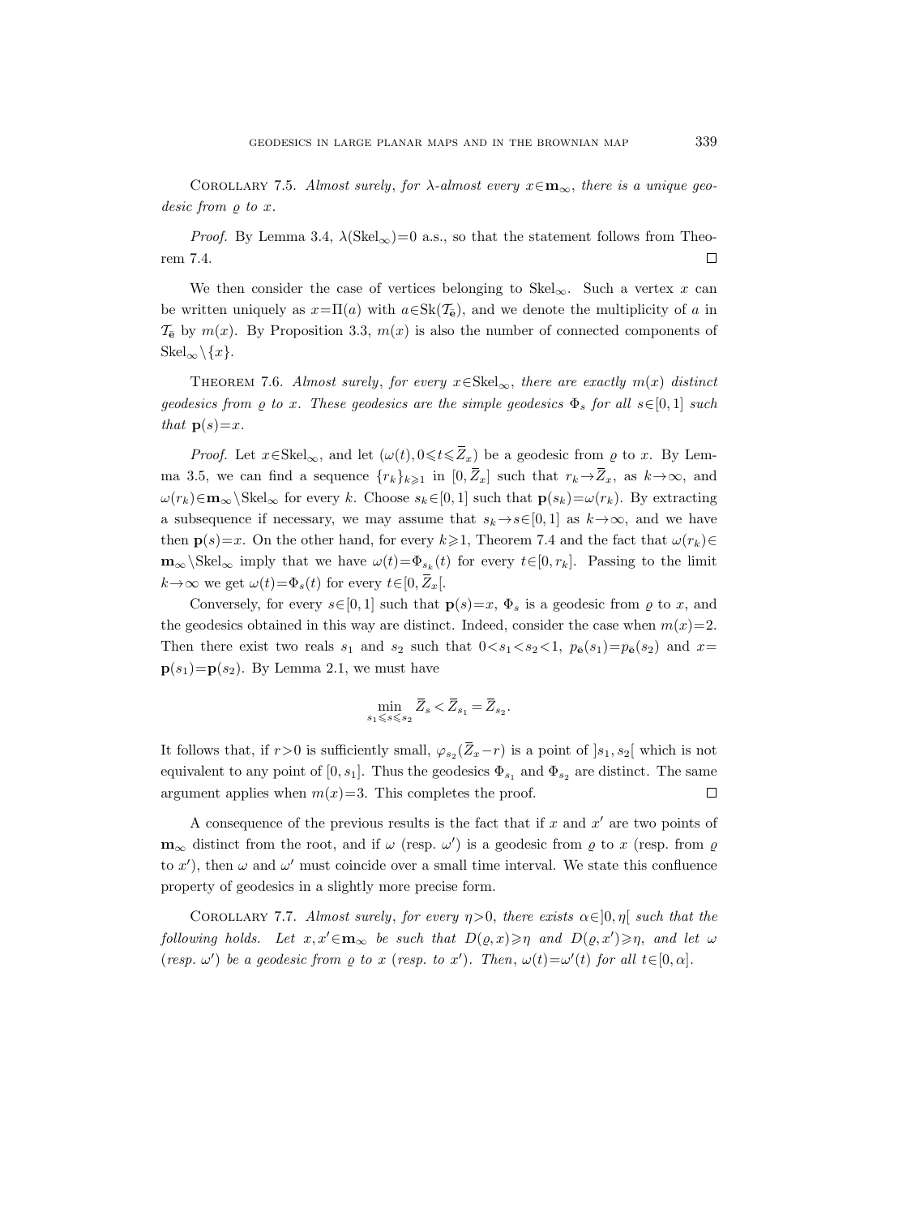Corollary 7.5. *Almost surely, for $\lambda$-almost every $x\in\mathbf{m}_\infty$, there is a unique geodesic from $\varrho$ to $x$.*

*Proof.* By Lemma 3.4, $\lambda(\mathrm{Skel}_\infty)=0$ a.s., so that the statement follows from Theorem 7.4. $\square$

We then consider the case of vertices belonging to $\mathrm{Skel}_\infty$. Such a vertex $x$ can be written uniquely as $x=\Pi(a)$ with $a\in\mathrm{Sk}(\mathcal{T}_{\bar{\mathbf{e}}})$, and we denote the multiplicity of $a$ in $\mathcal{T}_{\bar{\mathbf{e}}}$ by $m(x)$. By Proposition 3.3, $m(x)$ is also the number of connected components of $\mathrm{Skel}_\infty\setminus\{x\}$.

Theorem 7.6. *Almost surely, for every $x\in\mathrm{Skel}_\infty$, there are exactly $m(x)$ distinct geodesics from $\varrho$ to $x$. These geodesics are the simple geodesics $\Phi_s$ for all $s\in[0,1]$ such that $\mathbf{p}(s)=x$.*

*Proof.* Let $x\in\mathrm{Skel}_\infty$, and let $(\omega(t), 0\leqslant t\leqslant \overline{Z}_x)$ be a geodesic from $\varrho$ to $x$. By Lemma 3.5, we can find a sequence $\{r_k\}_{k\geqslant 1}$ in $[0,\overline{Z}_x]$ such that $r_k\to\overline{Z}_x$, as $k\to\infty$, and $\omega(r_k)\in\mathbf{m}_\infty\setminus\mathrm{Skel}_\infty$ for every $k$. Choose $s_k\in[0,1]$ such that $\mathbf{p}(s_k)=\omega(r_k)$. By extracting a subsequence if necessary, we may assume that $s_k\to s\in[0,1]$ as $k\to\infty$, and we have then $\mathbf{p}(s)=x$. On the other hand, for every $k\geqslant 1$, Theorem 7.4 and the fact that $\omega(r_k)\in\mathbf{m}_\infty\setminus\mathrm{Skel}_\infty$ imply that we have $\omega(t)=\Phi_{s_k}(t)$ for every $t\in[0,r_k]$. Passing to the limit $k\to\infty$ we get $\omega(t)=\Phi_s(t)$ for every $t\in[0,\overline{Z}_x[$.

Conversely, for every $s\in[0,1]$ such that $\mathbf{p}(s)=x$, $\Phi_s$ is a geodesic from $\varrho$ to $x$, and the geodesics obtained in this way are distinct. Indeed, consider the case when $m(x)=2$. Then there exist two reals $s_1$ and $s_2$ such that $0<s_1<s_2<1$, $p_{\bar{\mathbf{e}}}(s_1)=p_{\bar{\mathbf{e}}}(s_2)$ and $x=\mathbf{p}(s_1)=\mathbf{p}(s_2)$. By Lemma 2.1, we must have

$$\min_{s_1\leqslant s\leqslant s_2}\overline{Z}_s<\overline{Z}_{s_1}=\overline{Z}_{s_2}.$$

It follows that, if $r>0$ is sufficiently small, $\varphi_{s_2}(\overline{Z}_x-r)$ is a point of $]s_1,s_2[$ which is not equivalent to any point of $[0,s_1]$. Thus the geodesics $\Phi_{s_1}$ and $\Phi_{s_2}$ are distinct. The same argument applies when $m(x)=3$. This completes the proof. $\square$

A consequence of the previous results is the fact that if $x$ and $x'$ are two points of $\mathbf{m}_\infty$ distinct from the root, and if $\omega$ (resp. $\omega'$) is a geodesic from $\varrho$ to $x$ (resp. from $\varrho$ to $x'$), then $\omega$ and $\omega'$ must coincide over a small time interval. We state this confluence property of geodesics in a slightly more precise form.

Corollary 7.7. *Almost surely, for every $\eta>0$, there exists $\alpha\in]0,\eta[$ such that the following holds. Let $x,x'\in\mathbf{m}_\infty$ be such that $D(\varrho,x)\geqslant\eta$ and $D(\varrho,x')\geqslant\eta$, and let $\omega$ (resp. $\omega'$) be a geodesic from $\varrho$ to $x$ (resp. to $x'$). Then, $\omega(t)=\omega'(t)$ for all $t\in[0,\alpha]$.*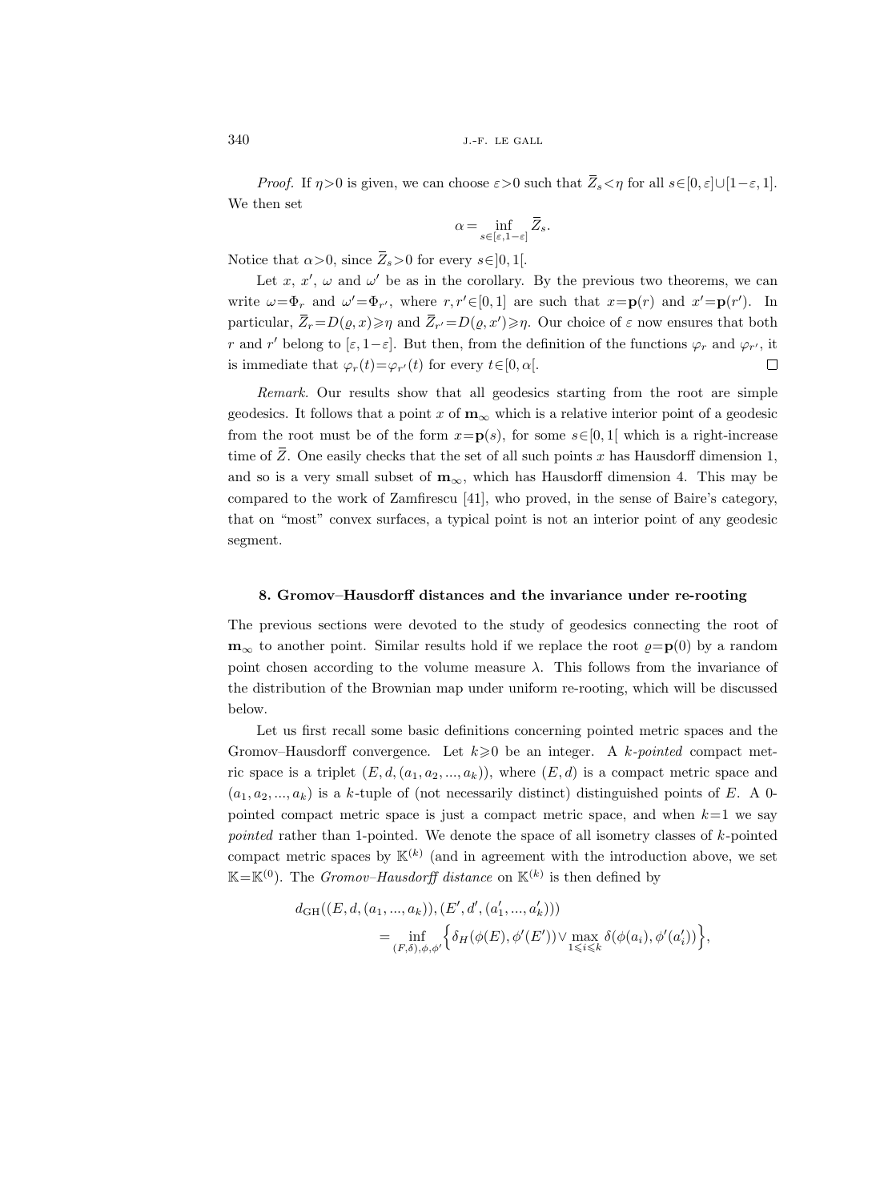*Proof.* If $\eta>0$ is given, we can choose $\varepsilon>0$ such that $\overline{Z}_s<\eta$ for all $s\in[0,\varepsilon]\cup[1-\varepsilon,1]$. We then set

$$\alpha=\inf_{s\in[\varepsilon,1-\varepsilon]}\overline{Z}_s.$$

Notice that $\alpha>0$, since $\overline{Z}_s>0$ for every $s\in]0,1[$.

Let $x$, $x'$, $\omega$ and $\omega'$ be as in the corollary. By the previous two theorems, we can write $\omega=\Phi_r$ and $\omega'=\Phi_{r'}$, where $r,r'\in[0,1]$ are such that $x=\mathbf{p}(r)$ and $x'=\mathbf{p}(r')$. In particular, $\overline{Z}_r=D(\varrho,x)\geqslant\eta$ and $\overline{Z}_{r'}=D(\varrho,x')\geqslant\eta$. Our choice of $\varepsilon$ now ensures that both $r$ and $r'$ belong to $[\varepsilon,1-\varepsilon]$. But then, from the definition of the functions $\varphi_r$ and $\varphi_{r'}$, it is immediate that $\varphi_r(t)=\varphi_{r'}(t)$ for every $t\in[0,\alpha[$. □

*Remark.* Our results show that all geodesics starting from the root are simple geodesics. It follows that a point $x$ of $\mathbf{m}_\infty$ which is a relative interior point of a geodesic from the root must be of the form $x=\mathbf{p}(s)$, for some $s\in[0,1[$ which is a right-increase time of $\overline{Z}$. One easily checks that the set of all such points $x$ has Hausdorff dimension 1, and so is a very small subset of $\mathbf{m}_\infty$, which has Hausdorff dimension 4. This may be compared to the work of Zamfirescu [41], who proved, in the sense of Baire's category, that on "most" convex surfaces, a typical point is not an interior point of any geodesic segment.

## 8. Gromov–Hausdorff distances and the invariance under re-rooting

The previous sections were devoted to the study of geodesics connecting the root of $\mathbf{m}_\infty$ to another point. Similar results hold if we replace the root $\varrho=\mathbf{p}(0)$ by a random point chosen according to the volume measure $\lambda$. This follows from the invariance of the distribution of the Brownian map under uniform re-rooting, which will be discussed below.

Let us first recall some basic definitions concerning pointed metric spaces and the Gromov–Hausdorff convergence. Let $k\geqslant 0$ be an integer. A *k-pointed* compact metric space is a triplet $(E,d,(a_1,a_2,...,a_k))$, where $(E,d)$ is a compact metric space and $(a_1,a_2,...,a_k)$ is a $k$-tuple of (not necessarily distinct) distinguished points of $E$. A 0-pointed compact metric space is just a compact metric space, and when $k=1$ we say *pointed* rather than 1-pointed. We denote the space of all isometry classes of $k$-pointed compact metric spaces by $\mathbb{K}^{(k)}$ (and in agreement with the introduction above, we set $\mathbb{K}=\mathbb{K}^{(0)}$). The *Gromov–Hausdorff distance* on $\mathbb{K}^{(k)}$ is then defined by

$$\begin{aligned}d_{\mathrm{GH}}&((E,d,(a_1,...,a_k)),(E',d',(a'_1,...,a'_k)))\\&=\inf_{(F,\delta),\phi,\phi'}\Big\{\delta_H(\phi(E),\phi'(E'))\vee\max_{1\leqslant i\leqslant k}\delta(\phi(a_i),\phi'(a'_i))\Big\},\end{aligned}$$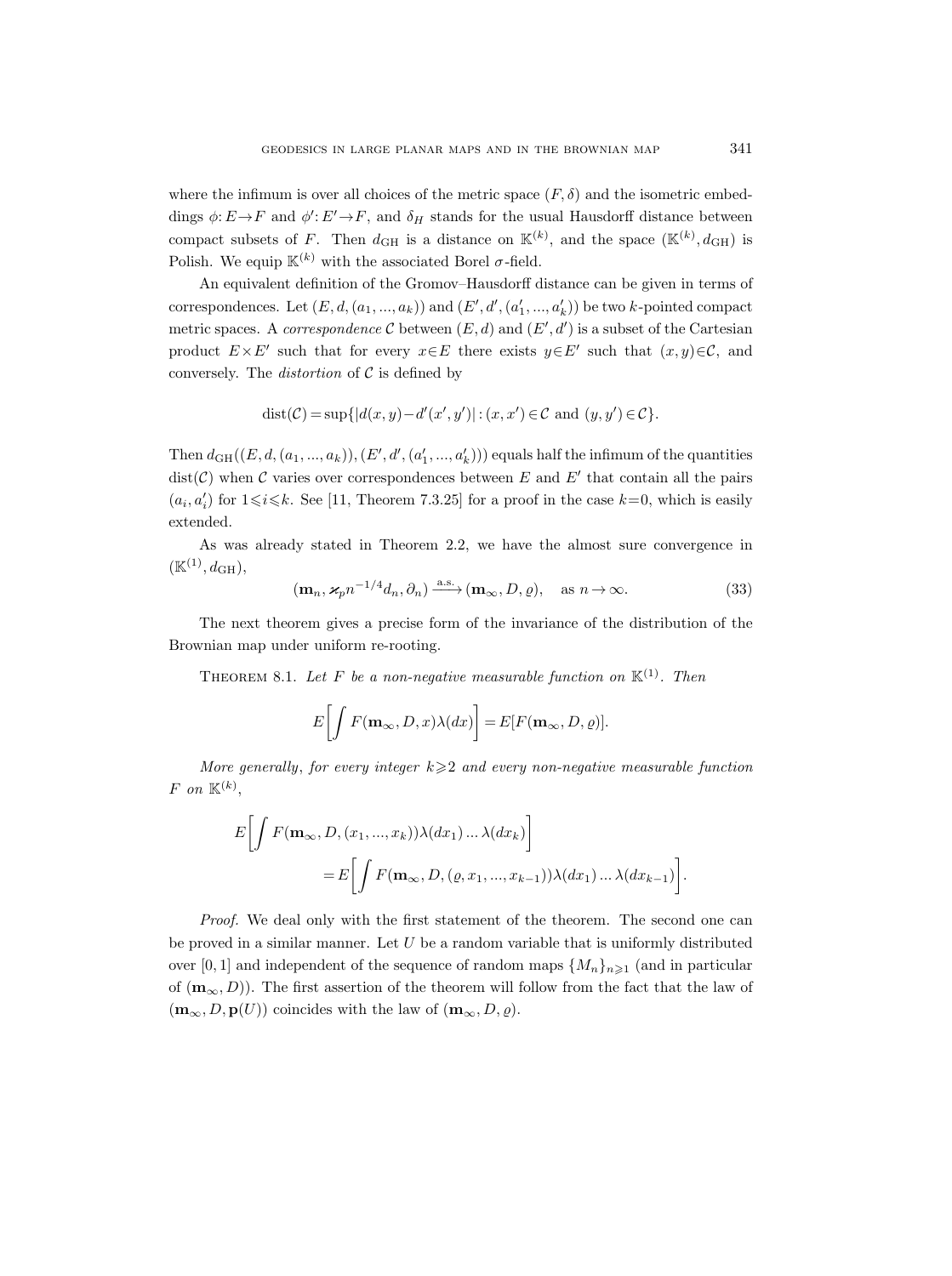where the infimum is over all choices of the metric space $(F,\delta)$ and the isometric embeddings $\phi: E\to F$ and $\phi': E'\to F$, and $\delta_H$ stands for the usual Hausdorff distance between compact subsets of $F$. Then $d_{\mathrm{GH}}$ is a distance on $\mathbb{K}^{(k)}$, and the space $(\mathbb{K}^{(k)}, d_{\mathrm{GH}})$ is Polish. We equip $\mathbb{K}^{(k)}$ with the associated Borel $\sigma$-field.

An equivalent definition of the Gromov–Hausdorff distance can be given in terms of correspondences. Let $(E,d,(a_1,...,a_k))$ and $(E',d',(a'_1,...,a'_k))$ be two $k$-pointed compact metric spaces. A *correspondence* $\mathcal{C}$ between $(E,d)$ and $(E',d')$ is a subset of the Cartesian product $E\times E'$ such that for every $x\in E$ there exists $y\in E'$ such that $(x,y)\in\mathcal{C}$, and conversely. The *distortion* of $\mathcal{C}$ is defined by

$$\mathrm{dist}(\mathcal{C}) = \sup\{|d(x,y)-d'(x',y')| : (x,x')\in\mathcal{C} \text{ and } (y,y')\in\mathcal{C}\}.$$

Then $d_{\mathrm{GH}}((E,d,(a_1,...,a_k)),(E',d',(a'_1,...,a'_k)))$ equals half the infimum of the quantities $\mathrm{dist}(\mathcal{C})$ when $\mathcal{C}$ varies over correspondences between $E$ and $E'$ that contain all the pairs $(a_i,a'_i)$ for $1\leqslant i\leqslant k$. See [11, Theorem 7.3.25] for a proof in the case $k=0$, which is easily extended.

As was already stated in Theorem 2.2, we have the almost sure convergence in $(\mathbb{K}^{(1)}, d_{\mathrm{GH}})$,

$$(\mathbf{m}_n, \varkappa_p n^{-1/4} d_n, \partial_n) \xrightarrow{\text{a.s.}} (\mathbf{m}_\infty, D, \varrho), \quad \text{as } n\to\infty. \tag{33}$$

The next theorem gives a precise form of the invariance of the distribution of the Brownian map under uniform re-rooting.

Theorem 8.1. *Let $F$ be a non-negative measurable function on $\mathbb{K}^{(1)}$. Then*

$$E\bigg[\int F(\mathbf{m}_\infty, D, x)\lambda(dx)\bigg] = E[F(\mathbf{m}_\infty, D, \varrho)].$$

*More generally, for every integer $k\geqslant 2$ and every non-negative measurable function $F$ on $\mathbb{K}^{(k)}$,*

$$\begin{aligned} E\bigg[\int F(\mathbf{m}_\infty, D, (x_1,...,x_k))\lambda(dx_1)...\lambda(dx_k)\bigg] \\ = E\bigg[\int F(\mathbf{m}_\infty, D, (\varrho, x_1,...,x_{k-1}))\lambda(dx_1)...\lambda(dx_{k-1})\bigg]. \end{aligned}$$

*Proof.* We deal only with the first statement of the theorem. The second one can be proved in a similar manner. Let $U$ be a random variable that is uniformly distributed over $[0,1]$ and independent of the sequence of random maps $\{M_n\}_{n\geqslant 1}$ (and in particular of $(\mathbf{m}_\infty, D)$). The first assertion of the theorem will follow from the fact that the law of $(\mathbf{m}_\infty, D, \mathbf{p}(U))$ coincides with the law of $(\mathbf{m}_\infty, D, \varrho)$.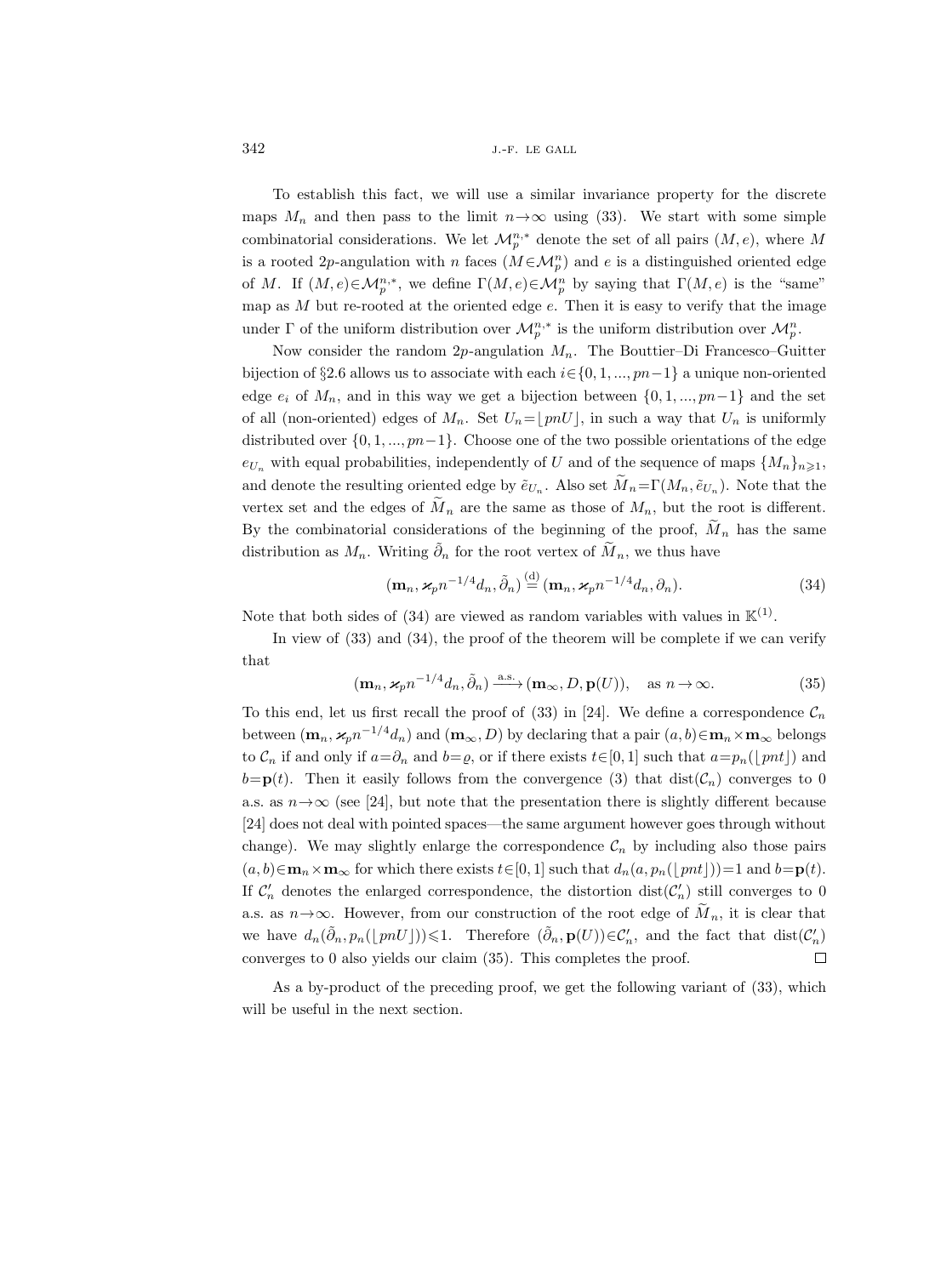To establish this fact, we will use a similar invariance property for the discrete maps $M_n$ and then pass to the limit $n\to\infty$ using (33). We start with some simple combinatorial considerations. We let $\mathcal{M}_p^{n,*}$ denote the set of all pairs $(M,e)$, where $M$ is a rooted $2p$-angulation with $n$ faces ($M\in\mathcal{M}_p^n$) and $e$ is a distinguished oriented edge of $M$. If $(M,e)\in\mathcal{M}_p^{n,*}$, we define $\Gamma(M,e)\in\mathcal{M}_p^n$ by saying that $\Gamma(M,e)$ is the "same" map as $M$ but re-rooted at the oriented edge $e$. Then it is easy to verify that the image under $\Gamma$ of the uniform distribution over $\mathcal{M}_p^{n,*}$ is the uniform distribution over $\mathcal{M}_p^n$.

Now consider the random $2p$-angulation $M_n$. The Bouttier–Di Francesco–Guitter bijection of §2.6 allows us to associate with each $i\in\{0,1,...,pn-1\}$ a unique non-oriented edge $e_i$ of $M_n$, and in this way we get a bijection between $\{0,1,...,pn-1\}$ and the set of all (non-oriented) edges of $M_n$. Set $U_n=\lfloor pnU\rfloor$, in such a way that $U_n$ is uniformly distributed over $\{0,1,...,pn-1\}$. Choose one of the two possible orientations of the edge $e_{U_n}$ with equal probabilities, independently of $U$ and of the sequence of maps $\{M_n\}_{n\geqslant 1}$, and denote the resulting oriented edge by $\tilde{e}_{U_n}$. Also set $\widetilde{M}_n=\Gamma(M_n,\tilde{e}_{U_n})$. Note that the vertex set and the edges of $\widetilde{M}_n$ are the same as those of $M_n$, but the root is different. By the combinatorial considerations of the beginning of the proof, $\widetilde{M}_n$ has the same distribution as $M_n$. Writing $\tilde{\partial}_n$ for the root vertex of $\widetilde{M}_n$, we thus have

$$(\mathbf{m}_n,\varkappa_p n^{-1/4}d_n,\tilde{\partial}_n)\overset{\text{(d)}}{=}(\mathbf{m}_n,\varkappa_p n^{-1/4}d_n,\partial_n). \tag{34}$$

Note that both sides of (34) are viewed as random variables with values in $\mathbb{K}^{(1)}$.

In view of (33) and (34), the proof of the theorem will be complete if we can verify that

$$(\mathbf{m}_n,\varkappa_p n^{-1/4}d_n,\tilde{\partial}_n)\xrightarrow{\text{a.s.}}(\mathbf{m}_\infty,D,\mathbf{p}(U)),\quad \text{as } n\to\infty. \tag{35}$$

To this end, let us first recall the proof of (33) in [24]. We define a correspondence $\mathcal{C}_n$ between $(\mathbf{m}_n,\varkappa_p n^{-1/4}d_n)$ and $(\mathbf{m}_\infty,D)$ by declaring that a pair $(a,b)\in\mathbf{m}_n\times\mathbf{m}_\infty$ belongs to $\mathcal{C}_n$ if and only if $a=\partial_n$ and $b=\varrho$, or if there exists $t\in[0,1]$ such that $a=p_n(\lfloor pnt\rfloor)$ and $b=\mathbf{p}(t)$. Then it easily follows from the convergence (3) that $\operatorname{dist}(\mathcal{C}_n)$ converges to 0 a.s. as $n\to\infty$ (see [24], but note that the presentation there is slightly different because [24] does not deal with pointed spaces—the same argument however goes through without change). We may slightly enlarge the correspondence $\mathcal{C}_n$ by including also those pairs $(a,b)\in\mathbf{m}_n\times\mathbf{m}_\infty$ for which there exists $t\in[0,1]$ such that $d_n(a,p_n(\lfloor pnt\rfloor))=1$ and $b=\mathbf{p}(t)$. If $\mathcal{C}'_n$ denotes the enlarged correspondence, the distortion $\operatorname{dist}(\mathcal{C}'_n)$ still converges to 0 a.s. as $n\to\infty$. However, from our construction of the root edge of $\widetilde{M}_n$, it is clear that we have $d_n(\tilde{\partial}_n,p_n(\lfloor pnU\rfloor))\leqslant 1$. Therefore $(\tilde{\partial}_n,\mathbf{p}(U))\in\mathcal{C}'_n$, and the fact that $\operatorname{dist}(\mathcal{C}'_n)$ converges to 0 also yields our claim (35). This completes the proof. □

As a by-product of the preceding proof, we get the following variant of (33), which will be useful in the next section.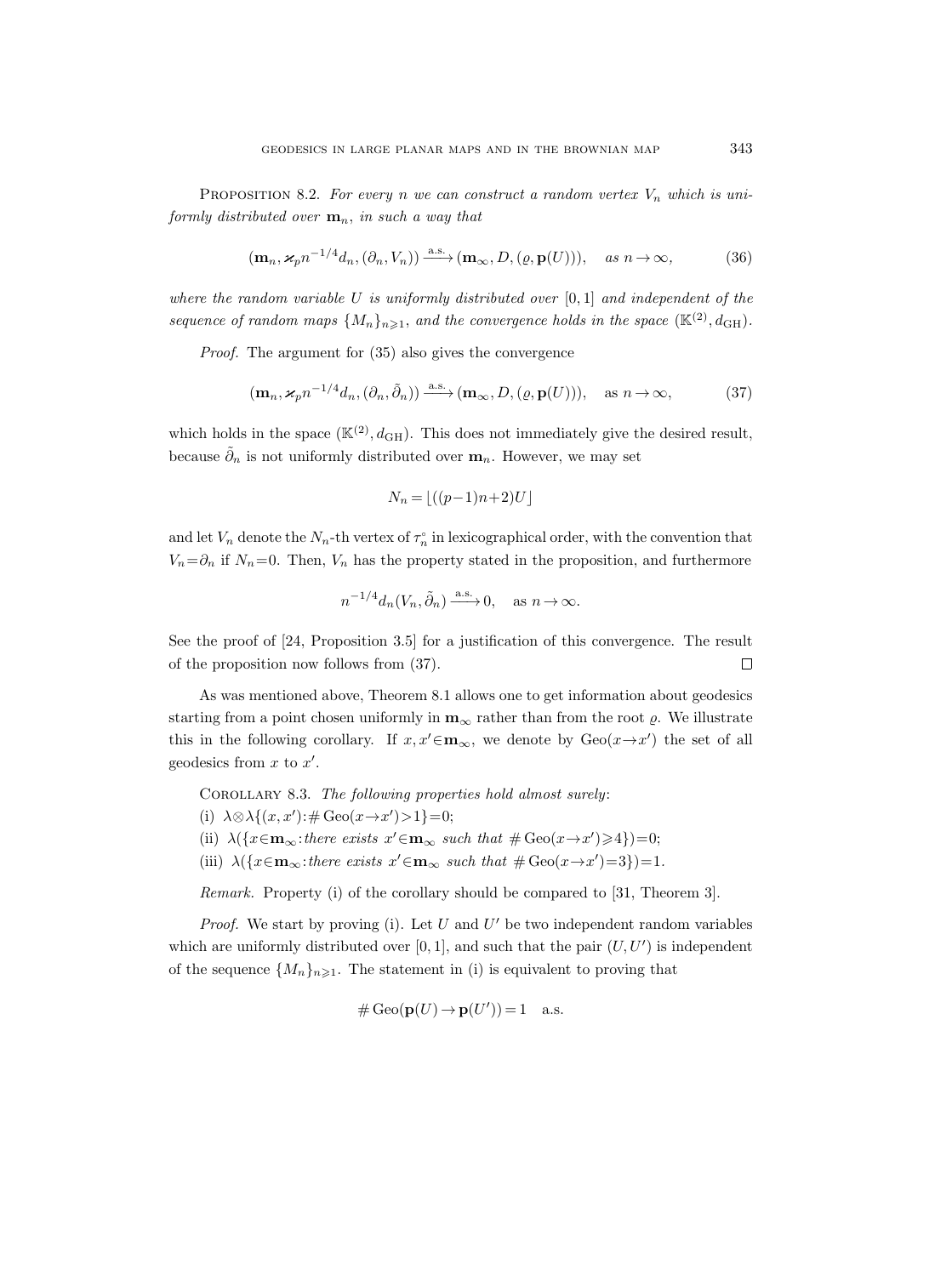**Proposition 8.2.** *For every $n$ we can construct a random vertex $V_n$ which is uniformly distributed over $\mathbf{m}_n$, in such a way that*

$$(\mathbf{m}_n, \varkappa_p n^{-1/4} d_n, (\partial_n, V_n)) \xrightarrow{\text{a.s.}} (\mathbf{m}_\infty, D, (\varrho, \mathbf{p}(U))), \quad \text{as } n \to \infty, \tag{36}$$

*where the random variable $U$ is uniformly distributed over $[0,1]$ and independent of the sequence of random maps $\{M_n\}_{n\geqslant 1}$, and the convergence holds in the space $(\mathbb{K}^{(2)}, d_{\mathrm{GH}})$.*

*Proof.* The argument for (35) also gives the convergence

$$(\mathbf{m}_n, \varkappa_p n^{-1/4} d_n, (\partial_n, \tilde{\partial}_n)) \xrightarrow{\text{a.s.}} (\mathbf{m}_\infty, D, (\varrho, \mathbf{p}(U))), \quad \text{as } n \to \infty, \tag{37}$$

which holds in the space $(\mathbb{K}^{(2)}, d_{\mathrm{GH}})$. This does not immediately give the desired result, because $\tilde{\partial}_n$ is not uniformly distributed over $\mathbf{m}_n$. However, we may set

$$N_n = \lfloor ((p-1)n+2)U \rfloor$$

and let $V_n$ denote the $N_n$-th vertex of $\tau_n^\circ$ in lexicographical order, with the convention that $V_n = \partial_n$ if $N_n = 0$. Then, $V_n$ has the property stated in the proposition, and furthermore

$$n^{-1/4} d_n(V_n, \tilde{\partial}_n) \xrightarrow{\text{a.s.}} 0, \quad \text{as } n \to \infty.$$

See the proof of [24, Proposition 3.5] for a justification of this convergence. The result of the proposition now follows from (37). $\square$

As was mentioned above, Theorem 8.1 allows one to get information about geodesics starting from a point chosen uniformly in $\mathbf{m}_\infty$ rather than from the root $\varrho$. We illustrate this in the following corollary. If $x, x' \in \mathbf{m}_\infty$, we denote by $\operatorname{Geo}(x \to x')$ the set of all geodesics from $x$ to $x'$.

**Corollary 8.3.** *The following properties hold almost surely*:

(i) $\lambda \otimes \lambda\{(x,x') : \#\operatorname{Geo}(x \to x') > 1\} = 0$;

(ii) $\lambda(\{x \in \mathbf{m}_\infty : \textit{there exists } x' \in \mathbf{m}_\infty \textit{ such that } \#\operatorname{Geo}(x \to x') \geqslant 4\}) = 0$;

(iii) $\lambda(\{x \in \mathbf{m}_\infty : \textit{there exists } x' \in \mathbf{m}_\infty \textit{ such that } \#\operatorname{Geo}(x \to x') = 3\}) = 1$.

*Remark.* Property (i) of the corollary should be compared to [31, Theorem 3].

*Proof.* We start by proving (i). Let $U$ and $U'$ be two independent random variables which are uniformly distributed over $[0,1]$, and such that the pair $(U, U')$ is independent of the sequence $\{M_n\}_{n\geqslant 1}$. The statement in (i) is equivalent to proving that

$$\#\operatorname{Geo}(\mathbf{p}(U) \to \mathbf{p}(U')) = 1 \quad \text{a.s.}$$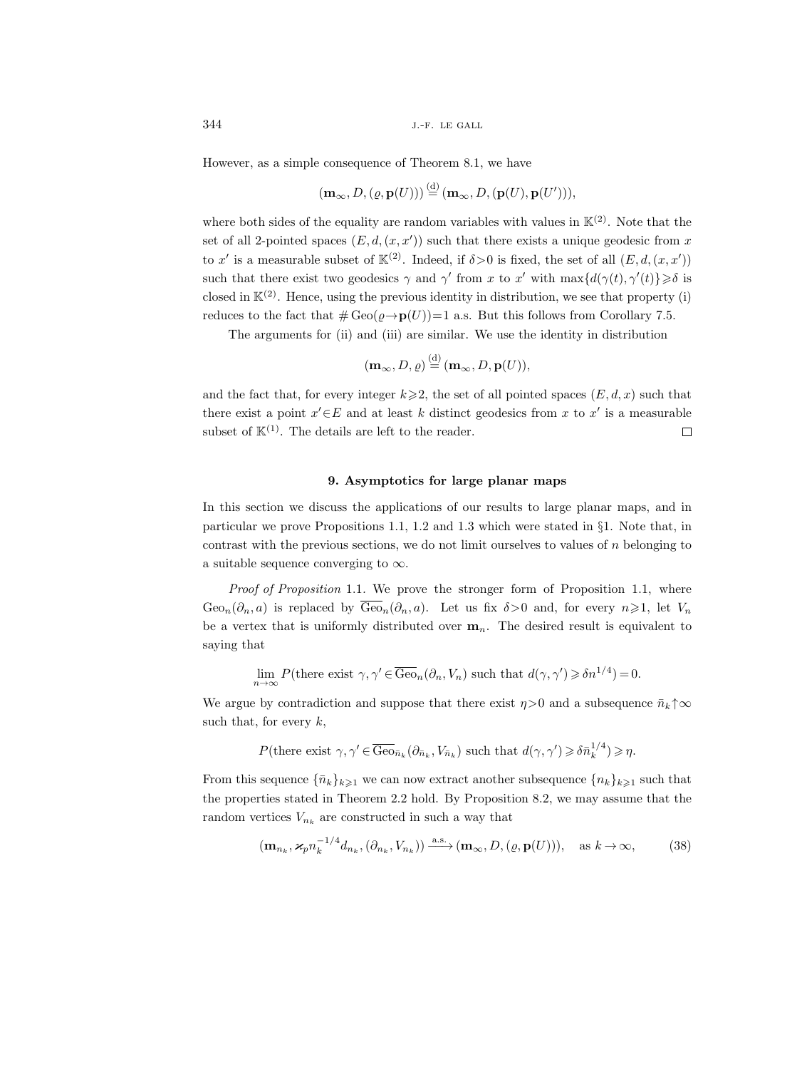However, as a simple consequence of Theorem 8.1, we have

$$(\mathbf{m}_\infty, D, (\varrho, \mathbf{p}(U))) \stackrel{\text{(d)}}{=} (\mathbf{m}_\infty, D, (\mathbf{p}(U), \mathbf{p}(U'))),$$

where both sides of the equality are random variables with values in $\mathbb{K}^{(2)}$. Note that the set of all 2-pointed spaces $(E, d, (x, x'))$ such that there exists a unique geodesic from $x$ to $x'$ is a measurable subset of $\mathbb{K}^{(2)}$. Indeed, if $\delta > 0$ is fixed, the set of all $(E, d, (x, x'))$ such that there exist two geodesics $\gamma$ and $\gamma'$ from $x$ to $x'$ with $\max\{d(\gamma(t), \gamma'(t)\} \geqslant \delta$ is closed in $\mathbb{K}^{(2)}$. Hence, using the previous identity in distribution, we see that property (i) reduces to the fact that $\#\operatorname{Geo}(\varrho \to \mathbf{p}(U)) = 1$ a.s. But this follows from Corollary 7.5.

The arguments for (ii) and (iii) are similar. We use the identity in distribution

$$(\mathbf{m}_\infty, D, \varrho) \stackrel{\text{(d)}}{=} (\mathbf{m}_\infty, D, \mathbf{p}(U)),$$

and the fact that, for every integer $k \geqslant 2$, the set of all pointed spaces $(E, d, x)$ such that there exist a point $x' \in E$ and at least $k$ distinct geodesics from $x$ to $x'$ is a measurable subset of $\mathbb{K}^{(1)}$. The details are left to the reader. $\square$

## 9. Asymptotics for large planar maps

In this section we discuss the applications of our results to large planar maps, and in particular we prove Propositions 1.1, 1.2 and 1.3 which were stated in §1. Note that, in contrast with the previous sections, we do not limit ourselves to values of $n$ belonging to a suitable sequence converging to $\infty$.

*Proof of Proposition* 1.1. We prove the stronger form of Proposition 1.1, where $\operatorname{Geo}_n(\partial_n, a)$ is replaced by $\overline{\operatorname{Geo}}_n(\partial_n, a)$. Let us fix $\delta > 0$ and, for every $n \geqslant 1$, let $V_n$ be a vertex that is uniformly distributed over $\mathbf{m}_n$. The desired result is equivalent to saying that

$$\lim_{n\to\infty} P(\text{there exist } \gamma, \gamma' \in \overline{\operatorname{Geo}}_n(\partial_n, V_n) \text{ such that } d(\gamma, \gamma') \geqslant \delta n^{1/4}) = 0.$$

We argue by contradiction and suppose that there exist $\eta > 0$ and a subsequence $\bar{n}_k \uparrow \infty$ such that, for every $k$,

$$P(\text{there exist } \gamma, \gamma' \in \overline{\operatorname{Geo}}_{\bar{n}_k}(\partial_{\bar{n}_k}, V_{\bar{n}_k}) \text{ such that } d(\gamma, \gamma') \geqslant \delta \bar{n}_k^{1/4}) \geqslant \eta.$$

From this sequence $\{\bar{n}_k\}_{k\geqslant 1}$ we can now extract another subsequence $\{n_k\}_{k\geqslant 1}$ such that the properties stated in Theorem 2.2 hold. By Proposition 8.2, we may assume that the random vertices $V_{n_k}$ are constructed in such a way that

$$(\mathbf{m}_{n_k}, \varkappa_p n_k^{-1/4} d_{n_k}, (\partial_{n_k}, V_{n_k})) \xrightarrow{\text{a.s.}} (\mathbf{m}_\infty, D, (\varrho, \mathbf{p}(U))), \quad \text{as } k \to \infty, \tag{38}$$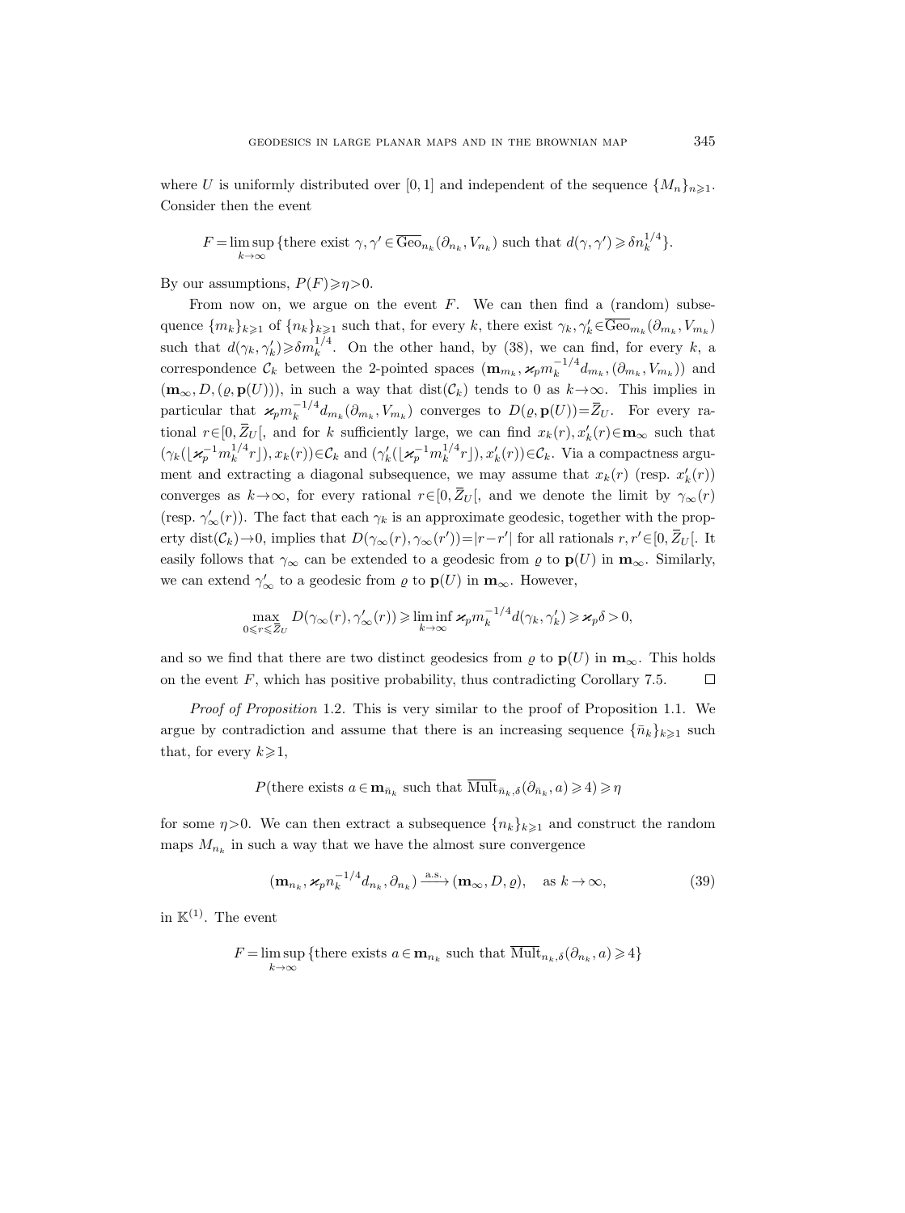where $U$ is uniformly distributed over $[0,1]$ and independent of the sequence $\{M_n\}_{n\geqslant 1}$. Consider then the event

$$F=\limsup_{k\to\infty}\{\text{there exist } \gamma,\gamma'\in\overline{\mathrm{Geo}}_{n_k}(\partial_{n_k},V_{n_k}) \text{ such that } d(\gamma,\gamma')\geqslant \delta n_k^{1/4}\}.$$

By our assumptions, $P(F)\geqslant\eta>0$.

From now on, we argue on the event $F$. We can then find a (random) subsequence $\{m_k\}_{k\geqslant 1}$ of $\{n_k\}_{k\geqslant 1}$ such that, for every $k$, there exist $\gamma_k,\gamma'_k\in\overline{\mathrm{Geo}}_{m_k}(\partial_{m_k},V_{m_k})$ such that $d(\gamma_k,\gamma'_k)\geqslant\delta m_k^{1/4}$. On the other hand, by (38), we can find, for every $k$, a correspondence $\mathcal{C}_k$ between the 2-pointed spaces $(\mathbf{m}_{m_k},\varkappa_p m_k^{-1/4}d_{m_k},(\partial_{m_k},V_{m_k}))$ and $(\mathbf{m}_\infty,D,(\varrho,\mathbf{p}(U)))$, in such a way that $\mathrm{dist}(\mathcal{C}_k)$ tends to 0 as $k\to\infty$. This implies in particular that $\varkappa_p m_k^{-1/4}d_{m_k}(\partial_{m_k},V_{m_k})$ converges to $D(\varrho,\mathbf{p}(U))=\overline{Z}_U$. For every rational $r\in[0,\overline{Z}_U[$, and for $k$ sufficiently large, we can find $x_k(r),x'_k(r)\in\mathbf{m}_\infty$ such that $(\gamma_k(\lfloor\varkappa_p^{-1}m_k^{1/4}r\rfloor),x_k(r))\in\mathcal{C}_k$ and $(\gamma'_k(\lfloor\varkappa_p^{-1}m_k^{1/4}r\rfloor),x'_k(r))\in\mathcal{C}_k$. Via a compactness argument and extracting a diagonal subsequence, we may assume that $x_k(r)$ (resp. $x'_k(r)$) converges as $k\to\infty$, for every rational $r\in[0,\overline{Z}_U[$, and we denote the limit by $\gamma_\infty(r)$ (resp. $\gamma'_\infty(r)$). The fact that each $\gamma_k$ is an approximate geodesic, together with the property $\mathrm{dist}(\mathcal{C}_k)\to 0$, implies that $D(\gamma_\infty(r),\gamma_\infty(r'))=|r-r'|$ for all rationals $r,r'\in[0,\overline{Z}_U[$. It easily follows that $\gamma_\infty$ can be extended to a geodesic from $\varrho$ to $\mathbf{p}(U)$ in $\mathbf{m}_\infty$. Similarly, we can extend $\gamma'_\infty$ to a geodesic from $\varrho$ to $\mathbf{p}(U)$ in $\mathbf{m}_\infty$. However,

$$\max_{0\leqslant r\leqslant\overline{Z}_U}D(\gamma_\infty(r),\gamma'_\infty(r))\geqslant\liminf_{k\to\infty}\varkappa_p m_k^{-1/4}d(\gamma_k,\gamma'_k)\geqslant\varkappa_p\delta>0,$$

and so we find that there are two distinct geodesics from $\varrho$ to $\mathbf{p}(U)$ in $\mathbf{m}_\infty$. This holds on the event $F$, which has positive probability, thus contradicting Corollary 7.5. $\square$

*Proof of Proposition* 1.2. This is very similar to the proof of Proposition 1.1. We argue by contradiction and assume that there is an increasing sequence $\{\bar{n}_k\}_{k\geqslant 1}$ such that, for every $k\geqslant 1$,

$$P(\text{there exists } a\in\mathbf{m}_{\bar{n}_k} \text{ such that } \overline{\mathrm{Mult}}_{\bar{n}_k,\delta}(\partial_{\bar{n}_k},a)\geqslant 4)\geqslant\eta$$

for some $\eta>0$. We can then extract a subsequence $\{n_k\}_{k\geqslant 1}$ and construct the random maps $M_{n_k}$ in such a way that we have the almost sure convergence

$$(\mathbf{m}_{n_k},\varkappa_p n_k^{-1/4}d_{n_k},\partial_{n_k})\xrightarrow{\text{a.s.}}(\mathbf{m}_\infty,D,\varrho),\quad\text{as } k\to\infty, \tag{39}$$

in $\mathbb{K}^{(1)}$. The event

$$F=\limsup_{k\to\infty}\{\text{there exists } a\in\mathbf{m}_{n_k} \text{ such that } \overline{\mathrm{Mult}}_{n_k,\delta}(\partial_{n_k},a)\geqslant 4\}$$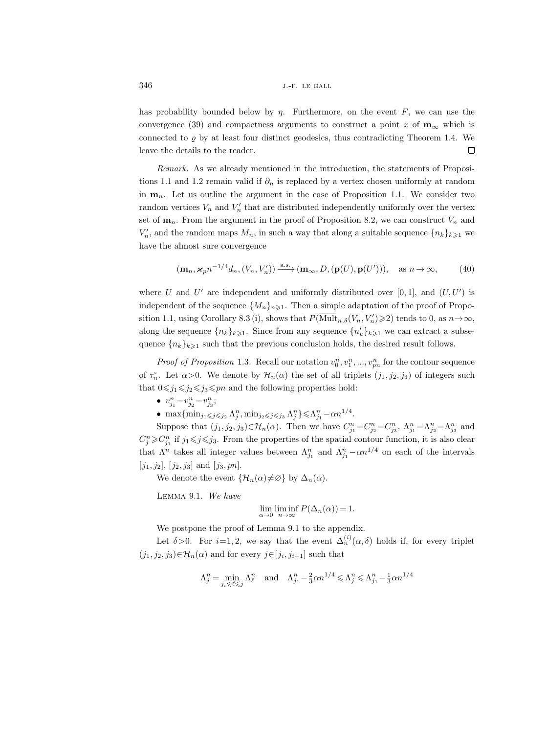has probability bounded below by $\eta$. Furthermore, on the event $F$, we can use the convergence (39) and compactness arguments to construct a point $x$ of $\mathbf{m}_\infty$ which is connected to $\varrho$ by at least four distinct geodesics, thus contradicting Theorem 1.4. We leave the details to the reader. □

*Remark.* As we already mentioned in the introduction, the statements of Propositions 1.1 and 1.2 remain valid if $\partial_n$ is replaced by a vertex chosen uniformly at random in $\mathbf{m}_n$. Let us outline the argument in the case of Proposition 1.1. We consider two random vertices $V_n$ and $V_n'$ that are distributed independently uniformly over the vertex set of $\mathbf{m}_n$. From the argument in the proof of Proposition 8.2, we can construct $V_n$ and $V_n'$, and the random maps $M_n$, in such a way that along a suitable sequence $\{n_k\}_{k\geqslant 1}$ we have the almost sure convergence

$$(\mathbf{m}_n, \varkappa_p n^{-1/4} d_n, (V_n, V_n')) \xrightarrow{\text{a.s.}} (\mathbf{m}_\infty, D, (\mathbf{p}(U), \mathbf{p}(U'))), \quad \text{as } n \to \infty, \tag{40}$$

where $U$ and $U'$ are independent and uniformly distributed over $[0,1]$, and $(U, U')$ is independent of the sequence $\{M_n\}_{n\geqslant 1}$. Then a simple adaptation of the proof of Proposition 1.1, using Corollary 8.3 (i), shows that $P(\overline{\text{Mult}}_{n,\delta}(V_n, V_n')\geqslant 2)$ tends to 0, as $n\to\infty$, along the sequence $\{n_k\}_{k\geqslant 1}$. Since from any sequence $\{n_k'\}_{k\geqslant 1}$ we can extract a subsequence $\{n_k\}_{k\geqslant 1}$ such that the previous conclusion holds, the desired result follows.

*Proof of Proposition* 1.3. Recall our notation $v_0^n, v_1^n, ..., v_{pn}^n$ for the contour sequence of $\tau_n^\circ$. Let $\alpha>0$. We denote by $\mathcal{H}_n(\alpha)$ the set of all triplets $(j_1, j_2, j_3)$ of integers such that $0\leqslant j_1 \leqslant j_2 \leqslant j_3 \leqslant pn$ and the following properties hold:

- $v_{j_1}^n = v_{j_2}^n = v_{j_3}^n$;
- $\max\{\min_{j_1\leqslant j\leqslant j_2} \Lambda_j^n, \min_{j_2\leqslant j\leqslant j_3} \Lambda_j^n\} \leqslant \Lambda_{j_1}^n - \alpha n^{1/4}$.

Suppose that $(j_1, j_2, j_3)\in\mathcal{H}_n(\alpha)$. Then we have $C_{j_1}^n = C_{j_2}^n = C_{j_3}^n$, $\Lambda_{j_1}^n = \Lambda_{j_2}^n = \Lambda_{j_3}^n$ and $C_j^n \geqslant C_{j_1}^n$ if $j_1\leqslant j\leqslant j_3$. From the properties of the spatial contour function, it is also clear that $\Lambda^n$ takes all integer values between $\Lambda_{j_1}^n$ and $\Lambda_{j_1}^n - \alpha n^{1/4}$ on each of the intervals $[j_1, j_2]$, $[j_2, j_3]$ and $[j_3, pn]$.

We denote the event $\{\mathcal{H}_n(\alpha)\neq\varnothing\}$ by $\Delta_n(\alpha)$.

Lemma 9.1. *We have*

$$\lim_{\alpha\to 0} \liminf_{n\to\infty} P(\Delta_n(\alpha)) = 1.$$

We postpone the proof of Lemma 9.1 to the appendix.

Let $\delta>0$. For $i=1,2$, we say that the event $\Delta_n^{(i)}(\alpha,\delta)$ holds if, for every triplet $(j_1, j_2, j_3)\in\mathcal{H}_n(\alpha)$ and for every $j\in[j_i, j_{i+1}]$ such that

$$\Lambda_j^n = \min_{j_i\leqslant \ell\leqslant j} \Lambda_\ell^n \quad \text{and} \quad \Lambda_{j_1}^n - \tfrac{2}{3}\alpha n^{1/4} \leqslant \Lambda_j^n \leqslant \Lambda_{j_1}^n - \tfrac{1}{3}\alpha n^{1/4}$$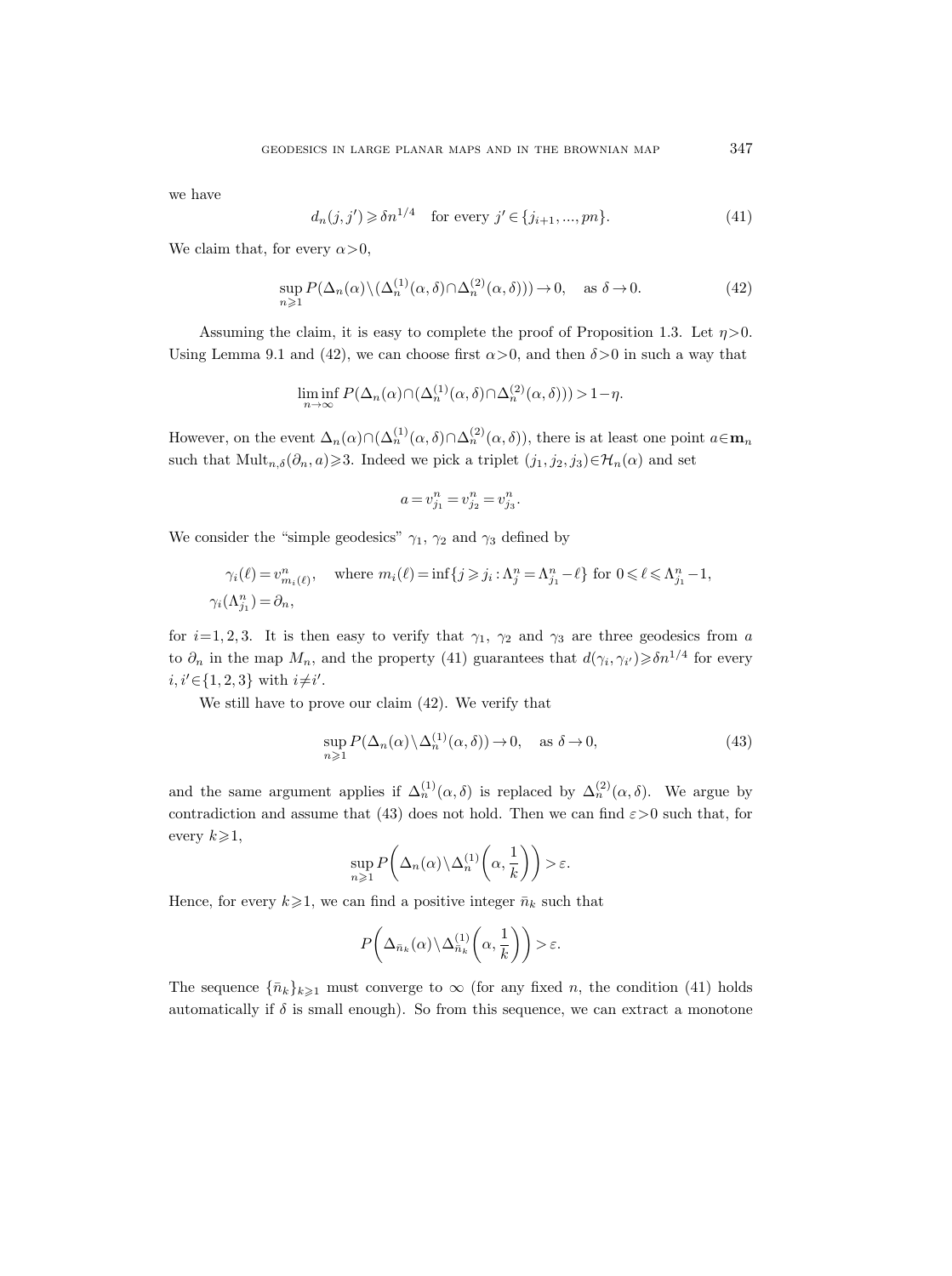we have

$$d_n(j, j') \geqslant \delta n^{1/4} \quad \text{for every } j' \in \{j_{i+1}, ..., pn\}. \tag{41}$$

We claim that, for every $\alpha > 0$,

$$\sup_{n \geqslant 1} P(\Delta_n(\alpha) \setminus (\Delta_n^{(1)}(\alpha, \delta) \cap \Delta_n^{(2)}(\alpha, \delta))) \to 0, \quad \text{as } \delta \to 0. \tag{42}$$

Assuming the claim, it is easy to complete the proof of Proposition 1.3. Let $\eta > 0$. Using Lemma 9.1 and (42), we can choose first $\alpha > 0$, and then $\delta > 0$ in such a way that

$$\liminf_{n \to \infty} P(\Delta_n(\alpha) \cap (\Delta_n^{(1)}(\alpha, \delta) \cap \Delta_n^{(2)}(\alpha, \delta))) > 1 - \eta.$$

However, on the event $\Delta_n(\alpha) \cap (\Delta_n^{(1)}(\alpha, \delta) \cap \Delta_n^{(2)}(\alpha, \delta))$, there is at least one point $a \in \mathbf{m}_n$ such that $\mathrm{Mult}_{n,\delta}(\partial_n, a) \geqslant 3$. Indeed we pick a triplet $(j_1, j_2, j_3) \in \mathcal{H}_n(\alpha)$ and set

$$a = v_{j_1}^n = v_{j_2}^n = v_{j_3}^n.$$

We consider the "simple geodesics" $\gamma_1$, $\gamma_2$ and $\gamma_3$ defined by

$$\begin{aligned}
\gamma_i(\ell) &= v_{m_i(\ell)}^n, \quad \text{where } m_i(\ell) = \inf\{j \geqslant j_i : \Lambda_j^n = \Lambda_{j_1}^n - \ell\} \text{ for } 0 \leqslant \ell \leqslant \Lambda_{j_1}^n - 1, \\
\gamma_i(\Lambda_{j_1}^n) &= \partial_n,
\end{aligned}$$

for $i = 1, 2, 3$. It is then easy to verify that $\gamma_1$, $\gamma_2$ and $\gamma_3$ are three geodesics from $a$ to $\partial_n$ in the map $M_n$, and the property (41) guarantees that $d(\gamma_i, \gamma_{i'}) \geqslant \delta n^{1/4}$ for every $i, i' \in \{1, 2, 3\}$ with $i \neq i'$.

We still have to prove our claim (42). We verify that

$$\sup_{n \geqslant 1} P(\Delta_n(\alpha) \setminus \Delta_n^{(1)}(\alpha, \delta)) \to 0, \quad \text{as } \delta \to 0, \tag{43}$$

and the same argument applies if $\Delta_n^{(1)}(\alpha, \delta)$ is replaced by $\Delta_n^{(2)}(\alpha, \delta)$. We argue by contradiction and assume that (43) does not hold. Then we can find $\varepsilon > 0$ such that, for every $k \geqslant 1$,

$$\sup_{n \geqslant 1} P\left(\Delta_n(\alpha) \setminus \Delta_n^{(1)}\left(\alpha, \frac{1}{k}\right)\right) > \varepsilon.$$

Hence, for every $k \geqslant 1$, we can find a positive integer $\bar{n}_k$ such that

$$P\left(\Delta_{\bar{n}_k}(\alpha) \setminus \Delta_{\bar{n}_k}^{(1)}\left(\alpha, \frac{1}{k}\right)\right) > \varepsilon.$$

The sequence $\{\bar{n}_k\}_{k \geqslant 1}$ must converge to $\infty$ (for any fixed $n$, the condition (41) holds automatically if $\delta$ is small enough). So from this sequence, we can extract a monotone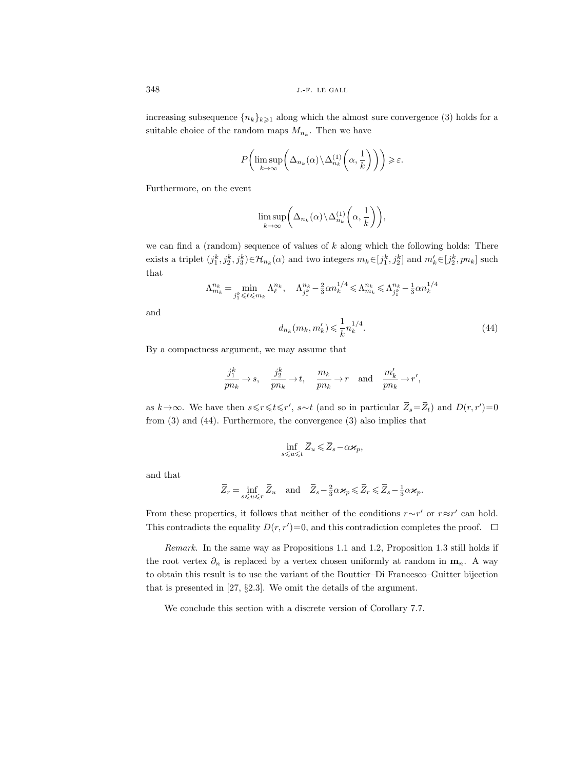increasing subsequence $\{n_k\}_{k\geqslant 1}$ along which the almost sure convergence (3) holds for a suitable choice of the random maps $M_{n_k}$. Then we have

$$P\bigg(\limsup_{k\to\infty}\bigg(\Delta_{n_k}(\alpha)\setminus\Delta^{(1)}_{n_k}\bigg(\alpha,\frac{1}{k}\bigg)\bigg)\bigg)\geqslant\varepsilon.$$

Furthermore, on the event

$$\limsup_{k\to\infty}\bigg(\Delta_{n_k}(\alpha)\setminus\Delta^{(1)}_{n_k}\bigg(\alpha,\frac{1}{k}\bigg)\bigg),$$

we can find a (random) sequence of values of $k$ along which the following holds: There exists a triplet $(j_1^k,j_2^k,j_3^k)\in\mathcal{H}_{n_k}(\alpha)$ and two integers $m_k\in[j_1^k,j_2^k]$ and $m'_k\in[j_2^k,pn_k]$ such that

$$\Lambda^{n_k}_{m_k}=\min_{j_1^k\leqslant\ell\leqslant m_k}\Lambda^{n_k}_\ell,\quad \Lambda^{n_k}_{j_1^k}-\tfrac{2}{3}\alpha n_k^{1/4}\leqslant\Lambda^{n_k}_{m_k}\leqslant\Lambda^{n_k}_{j_1^k}-\tfrac{1}{3}\alpha n_k^{1/4}$$

and

$$d_{n_k}(m_k,m'_k)\leqslant\frac{1}{k}n_k^{1/4}. \tag{44}$$

By a compactness argument, we may assume that

$$\frac{j_1^k}{pn_k}\to s,\quad \frac{j_2^k}{pn_k}\to t,\quad \frac{m_k}{pn_k}\to r\quad\text{and}\quad \frac{m'_k}{pn_k}\to r',$$

as $k\to\infty$. We have then $s\leqslant r\leqslant t\leqslant r'$, $s\sim t$ (and so in particular $\overline{Z}_s=\overline{Z}_t$) and $D(r,r')=0$ from (3) and (44). Furthermore, the convergence (3) also implies that

$$\inf_{s\leqslant u\leqslant t}\overline{Z}_u\leqslant\overline{Z}_s-\alpha\varkappa_p,$$

and that

$$\overline{Z}_r=\inf_{s\leqslant u\leqslant r}\overline{Z}_u\quad\text{and}\quad \overline{Z}_s-\tfrac{2}{3}\alpha\varkappa_p\leqslant\overline{Z}_r\leqslant\overline{Z}_s-\tfrac{1}{3}\alpha\varkappa_p.$$

From these properties, it follows that neither of the conditions $r\sim r'$ or $r\approx r'$ can hold. This contradicts the equality $D(r,r')=0$, and this contradiction completes the proof. $\square$

*Remark.* In the same way as Propositions 1.1 and 1.2, Proposition 1.3 still holds if the root vertex $\partial_n$ is replaced by a vertex chosen uniformly at random in $\mathbf{m}_n$. A way to obtain this result is to use the variant of the Bouttier–Di Francesco–Guitter bijection that is presented in [27, §2.3]. We omit the details of the argument.

We conclude this section with a discrete version of Corollary 7.7.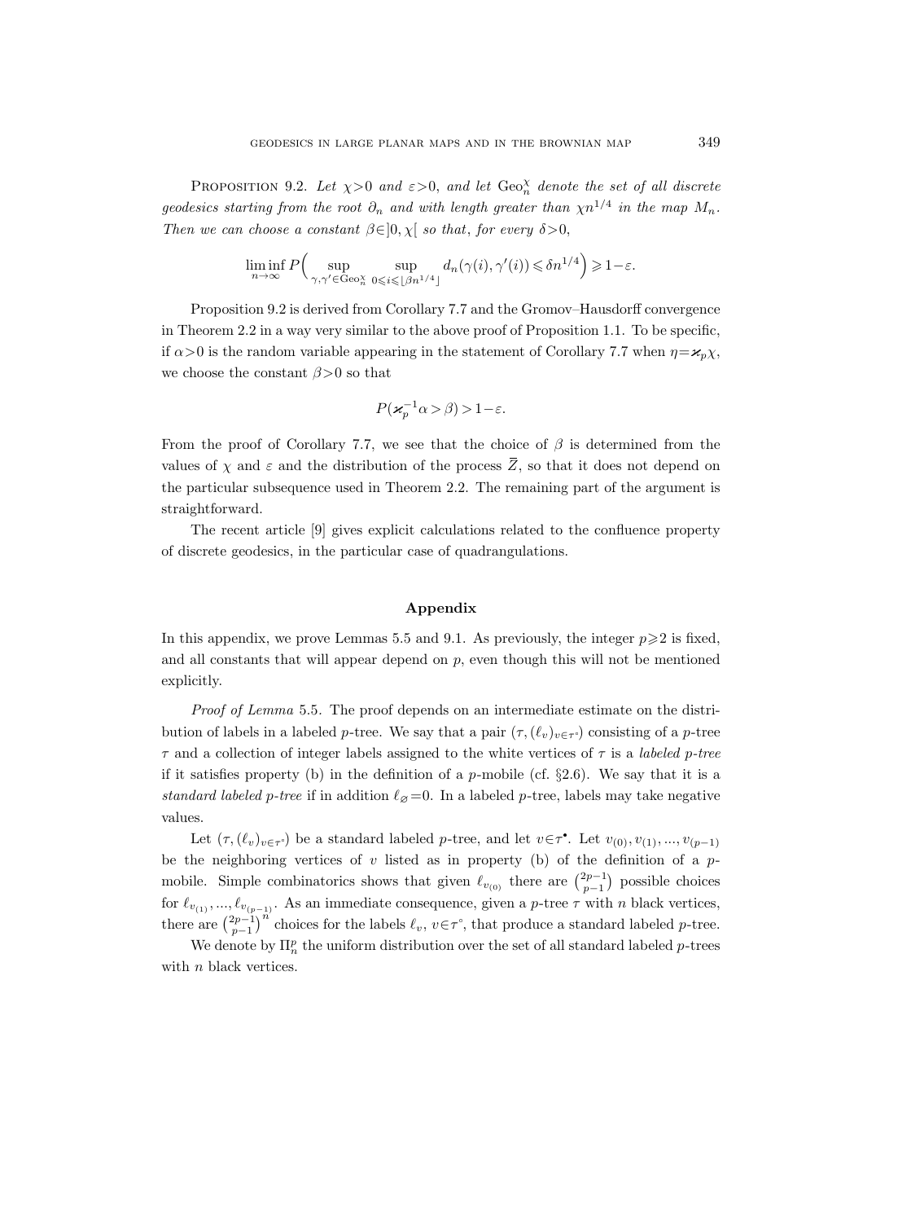PROPOSITION 9.2. *Let $\chi>0$ and $\varepsilon>0$, and let $\mathrm{Geo}_n^\chi$ denote the set of all discrete geodesics starting from the root $\partial_n$ and with length greater than $\chi n^{1/4}$ in the map $M_n$. Then we can choose a constant $\beta\in]0,\chi[$ so that, for every $\delta>0$,*

$$\liminf_{n\to\infty} P\Big(\sup_{\gamma,\gamma'\in\mathrm{Geo}_n^\chi}\ \sup_{0\leqslant i\leqslant\lfloor\beta n^{1/4}\rfloor} d_n(\gamma(i),\gamma'(i))\leqslant\delta n^{1/4}\Big)\geqslant 1-\varepsilon.$$

Proposition 9.2 is derived from Corollary 7.7 and the Gromov–Hausdorff convergence in Theorem 2.2 in a way very similar to the above proof of Proposition 1.1. To be specific, if $\alpha>0$ is the random variable appearing in the statement of Corollary 7.7 when $\eta=\varkappa_p\chi$, we choose the constant $\beta>0$ so that

$$P(\varkappa_p^{-1}\alpha>\beta)>1-\varepsilon.$$

From the proof of Corollary 7.7, we see that the choice of $\beta$ is determined from the values of $\chi$ and $\varepsilon$ and the distribution of the process $\overline{Z}$, so that it does not depend on the particular subsequence used in Theorem 2.2. The remaining part of the argument is straightforward.

The recent article [9] gives explicit calculations related to the confluence property of discrete geodesics, in the particular case of quadrangulations.

## Appendix

In this appendix, we prove Lemmas 5.5 and 9.1. As previously, the integer $p\geqslant 2$ is fixed, and all constants that will appear depend on $p$, even though this will not be mentioned explicitly.

*Proof of Lemma* 5.5. The proof depends on an intermediate estimate on the distribution of labels in a labeled $p$-tree. We say that a pair $(\tau,(\ell_v)_{v\in\tau^\circ})$ consisting of a $p$-tree $\tau$ and a collection of integer labels assigned to the white vertices of $\tau$ is a *labeled $p$-tree* if it satisfies property (b) in the definition of a $p$-mobile (cf. §2.6). We say that it is a *standard labeled $p$-tree* if in addition $\ell_\varnothing=0$. In a labeled $p$-tree, labels may take negative values.

Let $(\tau,(\ell_v)_{v\in\tau^\circ})$ be a standard labeled $p$-tree, and let $v\in\tau^\bullet$. Let $v_{(0)},v_{(1)},...,v_{(p-1)}$ be the neighboring vertices of $v$ listed as in property (b) of the definition of a $p$-mobile. Simple combinatorics shows that given $\ell_{v_{(0)}}$ there are $\binom{2p-1}{p-1}$ possible choices for $\ell_{v_{(1)}},...,\ell_{v_{(p-1)}}$. As an immediate consequence, given a $p$-tree $\tau$ with $n$ black vertices, there are $\binom{2p-1}{p-1}^n$ choices for the labels $\ell_v$, $v\in\tau^\circ$, that produce a standard labeled $p$-tree.

We denote by $\Pi_n^p$ the uniform distribution over the set of all standard labeled $p$-trees with $n$ black vertices.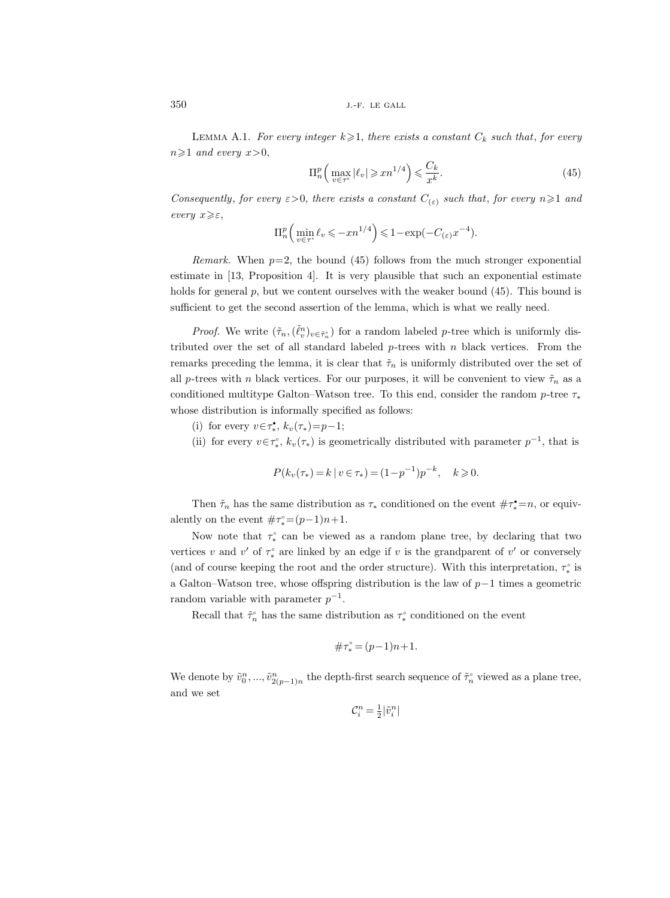LEMMA A.1. *For every integer $k \geqslant 1$, there exists a constant $C_k$ such that, for every $n \geqslant 1$ and every $x > 0$,*

$$\Pi_n^p\Big(\max_{v \in \tau^\circ} |\ell_v| \geqslant x n^{1/4}\Big) \leqslant \frac{C_k}{x^k}. \tag{45}$$

*Consequently, for every $\varepsilon > 0$, there exists a constant $C_{(\varepsilon)}$ such that, for every $n \geqslant 1$ and every $x \geqslant \varepsilon$,*

$$\Pi_n^p\Big(\min_{v \in \tau^\circ} \ell_v \leqslant -x n^{1/4}\Big) \leqslant 1 - \exp(-C_{(\varepsilon)} x^{-4}).$$

*Remark.* When $p=2$, the bound (45) follows from the much stronger exponential estimate in [13, Proposition 4]. It is very plausible that such an exponential estimate holds for general $p$, but we content ourselves with the weaker bound (45). This bound is sufficient to get the second assertion of the lemma, which is what we really need.

*Proof.* We write $(\tilde{\tau}_n, (\tilde{\ell}_v^n)_{v \in \tilde{\tau}_n^\circ})$ for a random labeled $p$-tree which is uniformly distributed over the set of all standard labeled $p$-trees with $n$ black vertices. From the remarks preceding the lemma, it is clear that $\tilde{\tau}_n$ is uniformly distributed over the set of all $p$-trees with $n$ black vertices. For our purposes, it will be convenient to view $\tilde{\tau}_n$ as a conditioned multitype Galton–Watson tree. To this end, consider the random $p$-tree $\tau_*$ whose distribution is informally specified as follows:

(i) for every $v \in \tau_*^\bullet$, $k_v(\tau_*) = p-1$;

(ii) for every $v \in \tau_*^\circ$, $k_v(\tau_*)$ is geometrically distributed with parameter $p^{-1}$, that is

$$P(k_v(\tau_*) = k \mid v \in \tau_*) = (1-p^{-1}) p^{-k}, \quad k \geqslant 0.$$

Then $\tilde{\tau}_n$ has the same distribution as $\tau_*$ conditioned on the event $\#\tau_*^\bullet = n$, or equivalently on the event $\#\tau_*^\circ = (p-1)n+1$.

Now note that $\tau_*^\circ$ can be viewed as a random plane tree, by declaring that two vertices $v$ and $v'$ of $\tau_*^\circ$ are linked by an edge if $v$ is the grandparent of $v'$ or conversely (and of course keeping the root and the order structure). With this interpretation, $\tau_*^\circ$ is a Galton–Watson tree, whose offspring distribution is the law of $p-1$ times a geometric random variable with parameter $p^{-1}$.

Recall that $\tilde{\tau}_n^\circ$ has the same distribution as $\tau_*^\circ$ conditioned on the event

$$\#\tau_*^\circ = (p-1)n+1.$$

We denote by $\tilde{v}_0^n, ..., \tilde{v}_{2(p-1)n}^n$ the depth-first search sequence of $\tilde{\tau}_n^\circ$ viewed as a plane tree, and we set

$$\mathcal{C}_i^n = \tfrac{1}{2} |\tilde{v}_i^n|$$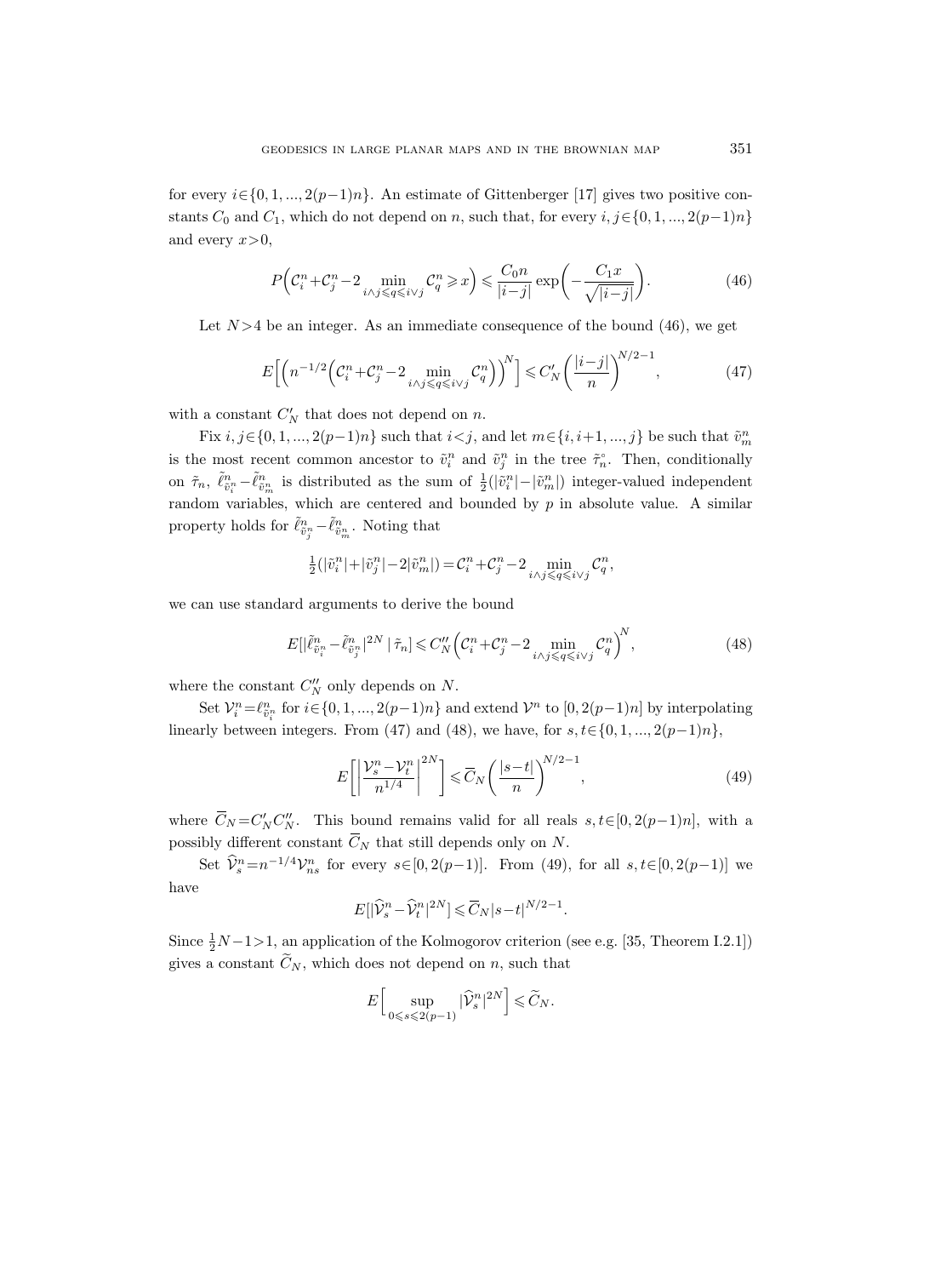for every $i\in\{0,1,...,2(p-1)n\}$. An estimate of Gittenberger [17] gives two positive constants $C_0$ and $C_1$, which do not depend on $n$, such that, for every $i,j\in\{0,1,...,2(p-1)n\}$ and every $x>0$,

$$P\Big(\mathcal{C}_i^n+\mathcal{C}_j^n-2\min_{i\wedge j\leqslant q\leqslant i\vee j}\mathcal{C}_q^n\geqslant x\Big)\leqslant \frac{C_0 n}{|i-j|}\exp\Big(-\frac{C_1 x}{\sqrt{|i-j|}}\Big). \tag{46}$$

Let $N>4$ be an integer. As an immediate consequence of the bound (46), we get

$$E\Big[\Big(n^{-1/2}\Big(\mathcal{C}_i^n+\mathcal{C}_j^n-2\min_{i\wedge j\leqslant q\leqslant i\vee j}\mathcal{C}_q^n\Big)\Big)^N\Big]\leqslant C_N'\Big(\frac{|i-j|}{n}\Big)^{N/2-1}, \tag{47}$$

with a constant $C_N'$ that does not depend on $n$.

Fix $i,j\in\{0,1,...,2(p-1)n\}$ such that $i<j$, and let $m\in\{i,i+1,...,j\}$ be such that $\tilde{v}_m^n$ is the most recent common ancestor to $\tilde{v}_i^n$ and $\tilde{v}_j^n$ in the tree $\tilde{\tau}_n^\circ$. Then, conditionally on $\tilde{\tau}_n$, $\tilde{\ell}_{\tilde{v}_i^n}^n-\tilde{\ell}_{\tilde{v}_m^n}^n$ is distributed as the sum of $\frac{1}{2}(|\tilde{v}_i^n|-|\tilde{v}_m^n|)$ integer-valued independent random variables, which are centered and bounded by $p$ in absolute value. A similar property holds for $\tilde{\ell}_{\tilde{v}_j^n}^n-\tilde{\ell}_{\tilde{v}_m^n}^n$. Noting that

$$\tfrac{1}{2}(|\tilde{v}_i^n|+|\tilde{v}_j^n|-2|\tilde{v}_m^n|)=\mathcal{C}_i^n+\mathcal{C}_j^n-2\min_{i\wedge j\leqslant q\leqslant i\vee j}\mathcal{C}_q^n,$$

we can use standard arguments to derive the bound

$$E[|\tilde{\ell}_{\tilde{v}_i^n}^n-\tilde{\ell}_{\tilde{v}_j^n}^n|^{2N}\mid\tilde{\tau}_n]\leqslant C_N''\Big(\mathcal{C}_i^n+\mathcal{C}_j^n-2\min_{i\wedge j\leqslant q\leqslant i\vee j}\mathcal{C}_q^n\Big)^N, \tag{48}$$

where the constant $C_N''$ only depends on $N$.

Set $\mathcal{V}_i^n=\ell_{\tilde{v}_i^n}^n$ for $i\in\{0,1,...,2(p-1)n\}$ and extend $\mathcal{V}^n$ to $[0,2(p-1)n]$ by interpolating linearly between integers. From (47) and (48), we have, for $s,t\in\{0,1,...,2(p-1)n\}$,

$$E\Big[\Big|\frac{\mathcal{V}_s^n-\mathcal{V}_t^n}{n^{1/4}}\Big|^{2N}\Big]\leqslant \overline{C}_N\Big(\frac{|s-t|}{n}\Big)^{N/2-1}, \tag{49}$$

where $\overline{C}_N=C_N'C_N''$. This bound remains valid for all reals $s,t\in[0,2(p-1)n]$, with a possibly different constant $\overline{C}_N$ that still depends only on $N$.

Set $\widehat{\mathcal{V}}_s^n=n^{-1/4}\mathcal{V}_{ns}^n$ for every $s\in[0,2(p-1)]$. From (49), for all $s,t\in[0,2(p-1)]$ we have

$$E[|\widehat{\mathcal{V}}_s^n-\widehat{\mathcal{V}}_t^n|^{2N}]\leqslant\overline{C}_N|s-t|^{N/2-1}.$$

Since $\frac{1}{2}N-1>1$, an application of the Kolmogorov criterion (see e.g. [35, Theorem I.2.1]) gives a constant $\widetilde{C}_N$, which does not depend on $n$, such that

$$E\Big[\sup_{0\leqslant s\leqslant 2(p-1)}|\widehat{\mathcal{V}}_s^n|^{2N}\Big]\leqslant\widetilde{C}_N.$$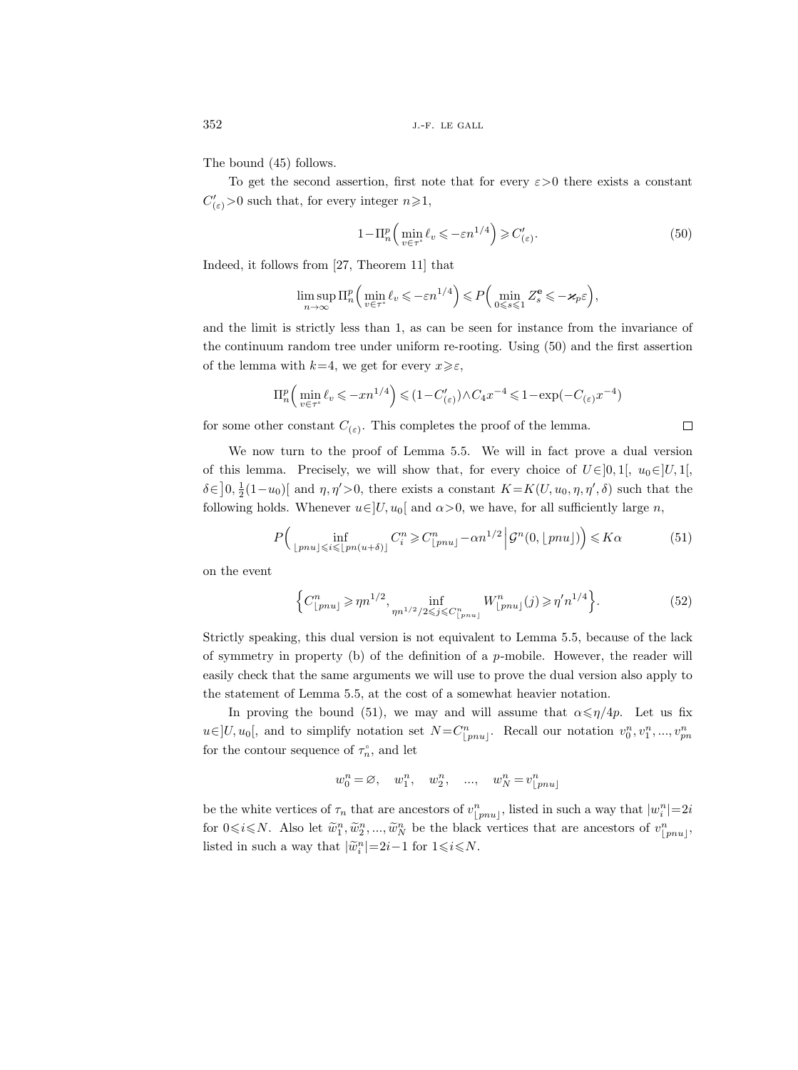The bound (45) follows.

To get the second assertion, first note that for every $\varepsilon>0$ there exists a constant $C'_{(\varepsilon)}>0$ such that, for every integer $n\geqslant 1$,

$$1-\Pi_n^p\Big(\min_{v\in\tau^\circ}\ell_v\leqslant -\varepsilon n^{1/4}\Big)\geqslant C'_{(\varepsilon)}. \tag{50}$$

Indeed, it follows from [27, Theorem 11] that

$$\limsup_{n\to\infty}\Pi_n^p\Big(\min_{v\in\tau^\circ}\ell_v\leqslant -\varepsilon n^{1/4}\Big)\leqslant P\Big(\min_{0\leqslant s\leqslant 1}Z_s^{\mathbf{e}}\leqslant -\varkappa_p\varepsilon\Big),$$

and the limit is strictly less than 1, as can be seen for instance from the invariance of the continuum random tree under uniform re-rooting. Using (50) and the first assertion of the lemma with $k=4$, we get for every $x\geqslant\varepsilon$,

$$\Pi_n^p\Big(\min_{v\in\tau^\circ}\ell_v\leqslant -xn^{1/4}\Big)\leqslant(1-C'_{(\varepsilon)})\wedge C_4x^{-4}\leqslant 1-\exp(-C_{(\varepsilon)}x^{-4})$$

for some other constant $C_{(\varepsilon)}$. This completes the proof of the lemma. $\square$

We now turn to the proof of Lemma 5.5. We will in fact prove a dual version of this lemma. Precisely, we will show that, for every choice of $U\in]0,1[$, $u_0\in]U,1[$, $\delta\in\big]0,\frac{1}{2}(1-u_0)[$ and $\eta,\eta'>0$, there exists a constant $K=K(U,u_0,\eta,\eta',\delta)$ such that the following holds. Whenever $u\in]U,u_0[$ and $\alpha>0$, we have, for all sufficiently large $n$,

$$P\Big(\inf_{\lfloor pnu\rfloor\leqslant i\leqslant\lfloor pn(u+\delta)\rfloor}C_i^n\geqslant C_{\lfloor pnu\rfloor}^n-\alpha n^{1/2}\,\Big|\,\mathcal{G}^n(0,\lfloor pnu\rfloor)\Big)\leqslant K\alpha \tag{51}$$

on the event

$$\Big\{C_{\lfloor pnu\rfloor}^n\geqslant\eta n^{1/2},\inf_{\eta n^{1/2}/2\leqslant j\leqslant C_{\lfloor pnu\rfloor}^n}W_{\lfloor pnu\rfloor}^n(j)\geqslant\eta' n^{1/4}\Big\}. \tag{52}$$

Strictly speaking, this dual version is not equivalent to Lemma 5.5, because of the lack of symmetry in property (b) of the definition of a $p$-mobile. However, the reader will easily check that the same arguments we will use to prove the dual version also apply to the statement of Lemma 5.5, at the cost of a somewhat heavier notation.

In proving the bound (51), we may and will assume that $\alpha\leqslant\eta/4p$. Let us fix $u\in]U,u_0[$, and to simplify notation set $N=C_{\lfloor pnu\rfloor}^n$. Recall our notation $v_0^n,v_1^n,...,v_{pn}^n$ for the contour sequence of $\tau_n^\circ$, and let

$$w_0^n=\varnothing,\quad w_1^n,\quad w_2^n,\quad ...,\quad w_N^n=v_{\lfloor pnu\rfloor}^n$$

be the white vertices of $\tau_n$ that are ancestors of $v_{\lfloor pnu\rfloor}^n$, listed in such a way that $|w_i^n|=2i$ for $0\leqslant i\leqslant N$. Also let $\widetilde{w}_1^n,\widetilde{w}_2^n,...,\widetilde{w}_N^n$ be the black vertices that are ancestors of $v_{\lfloor pnu\rfloor}^n$, listed in such a way that $|\widetilde{w}_i^n|=2i-1$ for $1\leqslant i\leqslant N$.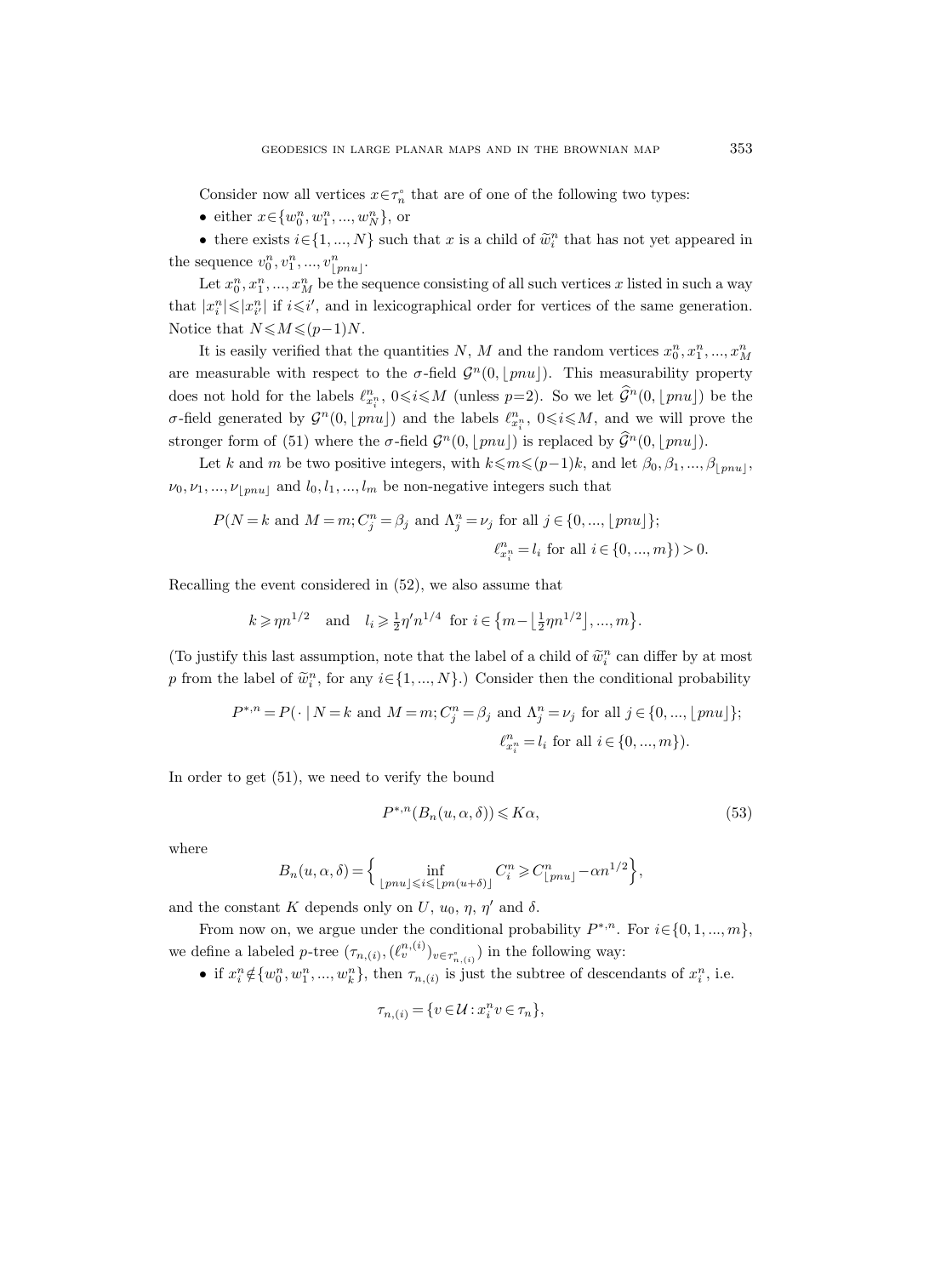Consider now all vertices $x\in\tau_n^\circ$ that are of one of the following two types:

- either $x\in\{w_0^n, w_1^n, ..., w_N^n\}$, or
- there exists $i\in\{1, ..., N\}$ such that $x$ is a child of $\widetilde{w}_i^n$ that has not yet appeared in the sequence $v_0^n, v_1^n, ..., v_{\lfloor pnu\rfloor}^n$.

Let $x_0^n, x_1^n, ..., x_M^n$ be the sequence consisting of all such vertices $x$ listed in such a way that $|x_i^n|\leqslant|x_{i'}^n|$ if $i\leqslant i'$, and in lexicographical order for vertices of the same generation. Notice that $N\leqslant M\leqslant(p-1)N$.

It is easily verified that the quantities $N$, $M$ and the random vertices $x_0^n, x_1^n, ..., x_M^n$ are measurable with respect to the $\sigma$-field $\mathcal{G}^n(0,\lfloor pnu\rfloor)$. This measurability property does not hold for the labels $\ell^n_{x_i^n}$, $0\leqslant i\leqslant M$ (unless $p=2$). So we let $\widehat{\mathcal{G}}^n(0,\lfloor pnu\rfloor)$ be the $\sigma$-field generated by $\mathcal{G}^n(0,\lfloor pnu\rfloor)$ and the labels $\ell^n_{x_i^n}$, $0\leqslant i\leqslant M$, and we will prove the stronger form of (51) where the $\sigma$-field $\mathcal{G}^n(0,\lfloor pnu\rfloor)$ is replaced by $\widehat{\mathcal{G}}^n(0,\lfloor pnu\rfloor)$.

Let $k$ and $m$ be two positive integers, with $k\leqslant m\leqslant(p-1)k$, and let $\beta_0,\beta_1,...,\beta_{\lfloor pnu\rfloor}$, $\nu_0,\nu_1,...,\nu_{\lfloor pnu\rfloor}$ and $l_0, l_1, ..., l_m$ be non-negative integers such that

$$P(N=k \text{ and } M=m; C_j^n=\beta_j \text{ and } \Lambda_j^n=\nu_j \text{ for all } j\in\{0,...,\lfloor pnu\rfloor\};\\ \ell^n_{x_i^n}=l_i \text{ for all } i\in\{0,...,m\})>0.$$

Recalling the event considered in (52), we also assume that

$$k\geqslant \eta n^{1/2} \quad\text{and}\quad l_i\geqslant \tfrac{1}{2}\eta' n^{1/4} \text{ for } i\in\big\{m-\lfloor\tfrac{1}{2}\eta n^{1/2}\rfloor,...,m\big\}.$$

(To justify this last assumption, note that the label of a child of $\widetilde{w}_i^n$ can differ by at most $p$ from the label of $\widetilde{w}_i^n$, for any $i\in\{1,...,N\}$.) Consider then the conditional probability

$$P^{*,n}=P(\,\cdot\mid N=k \text{ and } M=m; C_j^n=\beta_j \text{ and } \Lambda_j^n=\nu_j \text{ for all } j\in\{0,...,\lfloor pnu\rfloor\};\\ \ell^n_{x_i^n}=l_i \text{ for all } i\in\{0,...,m\}).$$

In order to get (51), we need to verify the bound

$$P^{*,n}(B_n(u,\alpha,\delta))\leqslant K\alpha, \tag{53}$$

where

$$B_n(u,\alpha,\delta)=\Big\{\inf_{\lfloor pnu\rfloor\leqslant i\leqslant\lfloor pn(u+\delta)\rfloor} C_i^n\geqslant C^n_{\lfloor pnu\rfloor}-\alpha n^{1/2}\Big\},$$

and the constant $K$ depends only on $U$, $u_0$, $\eta$, $\eta'$ and $\delta$.

From now on, we argue under the conditional probability $P^{*,n}$. For $i\in\{0,1,...,m\}$, we define a labeled $p$-tree $(\tau_{n,(i)},(\ell_v^{n,(i)})_{v\in\tau^\circ_{n,(i)}})$ in the following way:

- if $x_i^n\notin\{w_0^n, w_1^n, ..., w_k^n\}$, then $\tau_{n,(i)}$ is just the subtree of descendants of $x_i^n$, i.e.

$$\tau_{n,(i)}=\{v\in\mathcal{U}: x_i^n v\in\tau_n\},$$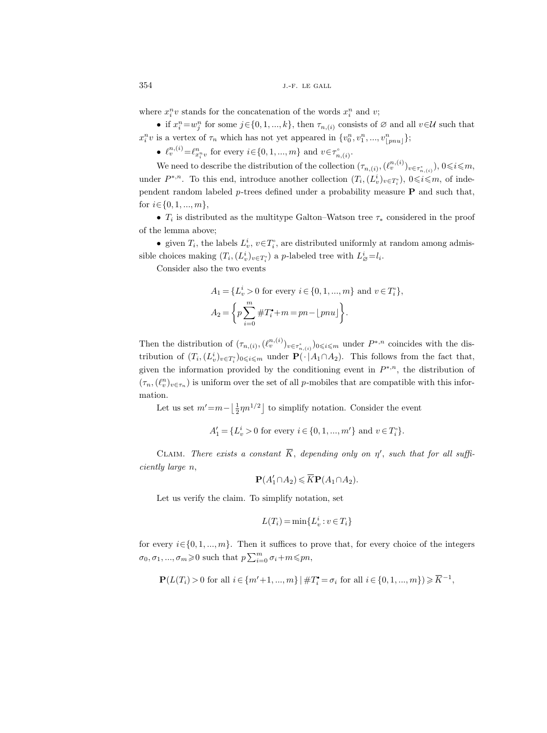where $x_i^n v$ stands for the concatenation of the words $x_i^n$ and $v$;

- if $x_i^n = w_j^n$ for some $j \in \{0,1,...,k\}$, then $\tau_{n,(i)}$ consists of $\varnothing$ and all $v \in \mathcal{U}$ such that $x_i^n v$ is a vertex of $\tau_n$ which has not yet appeared in $\{v_0^n, v_1^n, ..., v_{\lfloor pnu \rfloor}^n\}$;
- $\ell_v^{n,(i)} = \ell_{x_i^n v}^n$ for every $i \in \{0,1,...,m\}$ and $v \in \tau_{n,(i)}^\circ$.

We need to describe the distribution of the collection $(\tau_{n,(i)}, (\ell_v^{n,(i)})_{v \in \tau_{n,(i)}^\circ})$, $0 \leqslant i \leqslant m$, under $P^{*,n}$. To this end, introduce another collection $(T_i, (L_v^i)_{v \in T_i^\circ})$, $0 \leqslant i \leqslant m$, of independent random labeled $p$-trees defined under a probability measure $\mathbf{P}$ and such that, for $i \in \{0,1,...,m\}$,

- $T_i$ is distributed as the multitype Galton–Watson tree $\tau_*$ considered in the proof of the lemma above;
- given $T_i$, the labels $L_v^i$, $v \in T_i^\circ$, are distributed uniformly at random among admissible choices making $(T_i, (L_v^i)_{v \in T_i^\circ})$ a $p$-labeled tree with $L_\varnothing^i = l_i$.

Consider also the two events

$$A_1 = \{L_v^i > 0 \text{ for every } i \in \{0,1,...,m\} \text{ and } v \in T_i^\circ\},$$
$$A_2 = \left\{ p \sum_{i=0}^m \# T_i^\bullet + m = pn - \lfloor pnu \rfloor \right\}.$$

Then the distribution of $(\tau_{n,(i)}, (\ell_v^{n,(i)})_{v \in \tau_{n,(i)}^\circ})_{0 \leqslant i \leqslant m}$ under $P^{*,n}$ coincides with the distribution of $(T_i, (L_v^i)_{v \in T_i^\circ})_{0 \leqslant i \leqslant m}$ under $\mathbf{P}(\cdot \mid A_1 \cap A_2)$. This follows from the fact that, given the information provided by the conditioning event in $P^{*,n}$, the distribution of $(\tau_n, (\ell_v^n)_{v \in \tau_n})$ is uniform over the set of all $p$-mobiles that are compatible with this information.

Let us set $m' = m - \lfloor \frac{1}{2} \eta n^{1/2} \rfloor$ to simplify notation. Consider the event

$$A_1' = \{L_v^i > 0 \text{ for every } i \in \{0,1,...,m'\} \text{ and } v \in T_i^\circ\}.$$

Claim. *There exists a constant $\overline{K}$, depending only on $\eta'$, such that for all sufficiently large $n$,*

$$\mathbf{P}(A_1' \cap A_2) \leqslant \overline{K} \mathbf{P}(A_1 \cap A_2).$$

Let us verify the claim. To simplify notation, set

$$L(T_i) = \min\{L_v^i : v \in T_i\}$$

for every $i \in \{0,1,...,m\}$. Then it suffices to prove that, for every choice of the integers $\sigma_0, \sigma_1, ..., \sigma_m \geqslant 0$ such that $p \sum_{i=0}^m \sigma_i + m \leqslant pn$,

$$\mathbf{P}(L(T_i) > 0 \text{ for all } i \in \{m'+1,...,m\} \mid \# T_i^\bullet = \sigma_i \text{ for all } i \in \{0,1,...,m\}) \geqslant \overline{K}^{-1},$$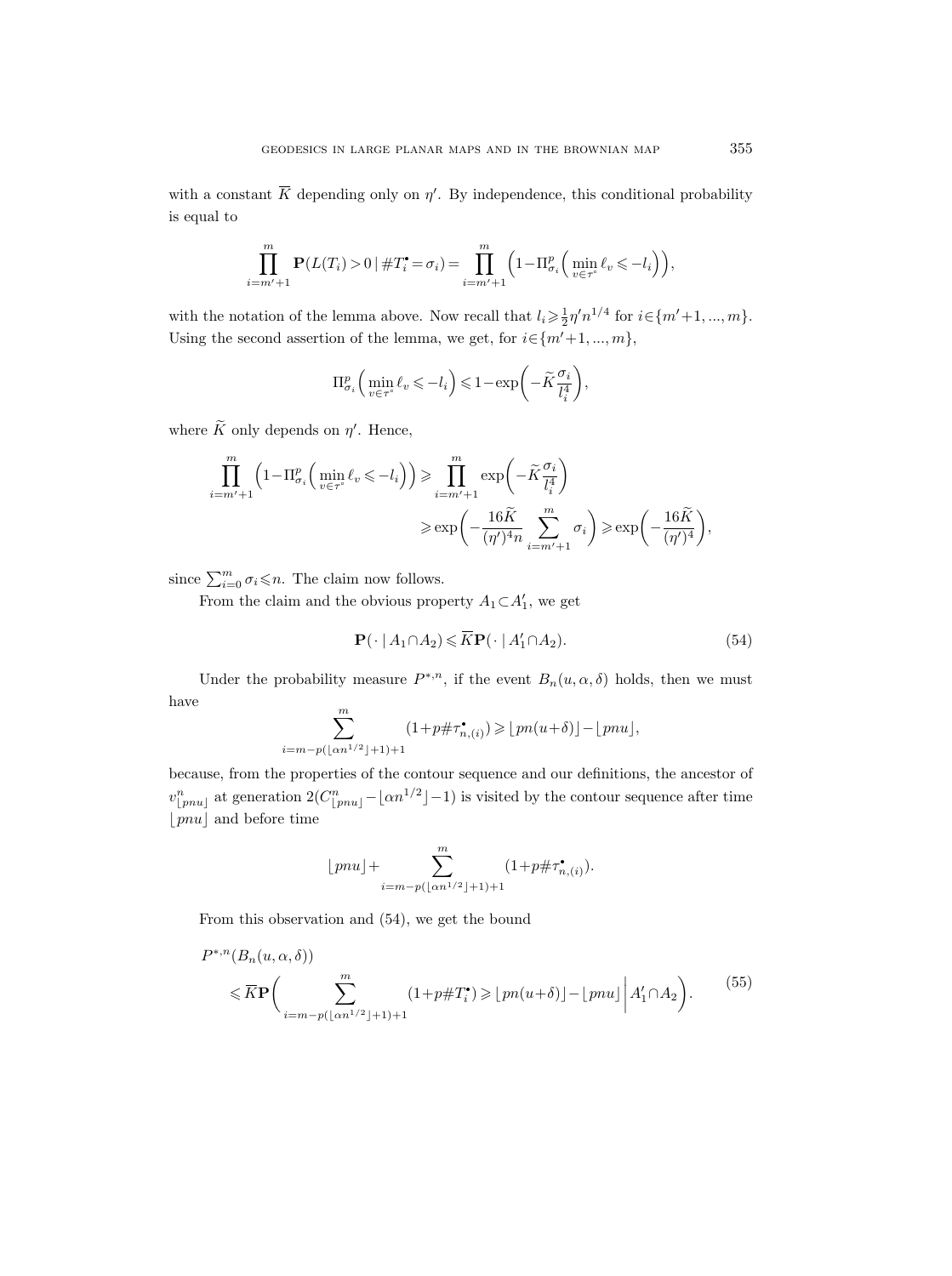with a constant $\overline{K}$ depending only on $\eta'$. By independence, this conditional probability is equal to

$$\prod_{i=m'+1}^{m} \mathbf{P}(L(T_i)>0 \mid \#T_i^{\bullet}=\sigma_i) = \prod_{i=m'+1}^{m} \Big(1-\Pi^p_{\sigma_i}\Big(\min_{v\in\tau^{\circ}} \ell_v \leqslant -l_i\Big)\Big),$$

with the notation of the lemma above. Now recall that $l_i \geqslant \frac{1}{2}\eta' n^{1/4}$ for $i\in\{m'+1,...,m\}$. Using the second assertion of the lemma, we get, for $i\in\{m'+1,...,m\}$,

$$\Pi^p_{\sigma_i}\Big(\min_{v\in\tau^{\circ}} \ell_v \leqslant -l_i\Big) \leqslant 1-\exp\bigg(-\widetilde{K}\frac{\sigma_i}{l_i^4}\bigg),$$

where $\widetilde{K}$ only depends on $\eta'$. Hence,

$$\begin{aligned}\prod_{i=m'+1}^{m} \Big(1-\Pi^p_{\sigma_i}\Big(\min_{v\in\tau^{\circ}} \ell_v \leqslant -l_i\Big)\Big) &\geqslant \prod_{i=m'+1}^{m} \exp\bigg(-\widetilde{K}\frac{\sigma_i}{l_i^4}\bigg) \\ &\geqslant \exp\bigg(-\frac{16\widetilde{K}}{(\eta')^4 n}\sum_{i=m'+1}^{m}\sigma_i\bigg) \geqslant \exp\bigg(-\frac{16\widetilde{K}}{(\eta')^4}\bigg),\end{aligned}$$

since $\sum_{i=0}^{m}\sigma_i \leqslant n$. The claim now follows.

From the claim and the obvious property $A_1 \subset A_1'$, we get

$$\mathbf{P}(\,\cdot \mid A_1\cap A_2) \leqslant \overline{K}\mathbf{P}(\,\cdot \mid A_1'\cap A_2). \tag{54}$$

Under the probability measure $P^{*,n}$, if the event $B_n(u,\alpha,\delta)$ holds, then we must have

$$\sum_{i=m-p(\lfloor \alpha n^{1/2}\rfloor+1)+1}^{m} (1+p\#\tau^{\bullet}_{n,(i)}) \geqslant \lfloor pn(u+\delta)\rfloor - \lfloor pnu\rfloor,$$

because, from the properties of the contour sequence and our definitions, the ancestor of $v^n_{\lfloor pnu\rfloor}$ at generation $2(C^n_{\lfloor pnu\rfloor} - \lfloor \alpha n^{1/2}\rfloor - 1)$ is visited by the contour sequence after time $\lfloor pnu\rfloor$ and before time

$$\lfloor pnu\rfloor + \sum_{i=m-p(\lfloor \alpha n^{1/2}\rfloor+1)+1}^{m} (1+p\#\tau^{\bullet}_{n,(i)}).$$

From this observation and (54), we get the bound

$$\begin{aligned}&P^{*,n}(B_n(u,\alpha,\delta)) \\ &\quad\leqslant \overline{K}\mathbf{P}\bigg(\sum_{i=m-p(\lfloor \alpha n^{1/2}\rfloor+1)+1}^{m} (1+p\#T_i^{\bullet}) \geqslant \lfloor pn(u+\delta)\rfloor - \lfloor pnu\rfloor \,\bigg|\, A_1'\cap A_2\bigg).\end{aligned} \tag{55}$$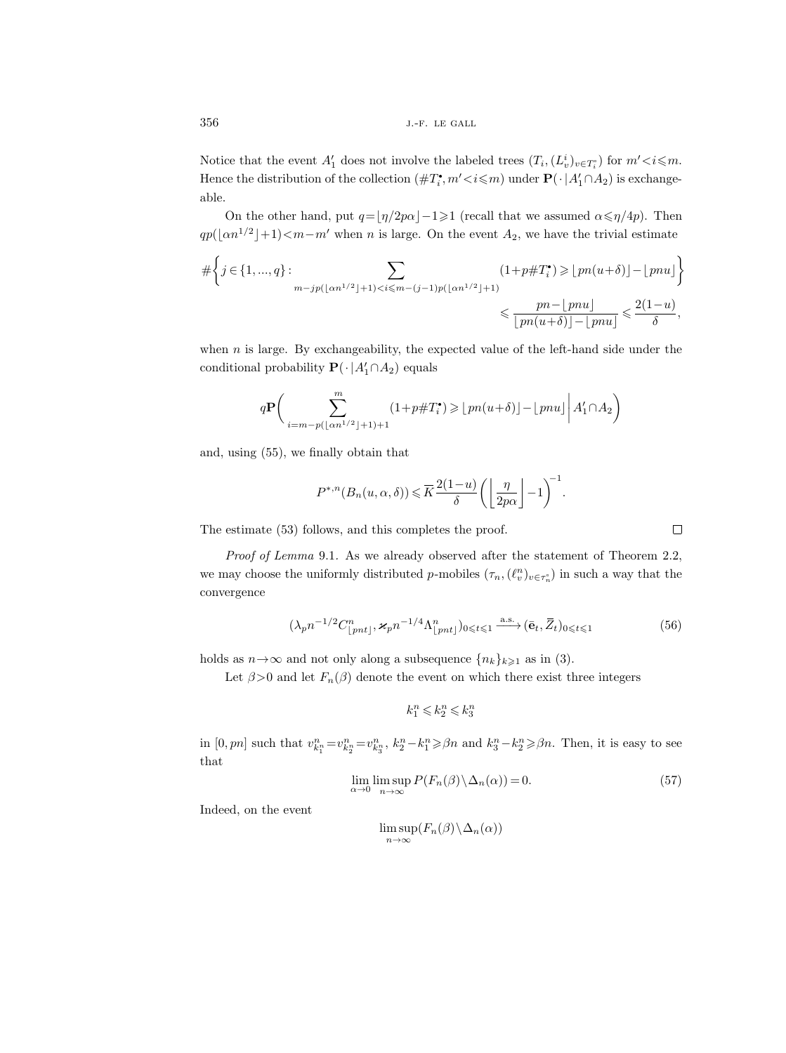Notice that the event $A_1'$ does not involve the labeled trees $(T_i, (L_v^i)_{v\in T_i^\circ})$ for $m'<i\leqslant m$. Hence the distribution of the collection $(\#T_i^\bullet, m'<i\leqslant m)$ under $\mathbf{P}(\cdot\,|\,A_1'\cap A_2)$ is exchangeable.

On the other hand, put $q=\lfloor \eta/2p\alpha\rfloor-1\geqslant 1$ (recall that we assumed $\alpha\leqslant\eta/4p$). Then $qp(\lfloor \alpha n^{1/2}\rfloor+1)<m-m'$ when $n$ is large. On the event $A_2$, we have the trivial estimate

$$\#\biggl\{j\in\{1,...,q\}: \sum_{m-jp(\lfloor \alpha n^{1/2}\rfloor+1)<i\leqslant m-(j-1)p(\lfloor \alpha n^{1/2}\rfloor+1)} (1+p\#T_i^\bullet)\geqslant \lfloor pn(u+\delta)\rfloor-\lfloor pnu\rfloor\biggr\}$$
$$\leqslant \frac{pn-\lfloor pnu\rfloor}{\lfloor pn(u+\delta)\rfloor-\lfloor pnu\rfloor}\leqslant \frac{2(1-u)}{\delta},$$

when $n$ is large. By exchangeability, the expected value of the left-hand side under the conditional probability $\mathbf{P}(\cdot\,|\,A_1'\cap A_2)$ equals

$$q\mathbf{P}\biggl(\sum_{i=m-p(\lfloor \alpha n^{1/2}\rfloor+1)+1}^{m} (1+p\#T_i^\bullet)\geqslant \lfloor pn(u+\delta)\rfloor-\lfloor pnu\rfloor\,\bigg|\, A_1'\cap A_2\biggr)$$

and, using (55), we finally obtain that

$$P^{*,n}(B_n(u,\alpha,\delta))\leqslant \overline{K}\,\frac{2(1-u)}{\delta}\biggl(\biggl\lfloor \frac{\eta}{2p\alpha}\biggr\rfloor-1\biggr)^{-1}.$$

The estimate (53) follows, and this completes the proof. $\square$

*Proof of Lemma* 9.1. As we already observed after the statement of Theorem 2.2, we may choose the uniformly distributed $p$-mobiles $(\tau_n, (\ell_v^n)_{v\in\tau_n^\circ})$ in such a way that the convergence

$$(\lambda_p n^{-1/2} C^n_{\lfloor pnt\rfloor}, \varkappa_p n^{-1/4}\Lambda^n_{\lfloor pnt\rfloor})_{0\leqslant t\leqslant 1} \xrightarrow{\text{a.s.}} (\mathbf{e}_t, \overline{Z}_t)_{0\leqslant t\leqslant 1} \tag{56}$$

holds as $n\to\infty$ and not only along a subsequence $\{n_k\}_{k\geqslant 1}$ as in (3).

Let $\beta>0$ and let $F_n(\beta)$ denote the event on which there exist three integers

$$k_1^n\leqslant k_2^n\leqslant k_3^n$$

in $[0,pn]$ such that $v^n_{k_1^n}=v^n_{k_2^n}=v^n_{k_3^n}$, $k_2^n-k_1^n\geqslant\beta n$ and $k_3^n-k_2^n\geqslant\beta n$. Then, it is easy to see that

$$\lim_{\alpha\to 0}\limsup_{n\to\infty} P(F_n(\beta)\setminus\Delta_n(\alpha))=0. \tag{57}$$

Indeed, on the event

$$\limsup_{n\to\infty}(F_n(\beta)\setminus\Delta_n(\alpha))$$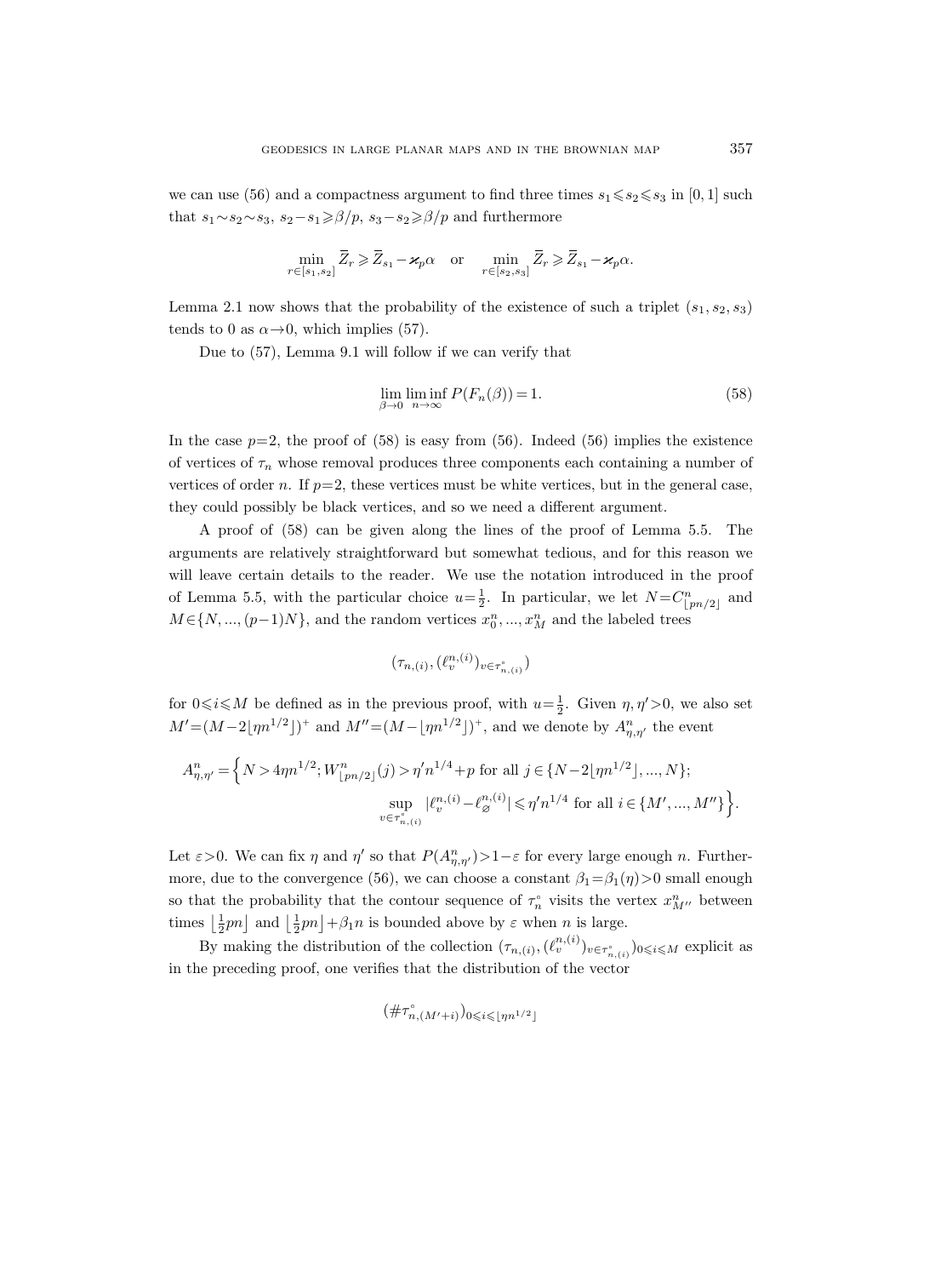we can use (56) and a compactness argument to find three times $s_1 \leqslant s_2 \leqslant s_3$ in $[0,1]$ such that $s_1 \sim s_2 \sim s_3$, $s_2 - s_1 \geqslant \beta/p$, $s_3 - s_2 \geqslant \beta/p$ and furthermore

$$\min_{r \in [s_1, s_2]} \overline{Z}_r \geqslant \overline{Z}_{s_1} - \varkappa_p \alpha \quad \text{or} \quad \min_{r \in [s_2, s_3]} \overline{Z}_r \geqslant \overline{Z}_{s_1} - \varkappa_p \alpha.$$

Lemma 2.1 now shows that the probability of the existence of such a triplet $(s_1, s_2, s_3)$ tends to 0 as $\alpha \to 0$, which implies (57).

Due to (57), Lemma 9.1 will follow if we can verify that

$$\lim_{\beta \to 0} \liminf_{n \to \infty} P(F_n(\beta)) = 1. \tag{58}$$

In the case $p=2$, the proof of (58) is easy from (56). Indeed (56) implies the existence of vertices of $\tau_n$ whose removal produces three components each containing a number of vertices of order $n$. If $p=2$, these vertices must be white vertices, but in the general case, they could possibly be black vertices, and so we need a different argument.

A proof of (58) can be given along the lines of the proof of Lemma 5.5. The arguments are relatively straightforward but somewhat tedious, and for this reason we will leave certain details to the reader. We use the notation introduced in the proof of Lemma 5.5, with the particular choice $u = \frac{1}{2}$. In particular, we let $N = C^n_{\lfloor pn/2 \rfloor}$ and $M \in \{N, ..., (p-1)N\}$, and the random vertices $x^n_0, ..., x^n_M$ and the labeled trees

$$(\tau_{n,(i)}, (\ell^{n,(i)}_v)_{v \in \tau^\circ_{n,(i)}})$$

for $0 \leqslant i \leqslant M$ be defined as in the previous proof, with $u = \frac{1}{2}$. Given $\eta, \eta' > 0$, we also set $M' = (M - 2\lfloor \eta n^{1/2} \rfloor)^+$ and $M'' = (M - \lfloor \eta n^{1/2} \rfloor)^+$, and we denote by $A^n_{\eta,\eta'}$ the event

$$A^n_{\eta,\eta'} = \Big\{ N > 4\eta n^{1/2}; W^n_{\lfloor pn/2 \rfloor}(j) > \eta' n^{1/4} + p \text{ for all } j \in \{N - 2\lfloor \eta n^{1/2} \rfloor, ..., N\}; \\ \sup_{v \in \tau^\circ_{n,(i)}} |\ell^{n,(i)}_v - \ell^{n,(i)}_\varnothing| \leqslant \eta' n^{1/4} \text{ for all } i \in \{M', ..., M''\} \Big\}.$$

Let $\varepsilon > 0$. We can fix $\eta$ and $\eta'$ so that $P(A^n_{\eta,\eta'}) > 1 - \varepsilon$ for every large enough $n$. Furthermore, due to the convergence (56), we can choose a constant $\beta_1 = \beta_1(\eta) > 0$ small enough so that the probability that the contour sequence of $\tau^\circ_n$ visits the vertex $x^n_{M''}$ between times $\lfloor \frac{1}{2} pn \rfloor$ and $\lfloor \frac{1}{2} pn \rfloor + \beta_1 n$ is bounded above by $\varepsilon$ when $n$ is large.

By making the distribution of the collection $(\tau_{n,(i)}, (\ell^{n,(i)}_v)_{v \in \tau^\circ_{n,(i)}})_{0 \leqslant i \leqslant M}$ explicit as in the preceding proof, one verifies that the distribution of the vector

$$(\#\tau^\circ_{n,(M'+i)})_{0 \leqslant i \leqslant \lfloor \eta n^{1/2} \rfloor}$$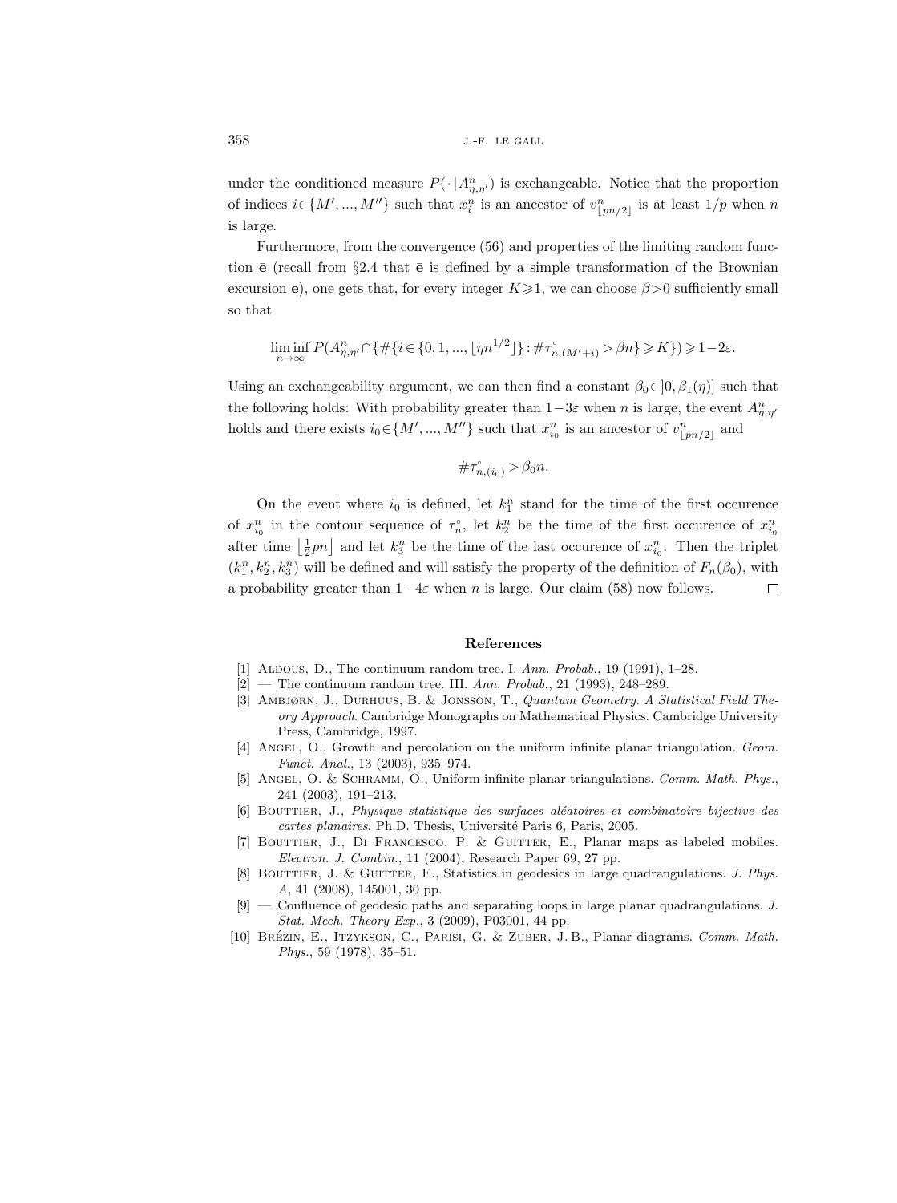under the conditioned measure $P(\cdot\,|A^n_{\eta,\eta'})$ is exchangeable. Notice that the proportion of indices $i\in\{M',...,M''\}$ such that $x^n_i$ is an ancestor of $v^n_{\lfloor pn/2\rfloor}$ is at least $1/p$ when $n$ is large.

Furthermore, from the convergence (56) and properties of the limiting random function $\bar{\mathbf{e}}$ (recall from §2.4 that $\bar{\mathbf{e}}$ is defined by a simple transformation of the Brownian excursion $\mathbf{e}$), one gets that, for every integer $K\geqslant 1$, we can choose $\beta>0$ sufficiently small so that

$$\liminf_{n\to\infty} P(A^n_{\eta,\eta'}\cap\{\#\{i\in\{0,1,...,\lfloor \eta n^{1/2}\rfloor\}:\#\tau^{\circ}_{n,(M'+i)}>\beta n\}\geqslant K\})\geqslant 1-2\varepsilon.$$

Using an exchangeability argument, we can then find a constant $\beta_0\in]0,\beta_1(\eta)]$ such that the following holds: With probability greater than $1-3\varepsilon$ when $n$ is large, the event $A^n_{\eta,\eta'}$ holds and there exists $i_0\in\{M',...,M''\}$ such that $x^n_{i_0}$ is an ancestor of $v^n_{\lfloor pn/2\rfloor}$ and

$$\#\tau^{\circ}_{n,(i_0)}>\beta_0 n.$$

On the event where $i_0$ is defined, let $k^n_1$ stand for the time of the first occurence of $x^n_{i_0}$ in the contour sequence of $\tau^{\circ}_n$, let $k^n_2$ be the time of the first occurence of $x^n_{i_0}$ after time $\lfloor\frac{1}{2}pn\rfloor$ and let $k^n_3$ be the time of the last occurence of $x^n_{i_0}$. Then the triplet $(k^n_1,k^n_2,k^n_3)$ will be defined and will satisfy the property of the definition of $F_n(\beta_0)$, with a probability greater than $1-4\varepsilon$ when $n$ is large. Our claim (58) now follows. ☐

## References

[1] Aldous, D., The continuum random tree. I. *Ann. Probab.*, 19 (1991), 1–28.

[2] — The continuum random tree. III. *Ann. Probab.*, 21 (1993), 248–289.

[3] Ambjørn, J., Durhuus, B. & Jonsson, T., *Quantum Geometry. A Statistical Field Theory Approach*. Cambridge Monographs on Mathematical Physics. Cambridge University Press, Cambridge, 1997.

[4] Angel, O., Growth and percolation on the uniform infinite planar triangulation. *Geom. Funct. Anal.*, 13 (2003), 935–974.

[5] Angel, O. & Schramm, O., Uniform infinite planar triangulations. *Comm. Math. Phys.*, 241 (2003), 191–213.

[6] Bouttier, J., *Physique statistique des surfaces aléatoires et combinatoire bijective des cartes planaires*. Ph.D. Thesis, Université Paris 6, Paris, 2005.

[7] Bouttier, J., Di Francesco, P. & Guitter, E., Planar maps as labeled mobiles. *Electron. J. Combin.*, 11 (2004), Research Paper 69, 27 pp.

[8] Bouttier, J. & Guitter, E., Statistics in geodesics in large quadrangulations. *J. Phys. A*, 41 (2008), 145001, 30 pp.

[9] — Confluence of geodesic paths and separating loops in large planar quadrangulations. *J. Stat. Mech. Theory Exp.*, 3 (2009), P03001, 44 pp.

[10] Brézin, E., Itzykson, C., Parisi, G. & Zuber, J. B., Planar diagrams. *Comm. Math. Phys.*, 59 (1978), 35–51.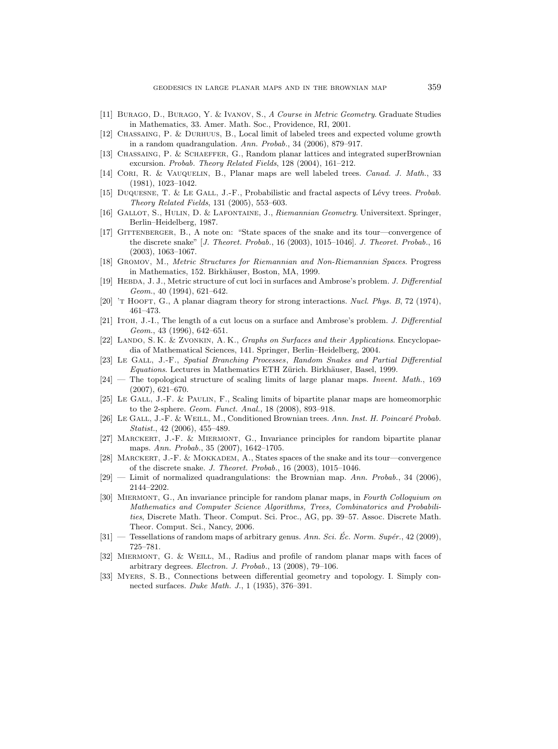[11] Burago, D., Burago, Y. & Ivanov, S., *A Course in Metric Geometry*. Graduate Studies in Mathematics, 33. Amer. Math. Soc., Providence, RI, 2001.

[12] Chassaing, P. & Durhuus, B., Local limit of labeled trees and expected volume growth in a random quadrangulation. *Ann. Probab.*, 34 (2006), 879–917.

[13] Chassaing, P. & Schaeffer, G., Random planar lattices and integrated superBrownian excursion. *Probab. Theory Related Fields*, 128 (2004), 161–212.

[14] Cori, R. & Vauquelin, B., Planar maps are well labeled trees. *Canad. J. Math.*, 33 (1981), 1023–1042.

[15] Duquesne, T. & Le Gall, J.-F., Probabilistic and fractal aspects of Lévy trees. *Probab. Theory Related Fields*, 131 (2005), 553–603.

[16] Gallot, S., Hulin, D. & Lafontaine, J., *Riemannian Geometry*. Universitext. Springer, Berlin–Heidelberg, 1987.

[17] Gittenberger, B., A note on: "State spaces of the snake and its tour—convergence of the discrete snake" [*J. Theoret. Probab.*, 16 (2003), 1015–1046]. *J. Theoret. Probab.*, 16 (2003), 1063–1067.

[18] Gromov, M., *Metric Structures for Riemannian and Non-Riemannian Spaces*. Progress in Mathematics, 152. Birkhäuser, Boston, MA, 1999.

[19] Hebda, J. J., Metric structure of cut loci in surfaces and Ambrose's problem. *J. Differential Geom.*, 40 (1994), 621–642.

[20] 't Hooft, G., A planar diagram theory for strong interactions. *Nucl. Phys. B*, 72 (1974), 461–473.

[21] Itoh, J.-I., The length of a cut locus on a surface and Ambrose's problem. *J. Differential Geom.*, 43 (1996), 642–651.

[22] Lando, S. K. & Zvonkin, A. K., *Graphs on Surfaces and their Applications*. Encyclopaedia of Mathematical Sciences, 141. Springer, Berlin–Heidelberg, 2004.

[23] Le Gall, J.-F., *Spatial Branching Processes, Random Snakes and Partial Differential Equations*. Lectures in Mathematics ETH Zürich. Birkhäuser, Basel, 1999.

[24] — The topological structure of scaling limits of large planar maps. *Invent. Math.*, 169 (2007), 621–670.

[25] Le Gall, J.-F. & Paulin, F., Scaling limits of bipartite planar maps are homeomorphic to the 2-sphere. *Geom. Funct. Anal.*, 18 (2008), 893–918.

[26] Le Gall, J.-F. & Weill, M., Conditioned Brownian trees. *Ann. Inst. H. Poincaré Probab. Statist.*, 42 (2006), 455–489.

[27] Marckert, J.-F. & Miermont, G., Invariance principles for random bipartite planar maps. *Ann. Probab.*, 35 (2007), 1642–1705.

[28] Marckert, J.-F. & Mokkadem, A., States spaces of the snake and its tour—convergence of the discrete snake. *J. Theoret. Probab.*, 16 (2003), 1015–1046.

[29] — Limit of normalized quadrangulations: the Brownian map. *Ann. Probab.*, 34 (2006), 2144–2202.

[30] Miermont, G., An invariance principle for random planar maps, in *Fourth Colloquium on Mathematics and Computer Science Algorithms, Trees, Combinatorics and Probabilities*, Discrete Math. Theor. Comput. Sci. Proc., AG, pp. 39–57. Assoc. Discrete Math. Theor. Comput. Sci., Nancy, 2006.

[31] — Tessellations of random maps of arbitrary genus. *Ann. Sci. Éc. Norm. Supér.*, 42 (2009), 725–781.

[32] Miermont, G. & Weill, M., Radius and profile of random planar maps with faces of arbitrary degrees. *Electron. J. Probab.*, 13 (2008), 79–106.

[33] Myers, S. B., Connections between differential geometry and topology. I. Simply connected surfaces. *Duke Math. J.*, 1 (1935), 376–391.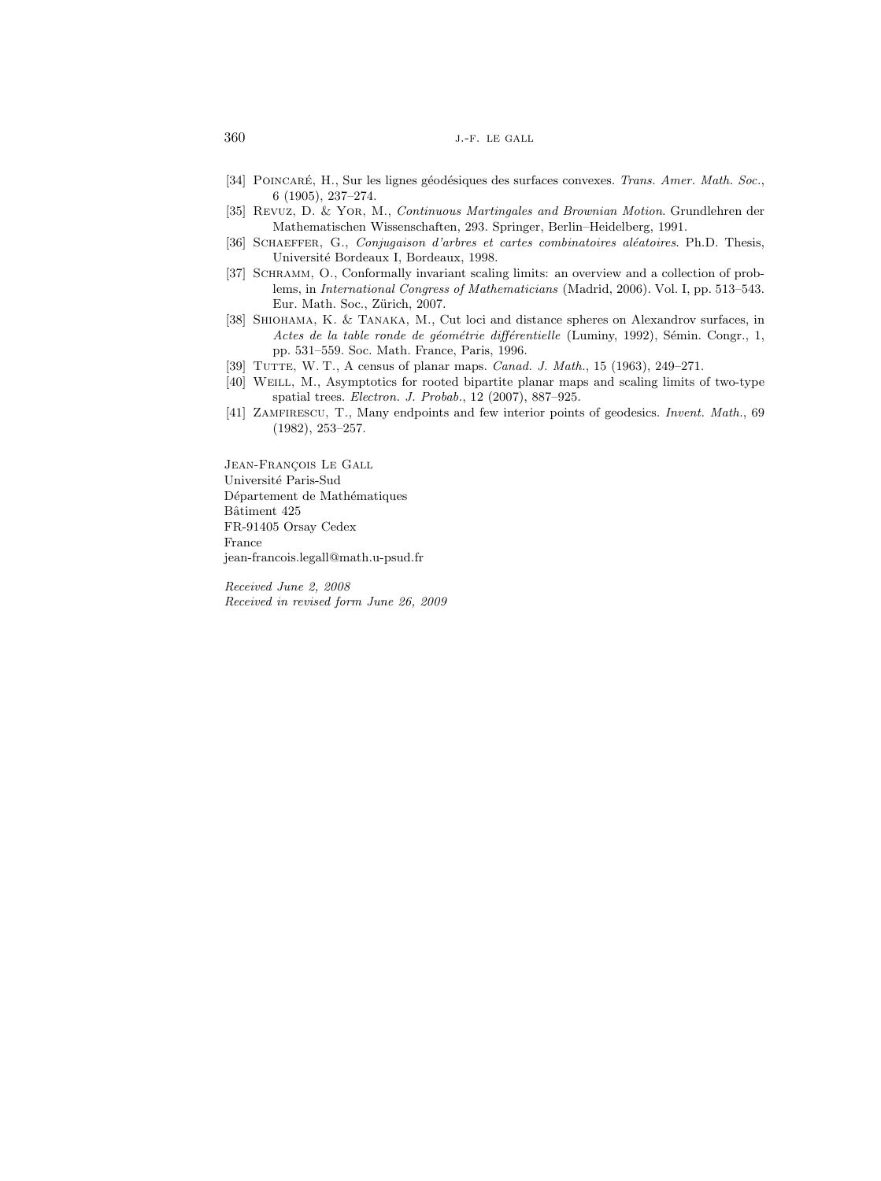[34] Poincaré, H., Sur les lignes géodésiques des surfaces convexes. *Trans. Amer. Math. Soc.*, 6 (1905), 237–274.

[35] Revuz, D. & Yor, M., *Continuous Martingales and Brownian Motion*. Grundlehren der Mathematischen Wissenschaften, 293. Springer, Berlin–Heidelberg, 1991.

[36] Schaeffer, G., *Conjugaison d'arbres et cartes combinatoires aléatoires*. Ph.D. Thesis, Université Bordeaux I, Bordeaux, 1998.

[37] Schramm, O., Conformally invariant scaling limits: an overview and a collection of problems, in *International Congress of Mathematicians* (Madrid, 2006). Vol. I, pp. 513–543. Eur. Math. Soc., Zürich, 2007.

[38] Shiohama, K. & Tanaka, M., Cut loci and distance spheres on Alexandrov surfaces, in *Actes de la table ronde de géométrie différentielle* (Luminy, 1992), Sémin. Congr., 1, pp. 531–559. Soc. Math. France, Paris, 1996.

[39] Tutte, W. T., A census of planar maps. *Canad. J. Math.*, 15 (1963), 249–271.

[40] Weill, M., Asymptotics for rooted bipartite planar maps and scaling limits of two-type spatial trees. *Electron. J. Probab.*, 12 (2007), 887–925.

[41] Zamfirescu, T., Many endpoints and few interior points of geodesics. *Invent. Math.*, 69 (1982), 253–257.

Jean-François Le Gall
Université Paris-Sud
Département de Mathématiques
Bâtiment 425
FR-91405 Orsay Cedex
France
jean-francois.legall@math.u-psud.fr

*Received June 2, 2008*
*Received in revised form June 26, 2009*